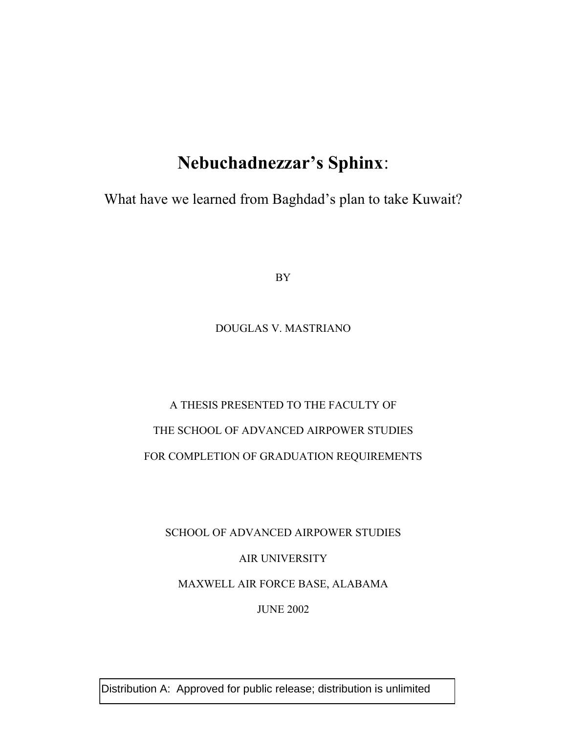# **Nebuchadnezzar's Sphinx**:

What have we learned from Baghdad's plan to take Kuwait?

BY

DOUGLAS V. MASTRIANO

A THESIS PRESENTED TO THE FACULTY OF

THE SCHOOL OF ADVANCED AIRPOWER STUDIES

FOR COMPLETION OF GRADUATION REQUIREMENTS

SCHOOL OF ADVANCED AIRPOWER STUDIES

AIR UNIVERSITY

MAXWELL AIR FORCE BASE, ALABAMA

JUNE 2002

Distribution A: Approved for public release; distribution is unlimited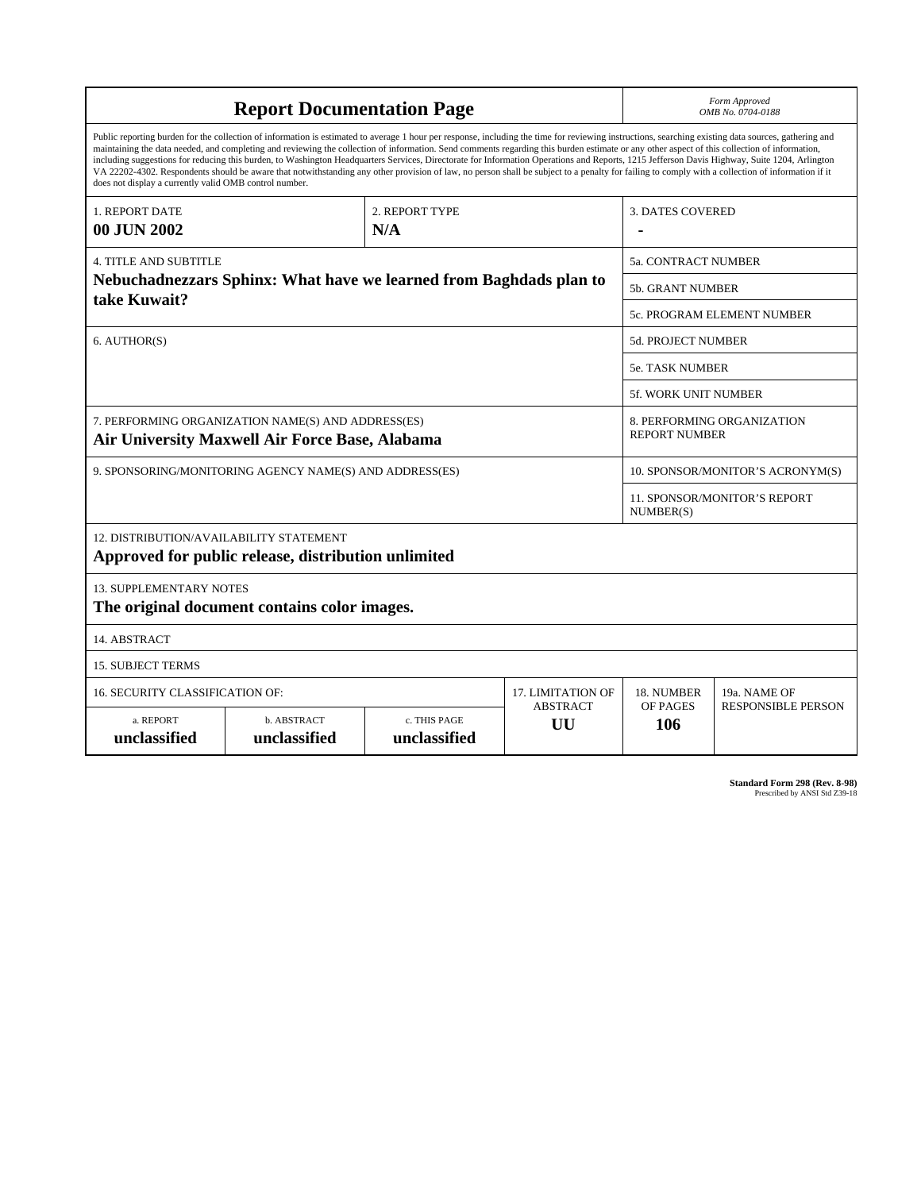# Report Documentation Page

*Form Approved*
*OMB No. 0704-0188*

Public reporting burden for the collection of information is estimated to average 1 hour per response, including the time for reviewing instructions, searching existing data sources, gathering and maintaining the data needed, and completing and reviewing the collection of information. Send comments regarding this burden estimate or any other aspect of this collection of information, including suggestions for reducing this burden, to Washington Headquarters Services, Directorate for Information Operations and Reports, 1215 Jefferson Davis Highway, Suite 1204, Arlington VA 22202-4302. Respondents should be aware that notwithstanding any other provision of law, no person shall be subject to a penalty for failing to comply with a collection of information if it does not display a currently valid OMB control number.

| 1. REPORT DATE | 2. REPORT TYPE | 3. DATES COVERED |
|---|---|---|
| **00 JUN 2002** | **N/A** | **-** |

| 4. TITLE AND SUBTITLE | 5a. CONTRACT NUMBER |
|---|---|
| **Nebuchadnezzars Sphinx: What have we learned from Baghdads plan to take Kuwait?** | 5b. GRANT NUMBER |
| | 5c. PROGRAM ELEMENT NUMBER |
| 6. AUTHOR(S) | 5d. PROJECT NUMBER |
| | 5e. TASK NUMBER |
| | 5f. WORK UNIT NUMBER |
| 7. PERFORMING ORGANIZATION NAME(S) AND ADDRESS(ES) **Air University Maxwell Air Force Base, Alabama** | 8. PERFORMING ORGANIZATION REPORT NUMBER |
| 9. SPONSORING/MONITORING AGENCY NAME(S) AND ADDRESS(ES) | 10. SPONSOR/MONITOR'S ACRONYM(S) |
| | 11. SPONSOR/MONITOR'S REPORT NUMBER(S) |

12. DISTRIBUTION/AVAILABILITY STATEMENT
**Approved for public release, distribution unlimited**

13. SUPPLEMENTARY NOTES
**The original document contains color images.**

14. ABSTRACT

15. SUBJECT TERMS

| 16. SECURITY CLASSIFICATION OF: | | | 17. LIMITATION OF ABSTRACT | 18. NUMBER OF PAGES | 19a. NAME OF RESPONSIBLE PERSON |
|---|---|---|---|---|---|
| a. REPORT | b. ABSTRACT | c. THIS PAGE | | | |
| **unclassified** | **unclassified** | **unclassified** | **UU** | **106** | |

**Standard Form 298 (Rev. 8-98)**
Prescribed by ANSI Std Z39-18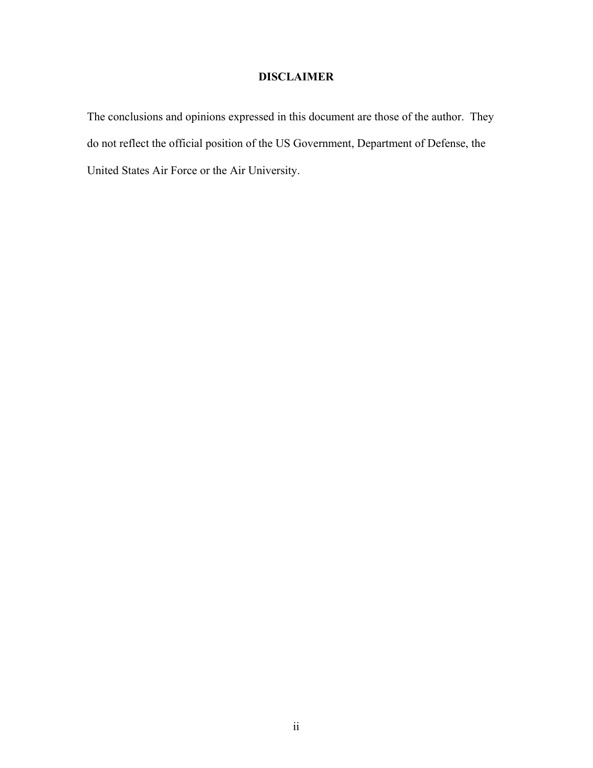## DISCLAIMER

The conclusions and opinions expressed in this document are those of the author. They do not reflect the official position of the US Government, Department of Defense, the United States Air Force or the Air University.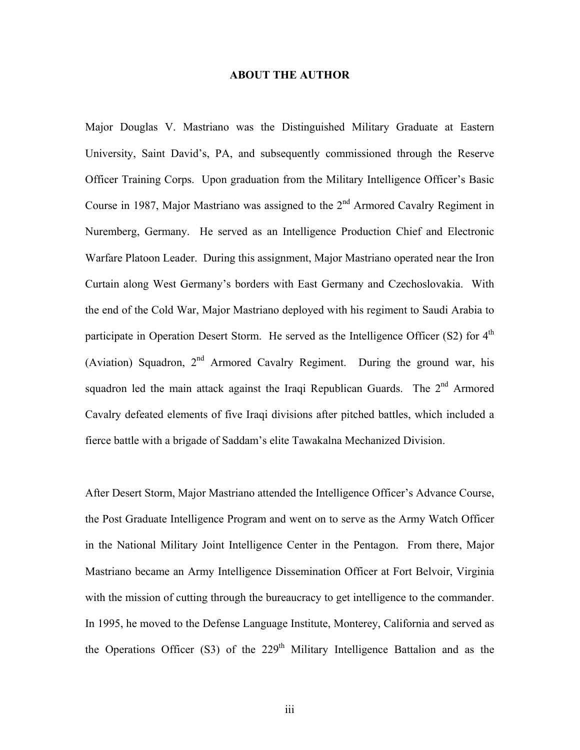## ABOUT THE AUTHOR

Major Douglas V. Mastriano was the Distinguished Military Graduate at Eastern University, Saint David's, PA, and subsequently commissioned through the Reserve Officer Training Corps. Upon graduation from the Military Intelligence Officer's Basic Course in 1987, Major Mastriano was assigned to the 2nd Armored Cavalry Regiment in Nuremberg, Germany. He served as an Intelligence Production Chief and Electronic Warfare Platoon Leader. During this assignment, Major Mastriano operated near the Iron Curtain along West Germany's borders with East Germany and Czechoslovakia. With the end of the Cold War, Major Mastriano deployed with his regiment to Saudi Arabia to participate in Operation Desert Storm. He served as the Intelligence Officer (S2) for 4th (Aviation) Squadron, 2nd Armored Cavalry Regiment. During the ground war, his squadron led the main attack against the Iraqi Republican Guards. The 2nd Armored Cavalry defeated elements of five Iraqi divisions after pitched battles, which included a fierce battle with a brigade of Saddam's elite Tawakalna Mechanized Division.

After Desert Storm, Major Mastriano attended the Intelligence Officer's Advance Course, the Post Graduate Intelligence Program and went on to serve as the Army Watch Officer in the National Military Joint Intelligence Center in the Pentagon. From there, Major Mastriano became an Army Intelligence Dissemination Officer at Fort Belvoir, Virginia with the mission of cutting through the bureaucracy to get intelligence to the commander. In 1995, he moved to the Defense Language Institute, Monterey, California and served as the Operations Officer (S3) of the 229th Military Intelligence Battalion and as the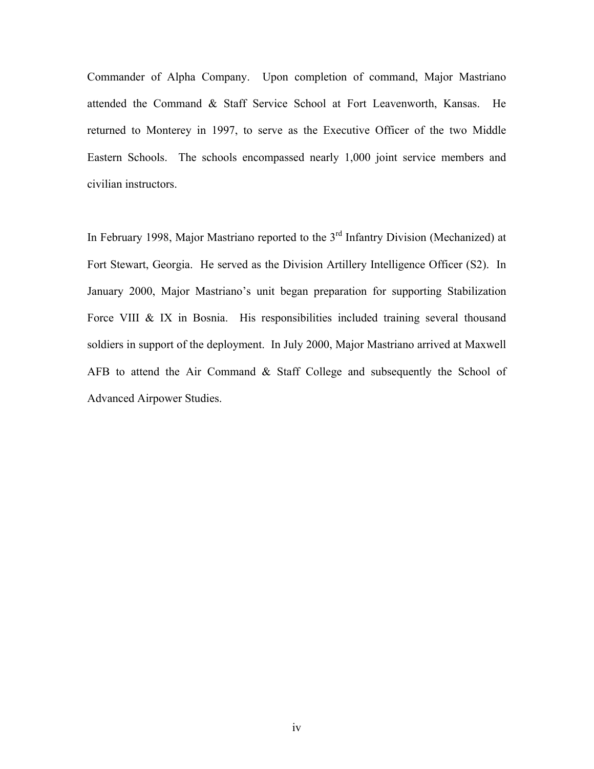Commander of Alpha Company. Upon completion of command, Major Mastriano attended the Command & Staff Service School at Fort Leavenworth, Kansas. He returned to Monterey in 1997, to serve as the Executive Officer of the two Middle Eastern Schools. The schools encompassed nearly 1,000 joint service members and civilian instructors.

In February 1998, Major Mastriano reported to the 3rd Infantry Division (Mechanized) at Fort Stewart, Georgia. He served as the Division Artillery Intelligence Officer (S2). In January 2000, Major Mastriano's unit began preparation for supporting Stabilization Force VIII & IX in Bosnia. His responsibilities included training several thousand soldiers in support of the deployment. In July 2000, Major Mastriano arrived at Maxwell AFB to attend the Air Command & Staff College and subsequently the School of Advanced Airpower Studies.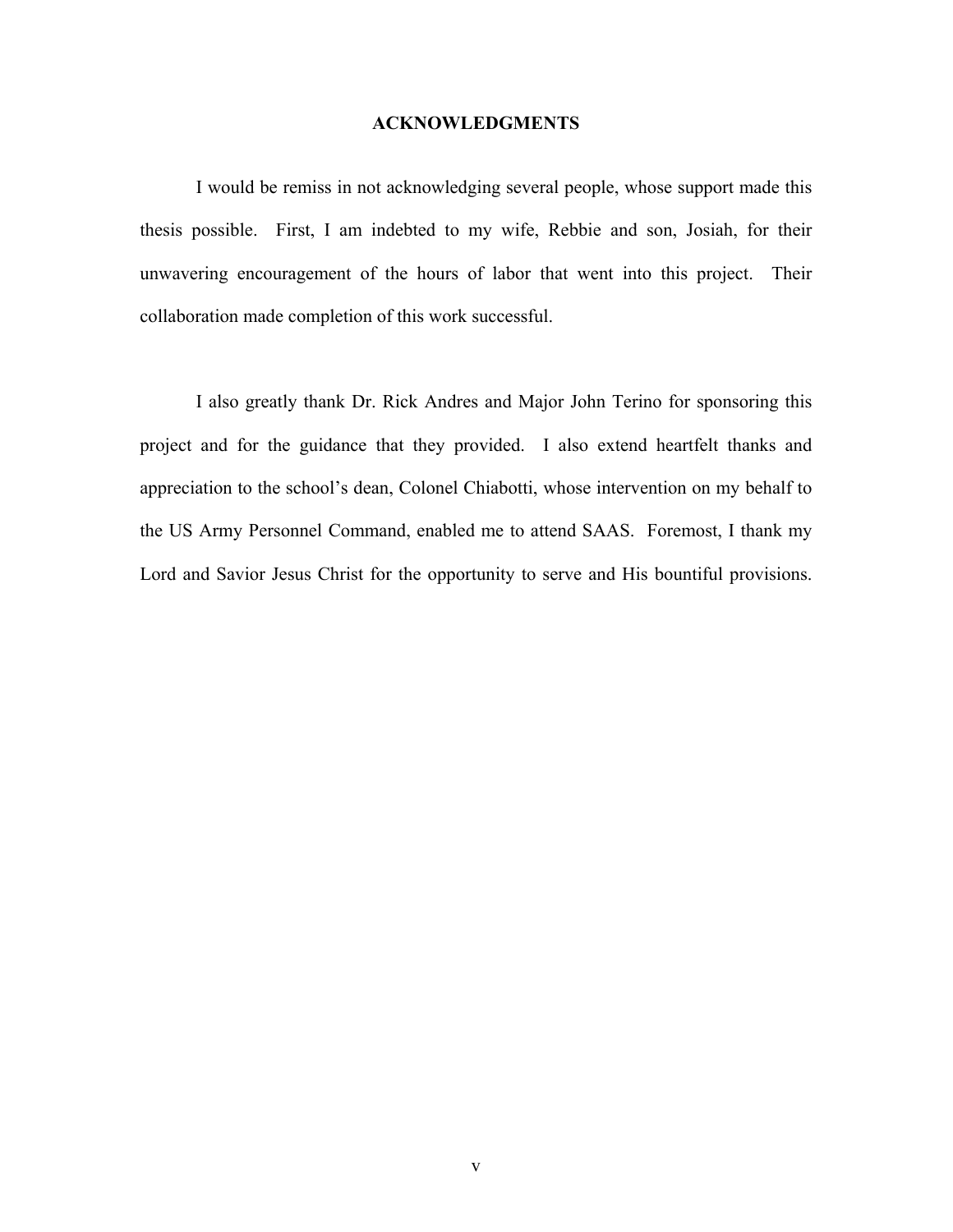## ACKNOWLEDGMENTS

I would be remiss in not acknowledging several people, whose support made this thesis possible. First, I am indebted to my wife, Rebbie and son, Josiah, for their unwavering encouragement of the hours of labor that went into this project. Their collaboration made completion of this work successful.

I also greatly thank Dr. Rick Andres and Major John Terino for sponsoring this project and for the guidance that they provided. I also extend heartfelt thanks and appreciation to the school's dean, Colonel Chiabotti, whose intervention on my behalf to the US Army Personnel Command, enabled me to attend SAAS. Foremost, I thank my Lord and Savior Jesus Christ for the opportunity to serve and His bountiful provisions.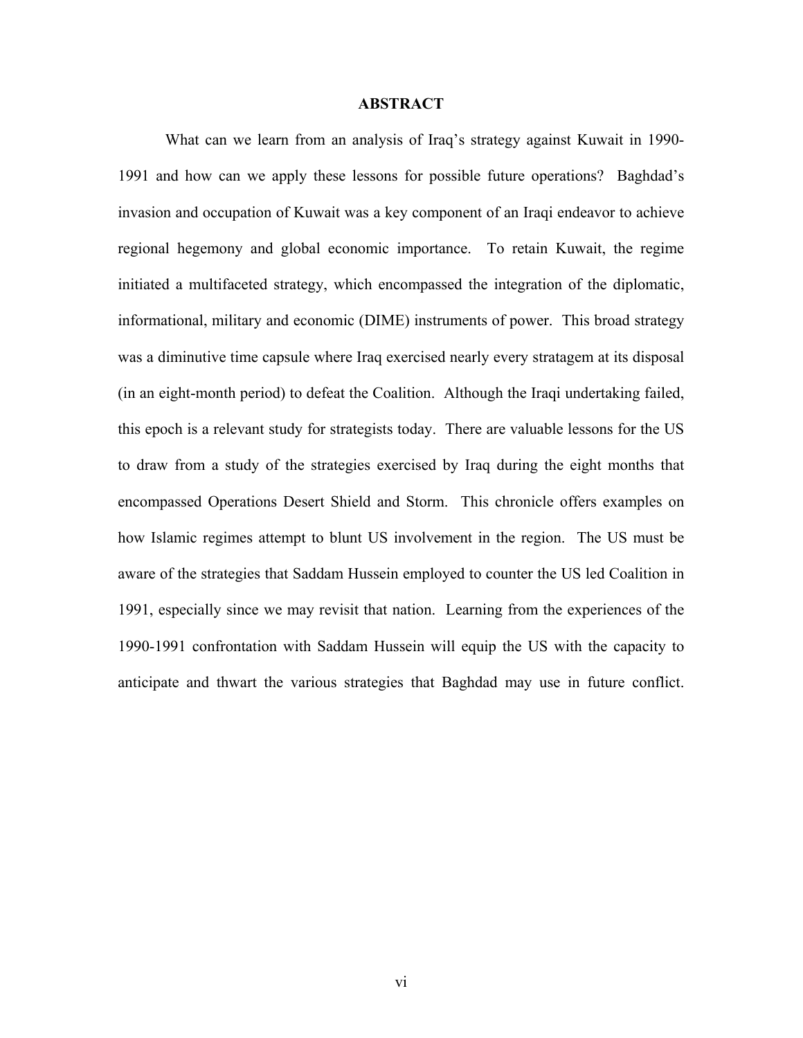## ABSTRACT

What can we learn from an analysis of Iraq's strategy against Kuwait in 1990-1991 and how can we apply these lessons for possible future operations? Baghdad's invasion and occupation of Kuwait was a key component of an Iraqi endeavor to achieve regional hegemony and global economic importance. To retain Kuwait, the regime initiated a multifaceted strategy, which encompassed the integration of the diplomatic, informational, military and economic (DIME) instruments of power. This broad strategy was a diminutive time capsule where Iraq exercised nearly every stratagem at its disposal (in an eight-month period) to defeat the Coalition. Although the Iraqi undertaking failed, this epoch is a relevant study for strategists today. There are valuable lessons for the US to draw from a study of the strategies exercised by Iraq during the eight months that encompassed Operations Desert Shield and Storm. This chronicle offers examples on how Islamic regimes attempt to blunt US involvement in the region. The US must be aware of the strategies that Saddam Hussein employed to counter the US led Coalition in 1991, especially since we may revisit that nation. Learning from the experiences of the 1990-1991 confrontation with Saddam Hussein will equip the US with the capacity to anticipate and thwart the various strategies that Baghdad may use in future conflict.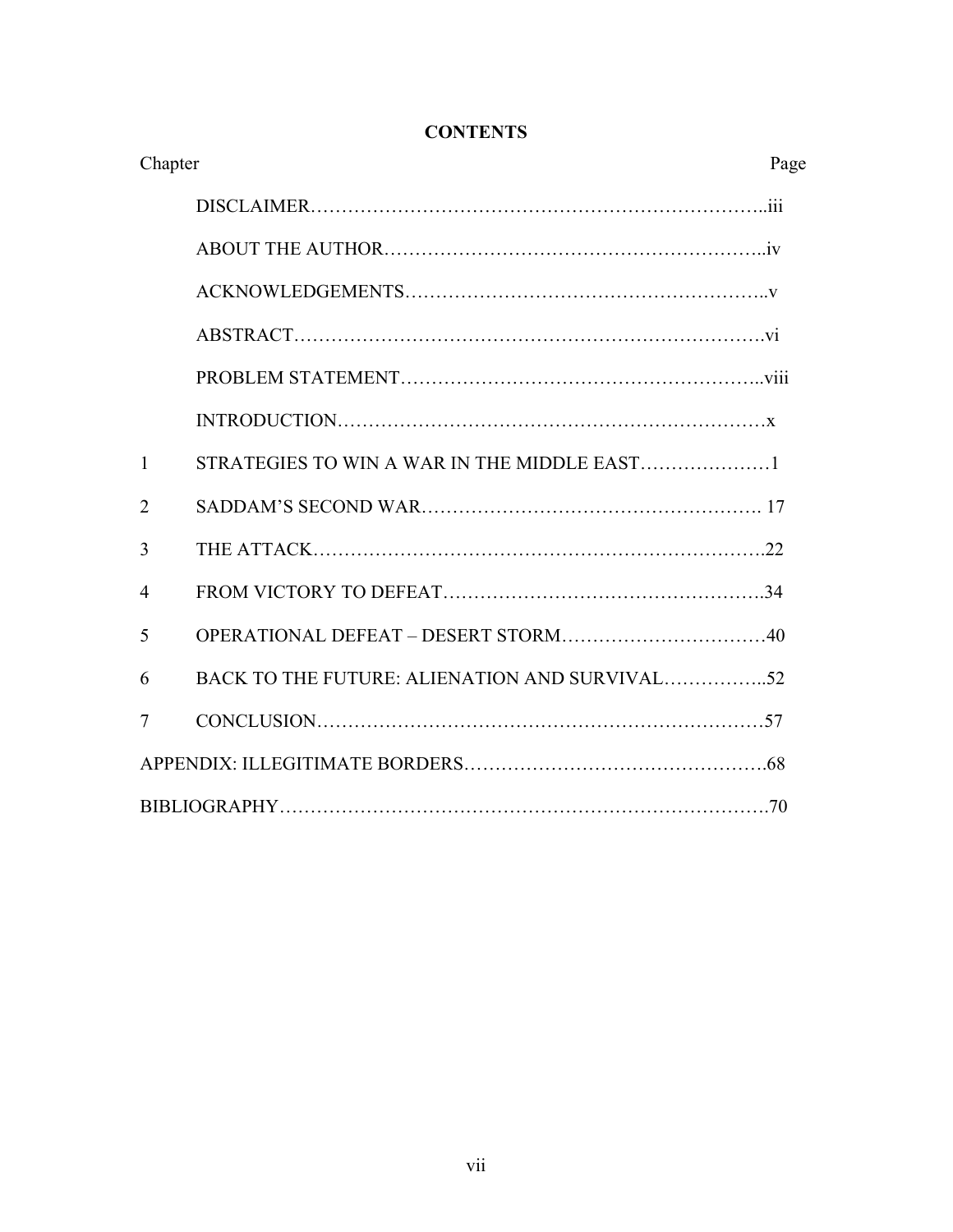**CONTENTS**

| Chapter | | Page |
|---|---|---|
| | DISCLAIMER | iii |
| | ABOUT THE AUTHOR | iv |
| | ACKNOWLEDGEMENTS | v |
| | ABSTRACT | vi |
| | PROBLEM STATEMENT | viii |
| | INTRODUCTION | x |
| 1 | STRATEGIES TO WIN A WAR IN THE MIDDLE EAST | 1 |
| 2 | SADDAM'S SECOND WAR | 17 |
| 3 | THE ATTACK | 22 |
| 4 | FROM VICTORY TO DEFEAT | 34 |
| 5 | OPERATIONAL DEFEAT – DESERT STORM | 40 |
| 6 | BACK TO THE FUTURE: ALIENATION AND SURVIVAL | 52 |
| 7 | CONCLUSION | 57 |
| APPENDIX: ILLEGITIMATE BORDERS | | 68 |
| BIBLIOGRAPHY | | 70 |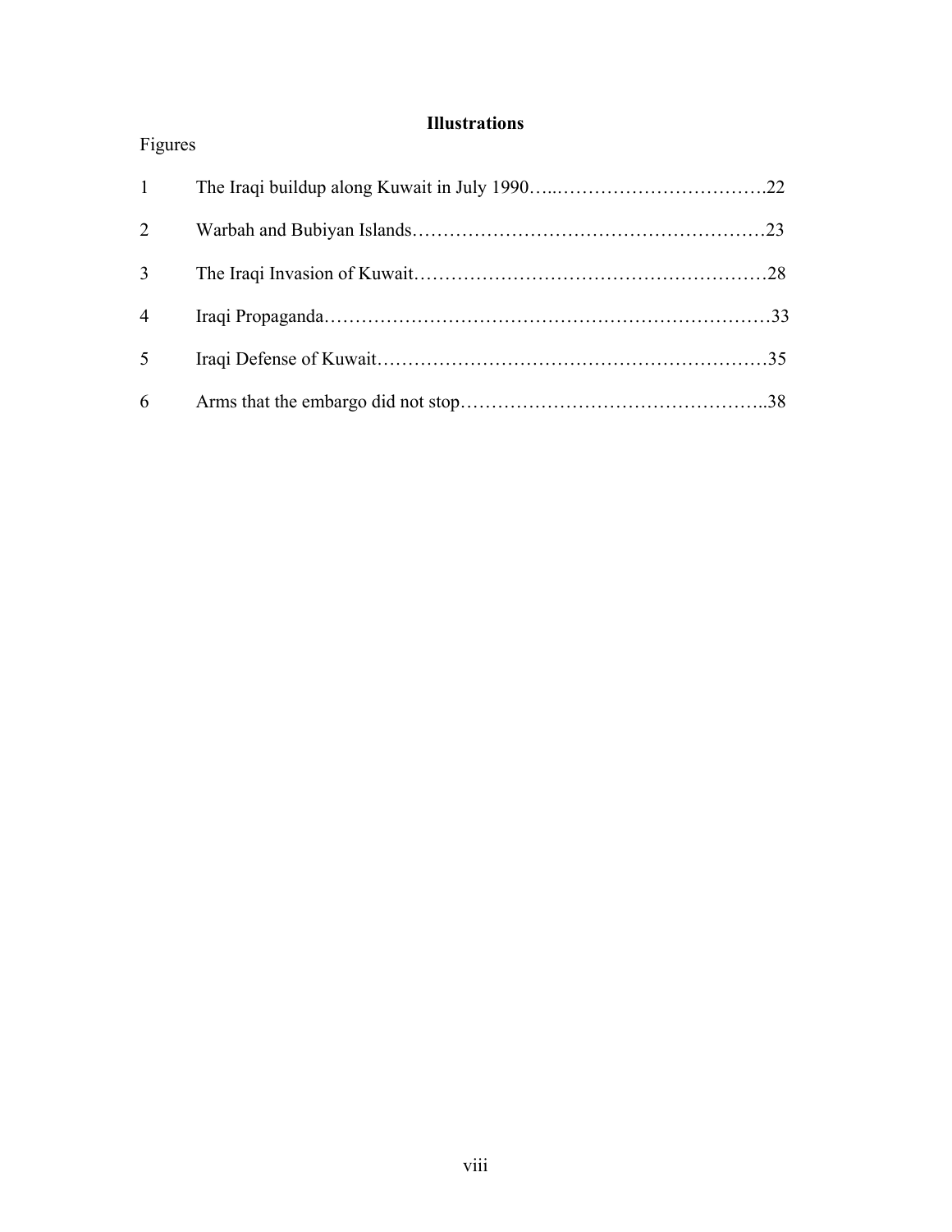## Illustrations

Figures

| | | |
|---|---|---|
| 1 | The Iraqi buildup along Kuwait in July 1990 | 22 |
| 2 | Warbah and Bubiyan Islands | 23 |
| 3 | The Iraqi Invasion of Kuwait | 28 |
| 4 | Iraqi Propaganda | 33 |
| 5 | Iraqi Defense of Kuwait | 35 |
| 6 | Arms that the embargo did not stop | 38 |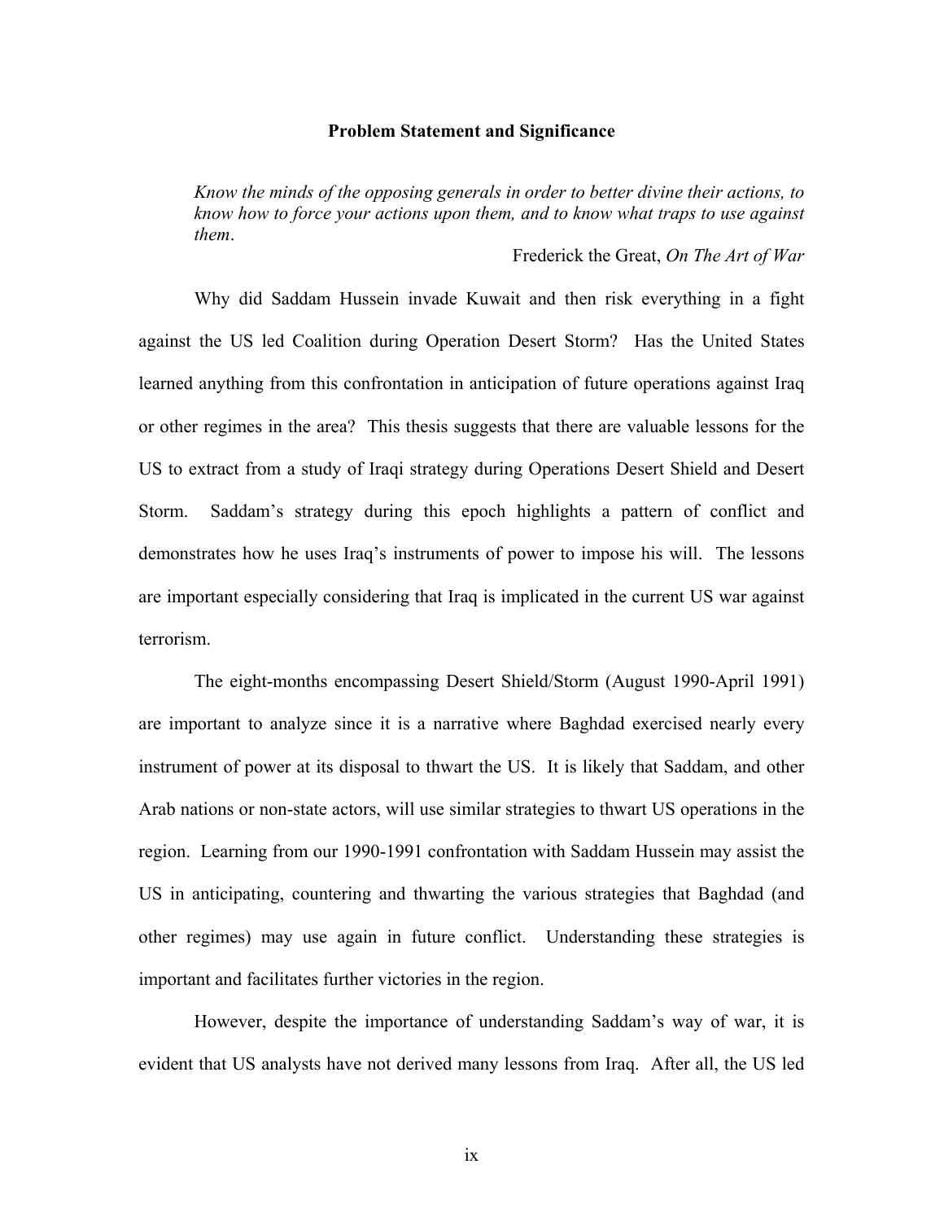## Problem Statement and Significance

> *Know the minds of the opposing generals in order to better divine their actions, to know how to force your actions upon them, and to know what traps to use against them*.
>
> Frederick the Great, *On The Art of War*

Why did Saddam Hussein invade Kuwait and then risk everything in a fight against the US led Coalition during Operation Desert Storm? Has the United States learned anything from this confrontation in anticipation of future operations against Iraq or other regimes in the area? This thesis suggests that there are valuable lessons for the US to extract from a study of Iraqi strategy during Operations Desert Shield and Desert Storm. Saddam's strategy during this epoch highlights a pattern of conflict and demonstrates how he uses Iraq's instruments of power to impose his will. The lessons are important especially considering that Iraq is implicated in the current US war against terrorism.

The eight-months encompassing Desert Shield/Storm (August 1990-April 1991) are important to analyze since it is a narrative where Baghdad exercised nearly every instrument of power at its disposal to thwart the US. It is likely that Saddam, and other Arab nations or non-state actors, will use similar strategies to thwart US operations in the region. Learning from our 1990-1991 confrontation with Saddam Hussein may assist the US in anticipating, countering and thwarting the various strategies that Baghdad (and other regimes) may use again in future conflict. Understanding these strategies is important and facilitates further victories in the region.

However, despite the importance of understanding Saddam's way of war, it is evident that US analysts have not derived many lessons from Iraq. After all, the US led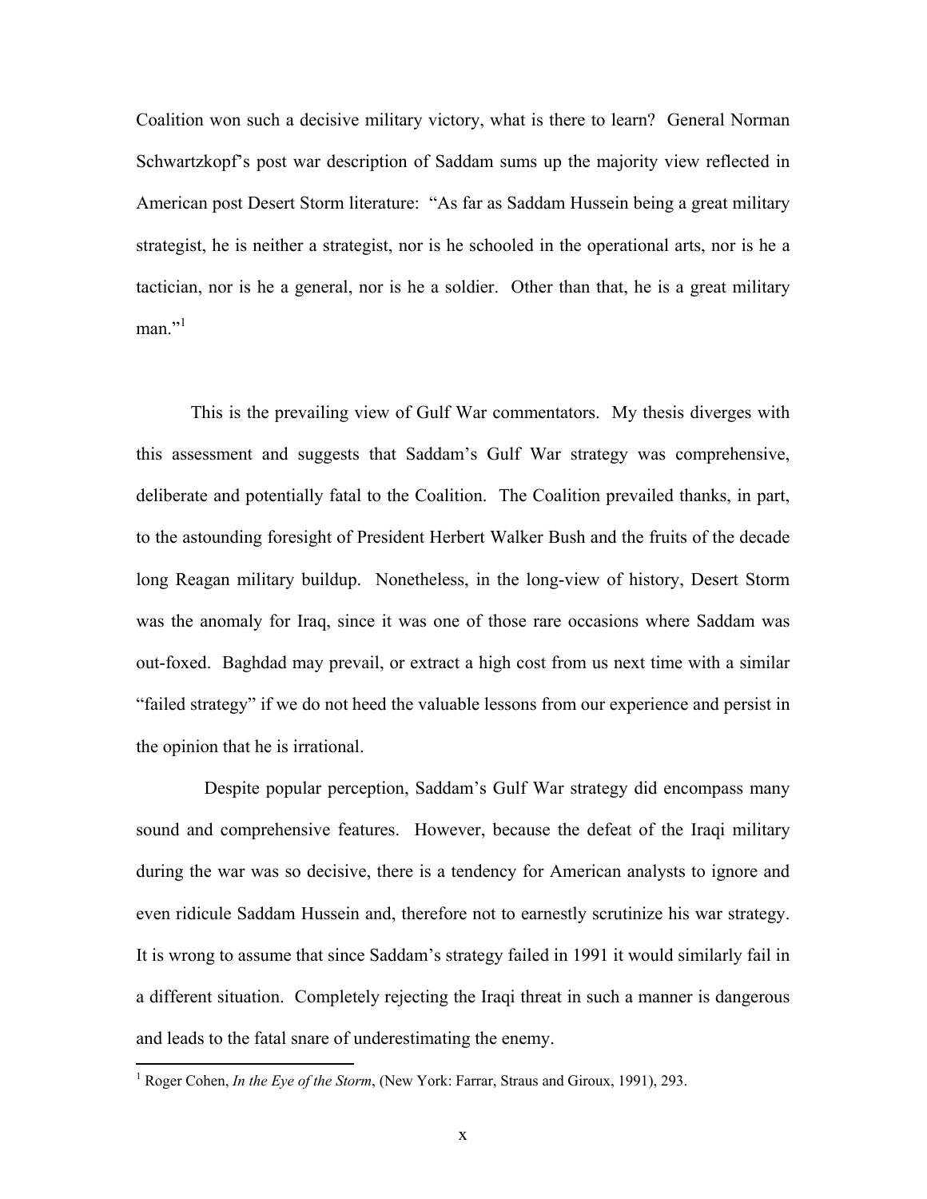Coalition won such a decisive military victory, what is there to learn? General Norman Schwartzkopf's post war description of Saddam sums up the majority view reflected in American post Desert Storm literature: "As far as Saddam Hussein being a great military strategist, he is neither a strategist, nor is he schooled in the operational arts, nor is he a tactician, nor is he a general, nor is he a soldier. Other than that, he is a great military man."[1]

This is the prevailing view of Gulf War commentators. My thesis diverges with this assessment and suggests that Saddam's Gulf War strategy was comprehensive, deliberate and potentially fatal to the Coalition. The Coalition prevailed thanks, in part, to the astounding foresight of President Herbert Walker Bush and the fruits of the decade long Reagan military buildup. Nonetheless, in the long-view of history, Desert Storm was the anomaly for Iraq, since it was one of those rare occasions where Saddam was out-foxed. Baghdad may prevail, or extract a high cost from us next time with a similar "failed strategy" if we do not heed the valuable lessons from our experience and persist in the opinion that he is irrational.

Despite popular perception, Saddam's Gulf War strategy did encompass many sound and comprehensive features. However, because the defeat of the Iraqi military during the war was so decisive, there is a tendency for American analysts to ignore and even ridicule Saddam Hussein and, therefore not to earnestly scrutinize his war strategy. It is wrong to assume that since Saddam's strategy failed in 1991 it would similarly fail in a different situation. Completely rejecting the Iraqi threat in such a manner is dangerous and leads to the fatal snare of underestimating the enemy.

---

[1] Roger Cohen, *In the Eye of the Storm*, (New York: Farrar, Straus and Giroux, 1991), 293.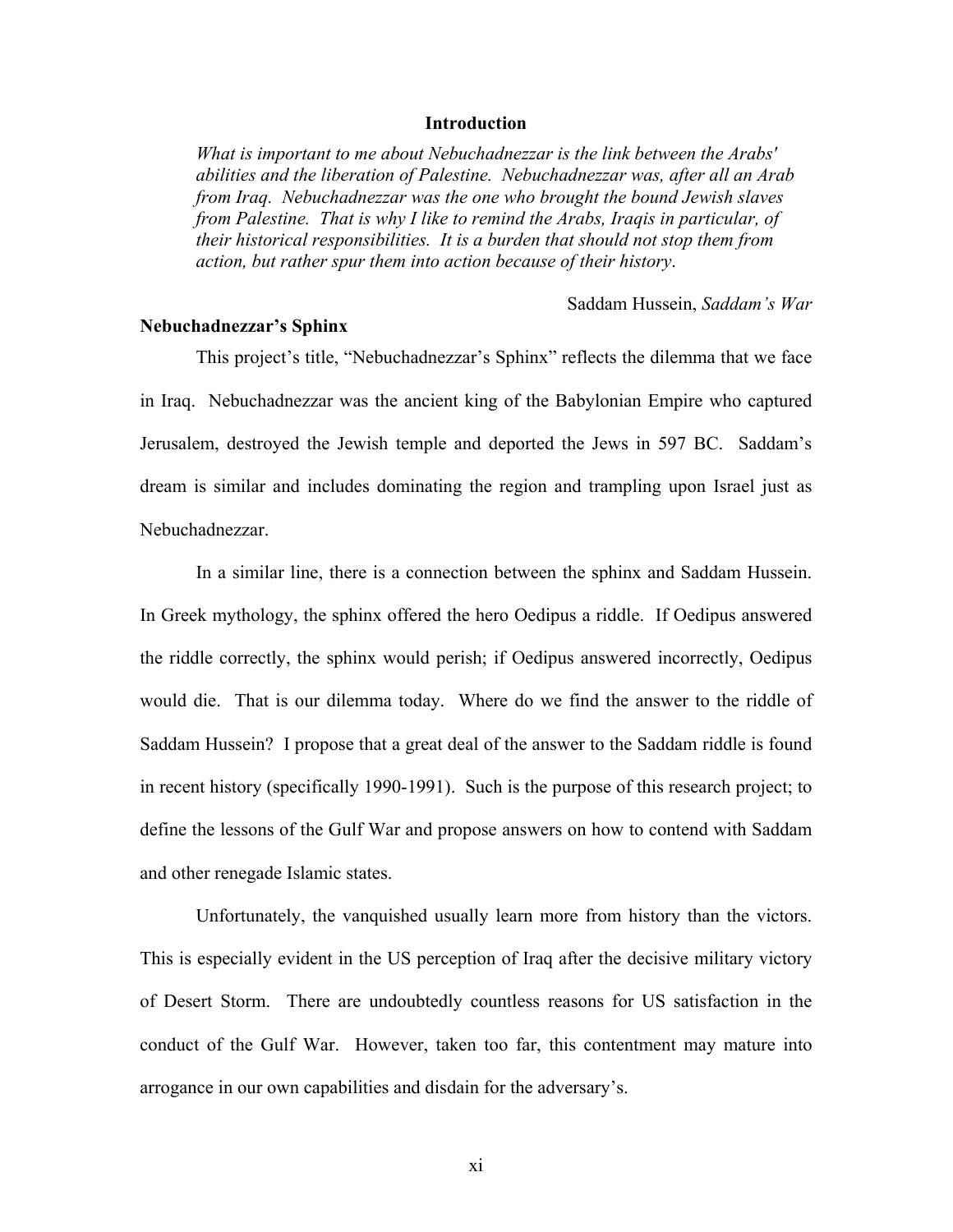## Introduction

> *What is important to me about Nebuchadnezzar is the link between the Arabs' abilities and the liberation of Palestine. Nebuchadnezzar was, after all an Arab from Iraq. Nebuchadnezzar was the one who brought the bound Jewish slaves from Palestine. That is why I like to remind the Arabs, Iraqis in particular, of their historical responsibilities. It is a burden that should not stop them from action, but rather spur them into action because of their history*.
>
> Saddam Hussein, *Saddam's War*

### Nebuchadnezzar's Sphinx

This project's title, "Nebuchadnezzar's Sphinx" reflects the dilemma that we face in Iraq. Nebuchadnezzar was the ancient king of the Babylonian Empire who captured Jerusalem, destroyed the Jewish temple and deported the Jews in 597 BC. Saddam's dream is similar and includes dominating the region and trampling upon Israel just as Nebuchadnezzar.

In a similar line, there is a connection between the sphinx and Saddam Hussein. In Greek mythology, the sphinx offered the hero Oedipus a riddle. If Oedipus answered the riddle correctly, the sphinx would perish; if Oedipus answered incorrectly, Oedipus would die. That is our dilemma today. Where do we find the answer to the riddle of Saddam Hussein? I propose that a great deal of the answer to the Saddam riddle is found in recent history (specifically 1990-1991). Such is the purpose of this research project; to define the lessons of the Gulf War and propose answers on how to contend with Saddam and other renegade Islamic states.

Unfortunately, the vanquished usually learn more from history than the victors. This is especially evident in the US perception of Iraq after the decisive military victory of Desert Storm. There are undoubtedly countless reasons for US satisfaction in the conduct of the Gulf War. However, taken too far, this contentment may mature into arrogance in our own capabilities and disdain for the adversary's.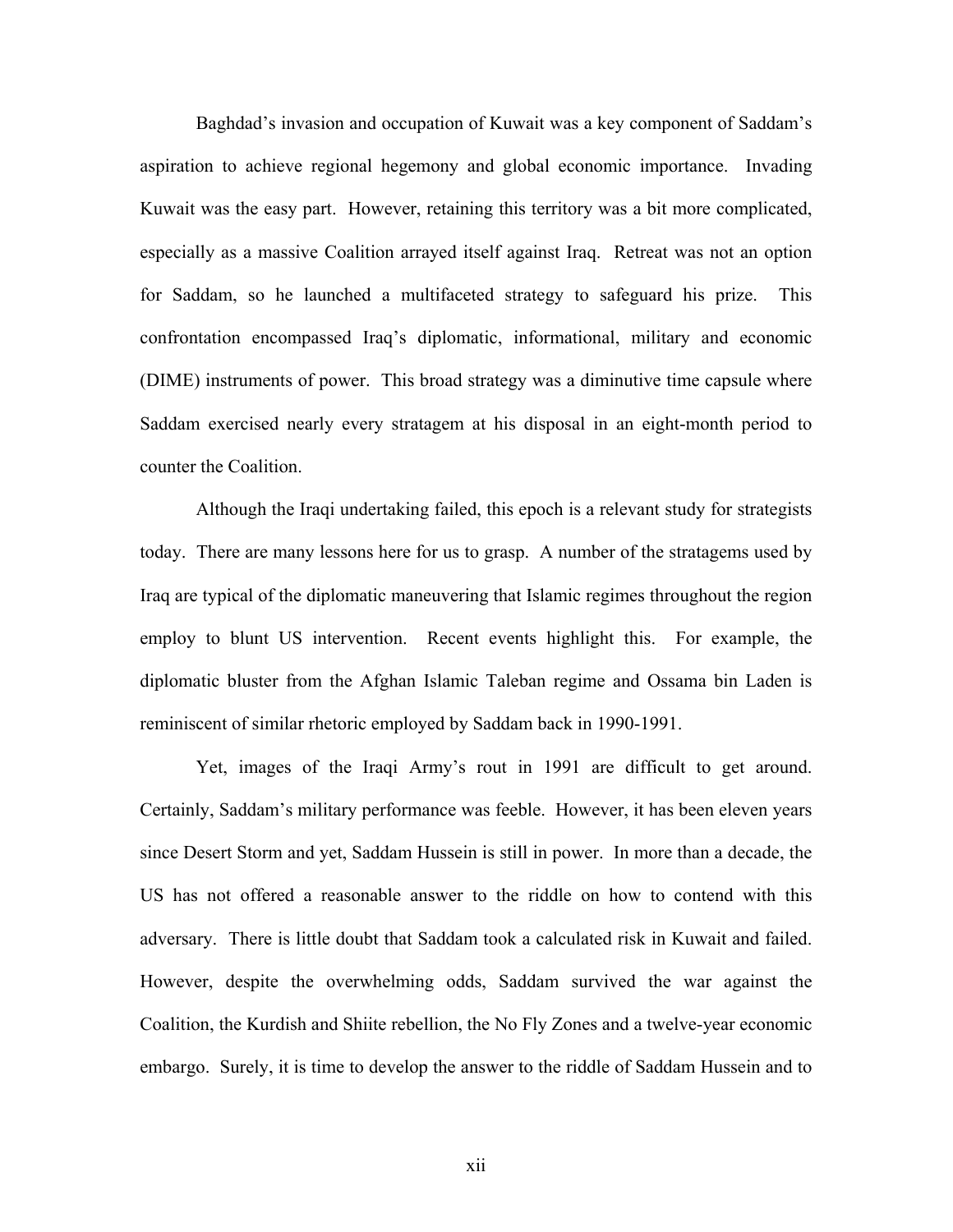Baghdad's invasion and occupation of Kuwait was a key component of Saddam's aspiration to achieve regional hegemony and global economic importance. Invading Kuwait was the easy part. However, retaining this territory was a bit more complicated, especially as a massive Coalition arrayed itself against Iraq. Retreat was not an option for Saddam, so he launched a multifaceted strategy to safeguard his prize. This confrontation encompassed Iraq's diplomatic, informational, military and economic (DIME) instruments of power. This broad strategy was a diminutive time capsule where Saddam exercised nearly every stratagem at his disposal in an eight-month period to counter the Coalition.

Although the Iraqi undertaking failed, this epoch is a relevant study for strategists today. There are many lessons here for us to grasp. A number of the stratagems used by Iraq are typical of the diplomatic maneuvering that Islamic regimes throughout the region employ to blunt US intervention. Recent events highlight this. For example, the diplomatic bluster from the Afghan Islamic Taleban regime and Ossama bin Laden is reminiscent of similar rhetoric employed by Saddam back in 1990-1991.

Yet, images of the Iraqi Army's rout in 1991 are difficult to get around. Certainly, Saddam's military performance was feeble. However, it has been eleven years since Desert Storm and yet, Saddam Hussein is still in power. In more than a decade, the US has not offered a reasonable answer to the riddle on how to contend with this adversary. There is little doubt that Saddam took a calculated risk in Kuwait and failed. However, despite the overwhelming odds, Saddam survived the war against the Coalition, the Kurdish and Shiite rebellion, the No Fly Zones and a twelve-year economic embargo. Surely, it is time to develop the answer to the riddle of Saddam Hussein and to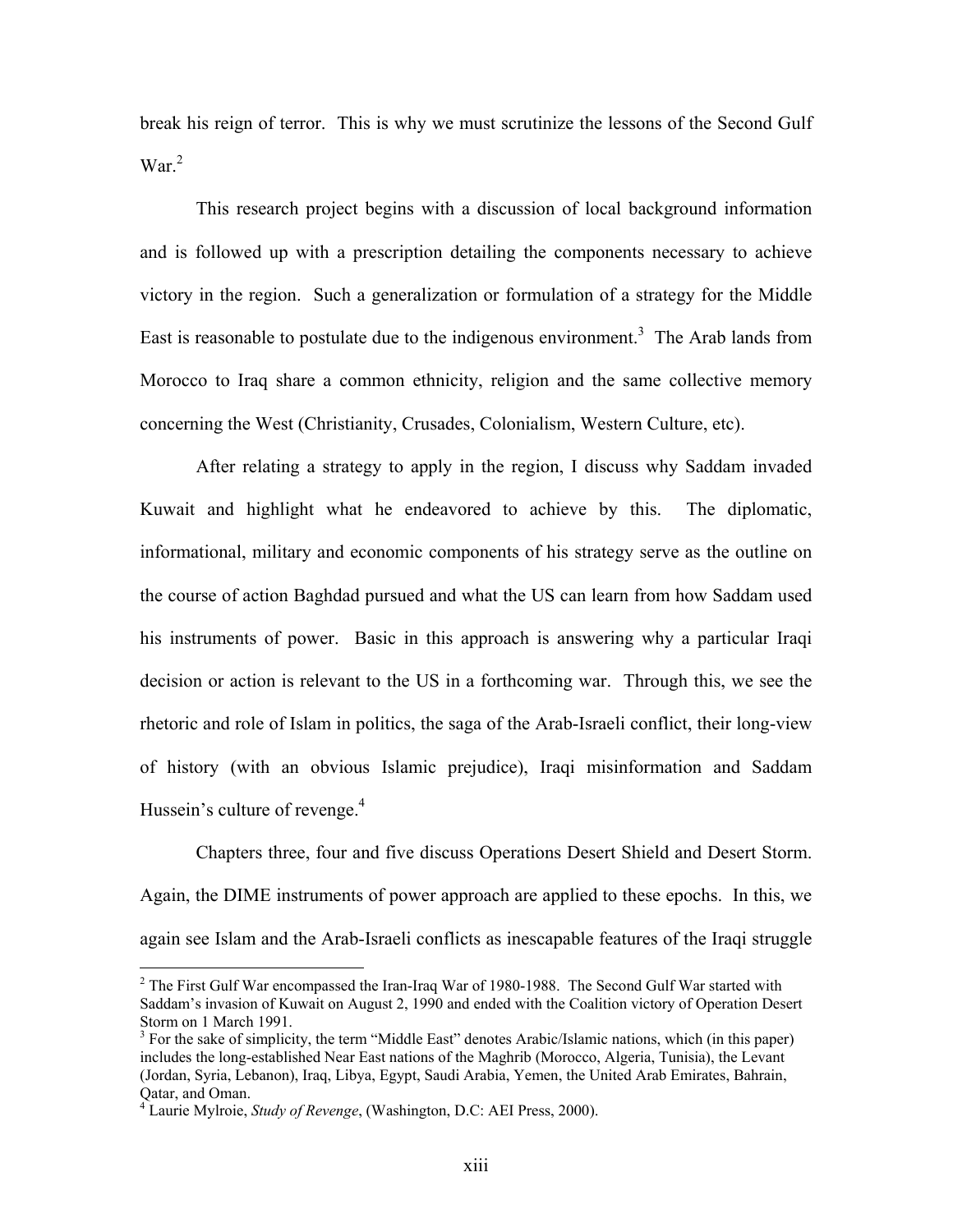break his reign of terror. This is why we must scrutinize the lessons of the Second Gulf War.[2]

This research project begins with a discussion of local background information and is followed up with a prescription detailing the components necessary to achieve victory in the region. Such a generalization or formulation of a strategy for the Middle East is reasonable to postulate due to the indigenous environment.[3] The Arab lands from Morocco to Iraq share a common ethnicity, religion and the same collective memory concerning the West (Christianity, Crusades, Colonialism, Western Culture, etc).

After relating a strategy to apply in the region, I discuss why Saddam invaded Kuwait and highlight what he endeavored to achieve by this. The diplomatic, informational, military and economic components of his strategy serve as the outline on the course of action Baghdad pursued and what the US can learn from how Saddam used his instruments of power. Basic in this approach is answering why a particular Iraqi decision or action is relevant to the US in a forthcoming war. Through this, we see the rhetoric and role of Islam in politics, the saga of the Arab-Israeli conflict, their long-view of history (with an obvious Islamic prejudice), Iraqi misinformation and Saddam Hussein's culture of revenge.[4]

Chapters three, four and five discuss Operations Desert Shield and Desert Storm. Again, the DIME instruments of power approach are applied to these epochs. In this, we again see Islam and the Arab-Israeli conflicts as inescapable features of the Iraqi struggle

---

[2] The First Gulf War encompassed the Iran-Iraq War of 1980-1988. The Second Gulf War started with Saddam's invasion of Kuwait on August 2, 1990 and ended with the Coalition victory of Operation Desert Storm on 1 March 1991.

[3] For the sake of simplicity, the term "Middle East" denotes Arabic/Islamic nations, which (in this paper) includes the long-established Near East nations of the Maghrib (Morocco, Algeria, Tunisia), the Levant (Jordan, Syria, Lebanon), Iraq, Libya, Egypt, Saudi Arabia, Yemen, the United Arab Emirates, Bahrain, Qatar, and Oman.

[4] Laurie Mylroie, *Study of Revenge*, (Washington, D.C: AEI Press, 2000).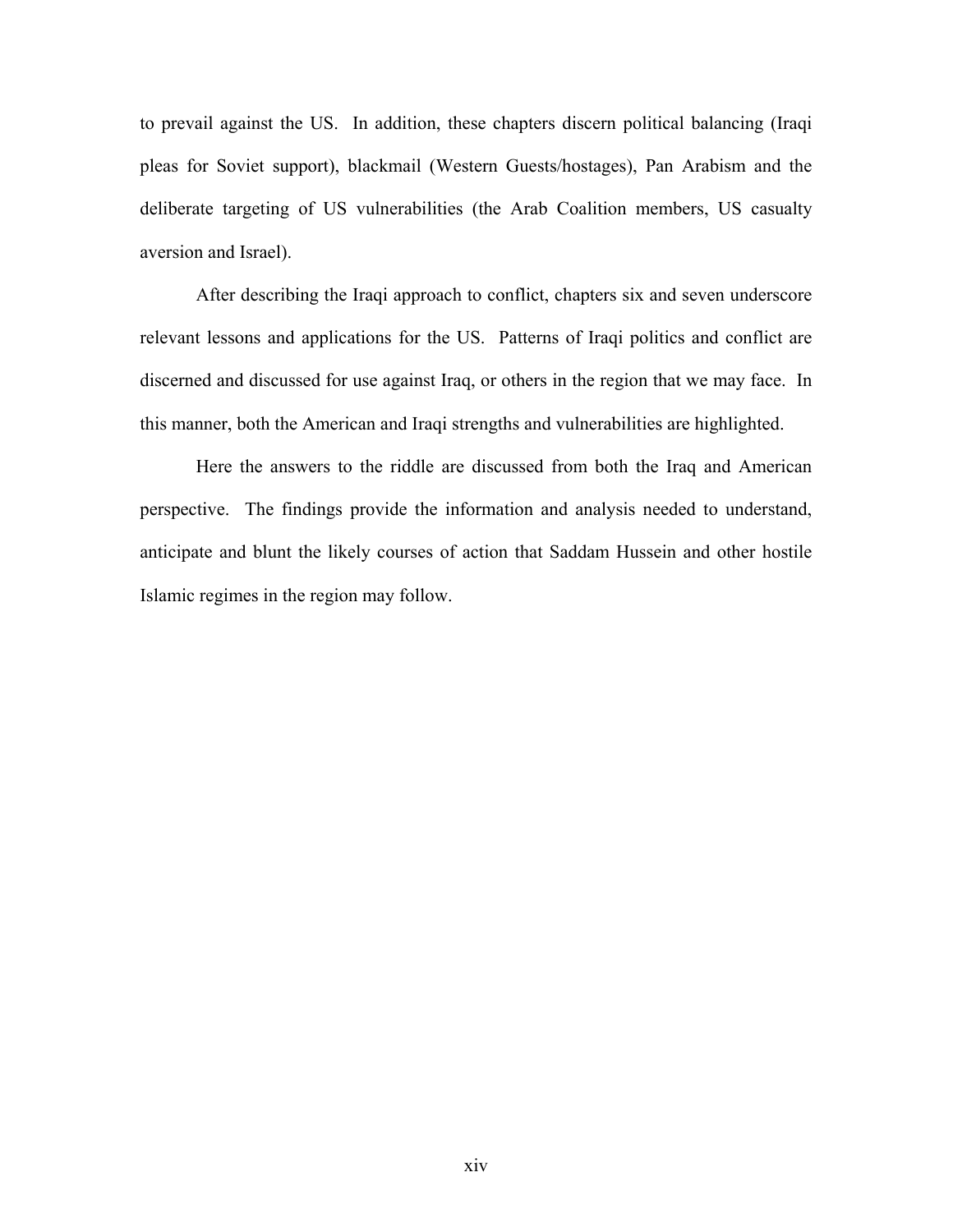to prevail against the US. In addition, these chapters discern political balancing (Iraqi pleas for Soviet support), blackmail (Western Guests/hostages), Pan Arabism and the deliberate targeting of US vulnerabilities (the Arab Coalition members, US casualty aversion and Israel).

After describing the Iraqi approach to conflict, chapters six and seven underscore relevant lessons and applications for the US. Patterns of Iraqi politics and conflict are discerned and discussed for use against Iraq, or others in the region that we may face. In this manner, both the American and Iraqi strengths and vulnerabilities are highlighted.

Here the answers to the riddle are discussed from both the Iraq and American perspective. The findings provide the information and analysis needed to understand, anticipate and blunt the likely courses of action that Saddam Hussein and other hostile Islamic regimes in the region may follow.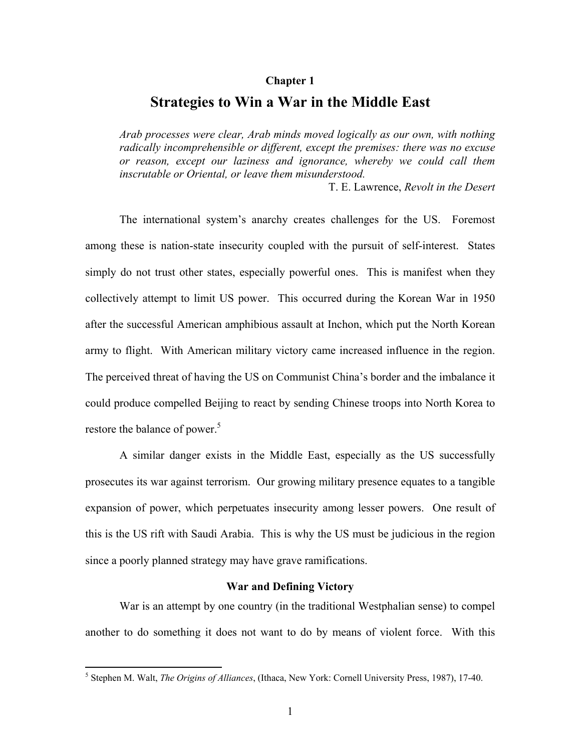**Chapter 1**

# Strategies to Win a War in the Middle East

> *Arab processes were clear, Arab minds moved logically as our own, with nothing radically incomprehensible or different, except the premises: there was no excuse or reason, except our laziness and ignorance, whereby we could call them inscrutable or Oriental, or leave them misunderstood.*
>
> T. E. Lawrence, *Revolt in the Desert*

The international system's anarchy creates challenges for the US. Foremost among these is nation-state insecurity coupled with the pursuit of self-interest. States simply do not trust other states, especially powerful ones. This is manifest when they collectively attempt to limit US power. This occurred during the Korean War in 1950 after the successful American amphibious assault at Inchon, which put the North Korean army to flight. With American military victory came increased influence in the region. The perceived threat of having the US on Communist China's border and the imbalance it could produce compelled Beijing to react by sending Chinese troops into North Korea to restore the balance of power.[5]

A similar danger exists in the Middle East, especially as the US successfully prosecutes its war against terrorism. Our growing military presence equates to a tangible expansion of power, which perpetuates insecurity among lesser powers. One result of this is the US rift with Saudi Arabia. This is why the US must be judicious in the region since a poorly planned strategy may have grave ramifications.

### War and Defining Victory

War is an attempt by one country (in the traditional Westphalian sense) to compel another to do something it does not want to do by means of violent force. With this

---

[5] Stephen M. Walt, *The Origins of Alliances*, (Ithaca, New York: Cornell University Press, 1987), 17-40.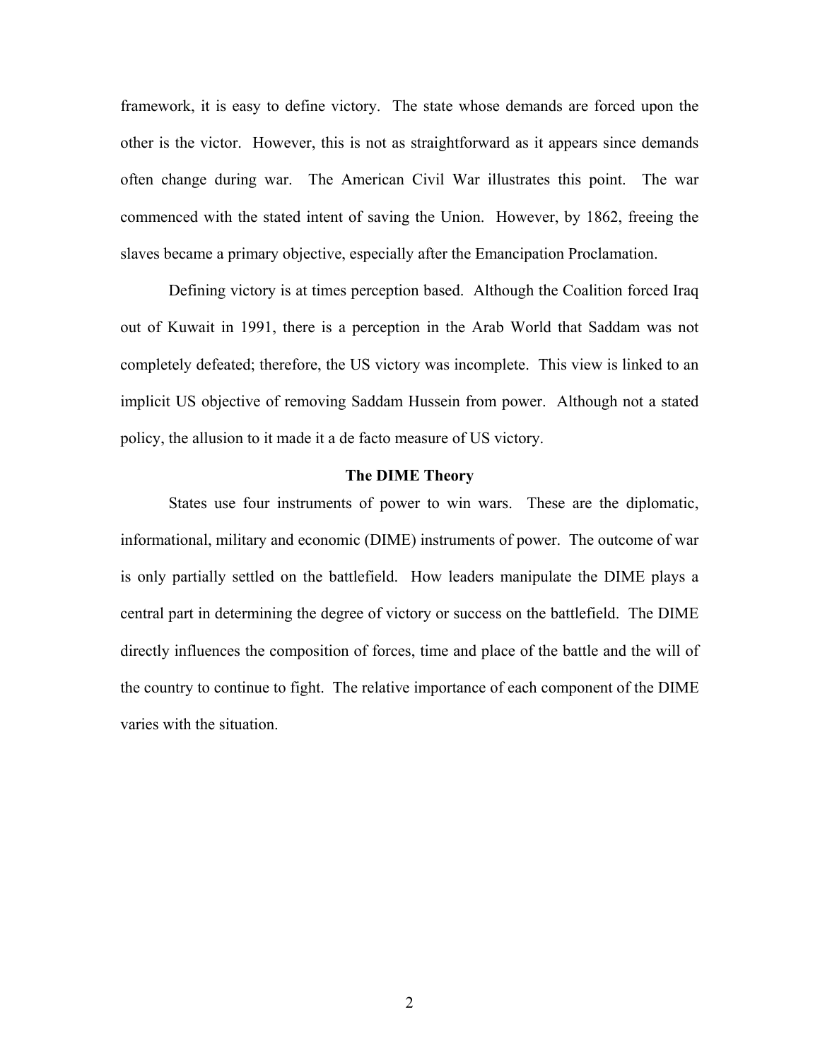framework, it is easy to define victory. The state whose demands are forced upon the other is the victor. However, this is not as straightforward as it appears since demands often change during war. The American Civil War illustrates this point. The war commenced with the stated intent of saving the Union. However, by 1862, freeing the slaves became a primary objective, especially after the Emancipation Proclamation.

Defining victory is at times perception based. Although the Coalition forced Iraq out of Kuwait in 1991, there is a perception in the Arab World that Saddam was not completely defeated; therefore, the US victory was incomplete. This view is linked to an implicit US objective of removing Saddam Hussein from power. Although not a stated policy, the allusion to it made it a de facto measure of US victory.

### The DIME Theory

States use four instruments of power to win wars. These are the diplomatic, informational, military and economic (DIME) instruments of power. The outcome of war is only partially settled on the battlefield. How leaders manipulate the DIME plays a central part in determining the degree of victory or success on the battlefield. The DIME directly influences the composition of forces, time and place of the battle and the will of the country to continue to fight. The relative importance of each component of the DIME varies with the situation.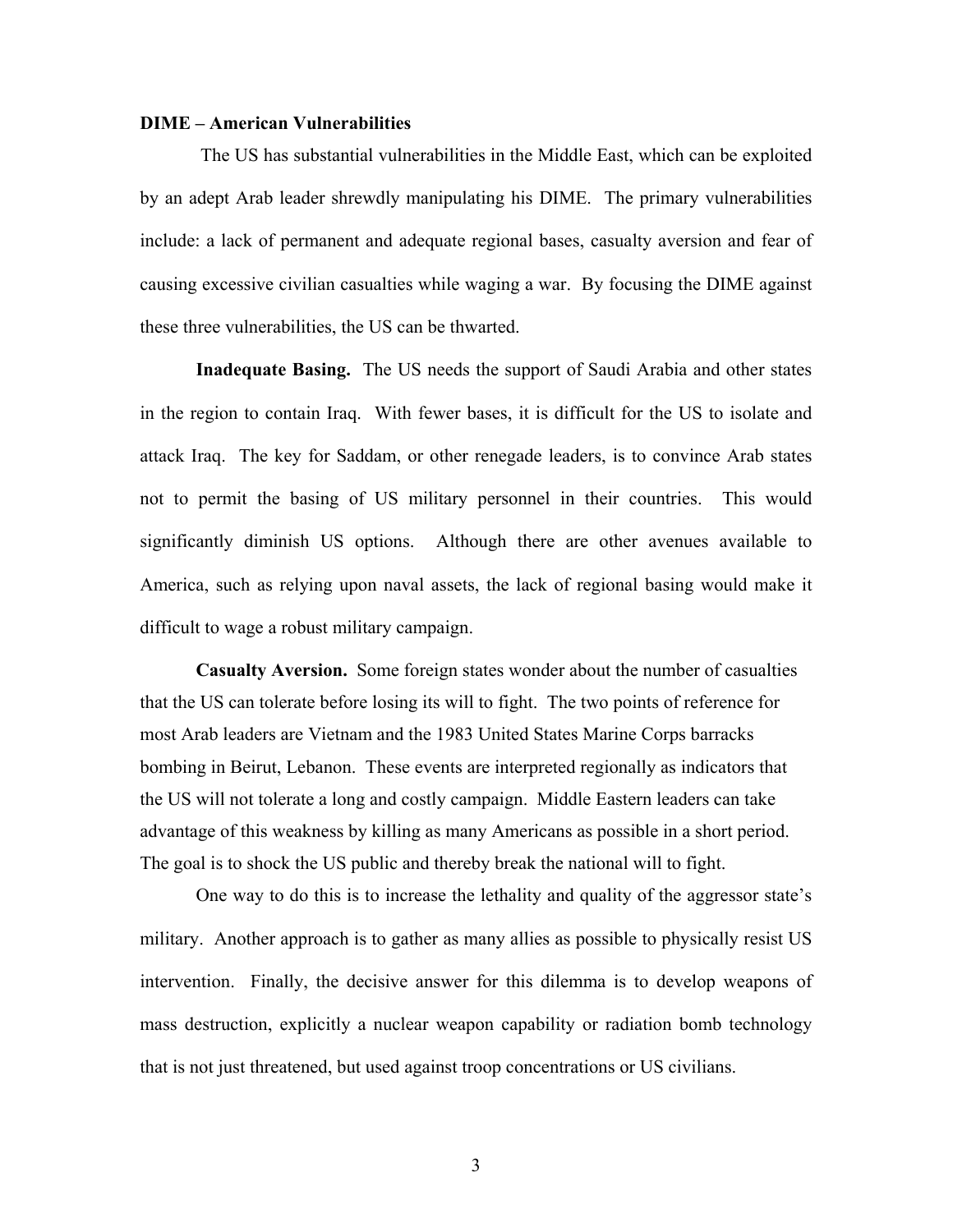**DIME – American Vulnerabilities**

The US has substantial vulnerabilities in the Middle East, which can be exploited by an adept Arab leader shrewdly manipulating his DIME. The primary vulnerabilities include: a lack of permanent and adequate regional bases, casualty aversion and fear of causing excessive civilian casualties while waging a war. By focusing the DIME against these three vulnerabilities, the US can be thwarted.

**Inadequate Basing.** The US needs the support of Saudi Arabia and other states in the region to contain Iraq. With fewer bases, it is difficult for the US to isolate and attack Iraq. The key for Saddam, or other renegade leaders, is to convince Arab states not to permit the basing of US military personnel in their countries. This would significantly diminish US options. Although there are other avenues available to America, such as relying upon naval assets, the lack of regional basing would make it difficult to wage a robust military campaign.

**Casualty Aversion.** Some foreign states wonder about the number of casualties that the US can tolerate before losing its will to fight. The two points of reference for most Arab leaders are Vietnam and the 1983 United States Marine Corps barracks bombing in Beirut, Lebanon. These events are interpreted regionally as indicators that the US will not tolerate a long and costly campaign. Middle Eastern leaders can take advantage of this weakness by killing as many Americans as possible in a short period. The goal is to shock the US public and thereby break the national will to fight.

One way to do this is to increase the lethality and quality of the aggressor state's military. Another approach is to gather as many allies as possible to physically resist US intervention. Finally, the decisive answer for this dilemma is to develop weapons of mass destruction, explicitly a nuclear weapon capability or radiation bomb technology that is not just threatened, but used against troop concentrations or US civilians.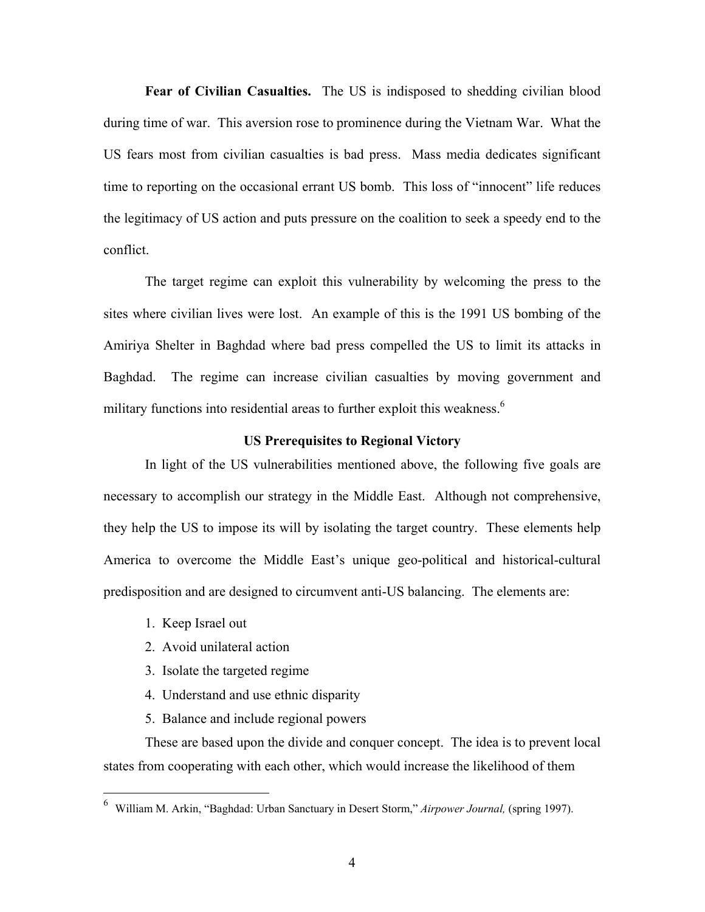**Fear of Civilian Casualties.** The US is indisposed to shedding civilian blood during time of war. This aversion rose to prominence during the Vietnam War. What the US fears most from civilian casualties is bad press. Mass media dedicates significant time to reporting on the occasional errant US bomb. This loss of "innocent" life reduces the legitimacy of US action and puts pressure on the coalition to seek a speedy end to the conflict.

The target regime can exploit this vulnerability by welcoming the press to the sites where civilian lives were lost. An example of this is the 1991 US bombing of the Amiriya Shelter in Baghdad where bad press compelled the US to limit its attacks in Baghdad. The regime can increase civilian casualties by moving government and military functions into residential areas to further exploit this weakness.[6]

### US Prerequisites to Regional Victory

In light of the US vulnerabilities mentioned above, the following five goals are necessary to accomplish our strategy in the Middle East. Although not comprehensive, they help the US to impose its will by isolating the target country. These elements help America to overcome the Middle East's unique geo-political and historical-cultural predisposition and are designed to circumvent anti-US balancing. The elements are:

1. Keep Israel out
2. Avoid unilateral action
3. Isolate the targeted regime
4. Understand and use ethnic disparity
5. Balance and include regional powers

These are based upon the divide and conquer concept. The idea is to prevent local states from cooperating with each other, which would increase the likelihood of them

---

6 William M. Arkin, "Baghdad: Urban Sanctuary in Desert Storm," *Airpower Journal,* (spring 1997).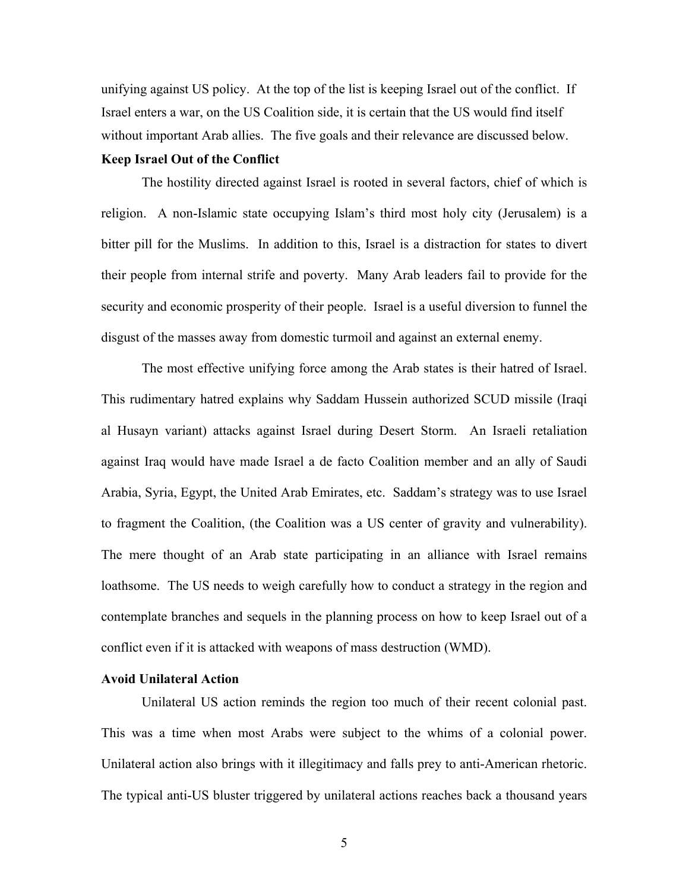unifying against US policy. At the top of the list is keeping Israel out of the conflict. If Israel enters a war, on the US Coalition side, it is certain that the US would find itself without important Arab allies. The five goals and their relevance are discussed below.

**Keep Israel Out of the Conflict**

The hostility directed against Israel is rooted in several factors, chief of which is religion. A non-Islamic state occupying Islam's third most holy city (Jerusalem) is a bitter pill for the Muslims. In addition to this, Israel is a distraction for states to divert their people from internal strife and poverty. Many Arab leaders fail to provide for the security and economic prosperity of their people. Israel is a useful diversion to funnel the disgust of the masses away from domestic turmoil and against an external enemy.

The most effective unifying force among the Arab states is their hatred of Israel. This rudimentary hatred explains why Saddam Hussein authorized SCUD missile (Iraqi al Husayn variant) attacks against Israel during Desert Storm. An Israeli retaliation against Iraq would have made Israel a de facto Coalition member and an ally of Saudi Arabia, Syria, Egypt, the United Arab Emirates, etc. Saddam's strategy was to use Israel to fragment the Coalition, (the Coalition was a US center of gravity and vulnerability). The mere thought of an Arab state participating in an alliance with Israel remains loathsome. The US needs to weigh carefully how to conduct a strategy in the region and contemplate branches and sequels in the planning process on how to keep Israel out of a conflict even if it is attacked with weapons of mass destruction (WMD).

**Avoid Unilateral Action**

Unilateral US action reminds the region too much of their recent colonial past. This was a time when most Arabs were subject to the whims of a colonial power. Unilateral action also brings with it illegitimacy and falls prey to anti-American rhetoric. The typical anti-US bluster triggered by unilateral actions reaches back a thousand years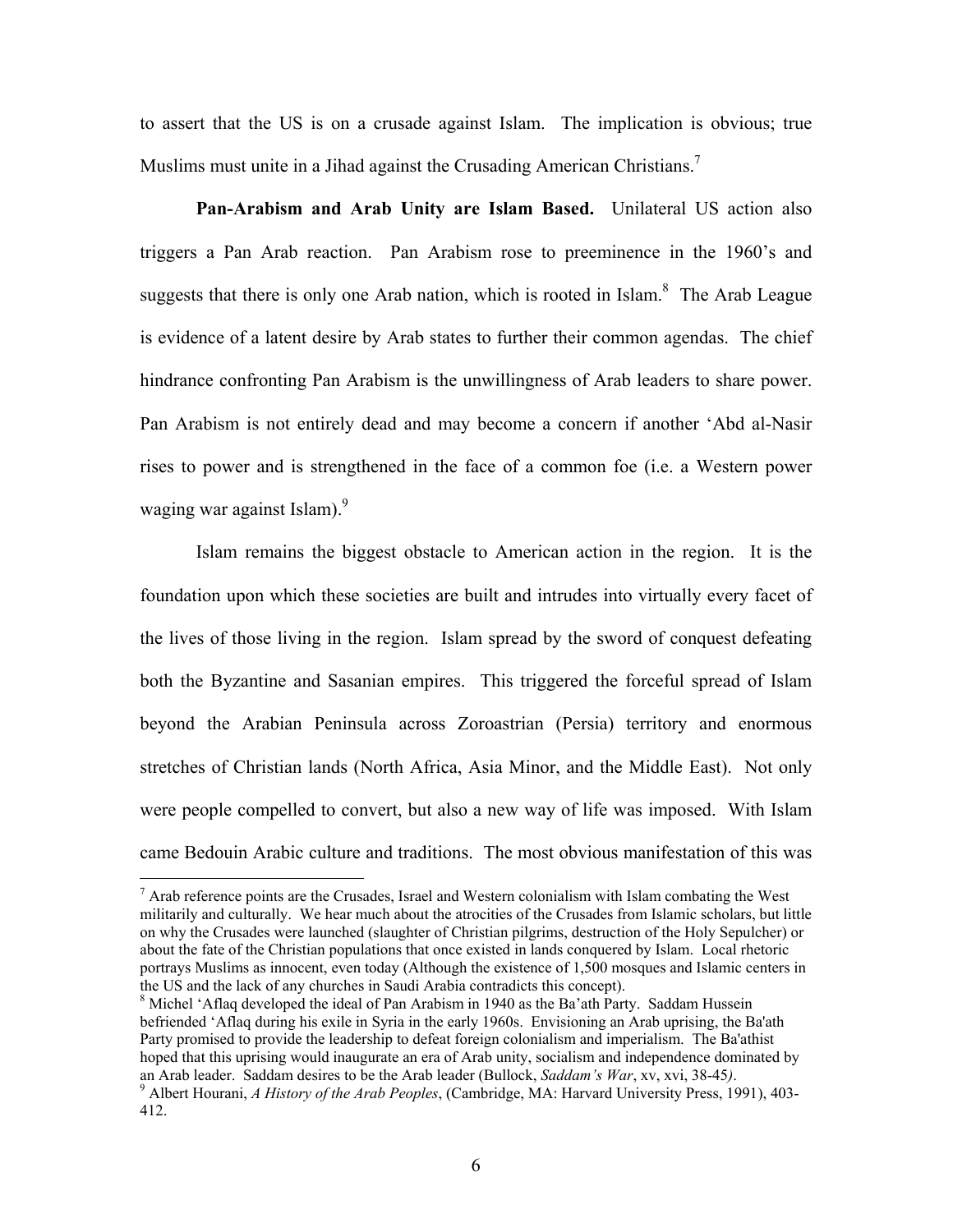to assert that the US is on a crusade against Islam. The implication is obvious; true Muslims must unite in a Jihad against the Crusading American Christians.[7]

**Pan-Arabism and Arab Unity are Islam Based.** Unilateral US action also triggers a Pan Arab reaction. Pan Arabism rose to preeminence in the 1960's and suggests that there is only one Arab nation, which is rooted in Islam.[8] The Arab League is evidence of a latent desire by Arab states to further their common agendas. The chief hindrance confronting Pan Arabism is the unwillingness of Arab leaders to share power. Pan Arabism is not entirely dead and may become a concern if another 'Abd al-Nasir rises to power and is strengthened in the face of a common foe (i.e. a Western power waging war against Islam).[9]

Islam remains the biggest obstacle to American action in the region. It is the foundation upon which these societies are built and intrudes into virtually every facet of the lives of those living in the region. Islam spread by the sword of conquest defeating both the Byzantine and Sasanian empires. This triggered the forceful spread of Islam beyond the Arabian Peninsula across Zoroastrian (Persia) territory and enormous stretches of Christian lands (North Africa, Asia Minor, and the Middle East). Not only were people compelled to convert, but also a new way of life was imposed. With Islam came Bedouin Arabic culture and traditions. The most obvious manifestation of this was

---

[7] Arab reference points are the Crusades, Israel and Western colonialism with Islam combating the West militarily and culturally. We hear much about the atrocities of the Crusades from Islamic scholars, but little on why the Crusades were launched (slaughter of Christian pilgrims, destruction of the Holy Sepulcher) or about the fate of the Christian populations that once existed in lands conquered by Islam. Local rhetoric portrays Muslims as innocent, even today (Although the existence of 1,500 mosques and Islamic centers in the US and the lack of any churches in Saudi Arabia contradicts this concept).

[8] Michel 'Aflaq developed the ideal of Pan Arabism in 1940 as the Ba'ath Party. Saddam Hussein befriended 'Aflaq during his exile in Syria in the early 1960s. Envisioning an Arab uprising, the Ba'ath Party promised to provide the leadership to defeat foreign colonialism and imperialism. The Ba'athist hoped that this uprising would inaugurate an era of Arab unity, socialism and independence dominated by an Arab leader. Saddam desires to be the Arab leader (Bullock, *Saddam's War*, xv, xvi, 38-45).

[9] Albert Hourani, *A History of the Arab Peoples*, (Cambridge, MA: Harvard University Press, 1991), 403-412.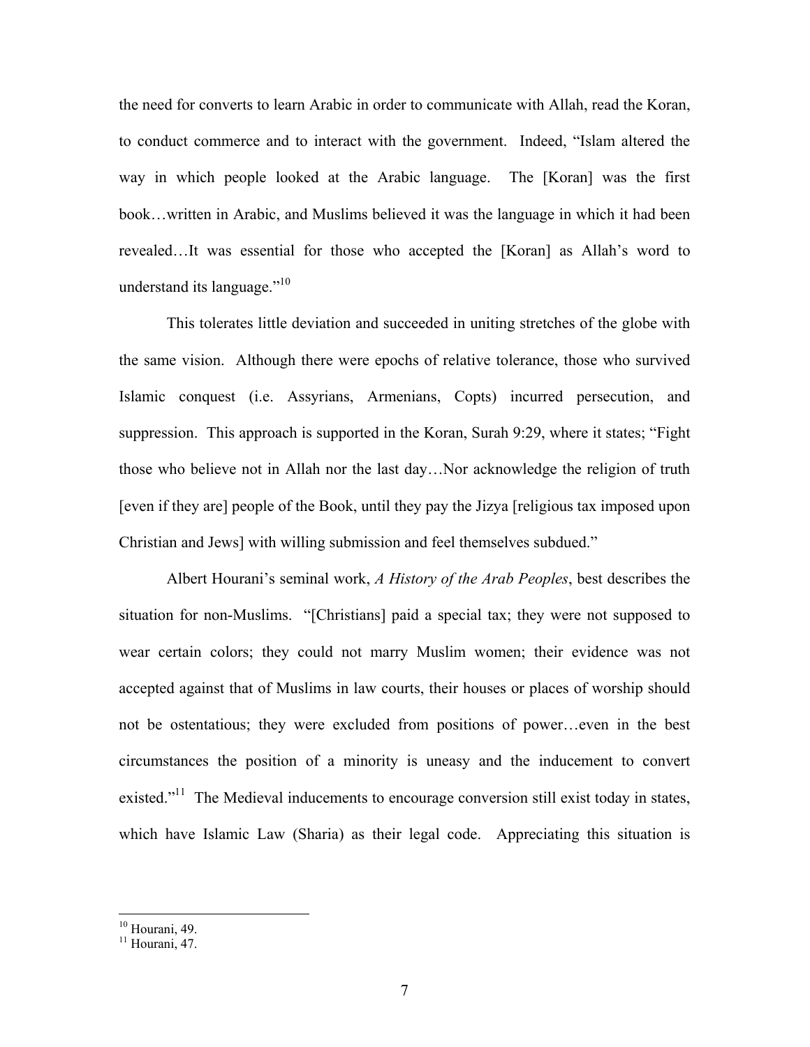the need for converts to learn Arabic in order to communicate with Allah, read the Koran, to conduct commerce and to interact with the government. Indeed, "Islam altered the way in which people looked at the Arabic language. The [Koran] was the first book…written in Arabic, and Muslims believed it was the language in which it had been revealed…It was essential for those who accepted the [Koran] as Allah's word to understand its language."[10]

This tolerates little deviation and succeeded in uniting stretches of the globe with the same vision. Although there were epochs of relative tolerance, those who survived Islamic conquest (i.e. Assyrians, Armenians, Copts) incurred persecution, and suppression. This approach is supported in the Koran, Surah 9:29, where it states; "Fight those who believe not in Allah nor the last day…Nor acknowledge the religion of truth [even if they are] people of the Book, until they pay the Jizya [religious tax imposed upon Christian and Jews] with willing submission and feel themselves subdued."

Albert Hourani's seminal work, *A History of the Arab Peoples*, best describes the situation for non-Muslims. "[Christians] paid a special tax; they were not supposed to wear certain colors; they could not marry Muslim women; their evidence was not accepted against that of Muslims in law courts, their houses or places of worship should not be ostentatious; they were excluded from positions of power…even in the best circumstances the position of a minority is uneasy and the inducement to convert existed."[11] The Medieval inducements to encourage conversion still exist today in states, which have Islamic Law (Sharia) as their legal code. Appreciating this situation is

---

[10] Hourani, 49.
[11] Hourani, 47.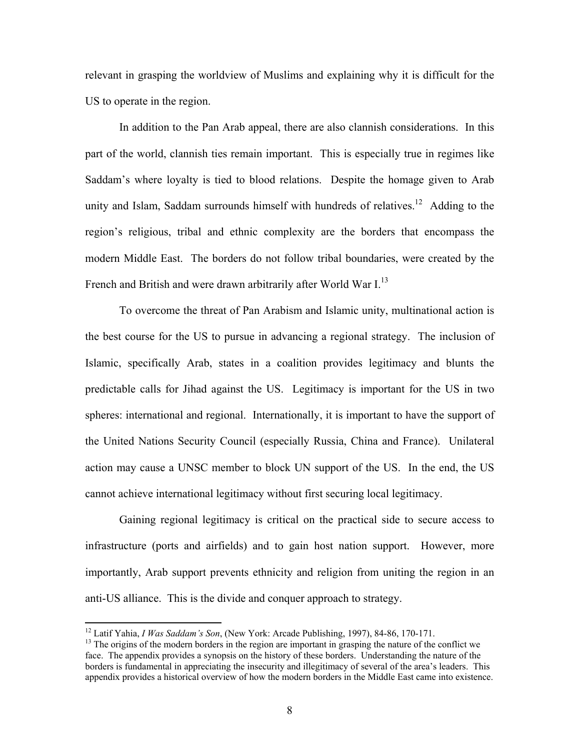relevant in grasping the worldview of Muslims and explaining why it is difficult for the US to operate in the region.

In addition to the Pan Arab appeal, there are also clannish considerations. In this part of the world, clannish ties remain important. This is especially true in regimes like Saddam's where loyalty is tied to blood relations. Despite the homage given to Arab unity and Islam, Saddam surrounds himself with hundreds of relatives.[12] Adding to the region's religious, tribal and ethnic complexity are the borders that encompass the modern Middle East. The borders do not follow tribal boundaries, were created by the French and British and were drawn arbitrarily after World War I.[13]

To overcome the threat of Pan Arabism and Islamic unity, multinational action is the best course for the US to pursue in advancing a regional strategy. The inclusion of Islamic, specifically Arab, states in a coalition provides legitimacy and blunts the predictable calls for Jihad against the US. Legitimacy is important for the US in two spheres: international and regional. Internationally, it is important to have the support of the United Nations Security Council (especially Russia, China and France). Unilateral action may cause a UNSC member to block UN support of the US. In the end, the US cannot achieve international legitimacy without first securing local legitimacy.

Gaining regional legitimacy is critical on the practical side to secure access to infrastructure (ports and airfields) and to gain host nation support. However, more importantly, Arab support prevents ethnicity and religion from uniting the region in an anti-US alliance. This is the divide and conquer approach to strategy.

---

[12] Latif Yahia, *I Was Saddam's Son*, (New York: Arcade Publishing, 1997), 84-86, 170-171.

[13] The origins of the modern borders in the region are important in grasping the nature of the conflict we face. The appendix provides a synopsis on the history of these borders. Understanding the nature of the borders is fundamental in appreciating the insecurity and illegitimacy of several of the area's leaders. This appendix provides a historical overview of how the modern borders in the Middle East came into existence.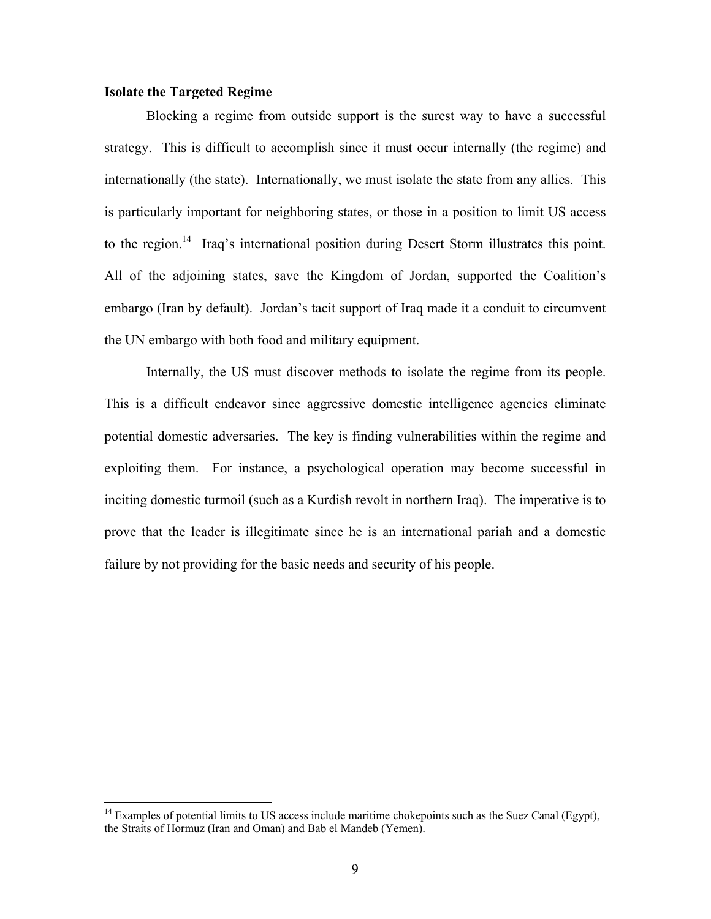### Isolate the Targeted Regime

Blocking a regime from outside support is the surest way to have a successful strategy. This is difficult to accomplish since it must occur internally (the regime) and internationally (the state). Internationally, we must isolate the state from any allies. This is particularly important for neighboring states, or those in a position to limit US access to the region.[14] Iraq's international position during Desert Storm illustrates this point. All of the adjoining states, save the Kingdom of Jordan, supported the Coalition's embargo (Iran by default). Jordan's tacit support of Iraq made it a conduit to circumvent the UN embargo with both food and military equipment.

Internally, the US must discover methods to isolate the regime from its people. This is a difficult endeavor since aggressive domestic intelligence agencies eliminate potential domestic adversaries. The key is finding vulnerabilities within the regime and exploiting them. For instance, a psychological operation may become successful in inciting domestic turmoil (such as a Kurdish revolt in northern Iraq). The imperative is to prove that the leader is illegitimate since he is an international pariah and a domestic failure by not providing for the basic needs and security of his people.

---

[14] Examples of potential limits to US access include maritime chokepoints such as the Suez Canal (Egypt), the Straits of Hormuz (Iran and Oman) and Bab el Mandeb (Yemen).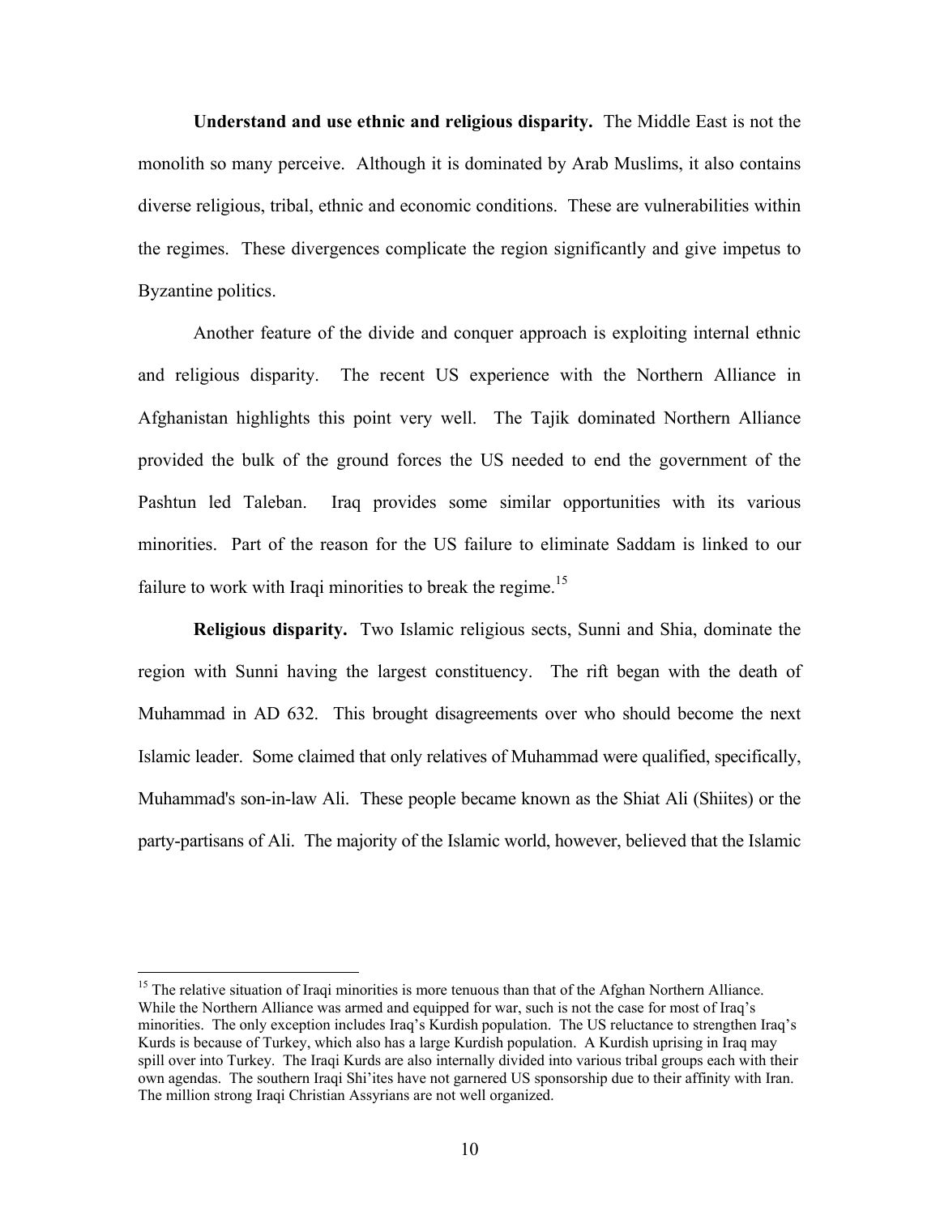**Understand and use ethnic and religious disparity.** The Middle East is not the monolith so many perceive. Although it is dominated by Arab Muslims, it also contains diverse religious, tribal, ethnic and economic conditions. These are vulnerabilities within the regimes. These divergences complicate the region significantly and give impetus to Byzantine politics.

Another feature of the divide and conquer approach is exploiting internal ethnic and religious disparity. The recent US experience with the Northern Alliance in Afghanistan highlights this point very well. The Tajik dominated Northern Alliance provided the bulk of the ground forces the US needed to end the government of the Pashtun led Taleban. Iraq provides some similar opportunities with its various minorities. Part of the reason for the US failure to eliminate Saddam is linked to our failure to work with Iraqi minorities to break the regime.[15]

**Religious disparity.** Two Islamic religious sects, Sunni and Shia, dominate the region with Sunni having the largest constituency. The rift began with the death of Muhammad in AD 632. This brought disagreements over who should become the next Islamic leader. Some claimed that only relatives of Muhammad were qualified, specifically, Muhammad's son-in-law Ali. These people became known as the Shiat Ali (Shiites) or the party-partisans of Ali. The majority of the Islamic world, however, believed that the Islamic

---

[15] The relative situation of Iraqi minorities is more tenuous than that of the Afghan Northern Alliance. While the Northern Alliance was armed and equipped for war, such is not the case for most of Iraq's minorities. The only exception includes Iraq's Kurdish population. The US reluctance to strengthen Iraq's Kurds is because of Turkey, which also has a large Kurdish population. A Kurdish uprising in Iraq may spill over into Turkey. The Iraqi Kurds are also internally divided into various tribal groups each with their own agendas. The southern Iraqi Shi'ites have not garnered US sponsorship due to their affinity with Iran. The million strong Iraqi Christian Assyrians are not well organized.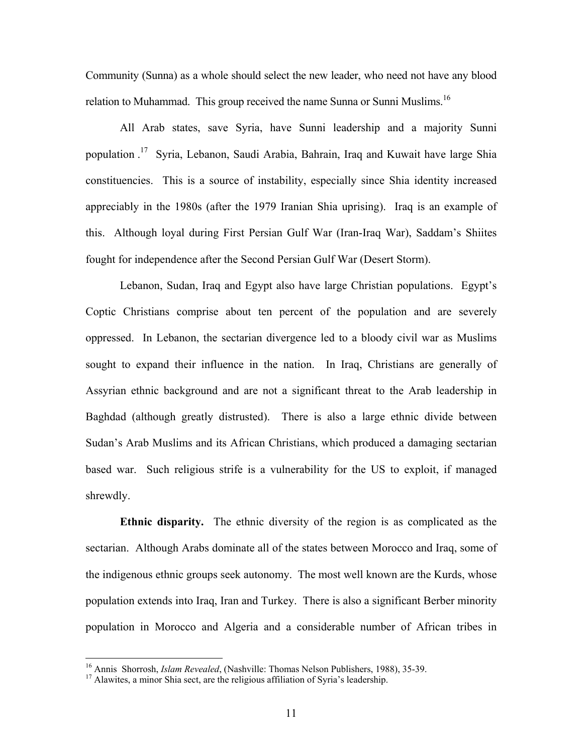Community (Sunna) as a whole should select the new leader, who need not have any blood relation to Muhammad. This group received the name Sunna or Sunni Muslims.[16]

All Arab states, save Syria, have Sunni leadership and a majority Sunni population .[17] Syria, Lebanon, Saudi Arabia, Bahrain, Iraq and Kuwait have large Shia constituencies. This is a source of instability, especially since Shia identity increased appreciably in the 1980s (after the 1979 Iranian Shia uprising). Iraq is an example of this. Although loyal during First Persian Gulf War (Iran-Iraq War), Saddam's Shiites fought for independence after the Second Persian Gulf War (Desert Storm).

Lebanon, Sudan, Iraq and Egypt also have large Christian populations. Egypt's Coptic Christians comprise about ten percent of the population and are severely oppressed. In Lebanon, the sectarian divergence led to a bloody civil war as Muslims sought to expand their influence in the nation. In Iraq, Christians are generally of Assyrian ethnic background and are not a significant threat to the Arab leadership in Baghdad (although greatly distrusted). There is also a large ethnic divide between Sudan's Arab Muslims and its African Christians, which produced a damaging sectarian based war. Such religious strife is a vulnerability for the US to exploit, if managed shrewdly.

**Ethnic disparity.** The ethnic diversity of the region is as complicated as the sectarian. Although Arabs dominate all of the states between Morocco and Iraq, some of the indigenous ethnic groups seek autonomy. The most well known are the Kurds, whose population extends into Iraq, Iran and Turkey. There is also a significant Berber minority population in Morocco and Algeria and a considerable number of African tribes in

---

[16] Annis Shorrosh, *Islam Revealed*, (Nashville: Thomas Nelson Publishers, 1988), 35-39.

[17] Alawites, a minor Shia sect, are the religious affiliation of Syria's leadership.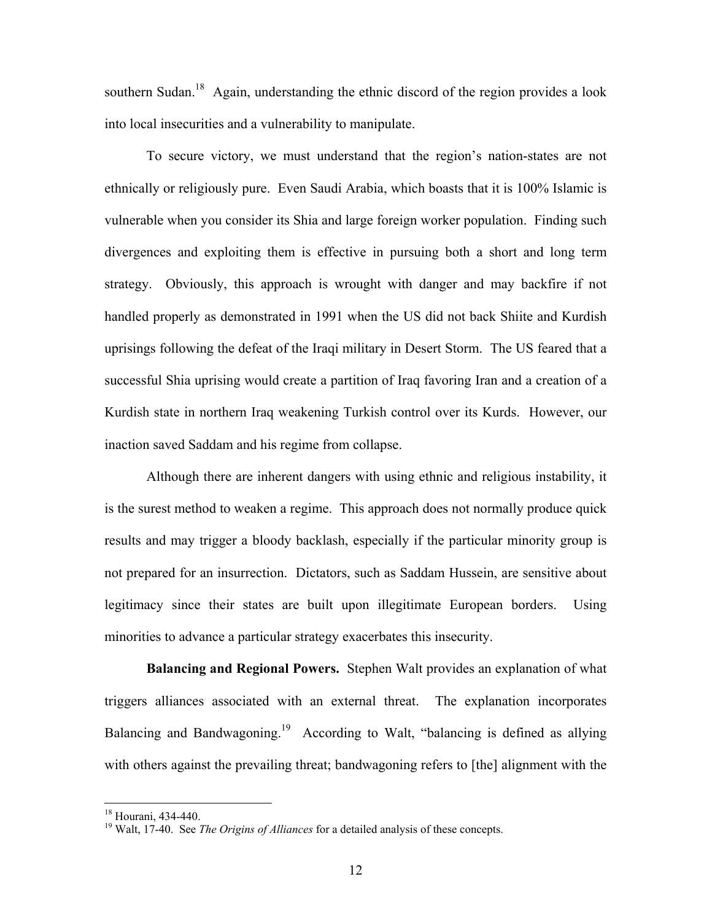southern Sudan.[18] Again, understanding the ethnic discord of the region provides a look into local insecurities and a vulnerability to manipulate.

To secure victory, we must understand that the region's nation-states are not ethnically or religiously pure. Even Saudi Arabia, which boasts that it is 100% Islamic is vulnerable when you consider its Shia and large foreign worker population. Finding such divergences and exploiting them is effective in pursuing both a short and long term strategy. Obviously, this approach is wrought with danger and may backfire if not handled properly as demonstrated in 1991 when the US did not back Shiite and Kurdish uprisings following the defeat of the Iraqi military in Desert Storm. The US feared that a successful Shia uprising would create a partition of Iraq favoring Iran and a creation of a Kurdish state in northern Iraq weakening Turkish control over its Kurds. However, our inaction saved Saddam and his regime from collapse.

Although there are inherent dangers with using ethnic and religious instability, it is the surest method to weaken a regime. This approach does not normally produce quick results and may trigger a bloody backlash, especially if the particular minority group is not prepared for an insurrection. Dictators, such as Saddam Hussein, are sensitive about legitimacy since their states are built upon illegitimate European borders. Using minorities to advance a particular strategy exacerbates this insecurity.

**Balancing and Regional Powers.** Stephen Walt provides an explanation of what triggers alliances associated with an external threat. The explanation incorporates Balancing and Bandwagoning.[19] According to Walt, "balancing is defined as allying with others against the prevailing threat; bandwagoning refers to [the] alignment with the

---

[18] Hourani, 434-440.

[19] Walt, 17-40. See *The Origins of Alliances* for a detailed analysis of these concepts.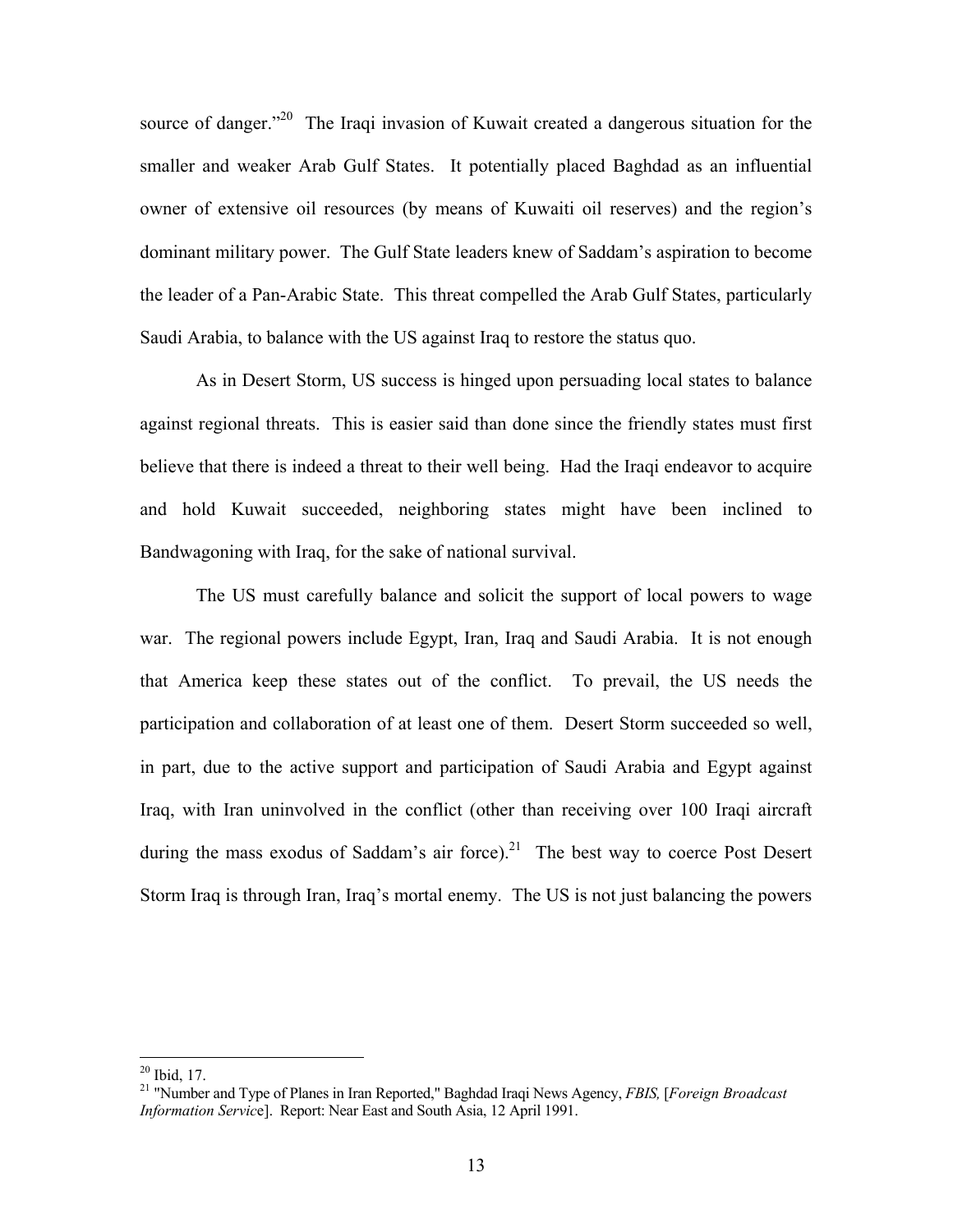source of danger."[20] The Iraqi invasion of Kuwait created a dangerous situation for the smaller and weaker Arab Gulf States. It potentially placed Baghdad as an influential owner of extensive oil resources (by means of Kuwaiti oil reserves) and the region's dominant military power. The Gulf State leaders knew of Saddam's aspiration to become the leader of a Pan-Arabic State. This threat compelled the Arab Gulf States, particularly Saudi Arabia, to balance with the US against Iraq to restore the status quo.

As in Desert Storm, US success is hinged upon persuading local states to balance against regional threats. This is easier said than done since the friendly states must first believe that there is indeed a threat to their well being. Had the Iraqi endeavor to acquire and hold Kuwait succeeded, neighboring states might have been inclined to Bandwagoning with Iraq, for the sake of national survival.

The US must carefully balance and solicit the support of local powers to wage war. The regional powers include Egypt, Iran, Iraq and Saudi Arabia. It is not enough that America keep these states out of the conflict. To prevail, the US needs the participation and collaboration of at least one of them. Desert Storm succeeded so well, in part, due to the active support and participation of Saudi Arabia and Egypt against Iraq, with Iran uninvolved in the conflict (other than receiving over 100 Iraqi aircraft during the mass exodus of Saddam's air force).[21] The best way to coerce Post Desert Storm Iraq is through Iran, Iraq's mortal enemy. The US is not just balancing the powers

---

[20] Ibid, 17.

[21] "Number and Type of Planes in Iran Reported," Baghdad Iraqi News Agency, *FBIS,* [*Foreign Broadcast Information Servic*e]. Report: Near East and South Asia, 12 April 1991.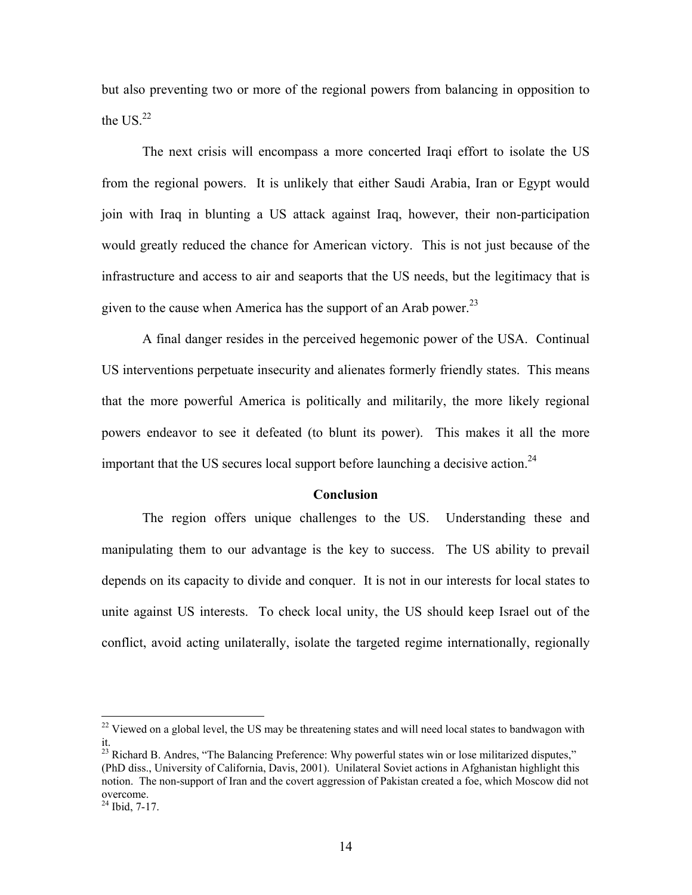but also preventing two or more of the regional powers from balancing in opposition to the US.[22]

The next crisis will encompass a more concerted Iraqi effort to isolate the US from the regional powers. It is unlikely that either Saudi Arabia, Iran or Egypt would join with Iraq in blunting a US attack against Iraq, however, their non-participation would greatly reduced the chance for American victory. This is not just because of the infrastructure and access to air and seaports that the US needs, but the legitimacy that is given to the cause when America has the support of an Arab power.[23]

A final danger resides in the perceived hegemonic power of the USA. Continual US interventions perpetuate insecurity and alienates formerly friendly states. This means that the more powerful America is politically and militarily, the more likely regional powers endeavor to see it defeated (to blunt its power). This makes it all the more important that the US secures local support before launching a decisive action.[24]

**Conclusion**

The region offers unique challenges to the US. Understanding these and manipulating them to our advantage is the key to success. The US ability to prevail depends on its capacity to divide and conquer. It is not in our interests for local states to unite against US interests. To check local unity, the US should keep Israel out of the conflict, avoid acting unilaterally, isolate the targeted regime internationally, regionally

---

[22] Viewed on a global level, the US may be threatening states and will need local states to bandwagon with it.

[23] Richard B. Andres, "The Balancing Preference: Why powerful states win or lose militarized disputes," (PhD diss., University of California, Davis, 2001). Unilateral Soviet actions in Afghanistan highlight this notion. The non-support of Iran and the covert aggression of Pakistan created a foe, which Moscow did not overcome.

[24] Ibid, 7-17.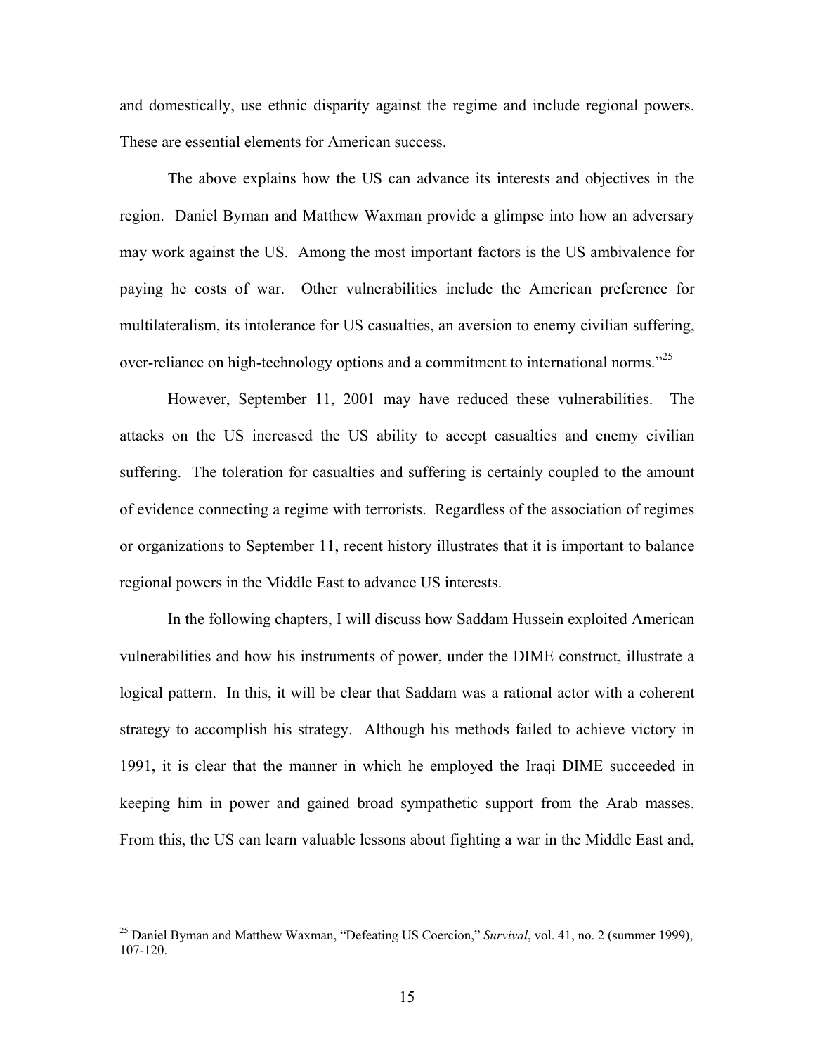and domestically, use ethnic disparity against the regime and include regional powers. These are essential elements for American success.

The above explains how the US can advance its interests and objectives in the region. Daniel Byman and Matthew Waxman provide a glimpse into how an adversary may work against the US. Among the most important factors is the US ambivalence for paying he costs of war. Other vulnerabilities include the American preference for multilateralism, its intolerance for US casualties, an aversion to enemy civilian suffering, over-reliance on high-technology options and a commitment to international norms."[25]

However, September 11, 2001 may have reduced these vulnerabilities. The attacks on the US increased the US ability to accept casualties and enemy civilian suffering. The toleration for casualties and suffering is certainly coupled to the amount of evidence connecting a regime with terrorists. Regardless of the association of regimes or organizations to September 11, recent history illustrates that it is important to balance regional powers in the Middle East to advance US interests.

In the following chapters, I will discuss how Saddam Hussein exploited American vulnerabilities and how his instruments of power, under the DIME construct, illustrate a logical pattern. In this, it will be clear that Saddam was a rational actor with a coherent strategy to accomplish his strategy. Although his methods failed to achieve victory in 1991, it is clear that the manner in which he employed the Iraqi DIME succeeded in keeping him in power and gained broad sympathetic support from the Arab masses. From this, the US can learn valuable lessons about fighting a war in the Middle East and,

---

[25] Daniel Byman and Matthew Waxman, "Defeating US Coercion," *Survival*, vol. 41, no. 2 (summer 1999), 107-120.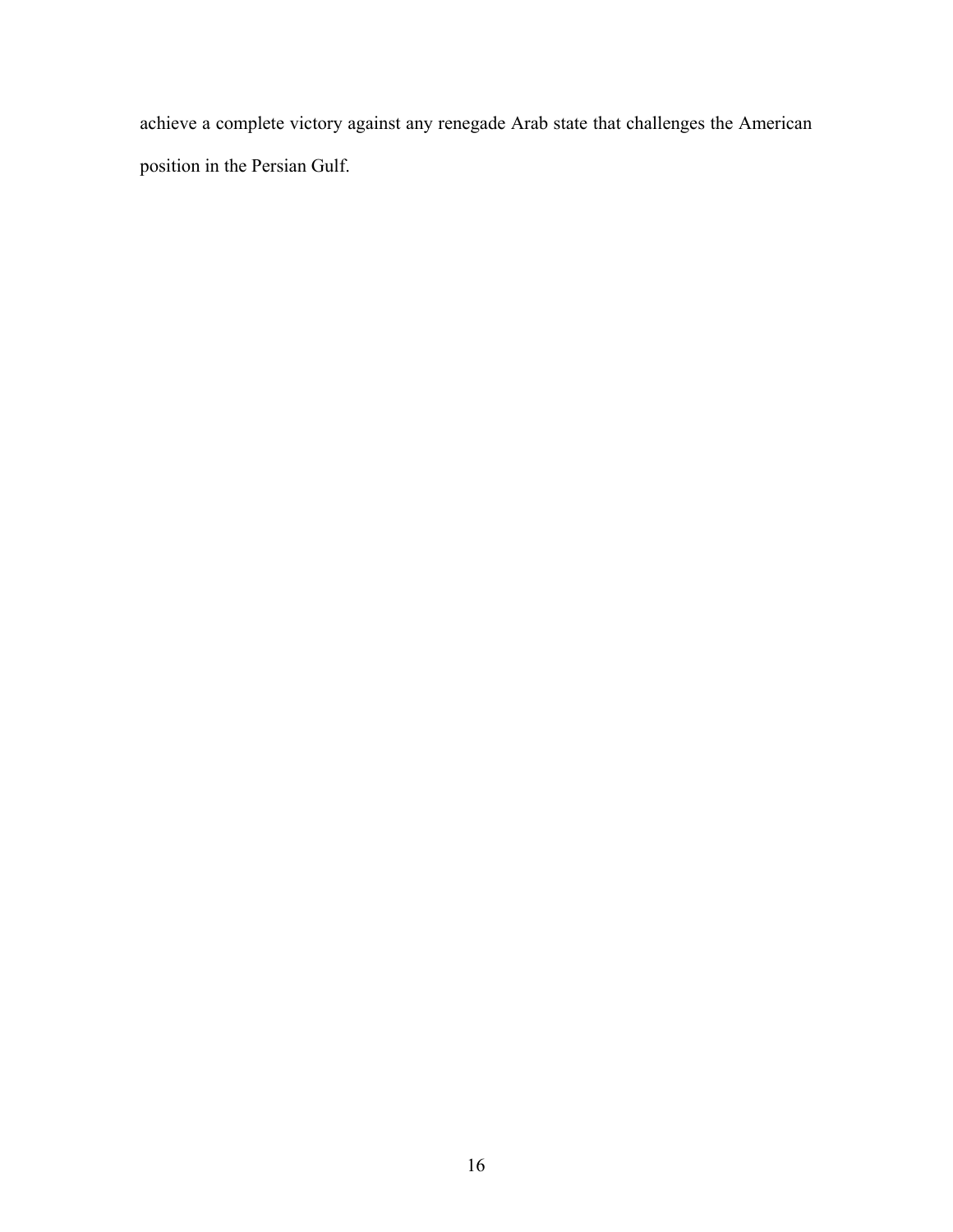achieve a complete victory against any renegade Arab state that challenges the American position in the Persian Gulf.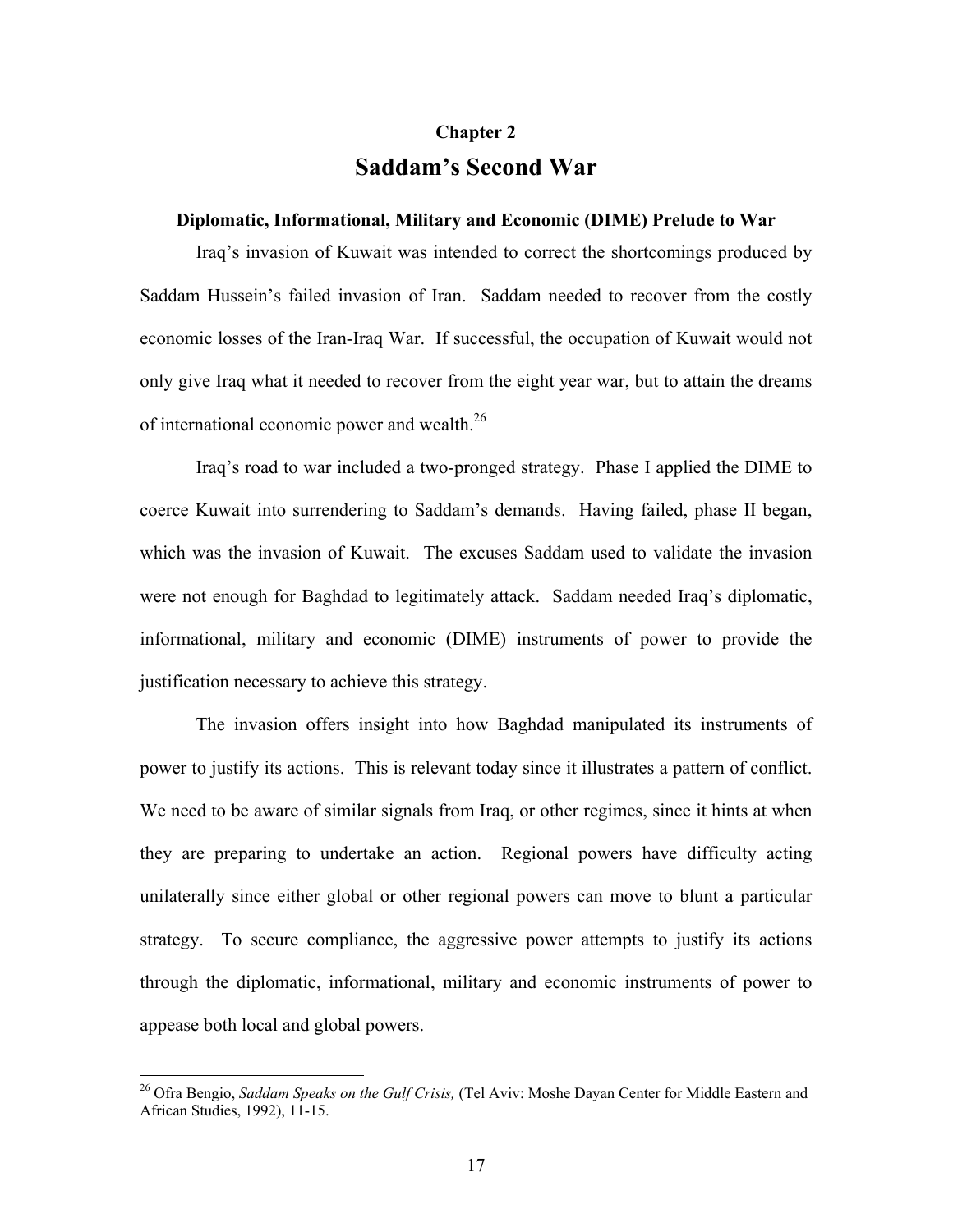# Chapter 2

# Saddam's Second War

### Diplomatic, Informational, Military and Economic (DIME) Prelude to War

Iraq's invasion of Kuwait was intended to correct the shortcomings produced by Saddam Hussein's failed invasion of Iran. Saddam needed to recover from the costly economic losses of the Iran-Iraq War. If successful, the occupation of Kuwait would not only give Iraq what it needed to recover from the eight year war, but to attain the dreams of international economic power and wealth.[26]

Iraq's road to war included a two-pronged strategy. Phase I applied the DIME to coerce Kuwait into surrendering to Saddam's demands. Having failed, phase II began, which was the invasion of Kuwait. The excuses Saddam used to validate the invasion were not enough for Baghdad to legitimately attack. Saddam needed Iraq's diplomatic, informational, military and economic (DIME) instruments of power to provide the justification necessary to achieve this strategy.

The invasion offers insight into how Baghdad manipulated its instruments of power to justify its actions. This is relevant today since it illustrates a pattern of conflict. We need to be aware of similar signals from Iraq, or other regimes, since it hints at when they are preparing to undertake an action. Regional powers have difficulty acting unilaterally since either global or other regional powers can move to blunt a particular strategy. To secure compliance, the aggressive power attempts to justify its actions through the diplomatic, informational, military and economic instruments of power to appease both local and global powers.

---

[26] Ofra Bengio, *Saddam Speaks on the Gulf Crisis,* (Tel Aviv: Moshe Dayan Center for Middle Eastern and African Studies, 1992), 11-15.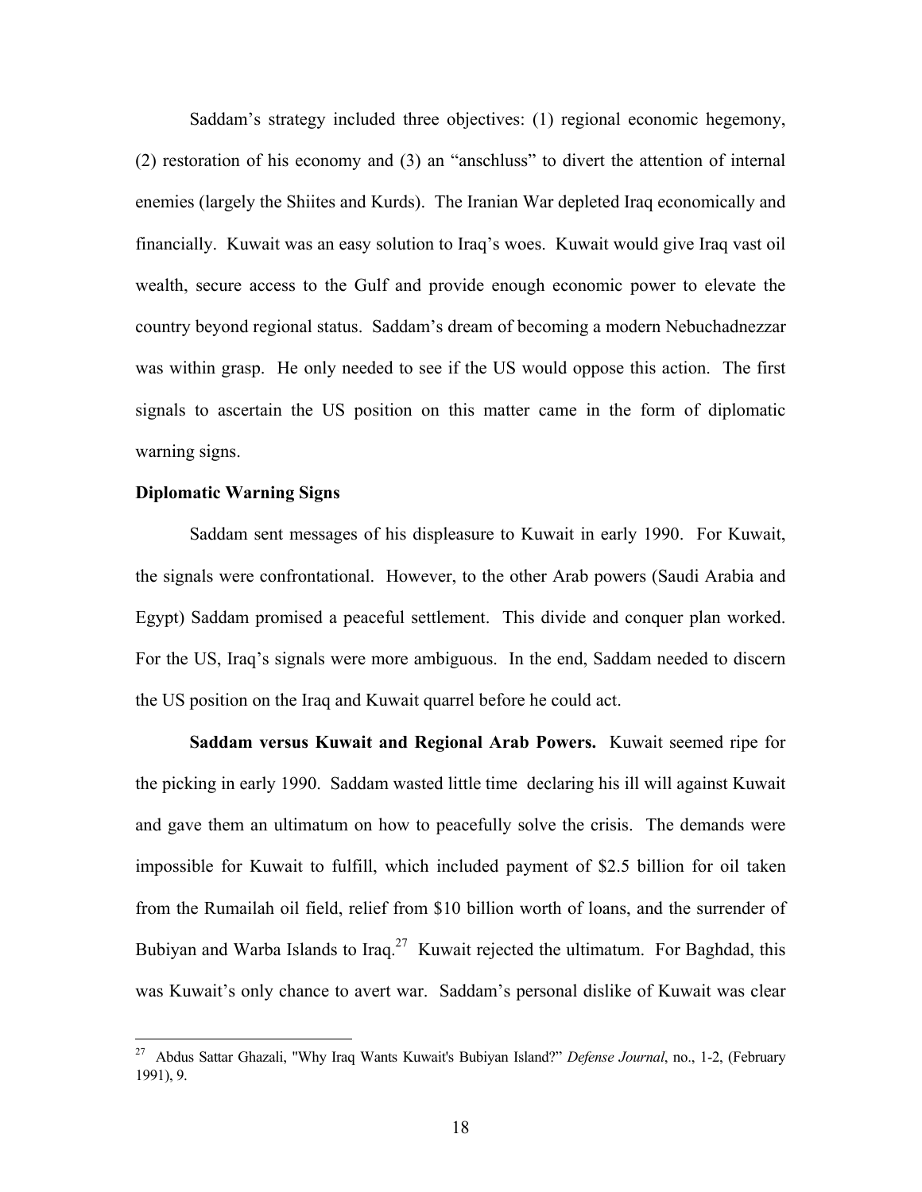Saddam's strategy included three objectives: (1) regional economic hegemony, (2) restoration of his economy and (3) an "anschluss" to divert the attention of internal enemies (largely the Shiites and Kurds). The Iranian War depleted Iraq economically and financially. Kuwait was an easy solution to Iraq's woes. Kuwait would give Iraq vast oil wealth, secure access to the Gulf and provide enough economic power to elevate the country beyond regional status. Saddam's dream of becoming a modern Nebuchadnezzar was within grasp. He only needed to see if the US would oppose this action. The first signals to ascertain the US position on this matter came in the form of diplomatic warning signs.

### Diplomatic Warning Signs

Saddam sent messages of his displeasure to Kuwait in early 1990. For Kuwait, the signals were confrontational. However, to the other Arab powers (Saudi Arabia and Egypt) Saddam promised a peaceful settlement. This divide and conquer plan worked. For the US, Iraq's signals were more ambiguous. In the end, Saddam needed to discern the US position on the Iraq and Kuwait quarrel before he could act.

**Saddam versus Kuwait and Regional Arab Powers.** Kuwait seemed ripe for the picking in early 1990. Saddam wasted little time declaring his ill will against Kuwait and gave them an ultimatum on how to peacefully solve the crisis. The demands were impossible for Kuwait to fulfill, which included payment of $2.5 billion for oil taken from the Rumailah oil field, relief from $10 billion worth of loans, and the surrender of Bubiyan and Warba Islands to Iraq.[27] Kuwait rejected the ultimatum. For Baghdad, this was Kuwait's only chance to avert war. Saddam's personal dislike of Kuwait was clear

---

[27] Abdus Sattar Ghazali, "Why Iraq Wants Kuwait's Bubiyan Island?" *Defense Journal*, no., 1-2, (February 1991), 9.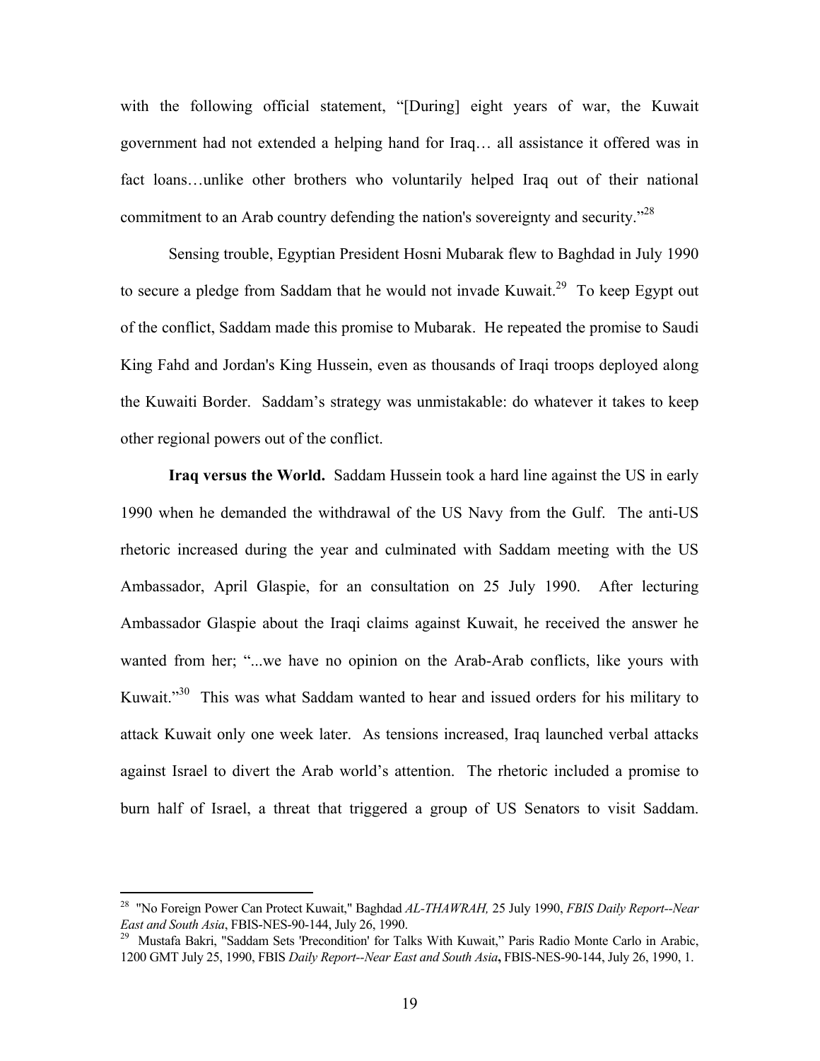with the following official statement, "[During] eight years of war, the Kuwait government had not extended a helping hand for Iraq… all assistance it offered was in fact loans…unlike other brothers who voluntarily helped Iraq out of their national commitment to an Arab country defending the nation's sovereignty and security."[28]

Sensing trouble, Egyptian President Hosni Mubarak flew to Baghdad in July 1990 to secure a pledge from Saddam that he would not invade Kuwait.[29] To keep Egypt out of the conflict, Saddam made this promise to Mubarak. He repeated the promise to Saudi King Fahd and Jordan's King Hussein, even as thousands of Iraqi troops deployed along the Kuwaiti Border. Saddam's strategy was unmistakable: do whatever it takes to keep other regional powers out of the conflict.

**Iraq versus the World.** Saddam Hussein took a hard line against the US in early 1990 when he demanded the withdrawal of the US Navy from the Gulf. The anti-US rhetoric increased during the year and culminated with Saddam meeting with the US Ambassador, April Glaspie, for an consultation on 25 July 1990. After lecturing Ambassador Glaspie about the Iraqi claims against Kuwait, he received the answer he wanted from her; "...we have no opinion on the Arab-Arab conflicts, like yours with Kuwait."[30] This was what Saddam wanted to hear and issued orders for his military to attack Kuwait only one week later. As tensions increased, Iraq launched verbal attacks against Israel to divert the Arab world's attention. The rhetoric included a promise to burn half of Israel, a threat that triggered a group of US Senators to visit Saddam.

---

[28] "No Foreign Power Can Protect Kuwait," Baghdad *AL-THAWRAH,* 25 July 1990, *FBIS Daily Report--Near East and South Asia*, FBIS-NES-90-144, July 26, 1990.

[29] Mustafa Bakri, "Saddam Sets 'Precondition' for Talks With Kuwait," Paris Radio Monte Carlo in Arabic, 1200 GMT July 25, 1990, FBIS *Daily Report--Near East and South Asia***,** FBIS-NES-90-144, July 26, 1990, 1.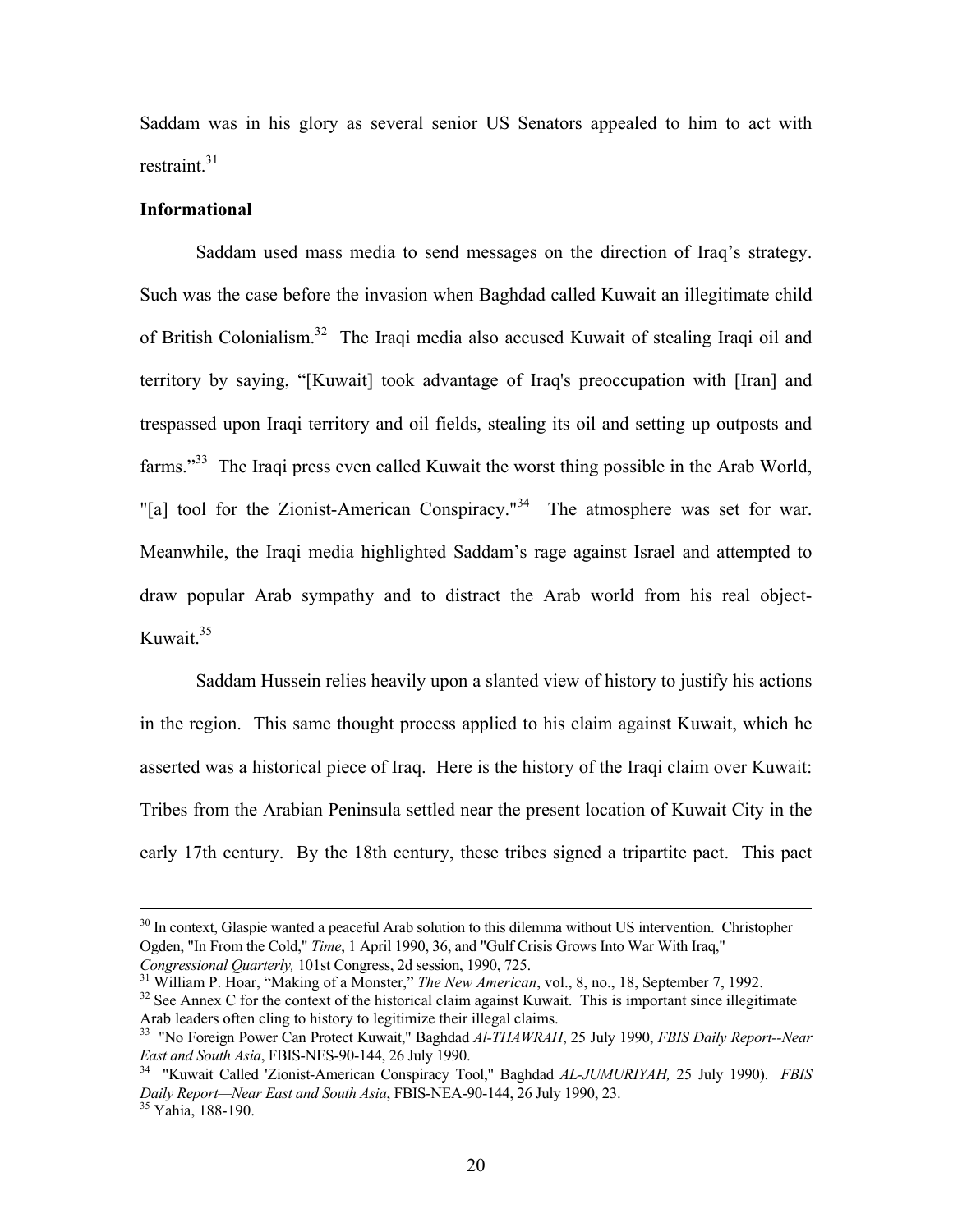Saddam was in his glory as several senior US Senators appealed to him to act with restraint.[31]

**Informational**

Saddam used mass media to send messages on the direction of Iraq's strategy. Such was the case before the invasion when Baghdad called Kuwait an illegitimate child of British Colonialism.[32] The Iraqi media also accused Kuwait of stealing Iraqi oil and territory by saying, "[Kuwait] took advantage of Iraq's preoccupation with [Iran] and trespassed upon Iraqi territory and oil fields, stealing its oil and setting up outposts and farms."[33] The Iraqi press even called Kuwait the worst thing possible in the Arab World, "[a] tool for the Zionist-American Conspiracy."[34] The atmosphere was set for war. Meanwhile, the Iraqi media highlighted Saddam's rage against Israel and attempted to draw popular Arab sympathy and to distract the Arab world from his real object- Kuwait.[35]

Saddam Hussein relies heavily upon a slanted view of history to justify his actions in the region. This same thought process applied to his claim against Kuwait, which he asserted was a historical piece of Iraq. Here is the history of the Iraqi claim over Kuwait: Tribes from the Arabian Peninsula settled near the present location of Kuwait City in the early 17th century. By the 18th century, these tribes signed a tripartite pact. This pact

---

[30] In context, Glaspie wanted a peaceful Arab solution to this dilemma without US intervention. Christopher Ogden, "In From the Cold," *Time*, 1 April 1990, 36, and "Gulf Crisis Grows Into War With Iraq," *Congressional Quarterly,* 101st Congress, 2d session, 1990, 725.

[31] William P. Hoar, "Making of a Monster," *The New American*, vol., 8, no., 18, September 7, 1992.

[32] See Annex C for the context of the historical claim against Kuwait. This is important since illegitimate Arab leaders often cling to history to legitimize their illegal claims.

[33] "No Foreign Power Can Protect Kuwait," Baghdad *Al-THAWRAH*, 25 July 1990, *FBIS Daily Report--Near East and South Asia*, FBIS-NES-90-144, 26 July 1990.

[34] "Kuwait Called 'Zionist-American Conspiracy Tool," Baghdad *AL-JUMURIYAH,* 25 July 1990). *FBIS Daily Report—Near East and South Asia*, FBIS-NEA-90-144, 26 July 1990, 23.

[35] Yahia, 188-190.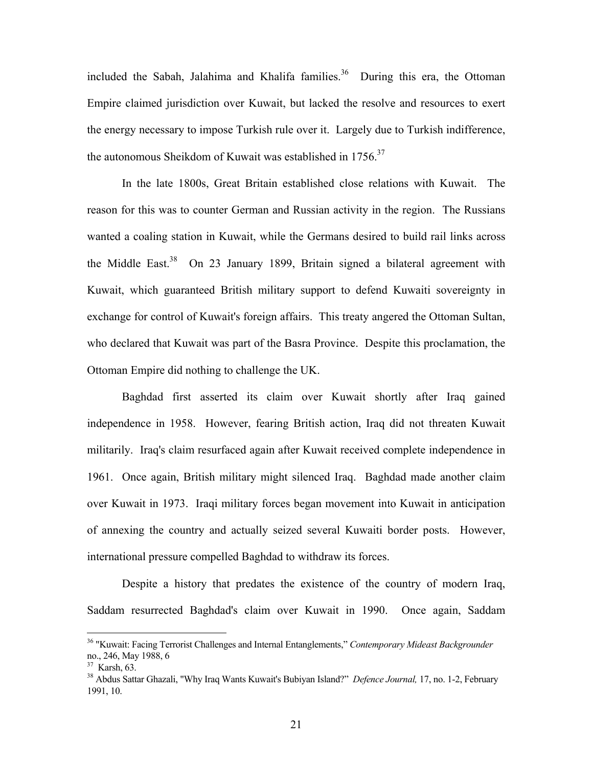included the Sabah, Jalahima and Khalifa families.[36] During this era, the Ottoman Empire claimed jurisdiction over Kuwait, but lacked the resolve and resources to exert the energy necessary to impose Turkish rule over it. Largely due to Turkish indifference, the autonomous Sheikdom of Kuwait was established in 1756.[37]

In the late 1800s, Great Britain established close relations with Kuwait. The reason for this was to counter German and Russian activity in the region. The Russians wanted a coaling station in Kuwait, while the Germans desired to build rail links across the Middle East.[38] On 23 January 1899, Britain signed a bilateral agreement with Kuwait, which guaranteed British military support to defend Kuwaiti sovereignty in exchange for control of Kuwait's foreign affairs. This treaty angered the Ottoman Sultan, who declared that Kuwait was part of the Basra Province. Despite this proclamation, the Ottoman Empire did nothing to challenge the UK.

Baghdad first asserted its claim over Kuwait shortly after Iraq gained independence in 1958. However, fearing British action, Iraq did not threaten Kuwait militarily. Iraq's claim resurfaced again after Kuwait received complete independence in 1961. Once again, British military might silenced Iraq. Baghdad made another claim over Kuwait in 1973. Iraqi military forces began movement into Kuwait in anticipation of annexing the country and actually seized several Kuwaiti border posts. However, international pressure compelled Baghdad to withdraw its forces.

Despite a history that predates the existence of the country of modern Iraq, Saddam resurrected Baghdad's claim over Kuwait in 1990. Once again, Saddam

---

[36] "Kuwait: Facing Terrorist Challenges and Internal Entanglements," *Contemporary Mideast Backgrounder* no., 246, May 1988, 6

[37] Karsh, 63.

[38] Abdus Sattar Ghazali, "Why Iraq Wants Kuwait's Bubiyan Island?" *Defence Journal,* 17, no. 1-2, February 1991, 10.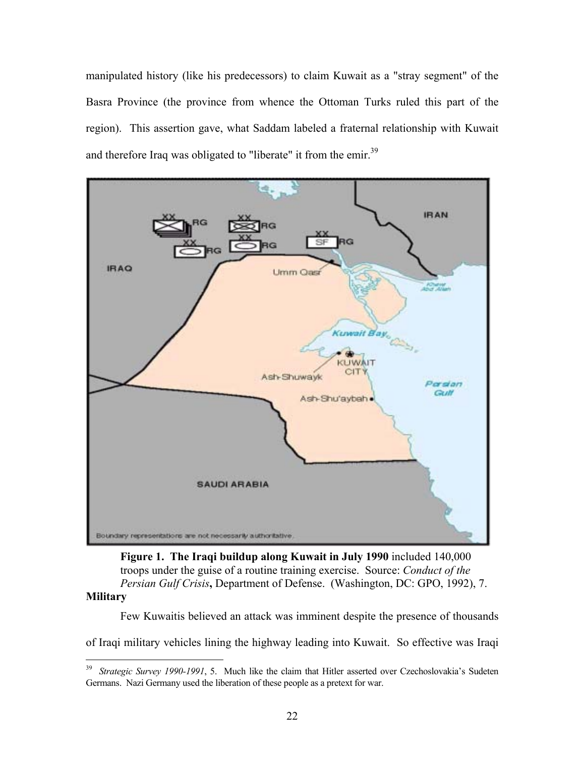manipulated history (like his predecessors) to claim Kuwait as a "stray segment" of the Basra Province (the province from whence the Ottoman Turks ruled this part of the region). This assertion gave, what Saddam labeled a fraternal relationship with Kuwait and therefore Iraq was obligated to "liberate" it from the emir.[39]

**Figure 1. The Iraqi buildup along Kuwait in July 1990** included 140,000 troops under the guise of a routine training exercise. Source: *Conduct of the Persian Gulf Crisis***,** Department of Defense. (Washington, DC: GPO, 1992), 7.

**Military**

Few Kuwaitis believed an attack was imminent despite the presence of thousands of Iraqi military vehicles lining the highway leading into Kuwait. So effective was Iraqi

[39] *Strategic Survey 1990-1991*, 5. Much like the claim that Hitler asserted over Czechoslovakia's Sudeten Germans. Nazi Germany used the liberation of these people as a pretext for war.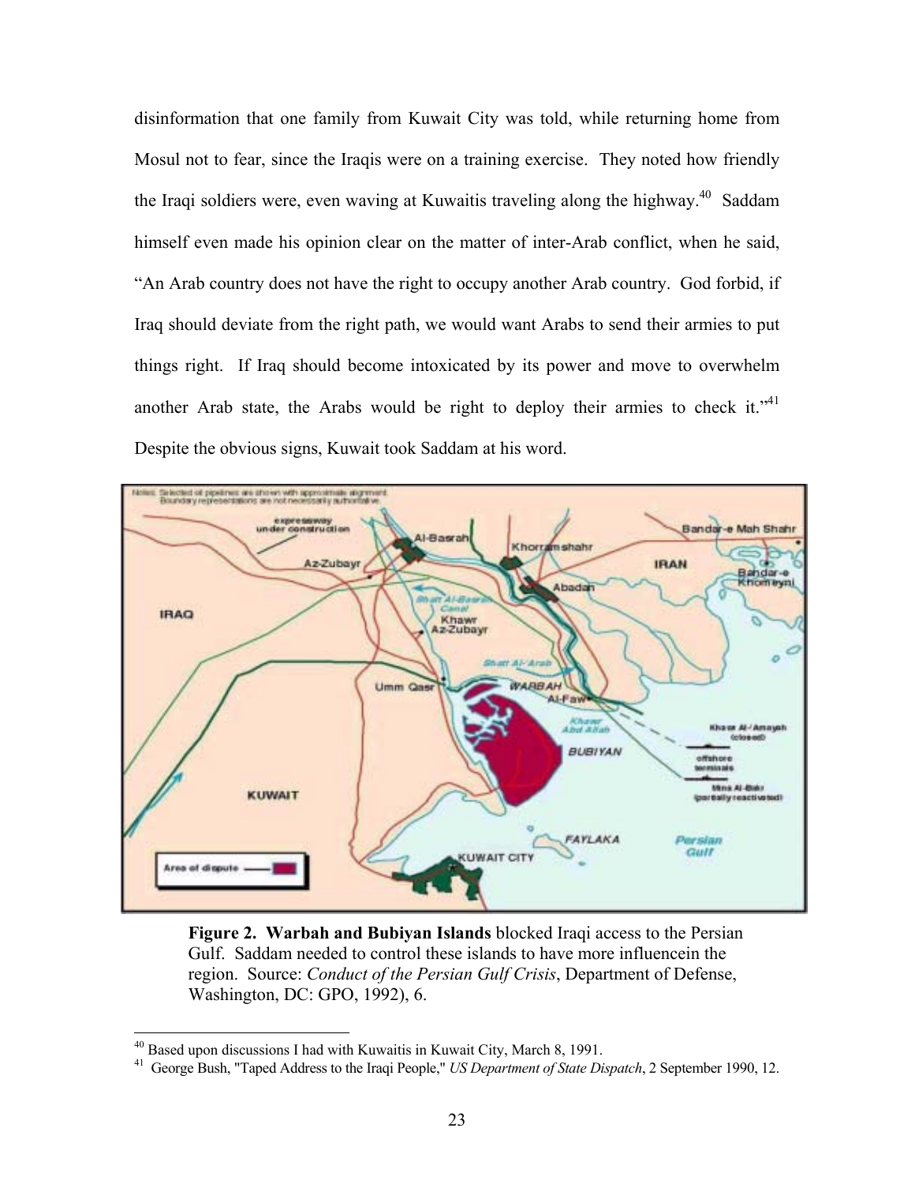disinformation that one family from Kuwait City was told, while returning home from Mosul not to fear, since the Iraqis were on a training exercise. They noted how friendly the Iraqi soldiers were, even waving at Kuwaitis traveling along the highway.[40] Saddam himself even made his opinion clear on the matter of inter-Arab conflict, when he said, "An Arab country does not have the right to occupy another Arab country. God forbid, if Iraq should deviate from the right path, we would want Arabs to send their armies to put things right. If Iraq should become intoxicated by its power and move to overwhelm another Arab state, the Arabs would be right to deploy their armies to check it."[41] Despite the obvious signs, Kuwait took Saddam at his word.

**Figure 2. Warbah and Bubiyan Islands** blocked Iraqi access to the Persian Gulf. Saddam needed to control these islands to have more influencein the region. Source: *Conduct of the Persian Gulf Crisis*, Department of Defense, Washington, DC: GPO, 1992), 6.

---

[40] Based upon discussions I had with Kuwaitis in Kuwait City, March 8, 1991.

[41] George Bush, "Taped Address to the Iraqi People," *US Department of State Dispatch*, 2 September 1990, 12.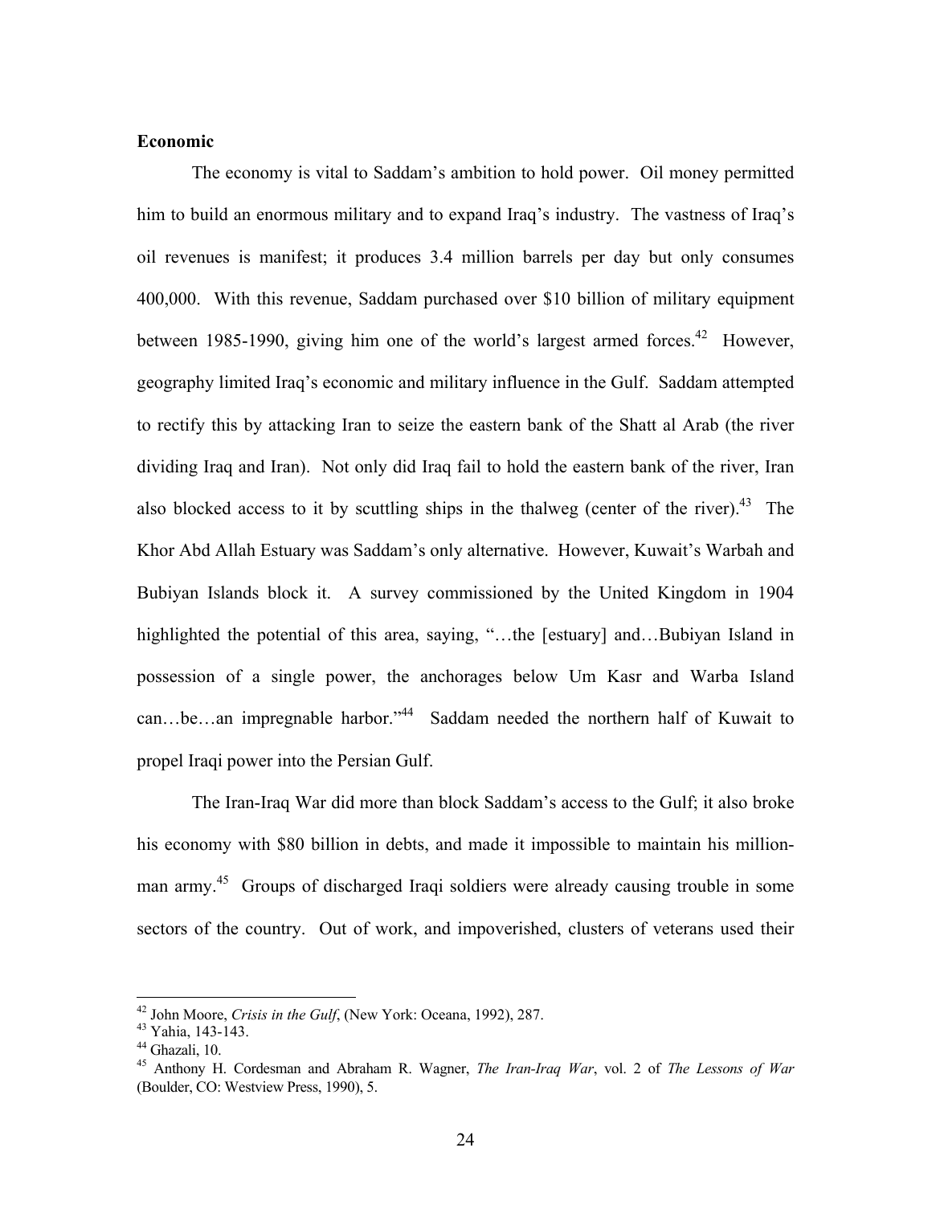### Economic

The economy is vital to Saddam's ambition to hold power. Oil money permitted him to build an enormous military and to expand Iraq's industry. The vastness of Iraq's oil revenues is manifest; it produces 3.4 million barrels per day but only consumes 400,000. With this revenue, Saddam purchased over $10 billion of military equipment between 1985-1990, giving him one of the world's largest armed forces.[42] However, geography limited Iraq's economic and military influence in the Gulf. Saddam attempted to rectify this by attacking Iran to seize the eastern bank of the Shatt al Arab (the river dividing Iraq and Iran). Not only did Iraq fail to hold the eastern bank of the river, Iran also blocked access to it by scuttling ships in the thalweg (center of the river).[43] The Khor Abd Allah Estuary was Saddam's only alternative. However, Kuwait's Warbah and Bubiyan Islands block it. A survey commissioned by the United Kingdom in 1904 highlighted the potential of this area, saying, "…the [estuary] and…Bubiyan Island in possession of a single power, the anchorages below Um Kasr and Warba Island can…be…an impregnable harbor."[44] Saddam needed the northern half of Kuwait to propel Iraqi power into the Persian Gulf.

The Iran-Iraq War did more than block Saddam's access to the Gulf; it also broke his economy with $80 billion in debts, and made it impossible to maintain his million-man army.[45] Groups of discharged Iraqi soldiers were already causing trouble in some sectors of the country. Out of work, and impoverished, clusters of veterans used their

---

[42] John Moore, *Crisis in the Gulf*, (New York: Oceana, 1992), 287.

[43] Yahia, 143-143.

[44] Ghazali, 10.

[45] Anthony H. Cordesman and Abraham R. Wagner, *The Iran-Iraq War*, vol. 2 of *The Lessons of War* (Boulder, CO: Westview Press, 1990), 5.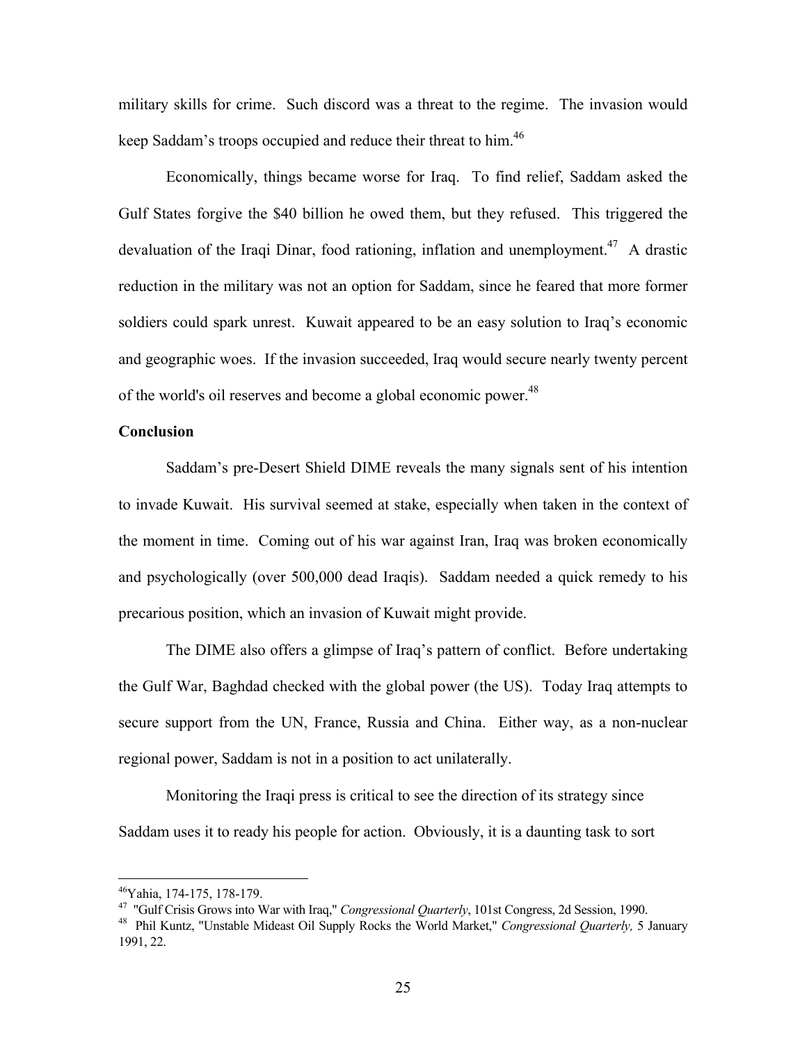military skills for crime. Such discord was a threat to the regime. The invasion would keep Saddam's troops occupied and reduce their threat to him.[46]

Economically, things became worse for Iraq. To find relief, Saddam asked the Gulf States forgive the $40 billion he owed them, but they refused. This triggered the devaluation of the Iraqi Dinar, food rationing, inflation and unemployment.[47] A drastic reduction in the military was not an option for Saddam, since he feared that more former soldiers could spark unrest. Kuwait appeared to be an easy solution to Iraq's economic and geographic woes. If the invasion succeeded, Iraq would secure nearly twenty percent of the world's oil reserves and become a global economic power.[48]

**Conclusion**

Saddam's pre-Desert Shield DIME reveals the many signals sent of his intention to invade Kuwait. His survival seemed at stake, especially when taken in the context of the moment in time. Coming out of his war against Iran, Iraq was broken economically and psychologically (over 500,000 dead Iraqis). Saddam needed a quick remedy to his precarious position, which an invasion of Kuwait might provide.

The DIME also offers a glimpse of Iraq's pattern of conflict. Before undertaking the Gulf War, Baghdad checked with the global power (the US). Today Iraq attempts to secure support from the UN, France, Russia and China. Either way, as a non-nuclear regional power, Saddam is not in a position to act unilaterally.

Monitoring the Iraqi press is critical to see the direction of its strategy since Saddam uses it to ready his people for action. Obviously, it is a daunting task to sort

---

[46] Yahia, 174-175, 178-179.

[47] "Gulf Crisis Grows into War with Iraq," *Congressional Quarterly*, 101st Congress, 2d Session, 1990.

[48] Phil Kuntz, "Unstable Mideast Oil Supply Rocks the World Market," *Congressional Quarterly,* 5 January 1991, 22.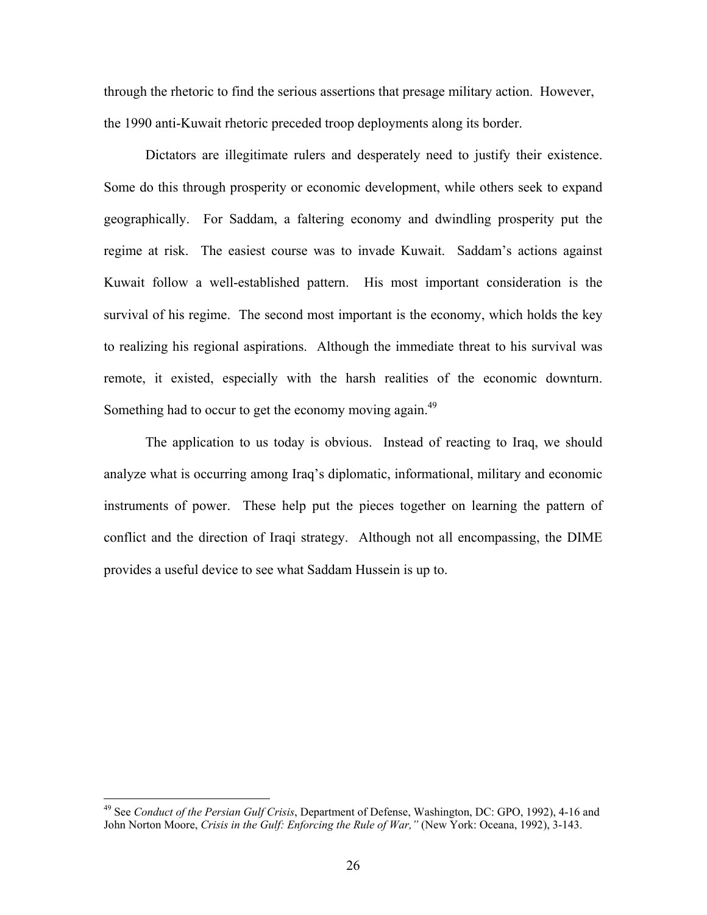through the rhetoric to find the serious assertions that presage military action. However, the 1990 anti-Kuwait rhetoric preceded troop deployments along its border.

Dictators are illegitimate rulers and desperately need to justify their existence. Some do this through prosperity or economic development, while others seek to expand geographically. For Saddam, a faltering economy and dwindling prosperity put the regime at risk. The easiest course was to invade Kuwait. Saddam's actions against Kuwait follow a well-established pattern. His most important consideration is the survival of his regime. The second most important is the economy, which holds the key to realizing his regional aspirations. Although the immediate threat to his survival was remote, it existed, especially with the harsh realities of the economic downturn. Something had to occur to get the economy moving again.[49]

The application to us today is obvious. Instead of reacting to Iraq, we should analyze what is occurring among Iraq's diplomatic, informational, military and economic instruments of power. These help put the pieces together on learning the pattern of conflict and the direction of Iraqi strategy. Although not all encompassing, the DIME provides a useful device to see what Saddam Hussein is up to.

---

[49] See *Conduct of the Persian Gulf Crisis*, Department of Defense, Washington, DC: GPO, 1992), 4-16 and John Norton Moore, *Crisis in the Gulf: Enforcing the Rule of War,"* (New York: Oceana, 1992), 3-143.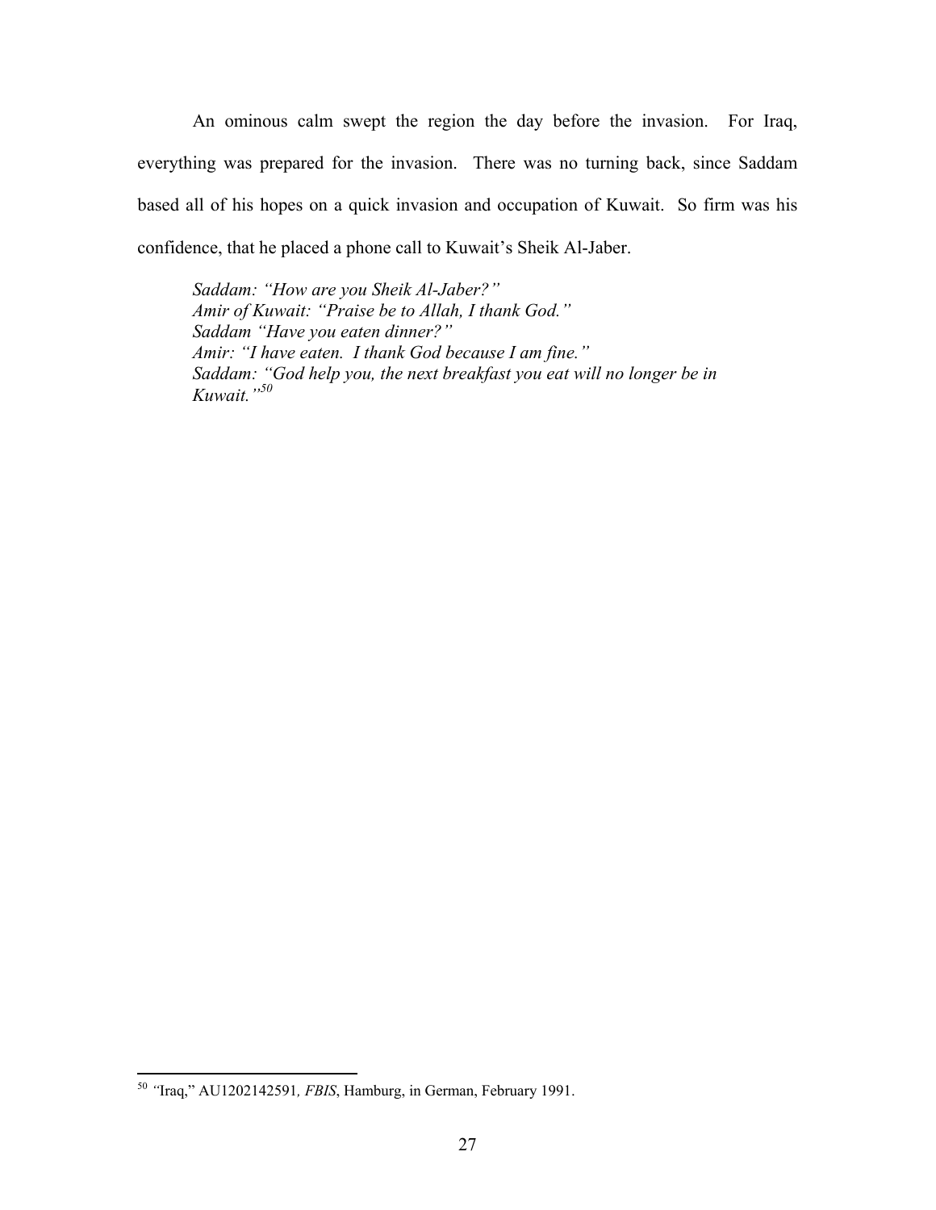An ominous calm swept the region the day before the invasion. For Iraq, everything was prepared for the invasion. There was no turning back, since Saddam based all of his hopes on a quick invasion and occupation of Kuwait. So firm was his confidence, that he placed a phone call to Kuwait's Sheik Al-Jaber.

> *Saddam: "How are you Sheik Al-Jaber?"*
> *Amir of Kuwait: "Praise be to Allah, I thank God."*
> *Saddam "Have you eaten dinner?"*
> *Amir: "I have eaten. I thank God because I am fine."*
> *Saddam: "God help you, the next breakfast you eat will no longer be in Kuwait."*[50]

---

[50] "Iraq," AU1202142591, *FBIS*, Hamburg, in German, February 1991.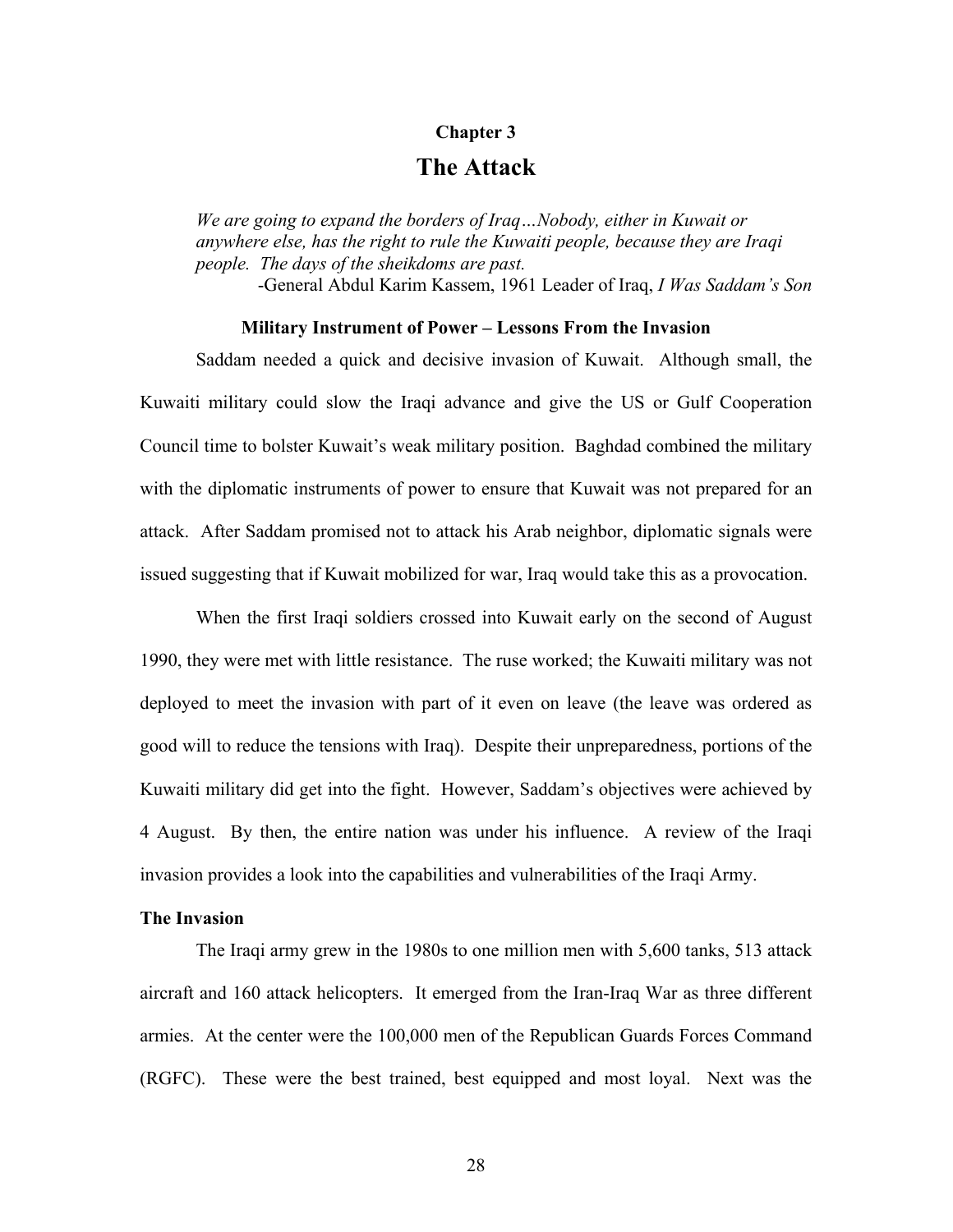# Chapter 3

# The Attack

*We are going to expand the borders of Iraq…Nobody, either in Kuwait or anywhere else, has the right to rule the Kuwaiti people, because they are Iraqi people. The days of the sheikdoms are past.*

-General Abdul Karim Kassem, 1961 Leader of Iraq, *I Was Saddam's Son*

### Military Instrument of Power – Lessons From the Invasion

Saddam needed a quick and decisive invasion of Kuwait. Although small, the Kuwaiti military could slow the Iraqi advance and give the US or Gulf Cooperation Council time to bolster Kuwait's weak military position. Baghdad combined the military with the diplomatic instruments of power to ensure that Kuwait was not prepared for an attack. After Saddam promised not to attack his Arab neighbor, diplomatic signals were issued suggesting that if Kuwait mobilized for war, Iraq would take this as a provocation.

When the first Iraqi soldiers crossed into Kuwait early on the second of August 1990, they were met with little resistance. The ruse worked; the Kuwaiti military was not deployed to meet the invasion with part of it even on leave (the leave was ordered as good will to reduce the tensions with Iraq). Despite their unpreparedness, portions of the Kuwaiti military did get into the fight. However, Saddam's objectives were achieved by 4 August. By then, the entire nation was under his influence. A review of the Iraqi invasion provides a look into the capabilities and vulnerabilities of the Iraqi Army.

#### The Invasion

The Iraqi army grew in the 1980s to one million men with 5,600 tanks, 513 attack aircraft and 160 attack helicopters. It emerged from the Iran-Iraq War as three different armies. At the center were the 100,000 men of the Republican Guards Forces Command (RGFC). These were the best trained, best equipped and most loyal. Next was the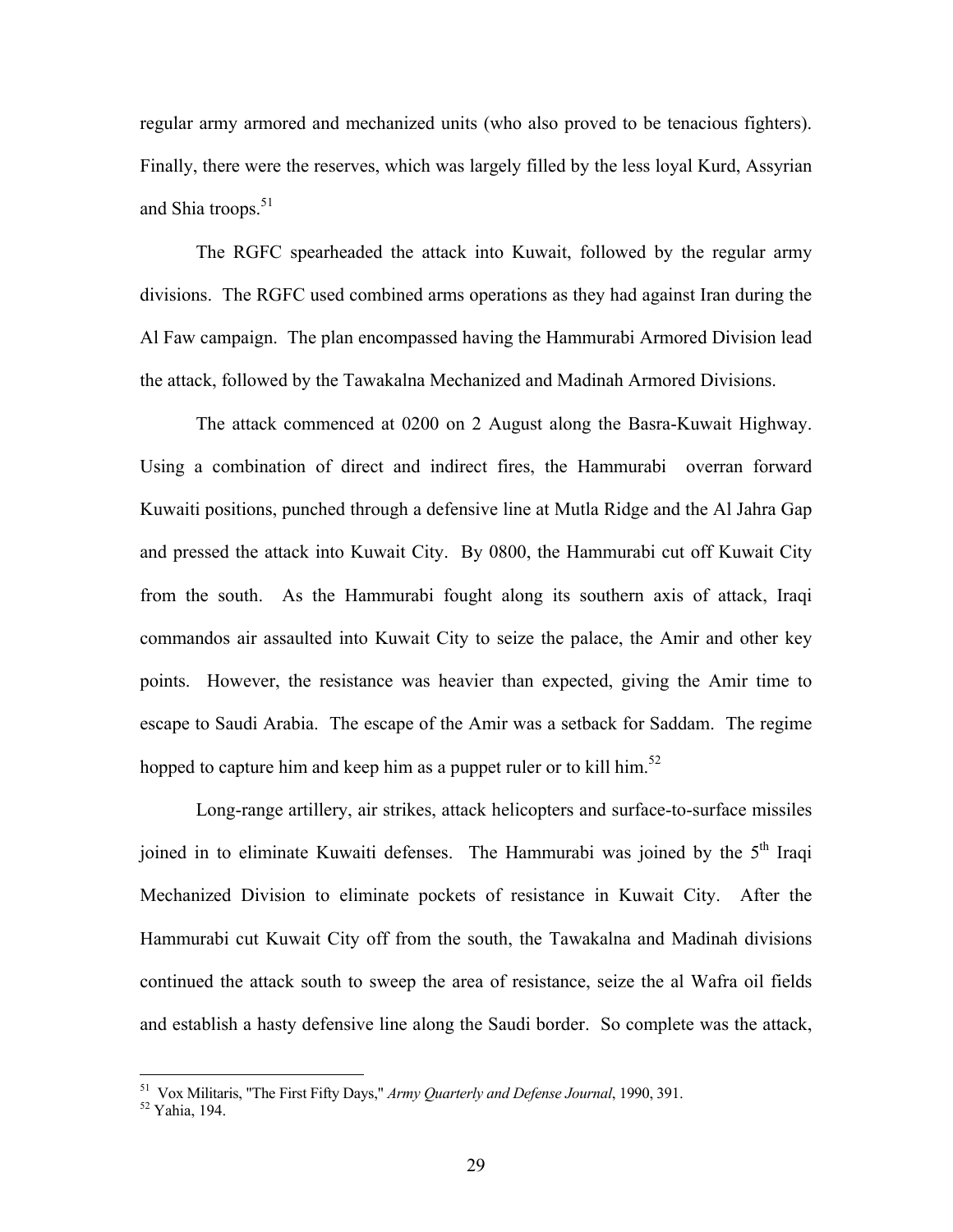regular army armored and mechanized units (who also proved to be tenacious fighters). Finally, there were the reserves, which was largely filled by the less loyal Kurd, Assyrian and Shia troops.[51]

The RGFC spearheaded the attack into Kuwait, followed by the regular army divisions. The RGFC used combined arms operations as they had against Iran during the Al Faw campaign. The plan encompassed having the Hammurabi Armored Division lead the attack, followed by the Tawakalna Mechanized and Madinah Armored Divisions.

The attack commenced at 0200 on 2 August along the Basra-Kuwait Highway. Using a combination of direct and indirect fires, the Hammurabi overran forward Kuwaiti positions, punched through a defensive line at Mutla Ridge and the Al Jahra Gap and pressed the attack into Kuwait City. By 0800, the Hammurabi cut off Kuwait City from the south. As the Hammurabi fought along its southern axis of attack, Iraqi commandos air assaulted into Kuwait City to seize the palace, the Amir and other key points. However, the resistance was heavier than expected, giving the Amir time to escape to Saudi Arabia. The escape of the Amir was a setback for Saddam. The regime hopped to capture him and keep him as a puppet ruler or to kill him.[52]

Long-range artillery, air strikes, attack helicopters and surface-to-surface missiles joined in to eliminate Kuwaiti defenses. The Hammurabi was joined by the 5th Iraqi Mechanized Division to eliminate pockets of resistance in Kuwait City. After the Hammurabi cut Kuwait City off from the south, the Tawakalna and Madinah divisions continued the attack south to sweep the area of resistance, seize the al Wafra oil fields and establish a hasty defensive line along the Saudi border. So complete was the attack,

---

[51] Vox Militaris, "The First Fifty Days," *Army Quarterly and Defense Journal*, 1990, 391.

[52] Yahia, 194.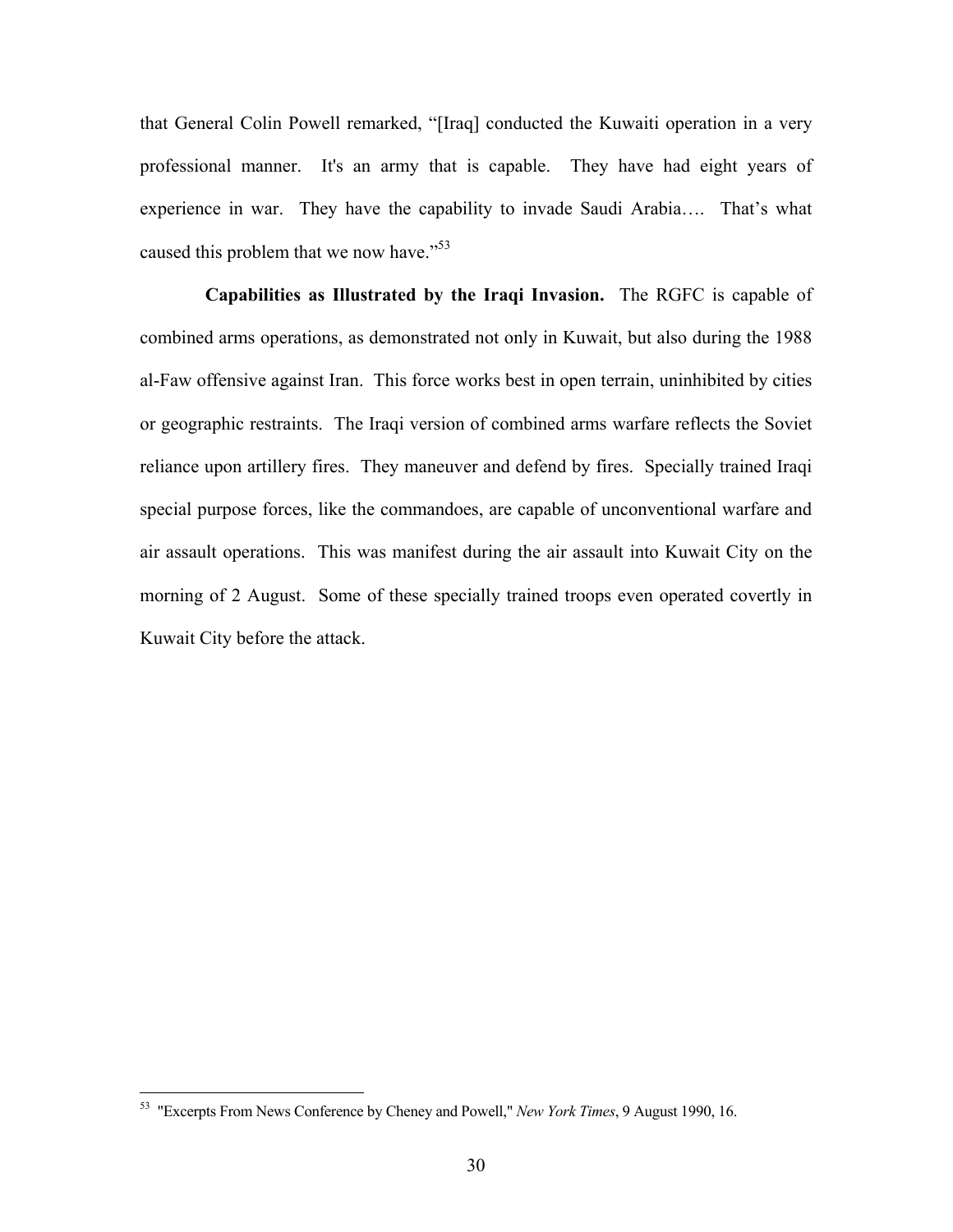that General Colin Powell remarked, "[Iraq] conducted the Kuwaiti operation in a very professional manner. It's an army that is capable. They have had eight years of experience in war. They have the capability to invade Saudi Arabia…. That's what caused this problem that we now have."[53]

**Capabilities as Illustrated by the Iraqi Invasion.** The RGFC is capable of combined arms operations, as demonstrated not only in Kuwait, but also during the 1988 al-Faw offensive against Iran. This force works best in open terrain, uninhibited by cities or geographic restraints. The Iraqi version of combined arms warfare reflects the Soviet reliance upon artillery fires. They maneuver and defend by fires. Specially trained Iraqi special purpose forces, like the commandoes, are capable of unconventional warfare and air assault operations. This was manifest during the air assault into Kuwait City on the morning of 2 August. Some of these specially trained troops even operated covertly in Kuwait City before the attack.

---

[53] "Excerpts From News Conference by Cheney and Powell," *New York Times*, 9 August 1990, 16.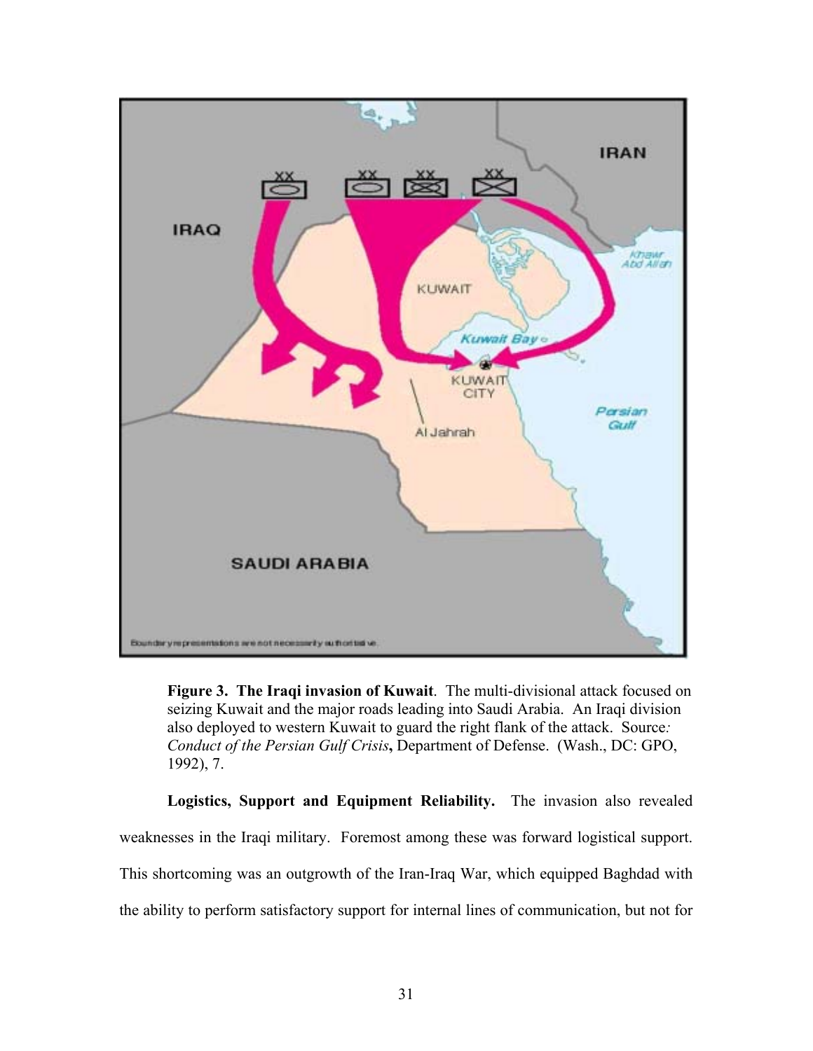**Figure 3. The Iraqi invasion of Kuwait**. The multi-divisional attack focused on seizing Kuwait and the major roads leading into Saudi Arabia. An Iraqi division also deployed to western Kuwait to guard the right flank of the attack. Source*:* *Conduct of the Persian Gulf Crisis***,** Department of Defense. (Wash., DC: GPO, 1992), 7.

**Logistics, Support and Equipment Reliability.** The invasion also revealed weaknesses in the Iraqi military. Foremost among these was forward logistical support. This shortcoming was an outgrowth of the Iran-Iraq War, which equipped Baghdad with the ability to perform satisfactory support for internal lines of communication, but not for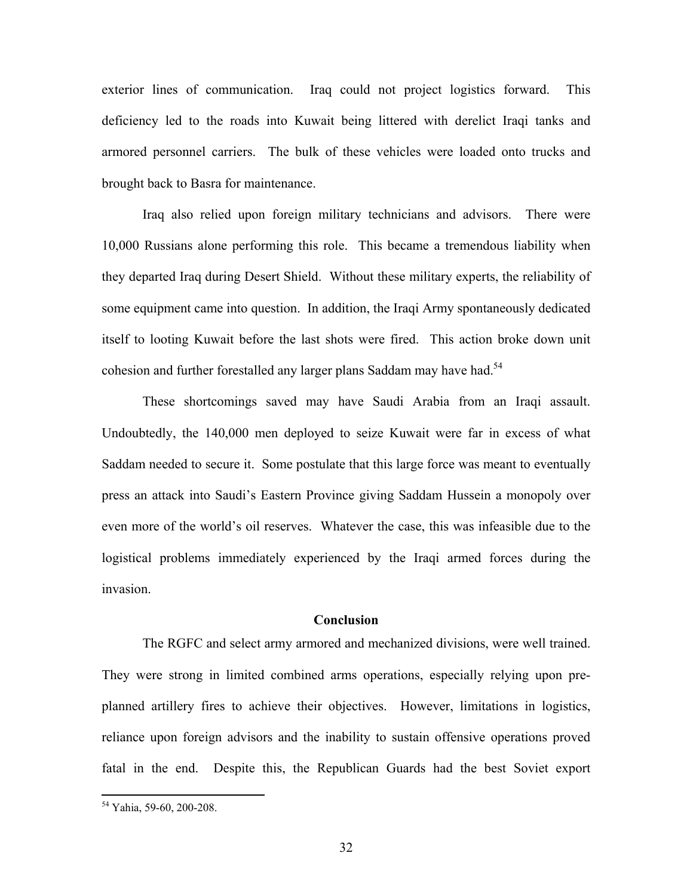exterior lines of communication. Iraq could not project logistics forward. This deficiency led to the roads into Kuwait being littered with derelict Iraqi tanks and armored personnel carriers. The bulk of these vehicles were loaded onto trucks and brought back to Basra for maintenance.

Iraq also relied upon foreign military technicians and advisors. There were 10,000 Russians alone performing this role. This became a tremendous liability when they departed Iraq during Desert Shield. Without these military experts, the reliability of some equipment came into question. In addition, the Iraqi Army spontaneously dedicated itself to looting Kuwait before the last shots were fired. This action broke down unit cohesion and further forestalled any larger plans Saddam may have had.[54]

These shortcomings saved may have Saudi Arabia from an Iraqi assault. Undoubtedly, the 140,000 men deployed to seize Kuwait were far in excess of what Saddam needed to secure it. Some postulate that this large force was meant to eventually press an attack into Saudi's Eastern Province giving Saddam Hussein a monopoly over even more of the world's oil reserves. Whatever the case, this was infeasible due to the logistical problems immediately experienced by the Iraqi armed forces during the invasion.

**Conclusion**

The RGFC and select army armored and mechanized divisions, were well trained. They were strong in limited combined arms operations, especially relying upon pre-planned artillery fires to achieve their objectives. However, limitations in logistics, reliance upon foreign advisors and the inability to sustain offensive operations proved fatal in the end. Despite this, the Republican Guards had the best Soviet export

[54] Yahia, 59-60, 200-208.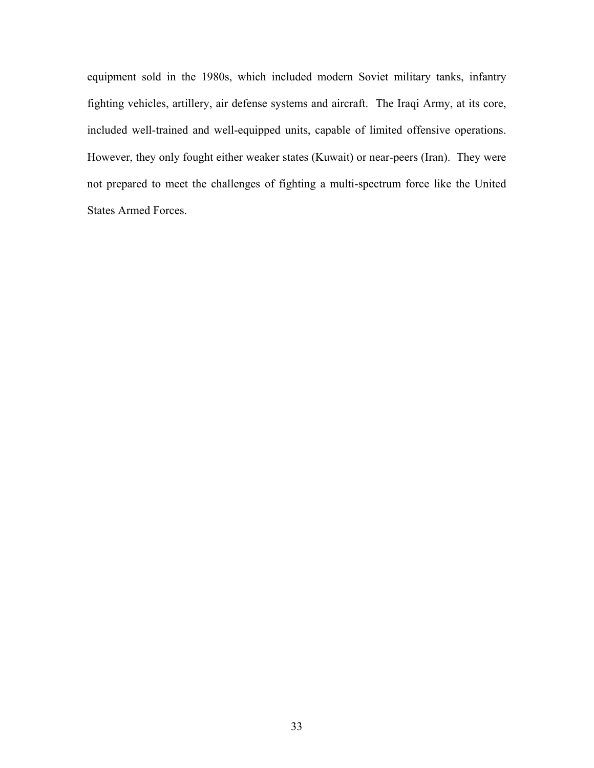equipment sold in the 1980s, which included modern Soviet military tanks, infantry fighting vehicles, artillery, air defense systems and aircraft. The Iraqi Army, at its core, included well-trained and well-equipped units, capable of limited offensive operations. However, they only fought either weaker states (Kuwait) or near-peers (Iran). They were not prepared to meet the challenges of fighting a multi-spectrum force like the United States Armed Forces.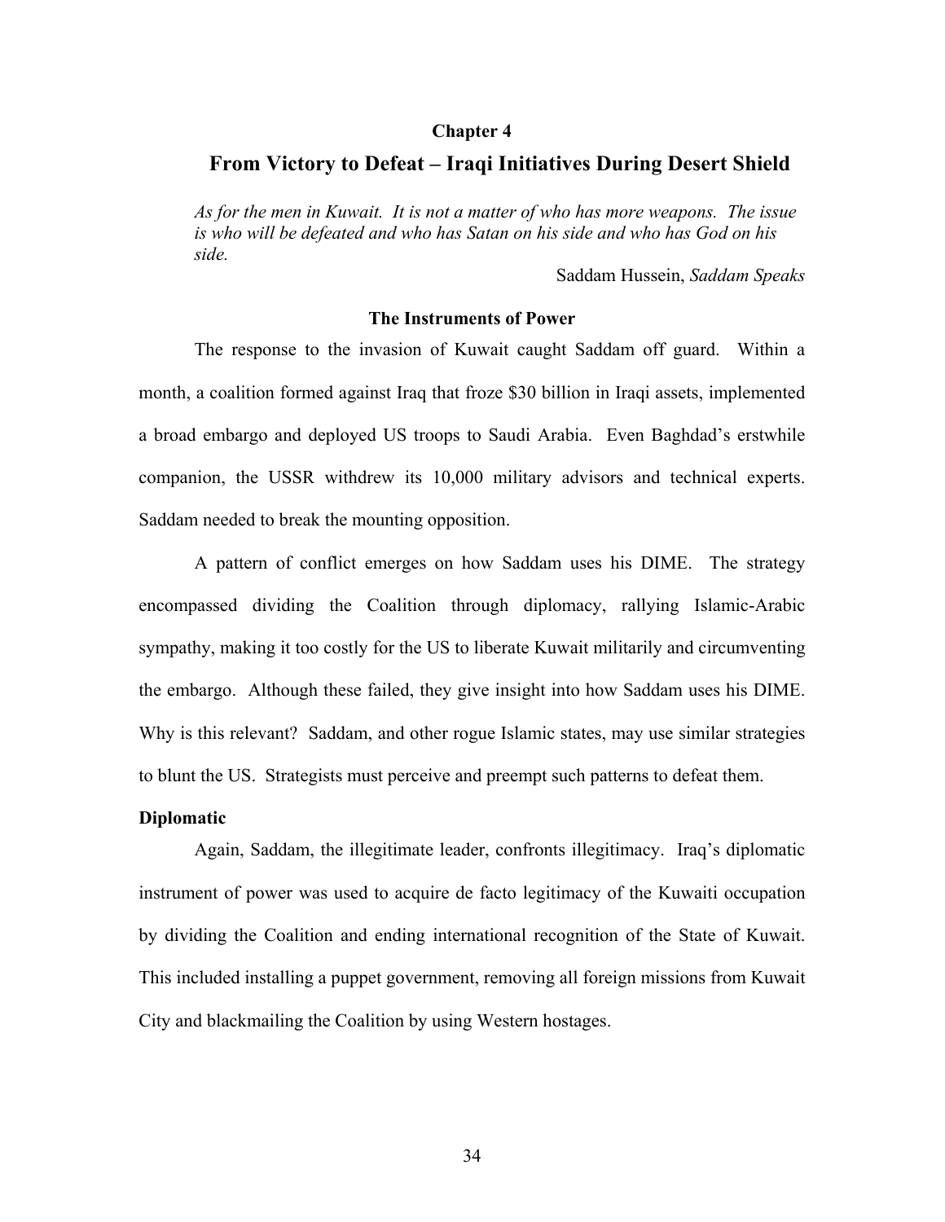## Chapter 4

# From Victory to Defeat – Iraqi Initiatives During Desert Shield

> *As for the men in Kuwait. It is not a matter of who has more weapons. The issue is who will be defeated and who has Satan on his side and who has God on his side.*
>
> Saddam Hussein, *Saddam Speaks*

### The Instruments of Power

The response to the invasion of Kuwait caught Saddam off guard. Within a month, a coalition formed against Iraq that froze $30 billion in Iraqi assets, implemented a broad embargo and deployed US troops to Saudi Arabia. Even Baghdad's erstwhile companion, the USSR withdrew its 10,000 military advisors and technical experts. Saddam needed to break the mounting opposition.

A pattern of conflict emerges on how Saddam uses his DIME. The strategy encompassed dividing the Coalition through diplomacy, rallying Islamic-Arabic sympathy, making it too costly for the US to liberate Kuwait militarily and circumventing the embargo. Although these failed, they give insight into how Saddam uses his DIME. Why is this relevant? Saddam, and other rogue Islamic states, may use similar strategies to blunt the US. Strategists must perceive and preempt such patterns to defeat them.

**Diplomatic**

Again, Saddam, the illegitimate leader, confronts illegitimacy. Iraq's diplomatic instrument of power was used to acquire de facto legitimacy of the Kuwaiti occupation by dividing the Coalition and ending international recognition of the State of Kuwait. This included installing a puppet government, removing all foreign missions from Kuwait City and blackmailing the Coalition by using Western hostages.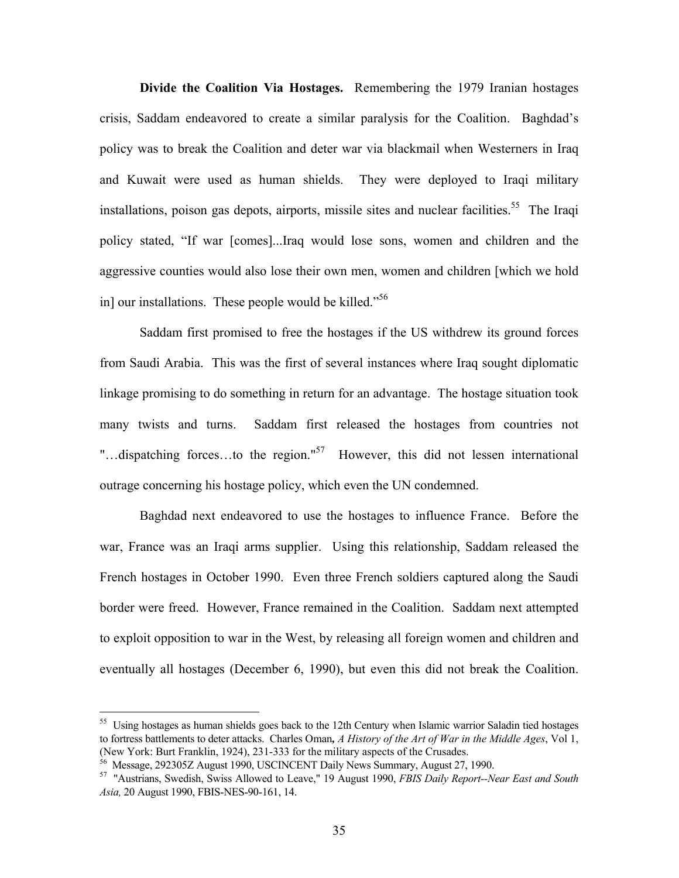**Divide the Coalition Via Hostages.** Remembering the 1979 Iranian hostages crisis, Saddam endeavored to create a similar paralysis for the Coalition. Baghdad's policy was to break the Coalition and deter war via blackmail when Westerners in Iraq and Kuwait were used as human shields. They were deployed to Iraqi military installations, poison gas depots, airports, missile sites and nuclear facilities.[55] The Iraqi policy stated, "If war [comes]...Iraq would lose sons, women and children and the aggressive counties would also lose their own men, women and children [which we hold in] our installations. These people would be killed."[56]

Saddam first promised to free the hostages if the US withdrew its ground forces from Saudi Arabia. This was the first of several instances where Iraq sought diplomatic linkage promising to do something in return for an advantage. The hostage situation took many twists and turns. Saddam first released the hostages from countries not "…dispatching forces…to the region."[57] However, this did not lessen international outrage concerning his hostage policy, which even the UN condemned.

Baghdad next endeavored to use the hostages to influence France. Before the war, France was an Iraqi arms supplier. Using this relationship, Saddam released the French hostages in October 1990. Even three French soldiers captured along the Saudi border were freed. However, France remained in the Coalition. Saddam next attempted to exploit opposition to war in the West, by releasing all foreign women and children and eventually all hostages (December 6, 1990), but even this did not break the Coalition.

---

[55] Using hostages as human shields goes back to the 12th Century when Islamic warrior Saladin tied hostages to fortress battlements to deter attacks. Charles Oman**,** *A History of the Art of War in the Middle Ages*, Vol 1, (New York: Burt Franklin, 1924), 231-333 for the military aspects of the Crusades.

[56] Message, 292305Z August 1990, USCINCENT Daily News Summary, August 27, 1990.

[57] "Austrians, Swedish, Swiss Allowed to Leave," 19 August 1990, *FBIS Daily Report--Near East and South Asia,* 20 August 1990, FBIS-NES-90-161, 14.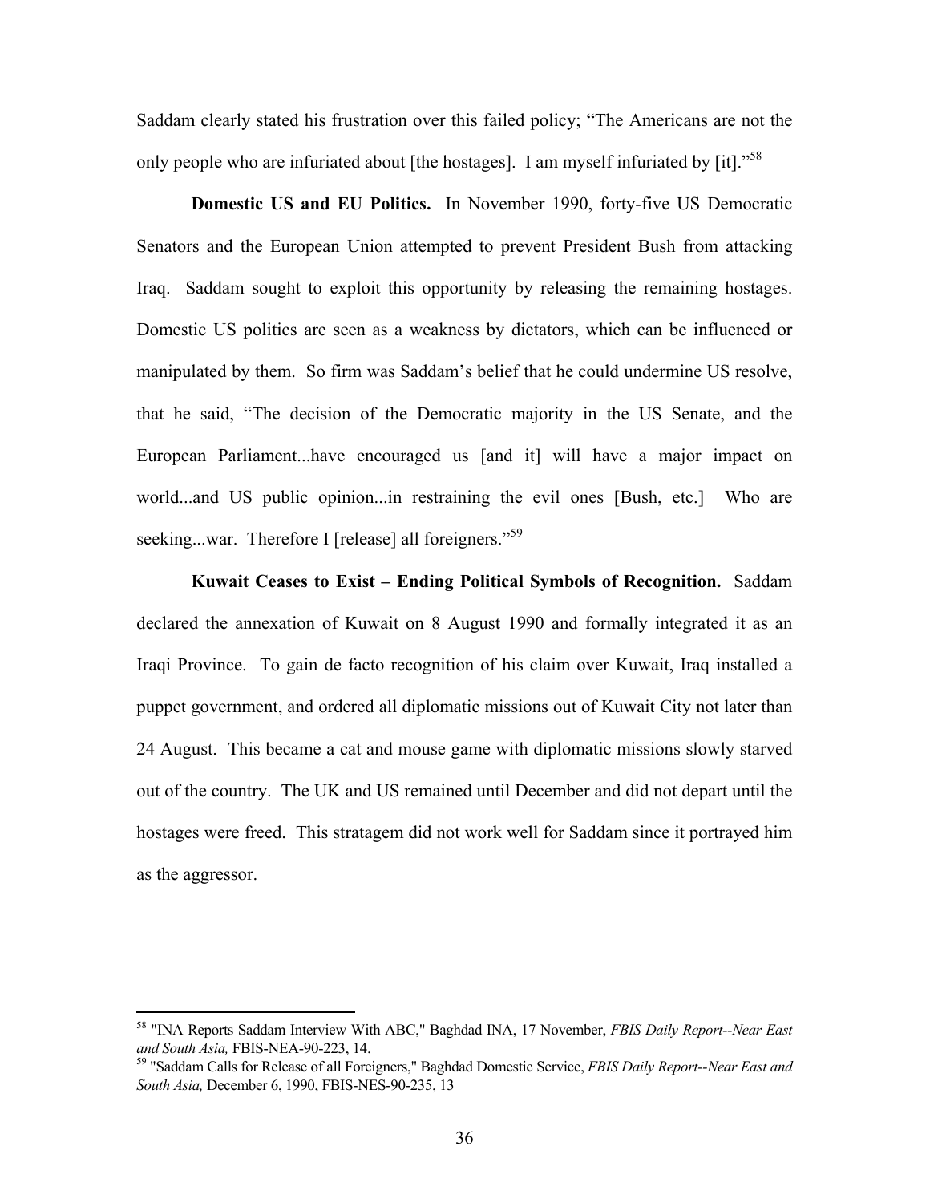Saddam clearly stated his frustration over this failed policy; "The Americans are not the only people who are infuriated about [the hostages]. I am myself infuriated by [it]."[58]

**Domestic US and EU Politics.** In November 1990, forty-five US Democratic Senators and the European Union attempted to prevent President Bush from attacking Iraq. Saddam sought to exploit this opportunity by releasing the remaining hostages. Domestic US politics are seen as a weakness by dictators, which can be influenced or manipulated by them. So firm was Saddam's belief that he could undermine US resolve, that he said, "The decision of the Democratic majority in the US Senate, and the European Parliament...have encouraged us [and it] will have a major impact on world...and US public opinion...in restraining the evil ones [Bush, etc.] Who are seeking...war. Therefore I [release] all foreigners."[59]

**Kuwait Ceases to Exist – Ending Political Symbols of Recognition.** Saddam declared the annexation of Kuwait on 8 August 1990 and formally integrated it as an Iraqi Province. To gain de facto recognition of his claim over Kuwait, Iraq installed a puppet government, and ordered all diplomatic missions out of Kuwait City not later than 24 August. This became a cat and mouse game with diplomatic missions slowly starved out of the country. The UK and US remained until December and did not depart until the hostages were freed. This stratagem did not work well for Saddam since it portrayed him as the aggressor.

---

[58] "INA Reports Saddam Interview With ABC," Baghdad INA, 17 November, *FBIS Daily Report--Near East and South Asia,* FBIS-NEA-90-223, 14.

[59] "Saddam Calls for Release of all Foreigners," Baghdad Domestic Service, *FBIS Daily Report--Near East and South Asia,* December 6, 1990, FBIS-NES-90-235, 13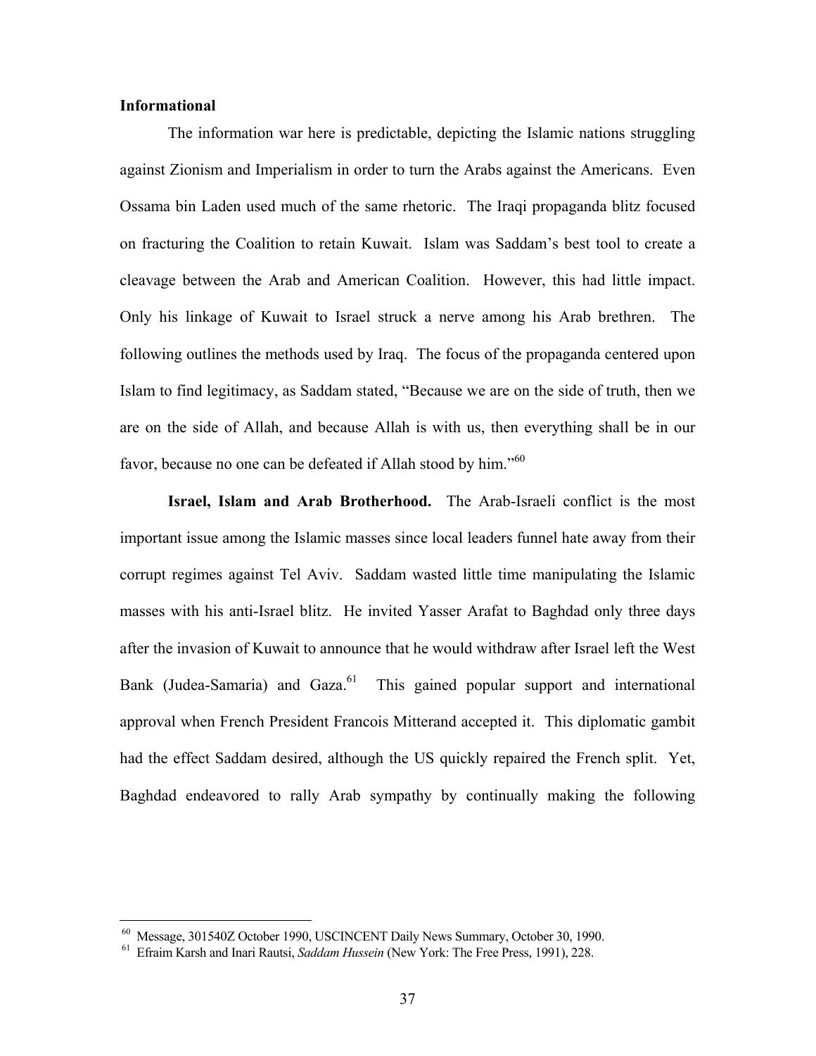**Informational**

The information war here is predictable, depicting the Islamic nations struggling against Zionism and Imperialism in order to turn the Arabs against the Americans. Even Ossama bin Laden used much of the same rhetoric. The Iraqi propaganda blitz focused on fracturing the Coalition to retain Kuwait. Islam was Saddam's best tool to create a cleavage between the Arab and American Coalition. However, this had little impact. Only his linkage of Kuwait to Israel struck a nerve among his Arab brethren. The following outlines the methods used by Iraq. The focus of the propaganda centered upon Islam to find legitimacy, as Saddam stated, "Because we are on the side of truth, then we are on the side of Allah, and because Allah is with us, then everything shall be in our favor, because no one can be defeated if Allah stood by him."[60]

**Israel, Islam and Arab Brotherhood.** The Arab-Israeli conflict is the most important issue among the Islamic masses since local leaders funnel hate away from their corrupt regimes against Tel Aviv. Saddam wasted little time manipulating the Islamic masses with his anti-Israel blitz. He invited Yasser Arafat to Baghdad only three days after the invasion of Kuwait to announce that he would withdraw after Israel left the West Bank (Judea-Samaria) and Gaza.[61] This gained popular support and international approval when French President Francois Mitterand accepted it. This diplomatic gambit had the effect Saddam desired, although the US quickly repaired the French split. Yet, Baghdad endeavored to rally Arab sympathy by continually making the following

---

[60] Message, 301540Z October 1990, USCINCENT Daily News Summary, October 30, 1990.

[61] Efraim Karsh and Inari Rautsi, *Saddam Hussein* (New York: The Free Press, 1991), 228.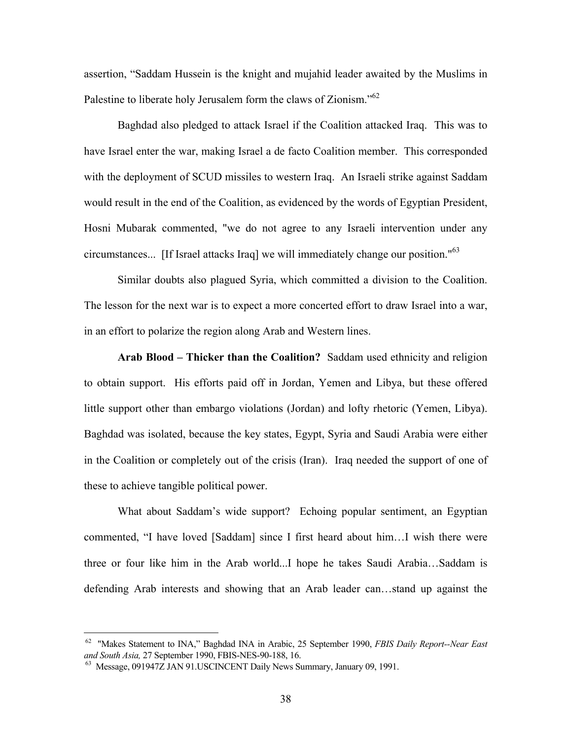assertion, "Saddam Hussein is the knight and mujahid leader awaited by the Muslims in Palestine to liberate holy Jerusalem form the claws of Zionism."[62]

Baghdad also pledged to attack Israel if the Coalition attacked Iraq. This was to have Israel enter the war, making Israel a de facto Coalition member. This corresponded with the deployment of SCUD missiles to western Iraq. An Israeli strike against Saddam would result in the end of the Coalition, as evidenced by the words of Egyptian President, Hosni Mubarak commented, "we do not agree to any Israeli intervention under any circumstances... [If Israel attacks Iraq] we will immediately change our position."[63]

Similar doubts also plagued Syria, which committed a division to the Coalition. The lesson for the next war is to expect a more concerted effort to draw Israel into a war, in an effort to polarize the region along Arab and Western lines.

**Arab Blood – Thicker than the Coalition?** Saddam used ethnicity and religion to obtain support. His efforts paid off in Jordan, Yemen and Libya, but these offered little support other than embargo violations (Jordan) and lofty rhetoric (Yemen, Libya). Baghdad was isolated, because the key states, Egypt, Syria and Saudi Arabia were either in the Coalition or completely out of the crisis (Iran). Iraq needed the support of one of these to achieve tangible political power.

What about Saddam's wide support? Echoing popular sentiment, an Egyptian commented, "I have loved [Saddam] since I first heard about him…I wish there were three or four like him in the Arab world...I hope he takes Saudi Arabia…Saddam is defending Arab interests and showing that an Arab leader can…stand up against the

---

[62] "Makes Statement to INA," Baghdad INA in Arabic, 25 September 1990, *FBIS Daily Report--Near East and South Asia,* 27 September 1990, FBIS-NES-90-188, 16.

[63] Message, 091947Z JAN 91.USCINCENT Daily News Summary, January 09, 1991.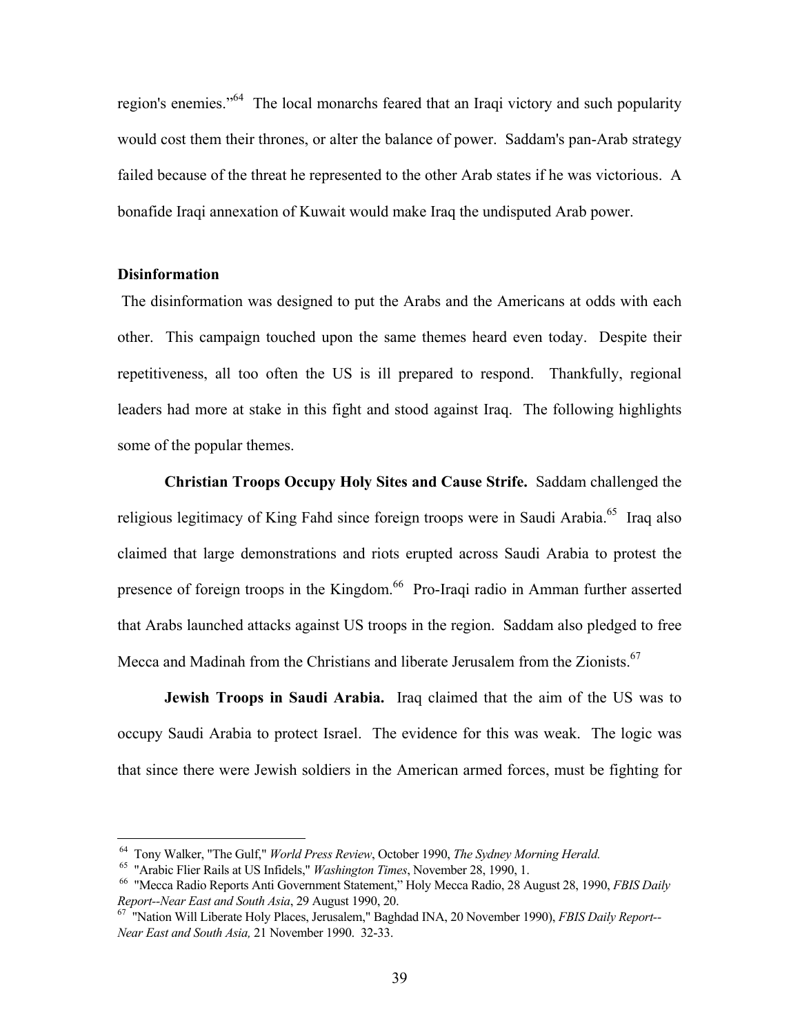region's enemies."[64] The local monarchs feared that an Iraqi victory and such popularity would cost them their thrones, or alter the balance of power. Saddam's pan-Arab strategy failed because of the threat he represented to the other Arab states if he was victorious. A bonafide Iraqi annexation of Kuwait would make Iraq the undisputed Arab power.

### Disinformation

The disinformation was designed to put the Arabs and the Americans at odds with each other. This campaign touched upon the same themes heard even today. Despite their repetitiveness, all too often the US is ill prepared to respond. Thankfully, regional leaders had more at stake in this fight and stood against Iraq. The following highlights some of the popular themes.

**Christian Troops Occupy Holy Sites and Cause Strife.** Saddam challenged the religious legitimacy of King Fahd since foreign troops were in Saudi Arabia.[65] Iraq also claimed that large demonstrations and riots erupted across Saudi Arabia to protest the presence of foreign troops in the Kingdom.[66] Pro-Iraqi radio in Amman further asserted that Arabs launched attacks against US troops in the region. Saddam also pledged to free Mecca and Madinah from the Christians and liberate Jerusalem from the Zionists.[67]

**Jewish Troops in Saudi Arabia.** Iraq claimed that the aim of the US was to occupy Saudi Arabia to protect Israel. The evidence for this was weak. The logic was that since there were Jewish soldiers in the American armed forces, must be fighting for

---

[64] Tony Walker, "The Gulf," *World Press Review*, October 1990, *The Sydney Morning Herald.*

[65] "Arabic Flier Rails at US Infidels," *Washington Times*, November 28, 1990, 1.

[66] "Mecca Radio Reports Anti Government Statement," Holy Mecca Radio, 28 August 28, 1990, *FBIS Daily Report--Near East and South Asia*, 29 August 1990, 20.

[67] "Nation Will Liberate Holy Places, Jerusalem," Baghdad INA, 20 November 1990), *FBIS Daily Report--Near East and South Asia,* 21 November 1990. 32-33.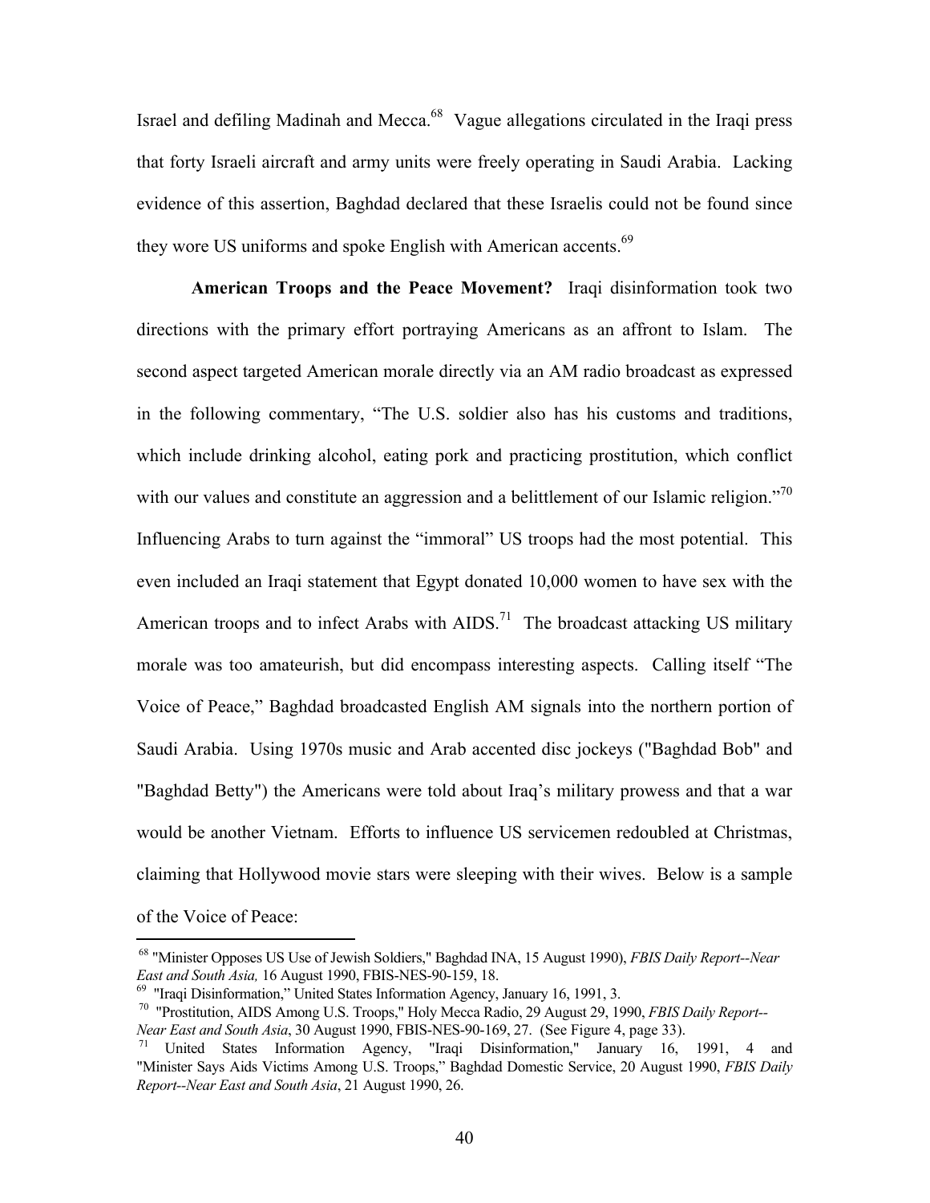Israel and defiling Madinah and Mecca.[68] Vague allegations circulated in the Iraqi press that forty Israeli aircraft and army units were freely operating in Saudi Arabia. Lacking evidence of this assertion, Baghdad declared that these Israelis could not be found since they wore US uniforms and spoke English with American accents.[69]

**American Troops and the Peace Movement?** Iraqi disinformation took two directions with the primary effort portraying Americans as an affront to Islam. The second aspect targeted American morale directly via an AM radio broadcast as expressed in the following commentary, "The U.S. soldier also has his customs and traditions, which include drinking alcohol, eating pork and practicing prostitution, which conflict with our values and constitute an aggression and a belittlement of our Islamic religion."[70] Influencing Arabs to turn against the "immoral" US troops had the most potential. This even included an Iraqi statement that Egypt donated 10,000 women to have sex with the American troops and to infect Arabs with AIDS.[71] The broadcast attacking US military morale was too amateurish, but did encompass interesting aspects. Calling itself "The Voice of Peace," Baghdad broadcasted English AM signals into the northern portion of Saudi Arabia. Using 1970s music and Arab accented disc jockeys ("Baghdad Bob" and "Baghdad Betty") the Americans were told about Iraq's military prowess and that a war would be another Vietnam. Efforts to influence US servicemen redoubled at Christmas, claiming that Hollywood movie stars were sleeping with their wives. Below is a sample of the Voice of Peace:

---

[68] "Minister Opposes US Use of Jewish Soldiers," Baghdad INA, 15 August 1990), *FBIS Daily Report--Near East and South Asia,* 16 August 1990, FBIS-NES-90-159, 18.

[69] "Iraqi Disinformation," United States Information Agency, January 16, 1991, 3.

[70] "Prostitution, AIDS Among U.S. Troops," Holy Mecca Radio, 29 August 29, 1990, *FBIS Daily Report--Near East and South Asia*, 30 August 1990, FBIS-NES-90-169, 27. (See Figure 4, page 33).

[71] United States Information Agency, "Iraqi Disinformation," January 16, 1991, 4 and "Minister Says Aids Victims Among U.S. Troops," Baghdad Domestic Service, 20 August 1990, *FBIS Daily Report--Near East and South Asia*, 21 August 1990, 26.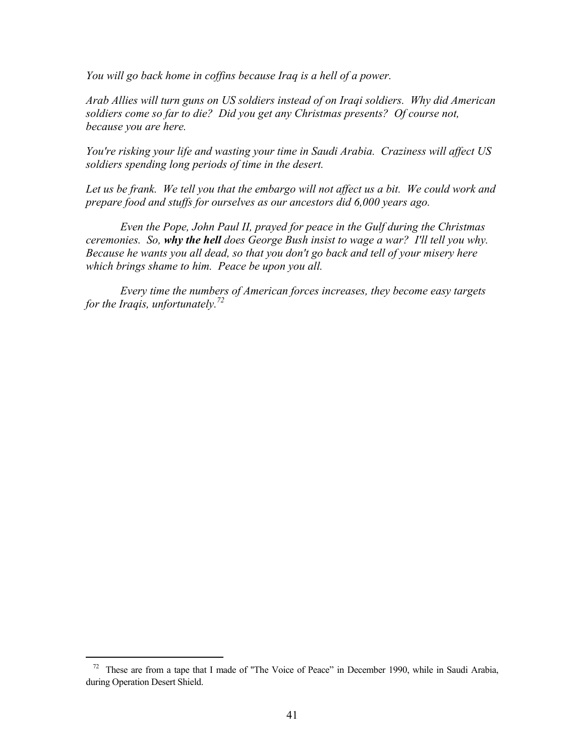*You will go back home in coffins because Iraq is a hell of a power.*

*Arab Allies will turn guns on US soldiers instead of on Iraqi soldiers. Why did American soldiers come so far to die? Did you get any Christmas presents? Of course not, because you are here.*

*You're risking your life and wasting your time in Saudi Arabia. Craziness will affect US soldiers spending long periods of time in the desert.*

*Let us be frank. We tell you that the embargo will not affect us a bit. We could work and prepare food and stuffs for ourselves as our ancestors did 6,000 years ago.*

*Even the Pope, John Paul II, prayed for peace in the Gulf during the Christmas ceremonies. So,* ***why the hell*** *does George Bush insist to wage a war? I'll tell you why. Because he wants you all dead, so that you don't go back and tell of your misery here which brings shame to him. Peace be upon you all.*

*Every time the numbers of American forces increases, they become easy targets for the Iraqis, unfortunately.*[72]

---

[72] These are from a tape that I made of "The Voice of Peace" in December 1990, while in Saudi Arabia, during Operation Desert Shield.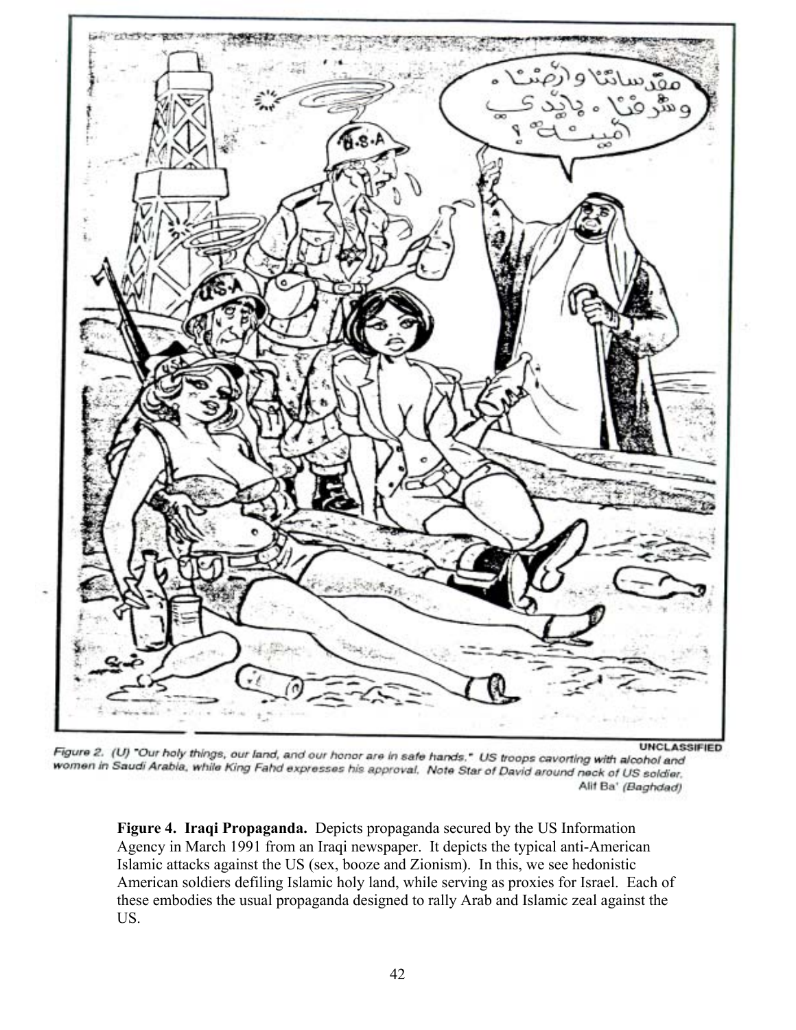UNCLASSIFIED

*Figure 2. (U) "Our holy things, our land, and our honor are in safe hands." US troops cavorting with alcohol and women in Saudi Arabia, while King Fahd expresses his approval. Note Star of David around neck of US soldier.*
*Alif Ba' (Baghdad)*

**Figure 4. Iraqi Propaganda.** Depicts propaganda secured by the US Information Agency in March 1991 from an Iraqi newspaper. It depicts the typical anti-American Islamic attacks against the US (sex, booze and Zionism). In this, we see hedonistic American soldiers defiling Islamic holy land, while serving as proxies for Israel. Each of these embodies the usual propaganda designed to rally Arab and Islamic zeal against the US.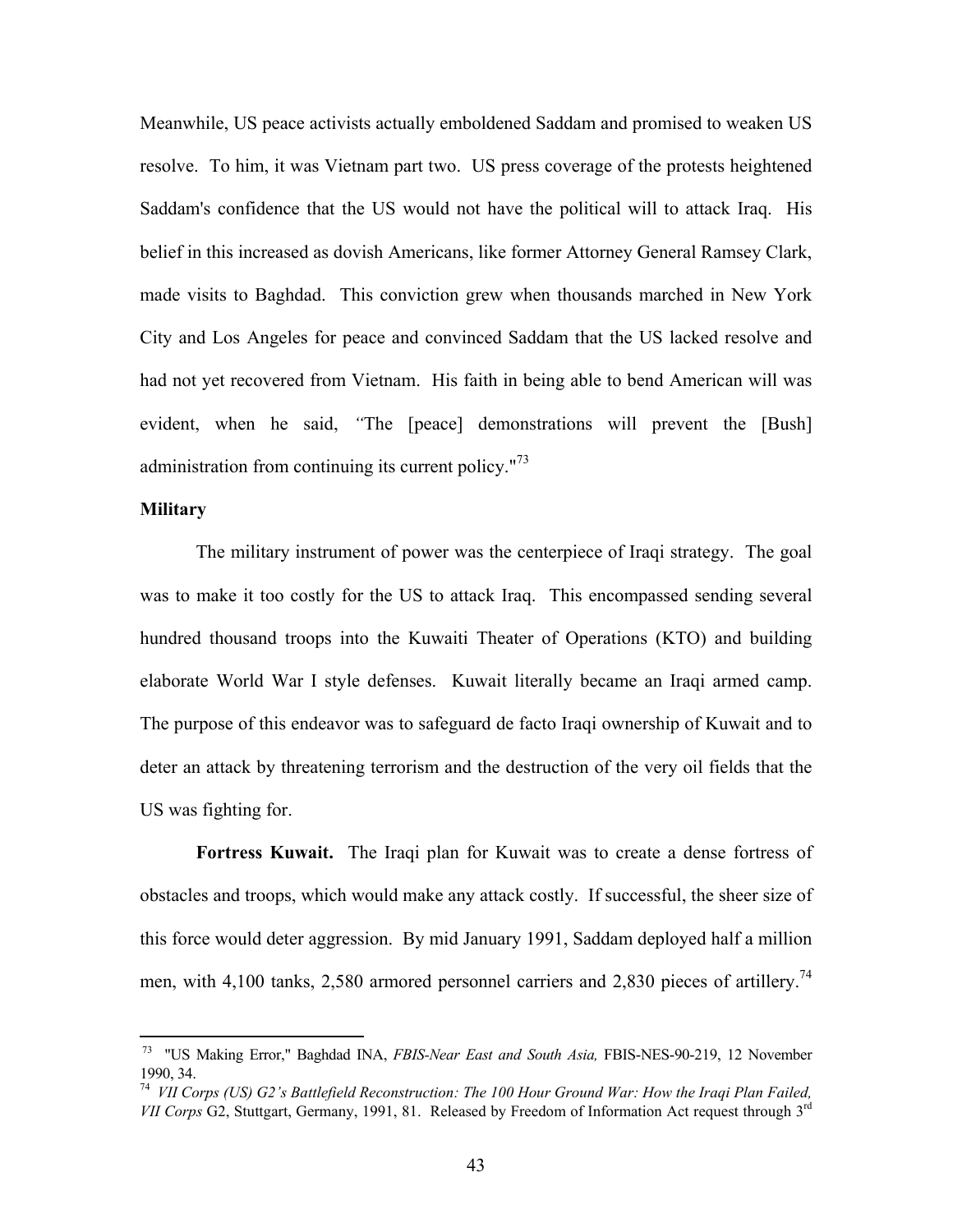Meanwhile, US peace activists actually emboldened Saddam and promised to weaken US resolve. To him, it was Vietnam part two. US press coverage of the protests heightened Saddam's confidence that the US would not have the political will to attack Iraq. His belief in this increased as dovish Americans, like former Attorney General Ramsey Clark, made visits to Baghdad. This conviction grew when thousands marched in New York City and Los Angeles for peace and convinced Saddam that the US lacked resolve and had not yet recovered from Vietnam. His faith in being able to bend American will was evident, when he said, "The [peace] demonstrations will prevent the [Bush] administration from continuing its current policy."[73]

**Military**

The military instrument of power was the centerpiece of Iraqi strategy. The goal was to make it too costly for the US to attack Iraq. This encompassed sending several hundred thousand troops into the Kuwaiti Theater of Operations (KTO) and building elaborate World War I style defenses. Kuwait literally became an Iraqi armed camp. The purpose of this endeavor was to safeguard de facto Iraqi ownership of Kuwait and to deter an attack by threatening terrorism and the destruction of the very oil fields that the US was fighting for.

**Fortress Kuwait.** The Iraqi plan for Kuwait was to create a dense fortress of obstacles and troops, which would make any attack costly. If successful, the sheer size of this force would deter aggression. By mid January 1991, Saddam deployed half a million men, with 4,100 tanks, 2,580 armored personnel carriers and 2,830 pieces of artillery.[74]

---

[73] "US Making Error," Baghdad INA, *FBIS-Near East and South Asia,* FBIS-NES-90-219, 12 November 1990, 34.

[74] *VII Corps (US) G2's Battlefield Reconstruction: The 100 Hour Ground War: How the Iraqi Plan Failed, VII Corps* G2, Stuttgart, Germany, 1991, 81. Released by Freedom of Information Act request through 3rd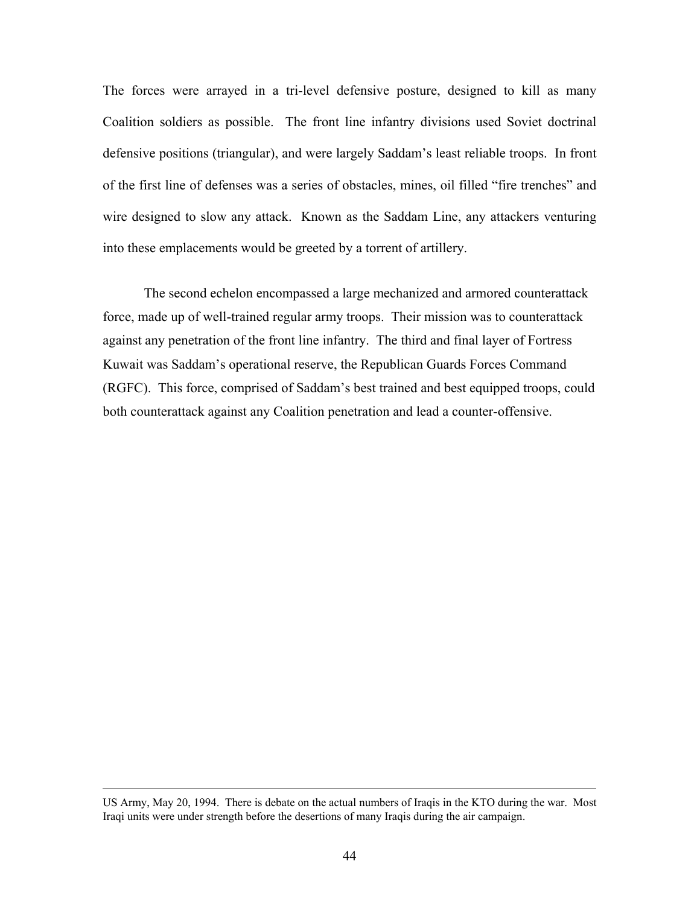The forces were arrayed in a tri-level defensive posture, designed to kill as many Coalition soldiers as possible. The front line infantry divisions used Soviet doctrinal defensive positions (triangular), and were largely Saddam's least reliable troops. In front of the first line of defenses was a series of obstacles, mines, oil filled "fire trenches" and wire designed to slow any attack. Known as the Saddam Line, any attackers venturing into these emplacements would be greeted by a torrent of artillery.

The second echelon encompassed a large mechanized and armored counterattack force, made up of well-trained regular army troops. Their mission was to counterattack against any penetration of the front line infantry. The third and final layer of Fortress Kuwait was Saddam's operational reserve, the Republican Guards Forces Command (RGFC). This force, comprised of Saddam's best trained and best equipped troops, could both counterattack against any Coalition penetration and lead a counter-offensive.

---

US Army, May 20, 1994. There is debate on the actual numbers of Iraqis in the KTO during the war. Most Iraqi units were under strength before the desertions of many Iraqis during the air campaign.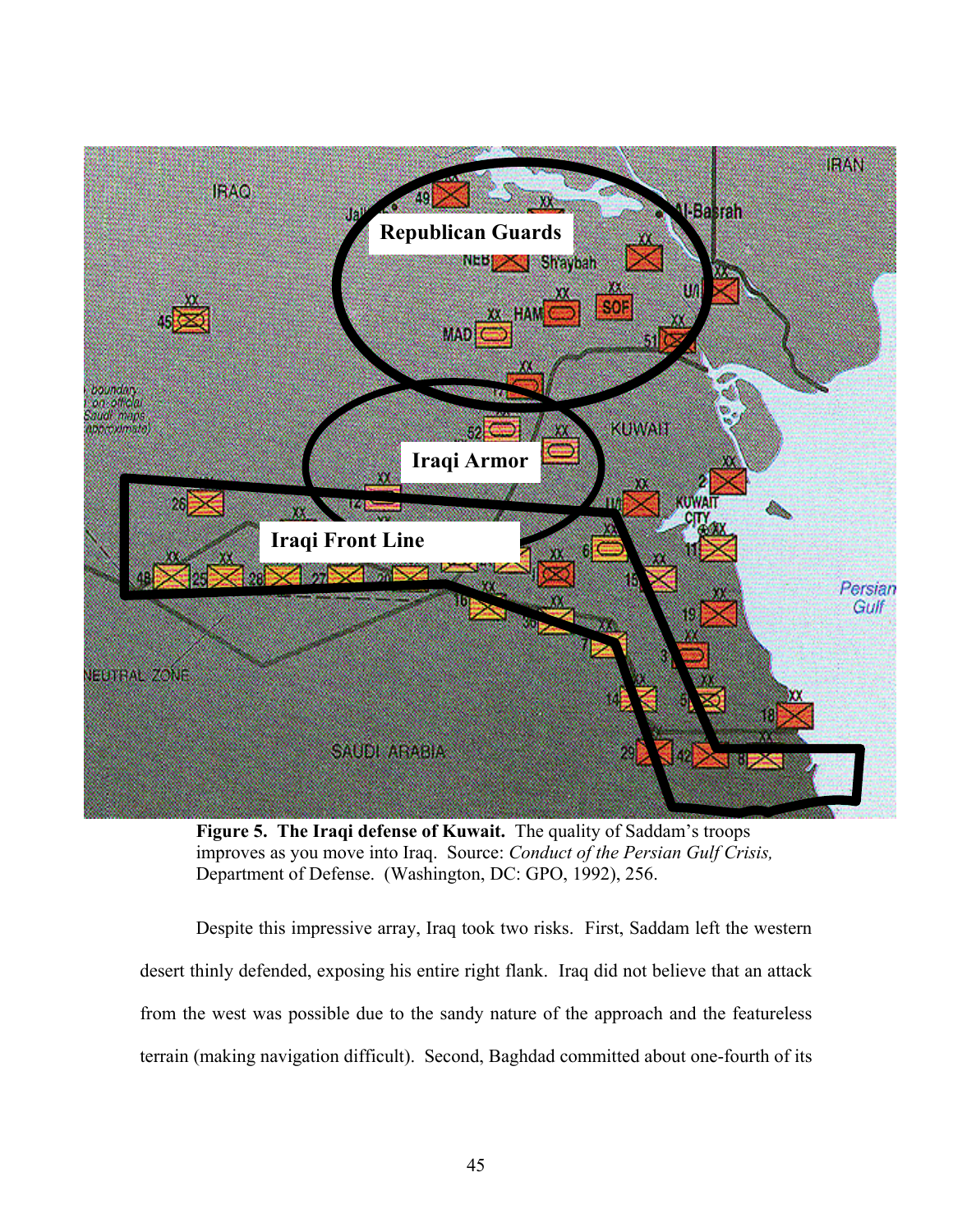**Figure 5. The Iraqi defense of Kuwait.** The quality of Saddam's troops improves as you move into Iraq. Source: *Conduct of the Persian Gulf Crisis,* Department of Defense. (Washington, DC: GPO, 1992), 256.

Despite this impressive array, Iraq took two risks. First, Saddam left the western desert thinly defended, exposing his entire right flank. Iraq did not believe that an attack from the west was possible due to the sandy nature of the approach and the featureless terrain (making navigation difficult). Second, Baghdad committed about one-fourth of its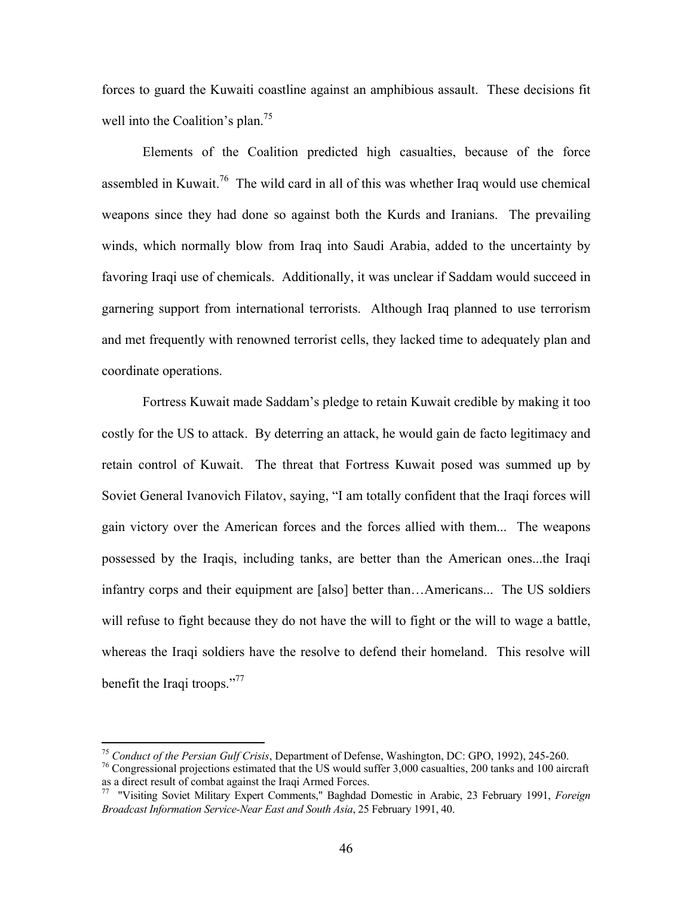forces to guard the Kuwaiti coastline against an amphibious assault. These decisions fit well into the Coalition's plan.[75]

Elements of the Coalition predicted high casualties, because of the force assembled in Kuwait.[76] The wild card in all of this was whether Iraq would use chemical weapons since they had done so against both the Kurds and Iranians. The prevailing winds, which normally blow from Iraq into Saudi Arabia, added to the uncertainty by favoring Iraqi use of chemicals. Additionally, it was unclear if Saddam would succeed in garnering support from international terrorists. Although Iraq planned to use terrorism and met frequently with renowned terrorist cells, they lacked time to adequately plan and coordinate operations.

Fortress Kuwait made Saddam's pledge to retain Kuwait credible by making it too costly for the US to attack. By deterring an attack, he would gain de facto legitimacy and retain control of Kuwait. The threat that Fortress Kuwait posed was summed up by Soviet General Ivanovich Filatov, saying, "I am totally confident that the Iraqi forces will gain victory over the American forces and the forces allied with them... The weapons possessed by the Iraqis, including tanks, are better than the American ones...the Iraqi infantry corps and their equipment are [also] better than…Americans... The US soldiers will refuse to fight because they do not have the will to fight or the will to wage a battle, whereas the Iraqi soldiers have the resolve to defend their homeland. This resolve will benefit the Iraqi troops."[77]

---

[75] *Conduct of the Persian Gulf Crisis*, Department of Defense, Washington, DC: GPO, 1992), 245-260.

[76] Congressional projections estimated that the US would suffer 3,000 casualties, 200 tanks and 100 aircraft as a direct result of combat against the Iraqi Armed Forces.

[77] "Visiting Soviet Military Expert Comments," Baghdad Domestic in Arabic, 23 February 1991, *Foreign Broadcast Information Service-Near East and South Asia*, 25 February 1991, 40.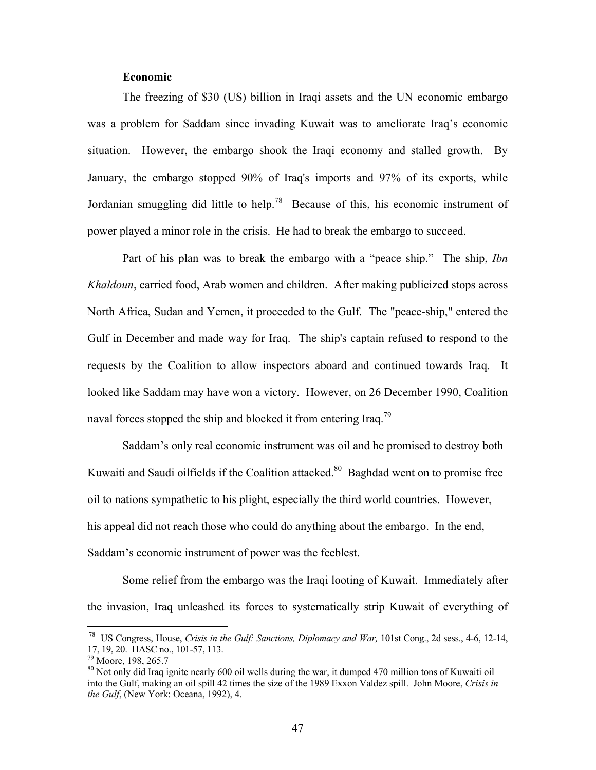**Economic**

The freezing of $30 (US) billion in Iraqi assets and the UN economic embargo was a problem for Saddam since invading Kuwait was to ameliorate Iraq's economic situation. However, the embargo shook the Iraqi economy and stalled growth. By January, the embargo stopped 90% of Iraq's imports and 97% of its exports, while Jordanian smuggling did little to help.[78] Because of this, his economic instrument of power played a minor role in the crisis. He had to break the embargo to succeed.

Part of his plan was to break the embargo with a "peace ship." The ship, *Ibn Khaldoun*, carried food, Arab women and children. After making publicized stops across North Africa, Sudan and Yemen, it proceeded to the Gulf. The "peace-ship," entered the Gulf in December and made way for Iraq. The ship's captain refused to respond to the requests by the Coalition to allow inspectors aboard and continued towards Iraq. It looked like Saddam may have won a victory. However, on 26 December 1990, Coalition naval forces stopped the ship and blocked it from entering Iraq.[79]

Saddam's only real economic instrument was oil and he promised to destroy both Kuwaiti and Saudi oilfields if the Coalition attacked.[80] Baghdad went on to promise free oil to nations sympathetic to his plight, especially the third world countries. However, his appeal did not reach those who could do anything about the embargo. In the end, Saddam's economic instrument of power was the feeblest.

Some relief from the embargo was the Iraqi looting of Kuwait. Immediately after the invasion, Iraq unleashed its forces to systematically strip Kuwait of everything of

---

[78] US Congress, House, *Crisis in the Gulf: Sanctions, Diplomacy and War,* 101st Cong., 2d sess., 4-6, 12-14, 17, 19, 20. HASC no., 101-57, 113.

[79] Moore, 198, 265.7

[80] Not only did Iraq ignite nearly 600 oil wells during the war, it dumped 470 million tons of Kuwaiti oil into the Gulf, making an oil spill 42 times the size of the 1989 Exxon Valdez spill. John Moore, *Crisis in the Gulf*, (New York: Oceana, 1992), 4.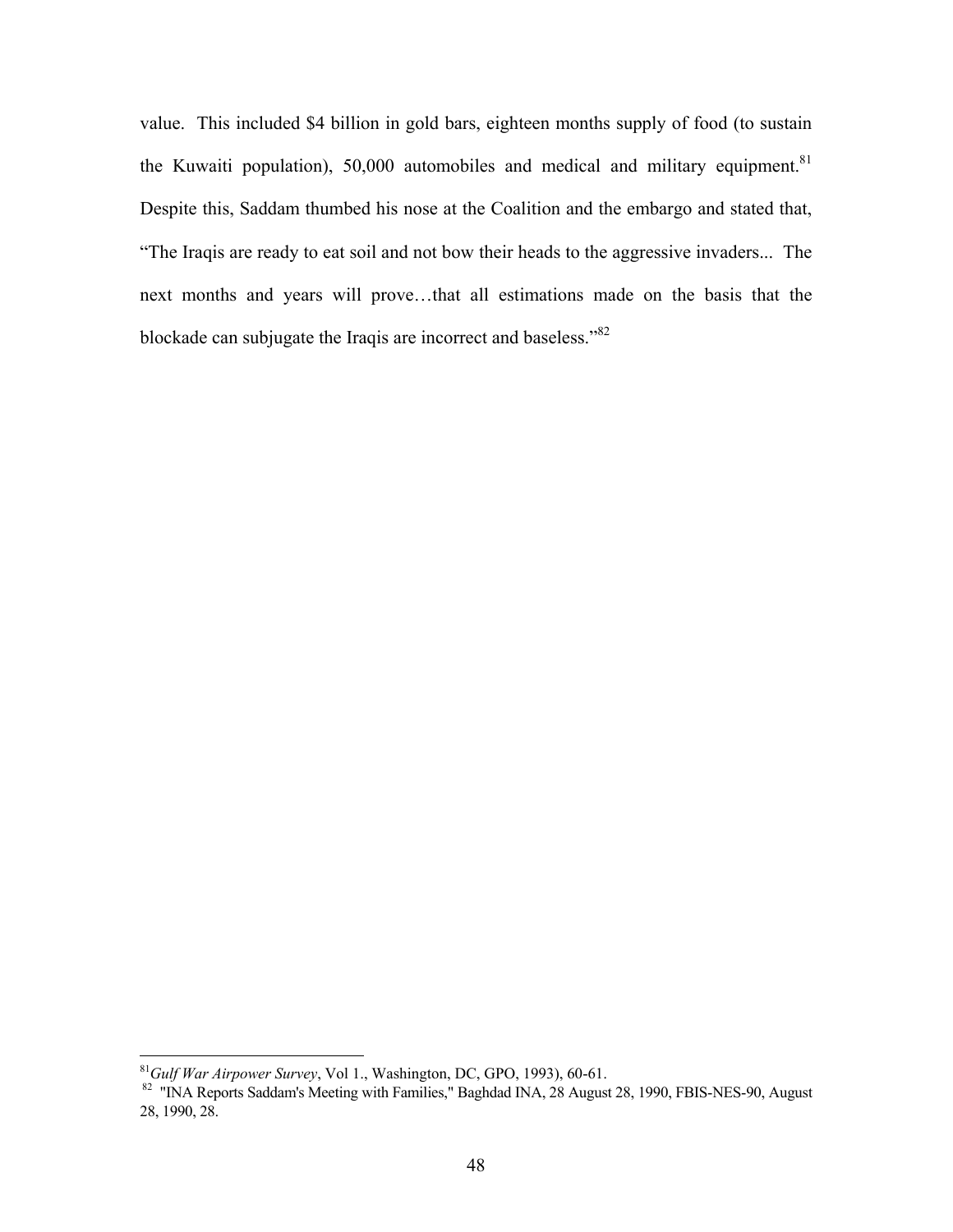value. This included $4 billion in gold bars, eighteen months supply of food (to sustain the Kuwaiti population), 50,000 automobiles and medical and military equipment.[81] Despite this, Saddam thumbed his nose at the Coalition and the embargo and stated that, "The Iraqis are ready to eat soil and not bow their heads to the aggressive invaders... The next months and years will prove…that all estimations made on the basis that the blockade can subjugate the Iraqis are incorrect and baseless."[82]

---

[81] *Gulf War Airpower Survey*, Vol 1., Washington, DC, GPO, 1993), 60-61.

[82] "INA Reports Saddam's Meeting with Families," Baghdad INA, 28 August 28, 1990, FBIS-NES-90, August 28, 1990, 28.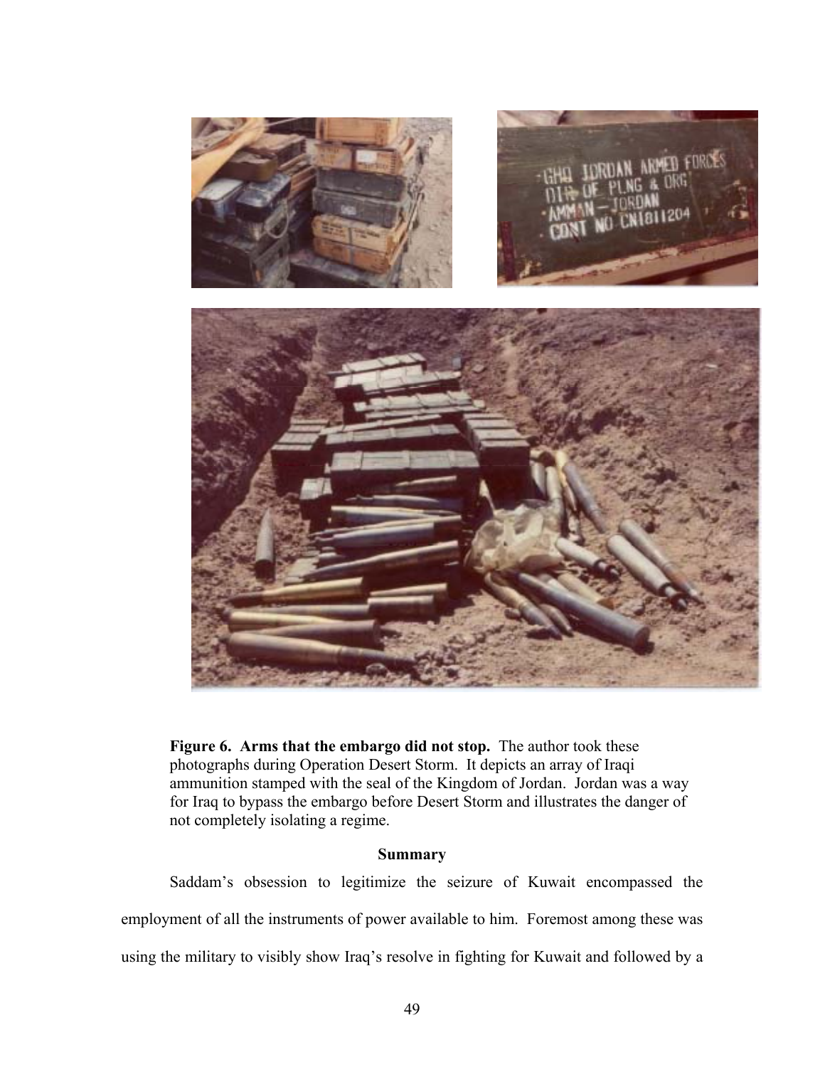**Figure 6. Arms that the embargo did not stop.** The author took these photographs during Operation Desert Storm. It depicts an array of Iraqi ammunition stamped with the seal of the Kingdom of Jordan. Jordan was a way for Iraq to bypass the embargo before Desert Storm and illustrates the danger of not completely isolating a regime.

### Summary

Saddam's obsession to legitimize the seizure of Kuwait encompassed the employment of all the instruments of power available to him. Foremost among these was using the military to visibly show Iraq's resolve in fighting for Kuwait and followed by a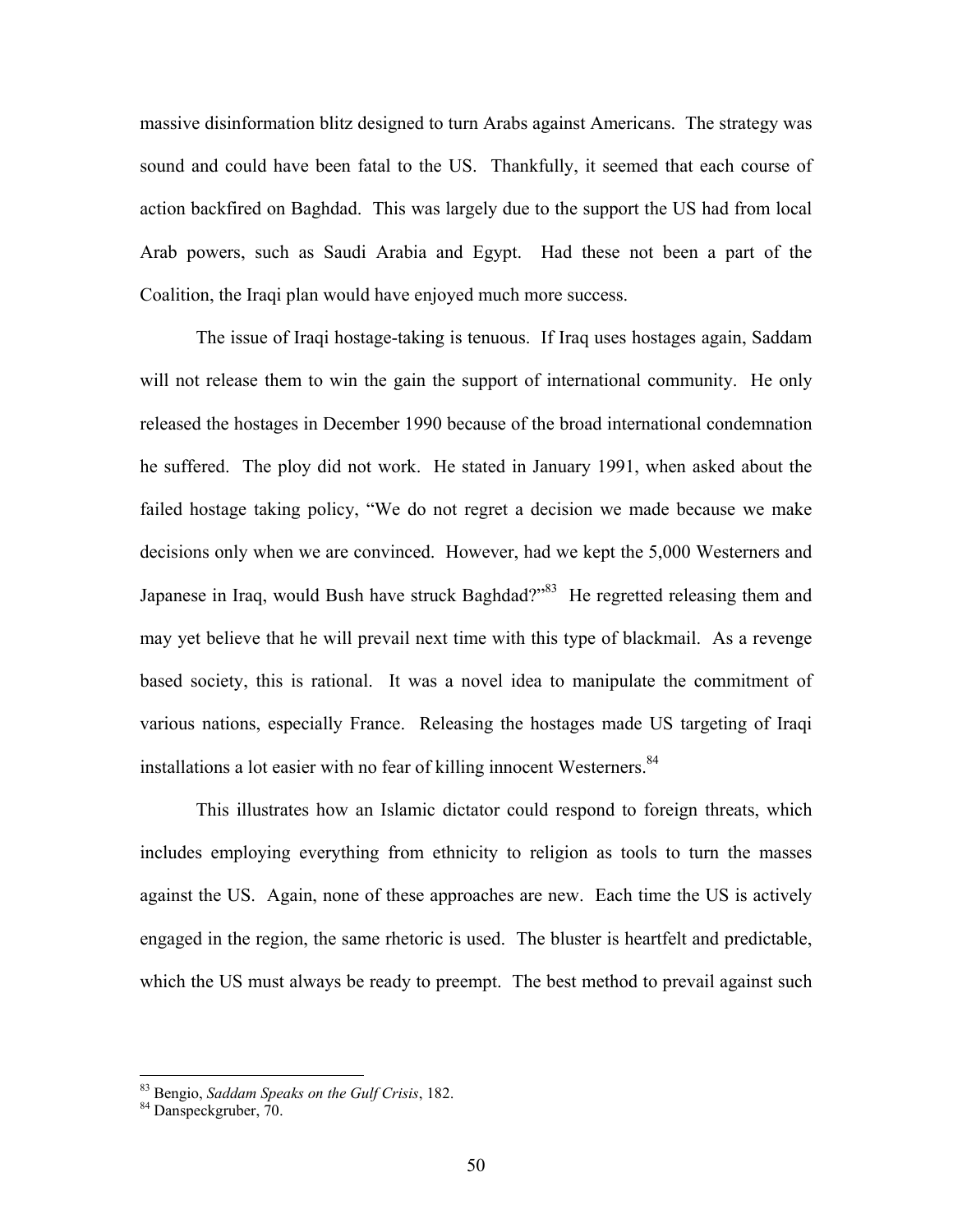massive disinformation blitz designed to turn Arabs against Americans. The strategy was sound and could have been fatal to the US. Thankfully, it seemed that each course of action backfired on Baghdad. This was largely due to the support the US had from local Arab powers, such as Saudi Arabia and Egypt. Had these not been a part of the Coalition, the Iraqi plan would have enjoyed much more success.

The issue of Iraqi hostage-taking is tenuous. If Iraq uses hostages again, Saddam will not release them to win the gain the support of international community. He only released the hostages in December 1990 because of the broad international condemnation he suffered. The ploy did not work. He stated in January 1991, when asked about the failed hostage taking policy, "We do not regret a decision we made because we make decisions only when we are convinced. However, had we kept the 5,000 Westerners and Japanese in Iraq, would Bush have struck Baghdad?"[83] He regretted releasing them and may yet believe that he will prevail next time with this type of blackmail. As a revenge based society, this is rational. It was a novel idea to manipulate the commitment of various nations, especially France. Releasing the hostages made US targeting of Iraqi installations a lot easier with no fear of killing innocent Westerners.[84]

This illustrates how an Islamic dictator could respond to foreign threats, which includes employing everything from ethnicity to religion as tools to turn the masses against the US. Again, none of these approaches are new. Each time the US is actively engaged in the region, the same rhetoric is used. The bluster is heartfelt and predictable, which the US must always be ready to preempt. The best method to prevail against such

---

[83] Bengio, *Saddam Speaks on the Gulf Crisis*, 182.

[84] Danspeckgruber, 70.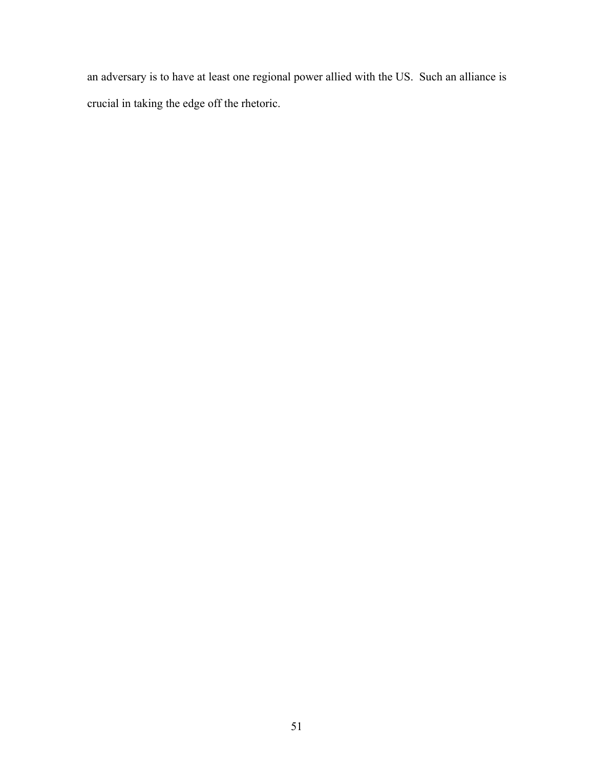an adversary is to have at least one regional power allied with the US. Such an alliance is crucial in taking the edge off the rhetoric.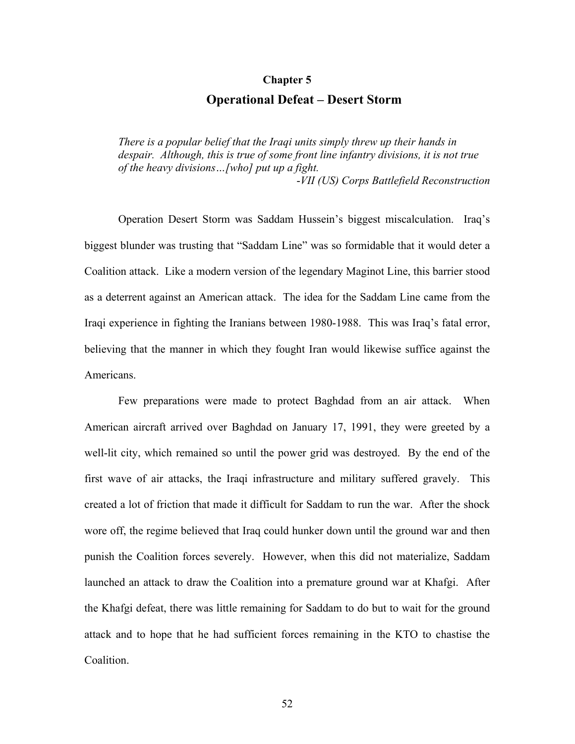# Chapter 5
## Operational Defeat – Desert Storm

> *There is a popular belief that the Iraqi units simply threw up their hands in despair. Although, this is true of some front line infantry divisions, it is not true of the heavy divisions…[who] put up a fight.*
>
> *-VII (US) Corps Battlefield Reconstruction*

Operation Desert Storm was Saddam Hussein's biggest miscalculation. Iraq's biggest blunder was trusting that "Saddam Line" was so formidable that it would deter a Coalition attack. Like a modern version of the legendary Maginot Line, this barrier stood as a deterrent against an American attack. The idea for the Saddam Line came from the Iraqi experience in fighting the Iranians between 1980-1988. This was Iraq's fatal error, believing that the manner in which they fought Iran would likewise suffice against the Americans.

Few preparations were made to protect Baghdad from an air attack. When American aircraft arrived over Baghdad on January 17, 1991, they were greeted by a well-lit city, which remained so until the power grid was destroyed. By the end of the first wave of air attacks, the Iraqi infrastructure and military suffered gravely. This created a lot of friction that made it difficult for Saddam to run the war. After the shock wore off, the regime believed that Iraq could hunker down until the ground war and then punish the Coalition forces severely. However, when this did not materialize, Saddam launched an attack to draw the Coalition into a premature ground war at Khafgi. After the Khafgi defeat, there was little remaining for Saddam to do but to wait for the ground attack and to hope that he had sufficient forces remaining in the KTO to chastise the Coalition.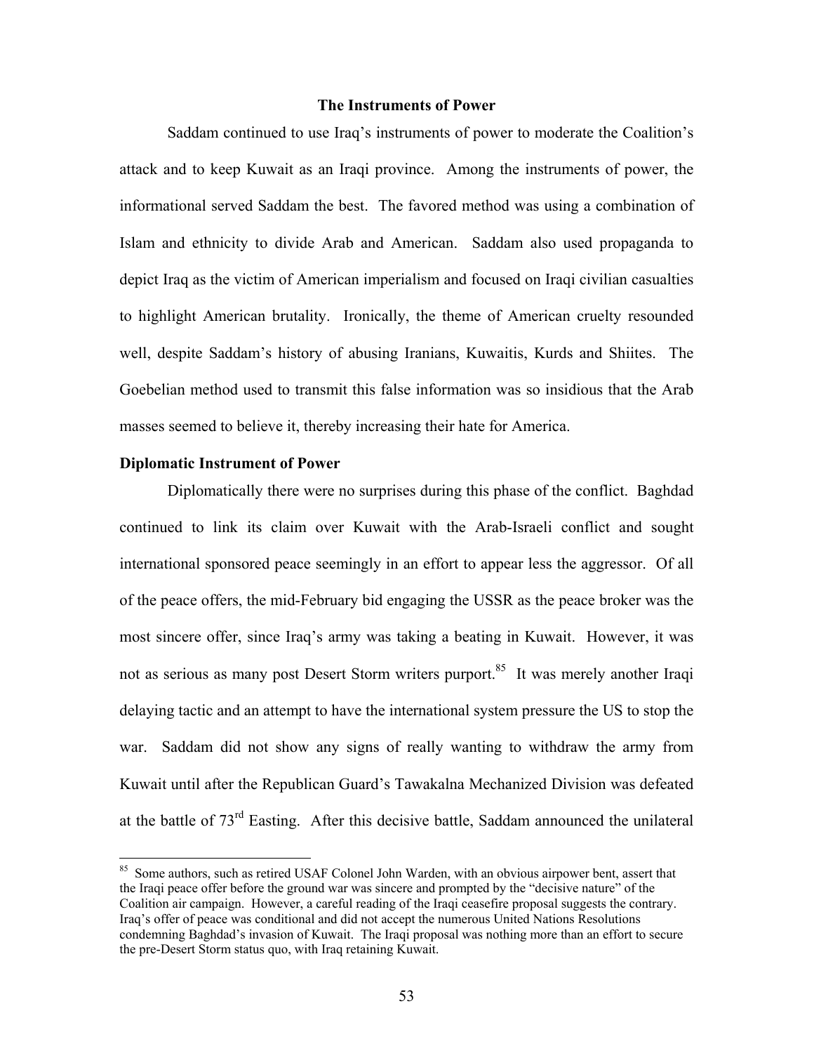## The Instruments of Power

Saddam continued to use Iraq's instruments of power to moderate the Coalition's attack and to keep Kuwait as an Iraqi province. Among the instruments of power, the informational served Saddam the best. The favored method was using a combination of Islam and ethnicity to divide Arab and American. Saddam also used propaganda to depict Iraq as the victim of American imperialism and focused on Iraqi civilian casualties to highlight American brutality. Ironically, the theme of American cruelty resounded well, despite Saddam's history of abusing Iranians, Kuwaitis, Kurds and Shiites. The Goebelian method used to transmit this false information was so insidious that the Arab masses seemed to believe it, thereby increasing their hate for America.

### Diplomatic Instrument of Power

Diplomatically there were no surprises during this phase of the conflict. Baghdad continued to link its claim over Kuwait with the Arab-Israeli conflict and sought international sponsored peace seemingly in an effort to appear less the aggressor. Of all of the peace offers, the mid-February bid engaging the USSR as the peace broker was the most sincere offer, since Iraq's army was taking a beating in Kuwait. However, it was not as serious as many post Desert Storm writers purport.[85] It was merely another Iraqi delaying tactic and an attempt to have the international system pressure the US to stop the war. Saddam did not show any signs of really wanting to withdraw the army from Kuwait until after the Republican Guard's Tawakalna Mechanized Division was defeated at the battle of 73rd Easting. After this decisive battle, Saddam announced the unilateral

---

[85] Some authors, such as retired USAF Colonel John Warden, with an obvious airpower bent, assert that the Iraqi peace offer before the ground war was sincere and prompted by the "decisive nature" of the Coalition air campaign. However, a careful reading of the Iraqi ceasefire proposal suggests the contrary. Iraq's offer of peace was conditional and did not accept the numerous United Nations Resolutions condemning Baghdad's invasion of Kuwait. The Iraqi proposal was nothing more than an effort to secure the pre-Desert Storm status quo, with Iraq retaining Kuwait.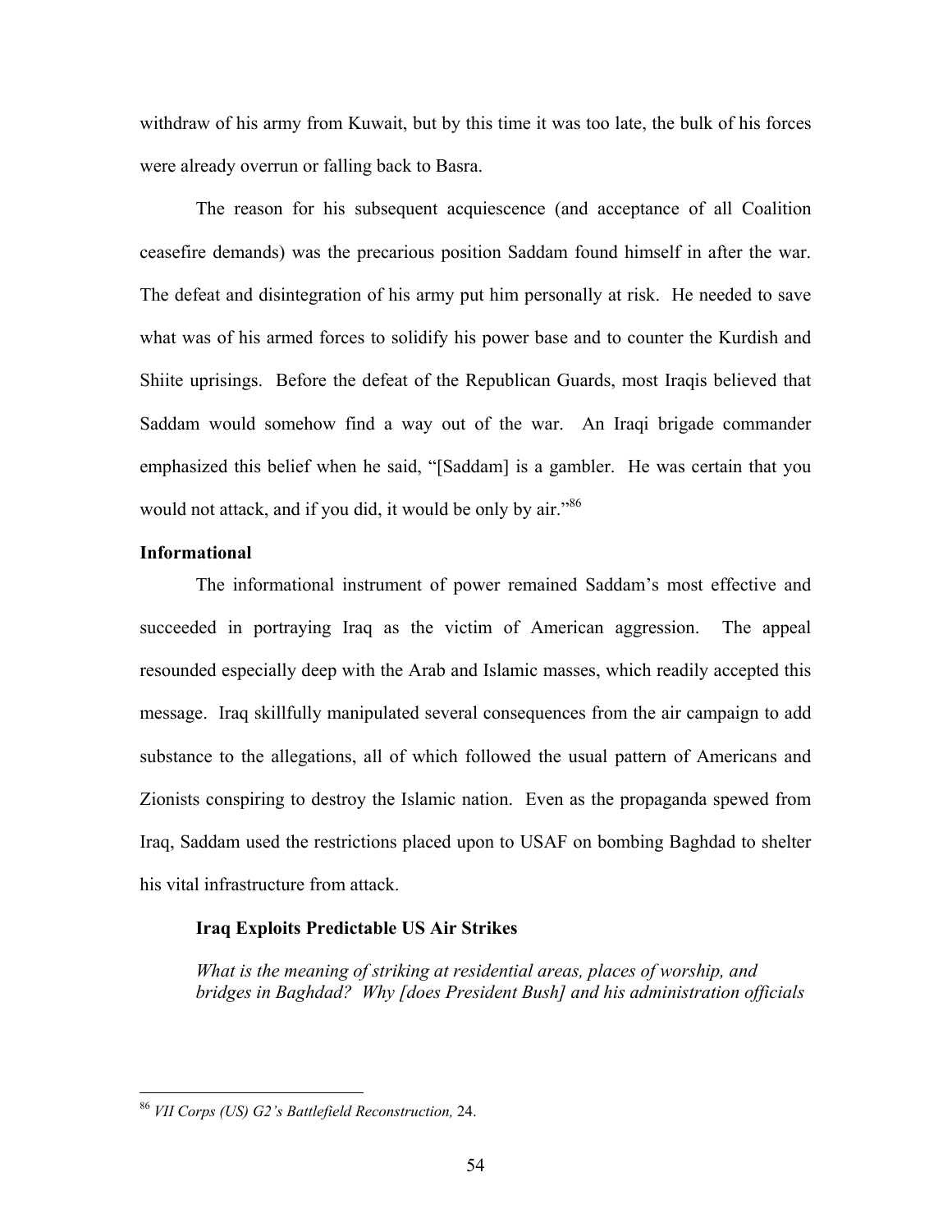withdraw of his army from Kuwait, but by this time it was too late, the bulk of his forces were already overrun or falling back to Basra.

The reason for his subsequent acquiescence (and acceptance of all Coalition ceasefire demands) was the precarious position Saddam found himself in after the war. The defeat and disintegration of his army put him personally at risk. He needed to save what was of his armed forces to solidify his power base and to counter the Kurdish and Shiite uprisings. Before the defeat of the Republican Guards, most Iraqis believed that Saddam would somehow find a way out of the war. An Iraqi brigade commander emphasized this belief when he said, "[Saddam] is a gambler. He was certain that you would not attack, and if you did, it would be only by air."[86]

**Informational**

The informational instrument of power remained Saddam's most effective and succeeded in portraying Iraq as the victim of American aggression. The appeal resounded especially deep with the Arab and Islamic masses, which readily accepted this message. Iraq skillfully manipulated several consequences from the air campaign to add substance to the allegations, all of which followed the usual pattern of Americans and Zionists conspiring to destroy the Islamic nation. Even as the propaganda spewed from Iraq, Saddam used the restrictions placed upon to USAF on bombing Baghdad to shelter his vital infrastructure from attack.

**Iraq Exploits Predictable US Air Strikes**

*What is the meaning of striking at residential areas, places of worship, and bridges in Baghdad? Why [does President Bush] and his administration officials*

[86] *VII Corps (US) G2's Battlefield Reconstruction,* 24.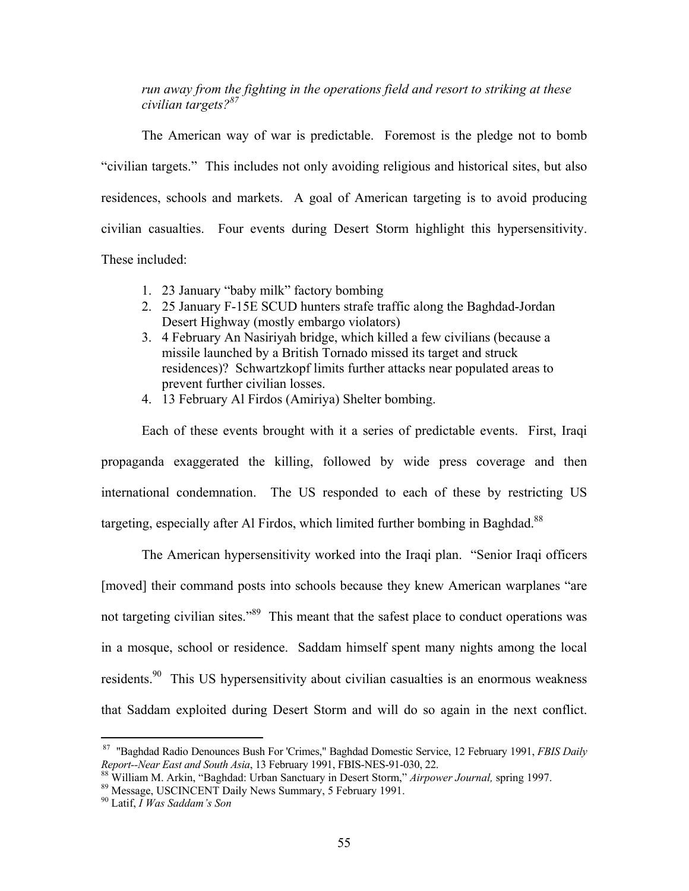> *run away from the fighting in the operations field and resort to striking at these civilian targets?*[87]

The American way of war is predictable. Foremost is the pledge not to bomb "civilian targets." This includes not only avoiding religious and historical sites, but also residences, schools and markets. A goal of American targeting is to avoid producing civilian casualties. Four events during Desert Storm highlight this hypersensitivity. These included:

1. 23 January "baby milk" factory bombing
2. 25 January F-15E SCUD hunters strafe traffic along the Baghdad-Jordan Desert Highway (mostly embargo violators)
3. 4 February An Nasiriyah bridge, which killed a few civilians (because a missile launched by a British Tornado missed its target and struck residences)? Schwartzkopf limits further attacks near populated areas to prevent further civilian losses.
4. 13 February Al Firdos (Amiriya) Shelter bombing.

Each of these events brought with it a series of predictable events. First, Iraqi propaganda exaggerated the killing, followed by wide press coverage and then international condemnation. The US responded to each of these by restricting US targeting, especially after Al Firdos, which limited further bombing in Baghdad.[88]

The American hypersensitivity worked into the Iraqi plan. "Senior Iraqi officers [moved] their command posts into schools because they knew American warplanes "are not targeting civilian sites."[89] This meant that the safest place to conduct operations was in a mosque, school or residence. Saddam himself spent many nights among the local residents.[90] This US hypersensitivity about civilian casualties is an enormous weakness that Saddam exploited during Desert Storm and will do so again in the next conflict.

---

[87] "Baghdad Radio Denounces Bush For 'Crimes," Baghdad Domestic Service, 12 February 1991, *FBIS Daily Report--Near East and South Asia*, 13 February 1991, FBIS-NES-91-030, 22.

[88] William M. Arkin, "Baghdad: Urban Sanctuary in Desert Storm," *Airpower Journal,* spring 1997.

[89] Message, USCINCENT Daily News Summary, 5 February 1991.

[90] Latif, *I Was Saddam's Son*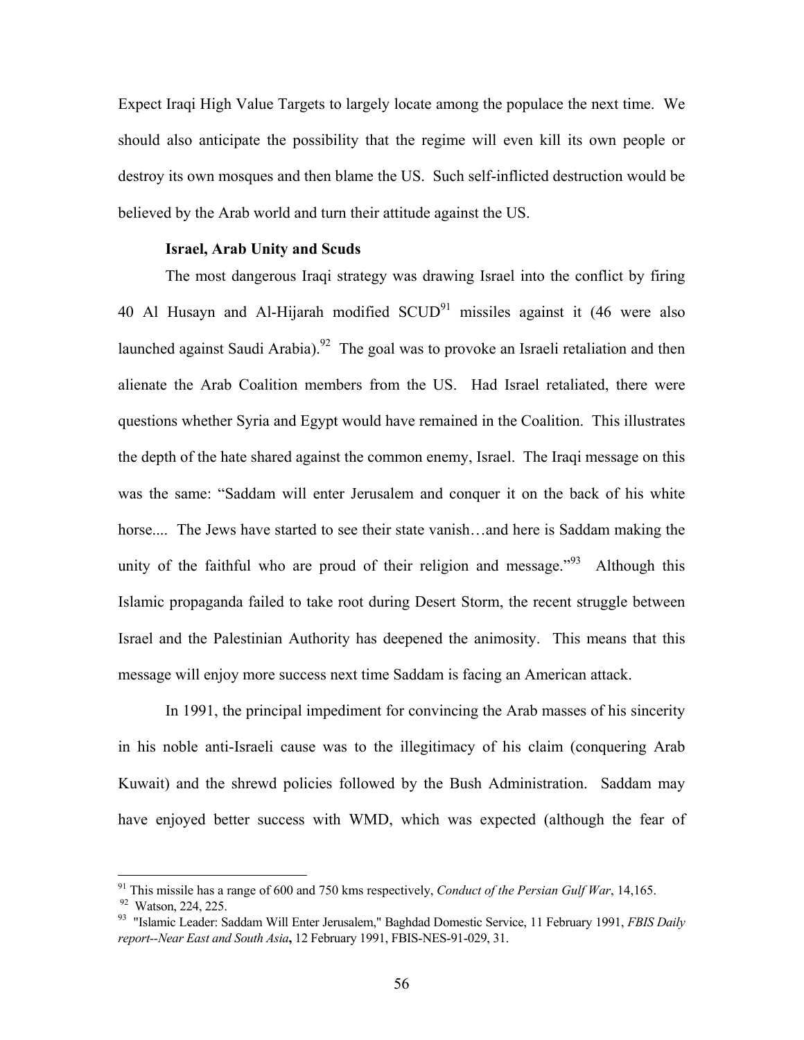Expect Iraqi High Value Targets to largely locate among the populace the next time. We should also anticipate the possibility that the regime will even kill its own people or destroy its own mosques and then blame the US. Such self-inflicted destruction would be believed by the Arab world and turn their attitude against the US.

**Israel, Arab Unity and Scuds**

The most dangerous Iraqi strategy was drawing Israel into the conflict by firing 40 Al Husayn and Al-Hijarah modified SCUD[91] missiles against it (46 were also launched against Saudi Arabia).[92] The goal was to provoke an Israeli retaliation and then alienate the Arab Coalition members from the US. Had Israel retaliated, there were questions whether Syria and Egypt would have remained in the Coalition. This illustrates the depth of the hate shared against the common enemy, Israel. The Iraqi message on this was the same: "Saddam will enter Jerusalem and conquer it on the back of his white horse.... The Jews have started to see their state vanish…and here is Saddam making the unity of the faithful who are proud of their religion and message."[93] Although this Islamic propaganda failed to take root during Desert Storm, the recent struggle between Israel and the Palestinian Authority has deepened the animosity. This means that this message will enjoy more success next time Saddam is facing an American attack.

In 1991, the principal impediment for convincing the Arab masses of his sincerity in his noble anti-Israeli cause was to the illegitimacy of his claim (conquering Arab Kuwait) and the shrewd policies followed by the Bush Administration. Saddam may have enjoyed better success with WMD, which was expected (although the fear of

---

[91] This missile has a range of 600 and 750 kms respectively, *Conduct of the Persian Gulf War*, 14,165.

[92] Watson, 224, 225.

[93] "Islamic Leader: Saddam Will Enter Jerusalem," Baghdad Domestic Service, 11 February 1991, *FBIS Daily report--Near East and South Asia*, 12 February 1991, FBIS-NES-91-029, 31.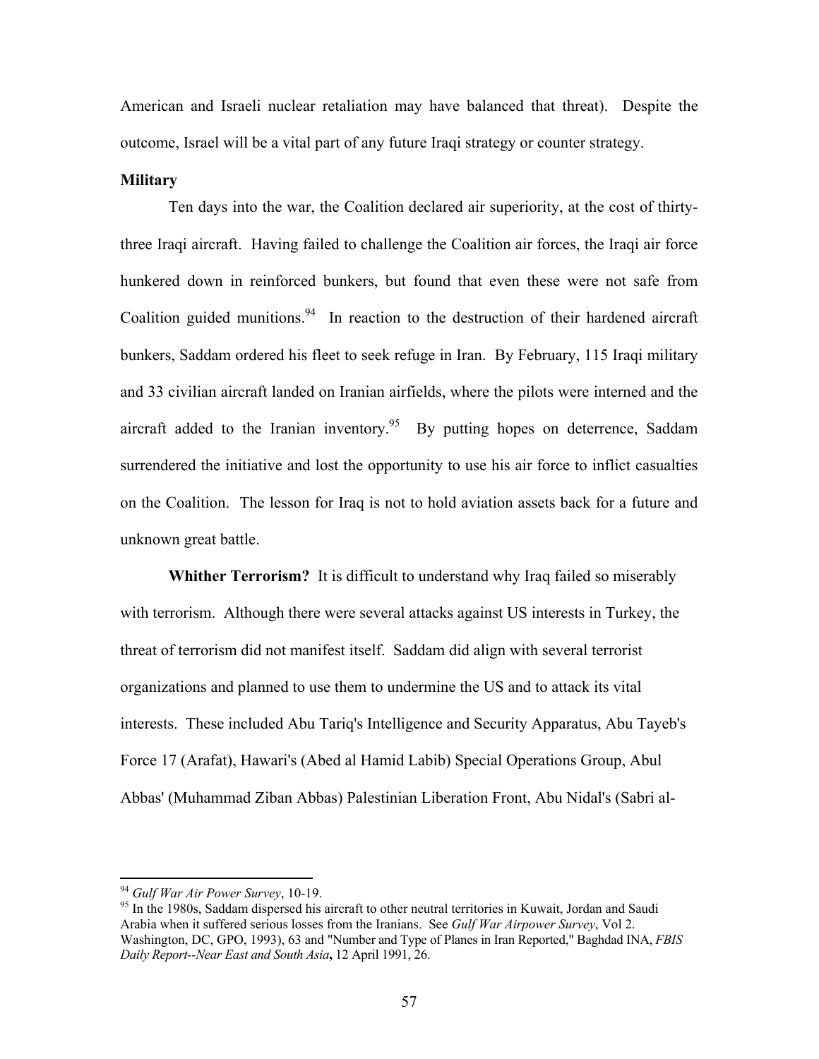American and Israeli nuclear retaliation may have balanced that threat). Despite the outcome, Israel will be a vital part of any future Iraqi strategy or counter strategy.

**Military**

Ten days into the war, the Coalition declared air superiority, at the cost of thirty-three Iraqi aircraft. Having failed to challenge the Coalition air forces, the Iraqi air force hunkered down in reinforced bunkers, but found that even these were not safe from Coalition guided munitions.[94] In reaction to the destruction of their hardened aircraft bunkers, Saddam ordered his fleet to seek refuge in Iran. By February, 115 Iraqi military and 33 civilian aircraft landed on Iranian airfields, where the pilots were interned and the aircraft added to the Iranian inventory.[95] By putting hopes on deterrence, Saddam surrendered the initiative and lost the opportunity to use his air force to inflict casualties on the Coalition. The lesson for Iraq is not to hold aviation assets back for a future and unknown great battle.

**Whither Terrorism?** It is difficult to understand why Iraq failed so miserably with terrorism. Although there were several attacks against US interests in Turkey, the threat of terrorism did not manifest itself. Saddam did align with several terrorist organizations and planned to use them to undermine the US and to attack its vital interests. These included Abu Tariq's Intelligence and Security Apparatus, Abu Tayeb's Force 17 (Arafat), Hawari's (Abed al Hamid Labib) Special Operations Group, Abul Abbas' (Muhammad Ziban Abbas) Palestinian Liberation Front, Abu Nidal's (Sabri al-

---

[94] *Gulf War Air Power Survey*, 10-19.

[95] In the 1980s, Saddam dispersed his aircraft to other neutral territories in Kuwait, Jordan and Saudi Arabia when it suffered serious losses from the Iranians. See *Gulf War Airpower Survey*, Vol 2. Washington, DC, GPO, 1993), 63 and "Number and Type of Planes in Iran Reported," Baghdad INA, *FBIS Daily Report--Near East and South Asia***,** 12 April 1991, 26.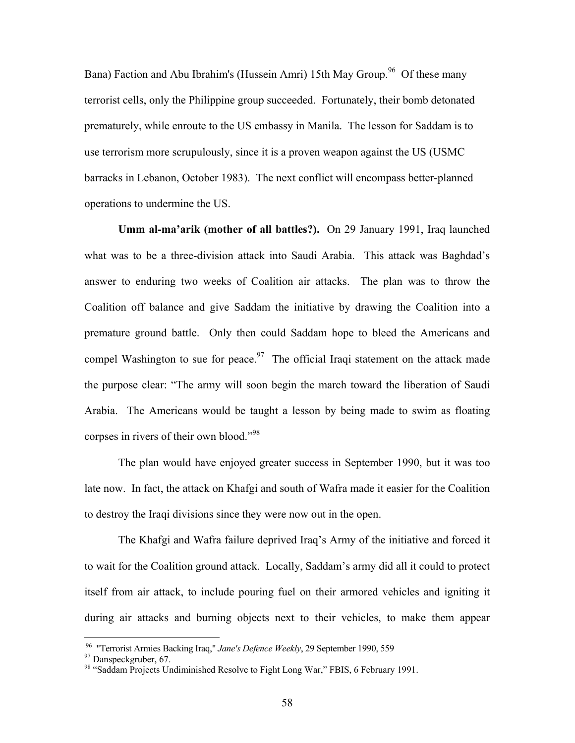Bana) Faction and Abu Ibrahim's (Hussein Amri) 15th May Group.[96] Of these many terrorist cells, only the Philippine group succeeded. Fortunately, their bomb detonated prematurely, while enroute to the US embassy in Manila. The lesson for Saddam is to use terrorism more scrupulously, since it is a proven weapon against the US (USMC barracks in Lebanon, October 1983). The next conflict will encompass better-planned operations to undermine the US.

**Umm al-ma'arik (mother of all battles?).** On 29 January 1991, Iraq launched what was to be a three-division attack into Saudi Arabia. This attack was Baghdad's answer to enduring two weeks of Coalition air attacks. The plan was to throw the Coalition off balance and give Saddam the initiative by drawing the Coalition into a premature ground battle. Only then could Saddam hope to bleed the Americans and compel Washington to sue for peace.[97] The official Iraqi statement on the attack made the purpose clear: "The army will soon begin the march toward the liberation of Saudi Arabia. The Americans would be taught a lesson by being made to swim as floating corpses in rivers of their own blood."[98]

The plan would have enjoyed greater success in September 1990, but it was too late now. In fact, the attack on Khafgi and south of Wafra made it easier for the Coalition to destroy the Iraqi divisions since they were now out in the open.

The Khafgi and Wafra failure deprived Iraq's Army of the initiative and forced it to wait for the Coalition ground attack. Locally, Saddam's army did all it could to protect itself from air attack, to include pouring fuel on their armored vehicles and igniting it during air attacks and burning objects next to their vehicles, to make them appear

---

[96] "Terrorist Armies Backing Iraq," *Jane's Defence Weekly*, 29 September 1990, 559

[97] Danspeckgruber, 67.

[98] "Saddam Projects Undiminished Resolve to Fight Long War," FBIS, 6 February 1991.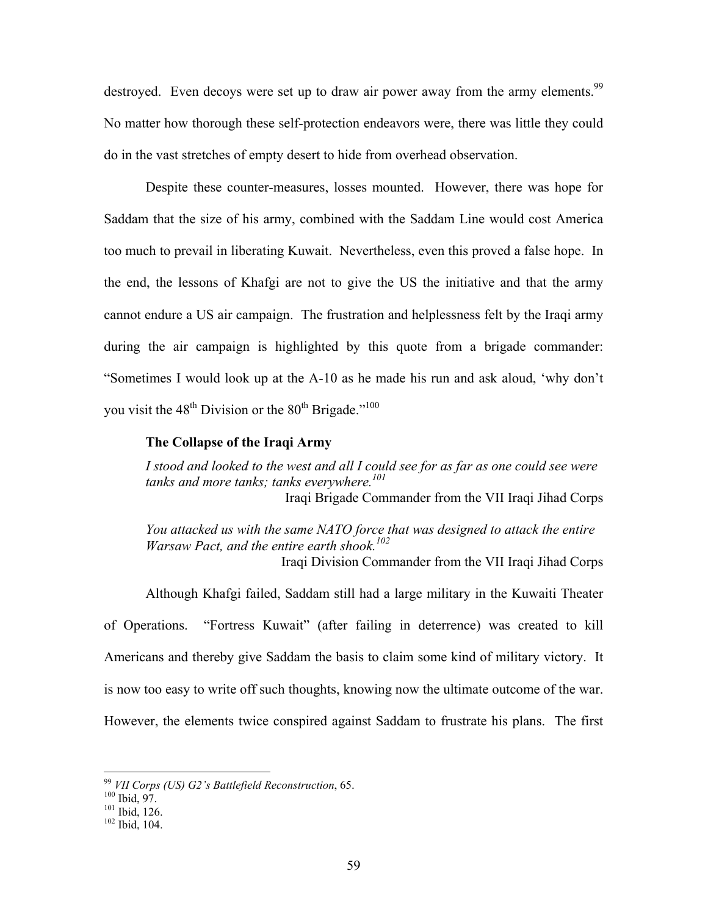destroyed. Even decoys were set up to draw air power away from the army elements.[99] No matter how thorough these self-protection endeavors were, there was little they could do in the vast stretches of empty desert to hide from overhead observation.

Despite these counter-measures, losses mounted. However, there was hope for Saddam that the size of his army, combined with the Saddam Line would cost America too much to prevail in liberating Kuwait. Nevertheless, even this proved a false hope. In the end, the lessons of Khafgi are not to give the US the initiative and that the army cannot endure a US air campaign. The frustration and helplessness felt by the Iraqi army during the air campaign is highlighted by this quote from a brigade commander: "Sometimes I would look up at the A-10 as he made his run and ask aloud, 'why don't you visit the 48th Division or the 80th Brigade."[100]

### The Collapse of the Iraqi Army

> *I stood and looked to the west and all I could see for as far as one could see were tanks and more tanks; tanks everywhere.*[101]
>
> Iraqi Brigade Commander from the VII Iraqi Jihad Corps

> *You attacked us with the same NATO force that was designed to attack the entire Warsaw Pact, and the entire earth shook.*[102]
>
> Iraqi Division Commander from the VII Iraqi Jihad Corps

Although Khafgi failed, Saddam still had a large military in the Kuwaiti Theater of Operations. "Fortress Kuwait" (after failing in deterrence) was created to kill Americans and thereby give Saddam the basis to claim some kind of military victory. It is now too easy to write off such thoughts, knowing now the ultimate outcome of the war. However, the elements twice conspired against Saddam to frustrate his plans. The first

---

[99] *VII Corps (US) G2's Battlefield Reconstruction*, 65.
[100] Ibid, 97.
[101] Ibid, 126.
[102] Ibid, 104.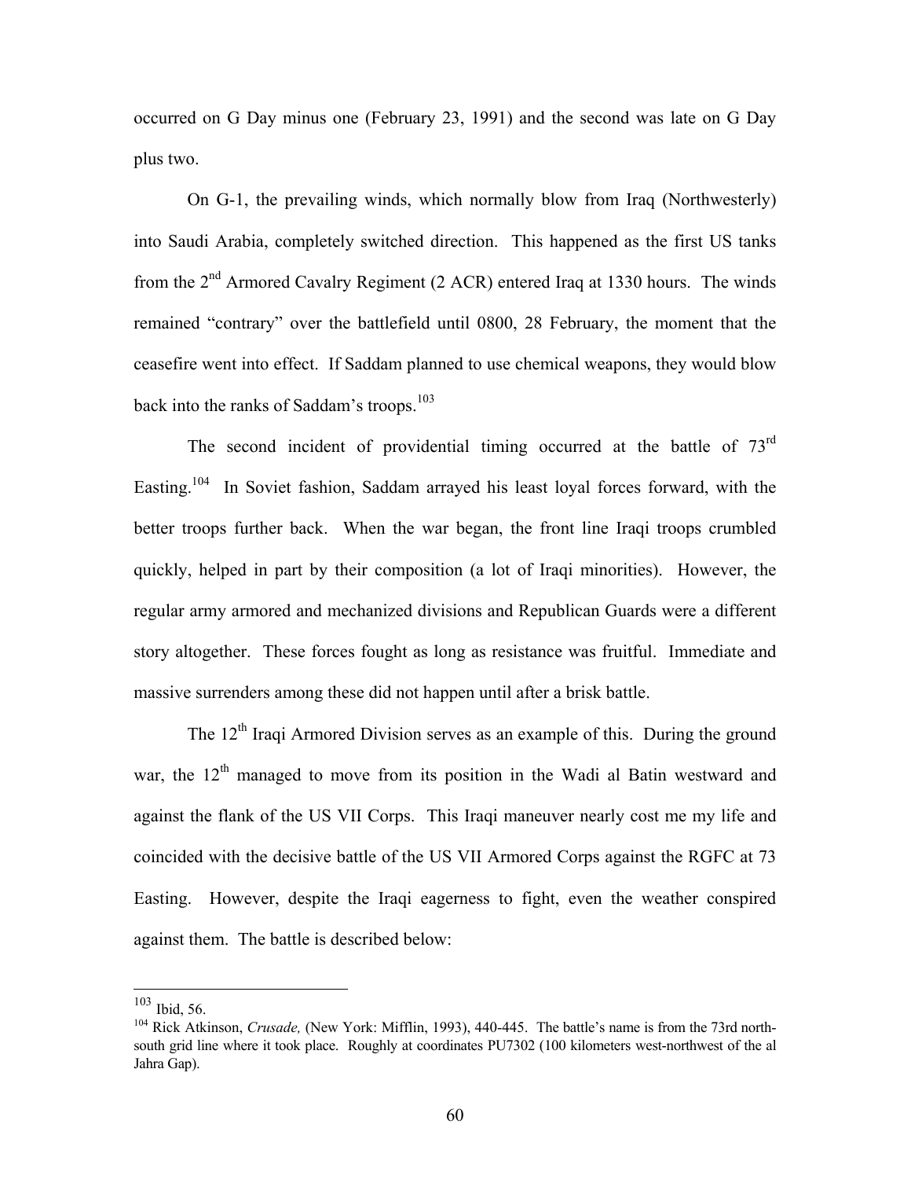occurred on G Day minus one (February 23, 1991) and the second was late on G Day plus two.

On G-1, the prevailing winds, which normally blow from Iraq (Northwesterly) into Saudi Arabia, completely switched direction. This happened as the first US tanks from the 2nd Armored Cavalry Regiment (2 ACR) entered Iraq at 1330 hours. The winds remained "contrary" over the battlefield until 0800, 28 February, the moment that the ceasefire went into effect. If Saddam planned to use chemical weapons, they would blow back into the ranks of Saddam's troops.[103]

The second incident of providential timing occurred at the battle of 73rd Easting.[104] In Soviet fashion, Saddam arrayed his least loyal forces forward, with the better troops further back. When the war began, the front line Iraqi troops crumbled quickly, helped in part by their composition (a lot of Iraqi minorities). However, the regular army armored and mechanized divisions and Republican Guards were a different story altogether. These forces fought as long as resistance was fruitful. Immediate and massive surrenders among these did not happen until after a brisk battle.

The 12th Iraqi Armored Division serves as an example of this. During the ground war, the 12th managed to move from its position in the Wadi al Batin westward and against the flank of the US VII Corps. This Iraqi maneuver nearly cost me my life and coincided with the decisive battle of the US VII Armored Corps against the RGFC at 73 Easting. However, despite the Iraqi eagerness to fight, even the weather conspired against them. The battle is described below:

---

[103] Ibid, 56.

[104] Rick Atkinson, *Crusade,* (New York: Mifflin, 1993), 440-445. The battle's name is from the 73rd north-south grid line where it took place. Roughly at coordinates PU7302 (100 kilometers west-northwest of the al Jahra Gap).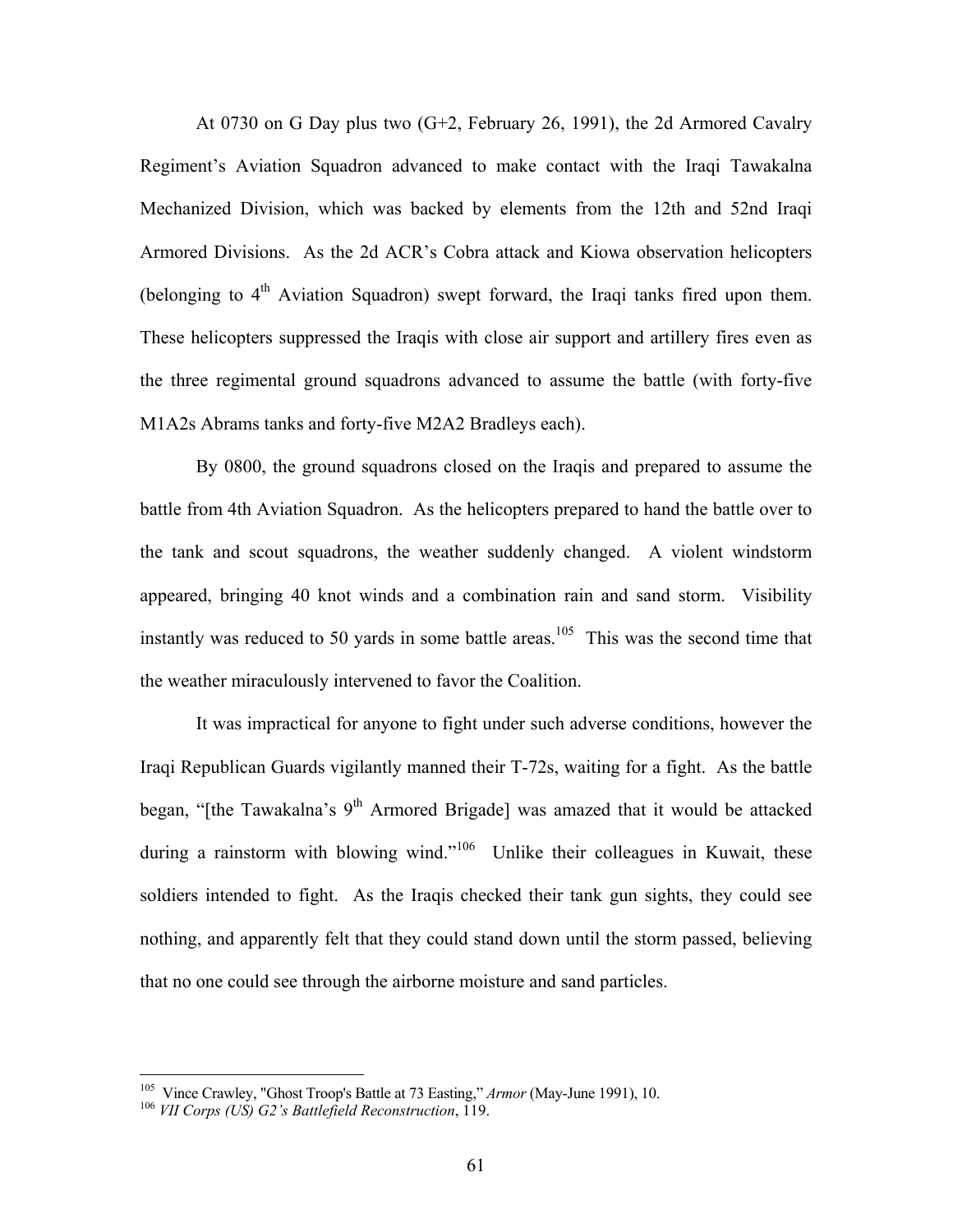At 0730 on G Day plus two (G+2, February 26, 1991), the 2d Armored Cavalry Regiment's Aviation Squadron advanced to make contact with the Iraqi Tawakalna Mechanized Division, which was backed by elements from the 12th and 52nd Iraqi Armored Divisions. As the 2d ACR's Cobra attack and Kiowa observation helicopters (belonging to 4th Aviation Squadron) swept forward, the Iraqi tanks fired upon them. These helicopters suppressed the Iraqis with close air support and artillery fires even as the three regimental ground squadrons advanced to assume the battle (with forty-five M1A2s Abrams tanks and forty-five M2A2 Bradleys each).

By 0800, the ground squadrons closed on the Iraqis and prepared to assume the battle from 4th Aviation Squadron. As the helicopters prepared to hand the battle over to the tank and scout squadrons, the weather suddenly changed. A violent windstorm appeared, bringing 40 knot winds and a combination rain and sand storm. Visibility instantly was reduced to 50 yards in some battle areas.[105] This was the second time that the weather miraculously intervened to favor the Coalition.

It was impractical for anyone to fight under such adverse conditions, however the Iraqi Republican Guards vigilantly manned their T-72s, waiting for a fight. As the battle began, "[the Tawakalna's 9th Armored Brigade] was amazed that it would be attacked during a rainstorm with blowing wind."[106] Unlike their colleagues in Kuwait, these soldiers intended to fight. As the Iraqis checked their tank gun sights, they could see nothing, and apparently felt that they could stand down until the storm passed, believing that no one could see through the airborne moisture and sand particles.

---

[105] Vince Crawley, "Ghost Troop's Battle at 73 Easting," *Armor* (May-June 1991), 10.

[106] *VII Corps (US) G2's Battlefield Reconstruction*, 119.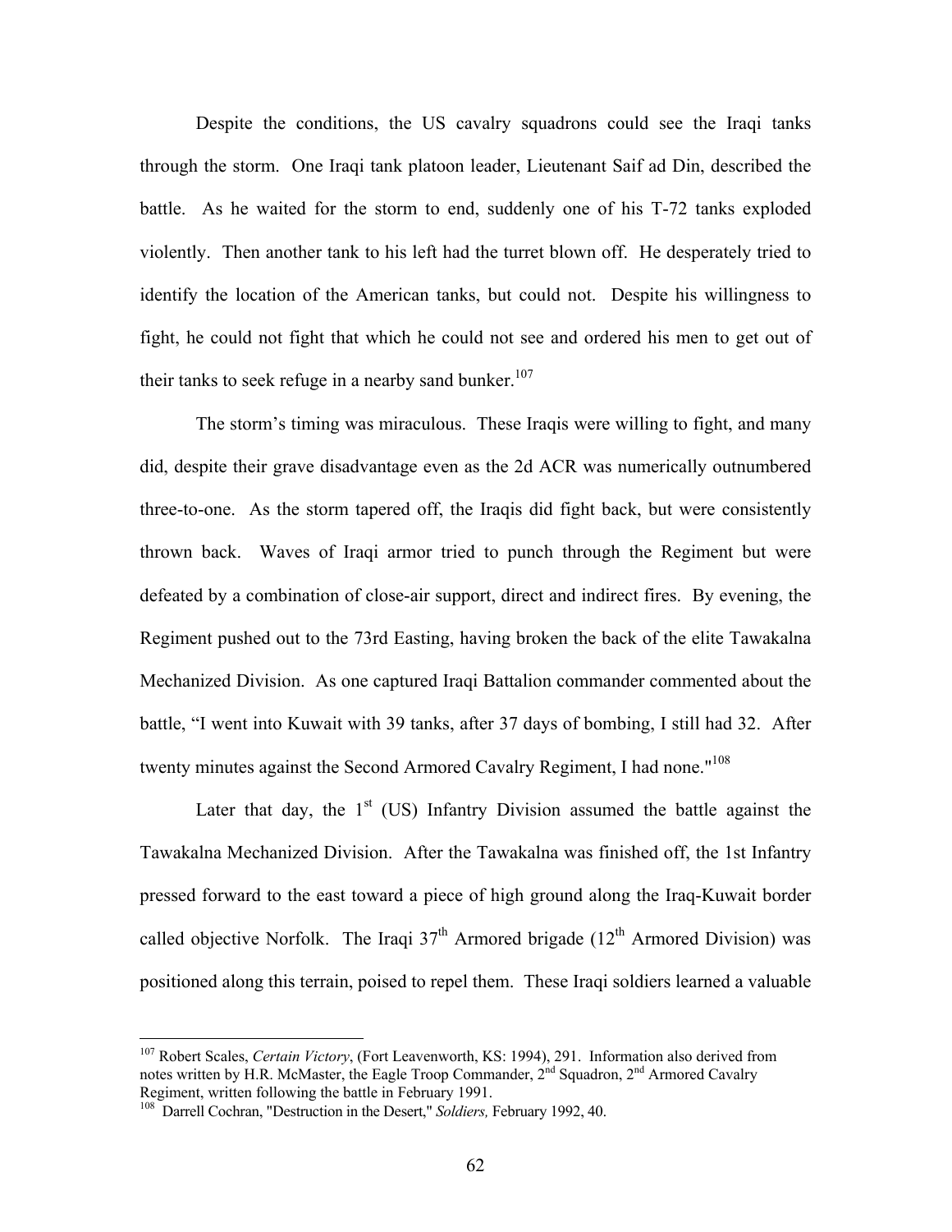Despite the conditions, the US cavalry squadrons could see the Iraqi tanks through the storm. One Iraqi tank platoon leader, Lieutenant Saif ad Din, described the battle. As he waited for the storm to end, suddenly one of his T-72 tanks exploded violently. Then another tank to his left had the turret blown off. He desperately tried to identify the location of the American tanks, but could not. Despite his willingness to fight, he could not fight that which he could not see and ordered his men to get out of their tanks to seek refuge in a nearby sand bunker.[107]

The storm's timing was miraculous. These Iraqis were willing to fight, and many did, despite their grave disadvantage even as the 2d ACR was numerically outnumbered three-to-one. As the storm tapered off, the Iraqis did fight back, but were consistently thrown back. Waves of Iraqi armor tried to punch through the Regiment but were defeated by a combination of close-air support, direct and indirect fires. By evening, the Regiment pushed out to the 73rd Easting, having broken the back of the elite Tawakalna Mechanized Division. As one captured Iraqi Battalion commander commented about the battle, "I went into Kuwait with 39 tanks, after 37 days of bombing, I still had 32. After twenty minutes against the Second Armored Cavalry Regiment, I had none."[108]

Later that day, the 1st (US) Infantry Division assumed the battle against the Tawakalna Mechanized Division. After the Tawakalna was finished off, the 1st Infantry pressed forward to the east toward a piece of high ground along the Iraq-Kuwait border called objective Norfolk. The Iraqi 37th Armored brigade (12th Armored Division) was positioned along this terrain, poised to repel them. These Iraqi soldiers learned a valuable

---

[107] Robert Scales, *Certain Victory*, (Fort Leavenworth, KS: 1994), 291. Information also derived from notes written by H.R. McMaster, the Eagle Troop Commander, 2nd Squadron, 2nd Armored Cavalry Regiment, written following the battle in February 1991.

[108] Darrell Cochran, "Destruction in the Desert," *Soldiers,* February 1992, 40.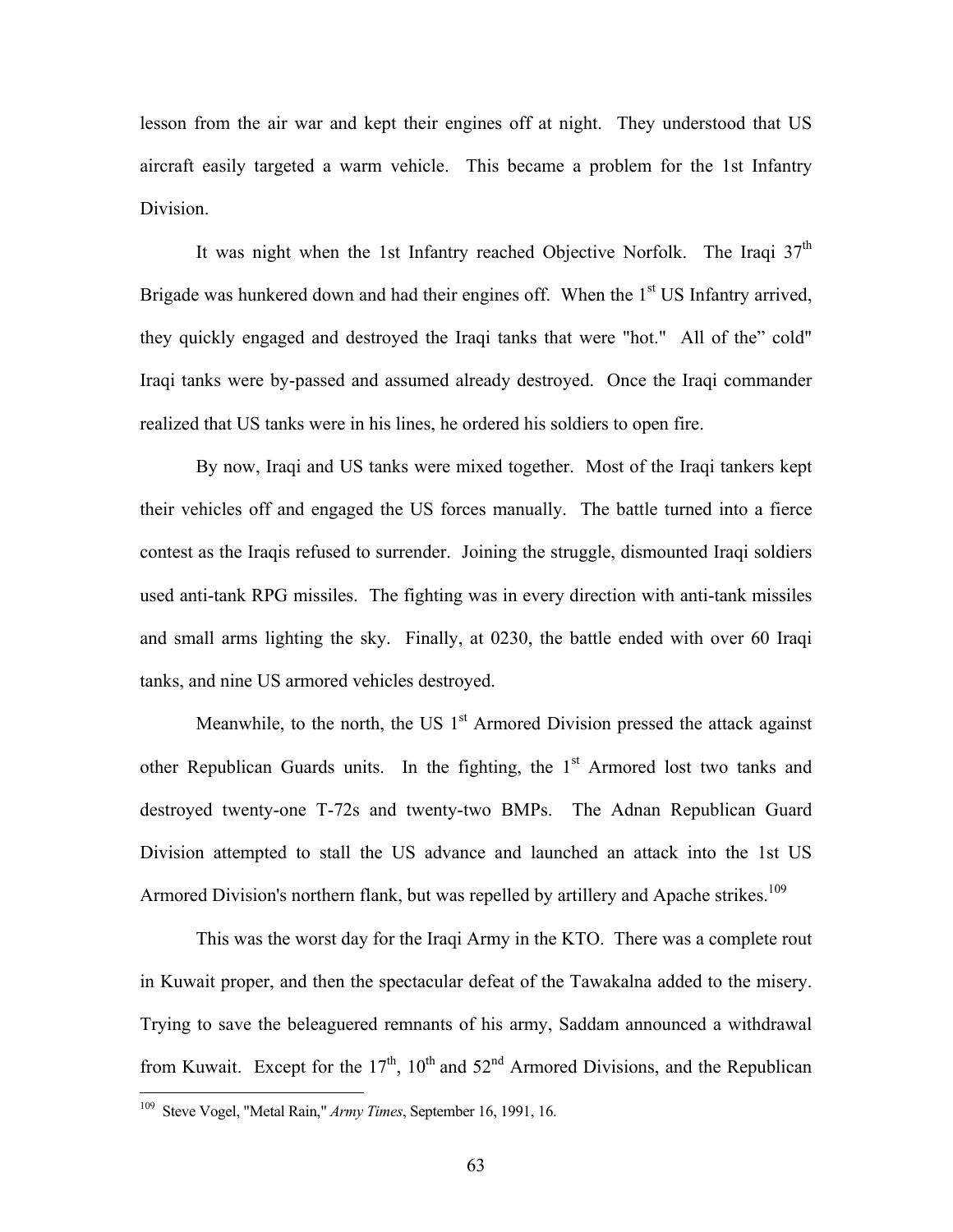lesson from the air war and kept their engines off at night. They understood that US aircraft easily targeted a warm vehicle. This became a problem for the 1st Infantry Division.

It was night when the 1st Infantry reached Objective Norfolk. The Iraqi 37th Brigade was hunkered down and had their engines off. When the 1st US Infantry arrived, they quickly engaged and destroyed the Iraqi tanks that were "hot." All of the" cold" Iraqi tanks were by-passed and assumed already destroyed. Once the Iraqi commander realized that US tanks were in his lines, he ordered his soldiers to open fire.

By now, Iraqi and US tanks were mixed together. Most of the Iraqi tankers kept their vehicles off and engaged the US forces manually. The battle turned into a fierce contest as the Iraqis refused to surrender. Joining the struggle, dismounted Iraqi soldiers used anti-tank RPG missiles. The fighting was in every direction with anti-tank missiles and small arms lighting the sky. Finally, at 0230, the battle ended with over 60 Iraqi tanks, and nine US armored vehicles destroyed.

Meanwhile, to the north, the US 1st Armored Division pressed the attack against other Republican Guards units. In the fighting, the 1st Armored lost two tanks and destroyed twenty-one T-72s and twenty-two BMPs. The Adnan Republican Guard Division attempted to stall the US advance and launched an attack into the 1st US Armored Division's northern flank, but was repelled by artillery and Apache strikes.[109]

This was the worst day for the Iraqi Army in the KTO. There was a complete rout in Kuwait proper, and then the spectacular defeat of the Tawakalna added to the misery. Trying to save the beleaguered remnants of his army, Saddam announced a withdrawal from Kuwait. Except for the 17th, 10th and 52nd Armored Divisions, and the Republican

---

[109] Steve Vogel, "Metal Rain," *Army Times*, September 16, 1991, 16.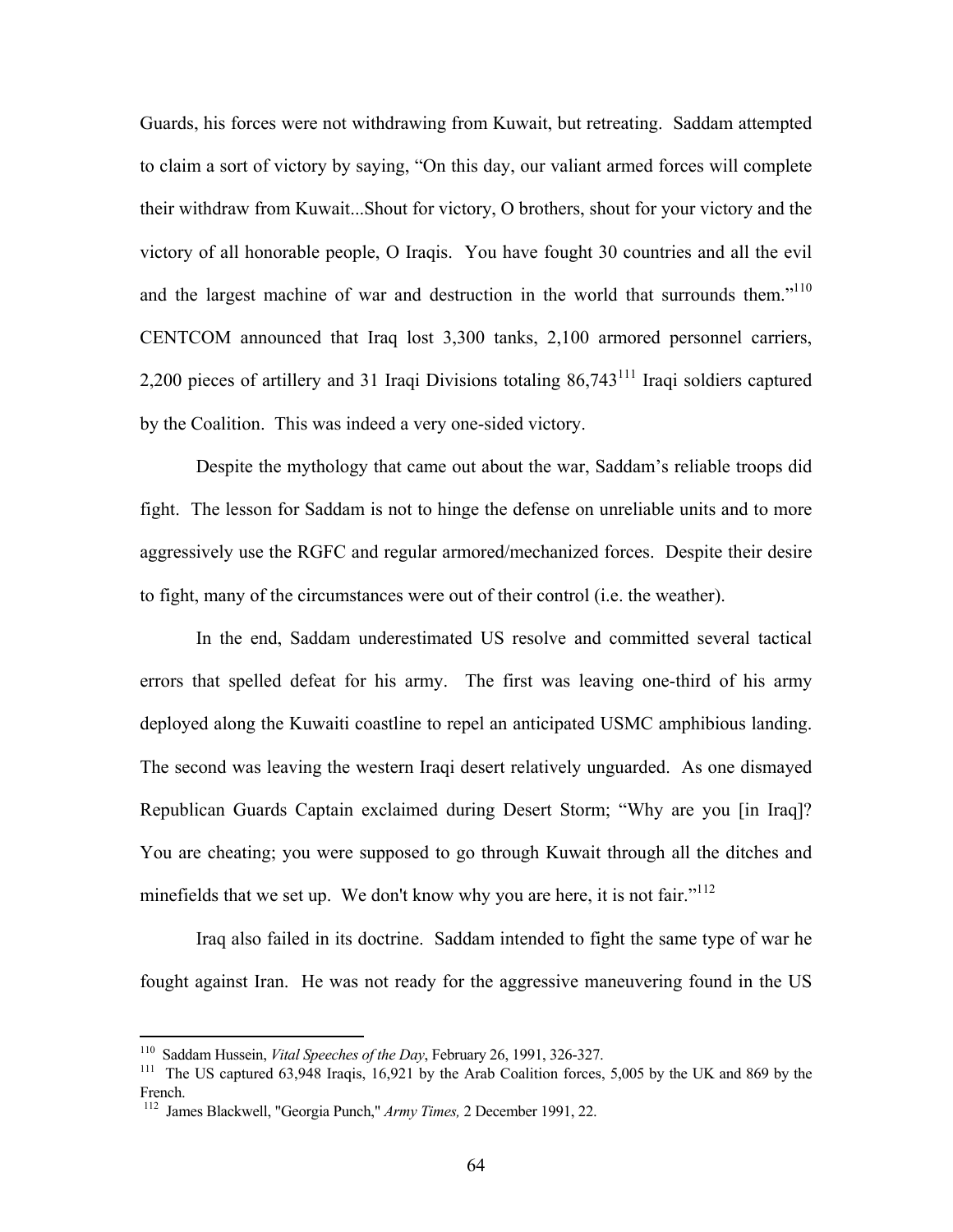Guards, his forces were not withdrawing from Kuwait, but retreating. Saddam attempted to claim a sort of victory by saying, "On this day, our valiant armed forces will complete their withdraw from Kuwait...Shout for victory, O brothers, shout for your victory and the victory of all honorable people, O Iraqis. You have fought 30 countries and all the evil and the largest machine of war and destruction in the world that surrounds them."[110] CENTCOM announced that Iraq lost 3,300 tanks, 2,100 armored personnel carriers, 2,200 pieces of artillery and 31 Iraqi Divisions totaling 86,743[111] Iraqi soldiers captured by the Coalition. This was indeed a very one-sided victory.

Despite the mythology that came out about the war, Saddam's reliable troops did fight. The lesson for Saddam is not to hinge the defense on unreliable units and to more aggressively use the RGFC and regular armored/mechanized forces. Despite their desire to fight, many of the circumstances were out of their control (i.e. the weather).

In the end, Saddam underestimated US resolve and committed several tactical errors that spelled defeat for his army. The first was leaving one-third of his army deployed along the Kuwaiti coastline to repel an anticipated USMC amphibious landing. The second was leaving the western Iraqi desert relatively unguarded. As one dismayed Republican Guards Captain exclaimed during Desert Storm; "Why are you [in Iraq]? You are cheating; you were supposed to go through Kuwait through all the ditches and minefields that we set up. We don't know why you are here, it is not fair."[112]

Iraq also failed in its doctrine. Saddam intended to fight the same type of war he fought against Iran. He was not ready for the aggressive maneuvering found in the US

---

[110] Saddam Hussein, *Vital Speeches of the Day*, February 26, 1991, 326-327.

[111] The US captured 63,948 Iraqis, 16,921 by the Arab Coalition forces, 5,005 by the UK and 869 by the French.

[112] James Blackwell, "Georgia Punch," *Army Times,* 2 December 1991, 22.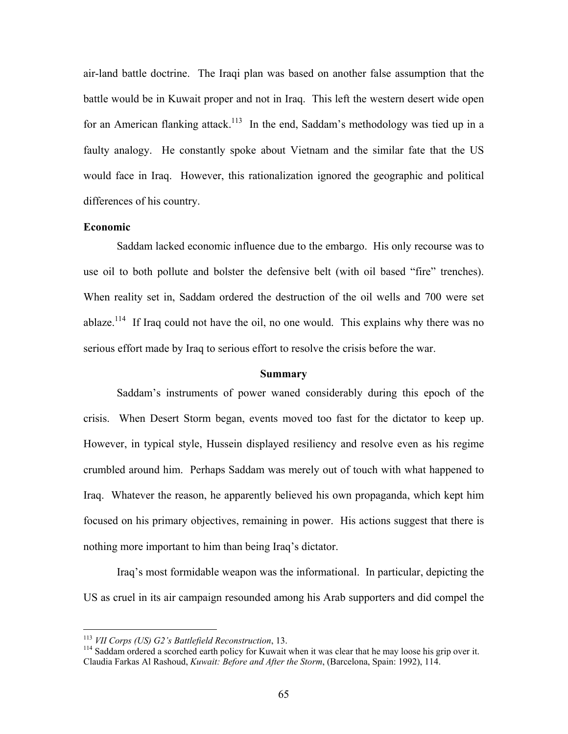air-land battle doctrine. The Iraqi plan was based on another false assumption that the battle would be in Kuwait proper and not in Iraq. This left the western desert wide open for an American flanking attack.[113] In the end, Saddam's methodology was tied up in a faulty analogy. He constantly spoke about Vietnam and the similar fate that the US would face in Iraq. However, this rationalization ignored the geographic and political differences of his country.

**Economic**

Saddam lacked economic influence due to the embargo. His only recourse was to use oil to both pollute and bolster the defensive belt (with oil based "fire" trenches). When reality set in, Saddam ordered the destruction of the oil wells and 700 were set ablaze.[114] If Iraq could not have the oil, no one would. This explains why there was no serious effort made by Iraq to serious effort to resolve the crisis before the war.

## Summary

Saddam's instruments of power waned considerably during this epoch of the crisis. When Desert Storm began, events moved too fast for the dictator to keep up. However, in typical style, Hussein displayed resiliency and resolve even as his regime crumbled around him. Perhaps Saddam was merely out of touch with what happened to Iraq. Whatever the reason, he apparently believed his own propaganda, which kept him focused on his primary objectives, remaining in power. His actions suggest that there is nothing more important to him than being Iraq's dictator.

Iraq's most formidable weapon was the informational. In particular, depicting the US as cruel in its air campaign resounded among his Arab supporters and did compel the

---

[113] *VII Corps (US) G2's Battlefield Reconstruction*, 13.

[114] Saddam ordered a scorched earth policy for Kuwait when it was clear that he may loose his grip over it. Claudia Farkas Al Rashoud, *Kuwait: Before and After the Storm*, (Barcelona, Spain: 1992), 114.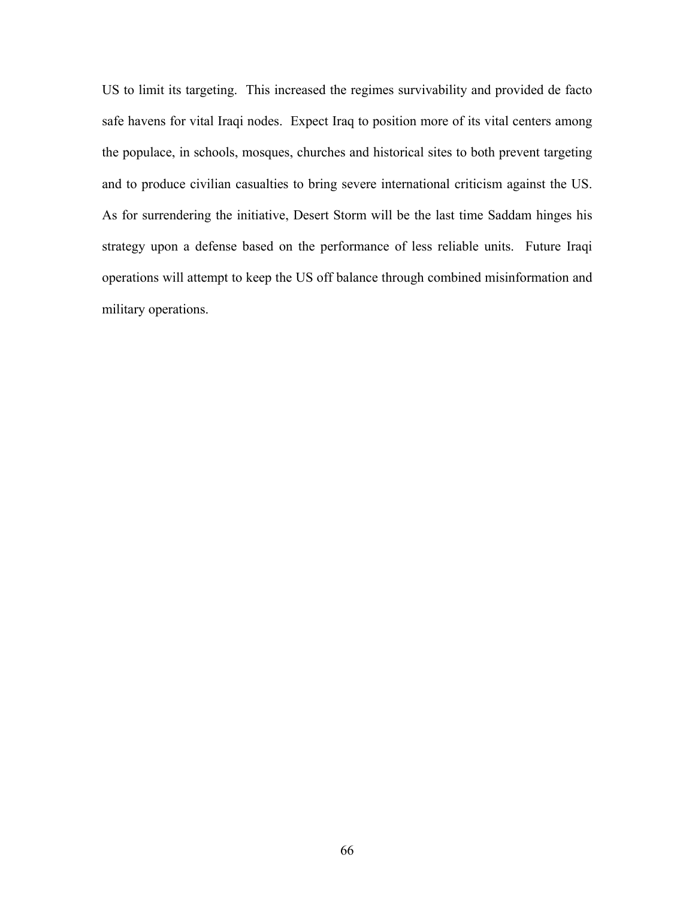US to limit its targeting. This increased the regimes survivability and provided de facto safe havens for vital Iraqi nodes. Expect Iraq to position more of its vital centers among the populace, in schools, mosques, churches and historical sites to both prevent targeting and to produce civilian casualties to bring severe international criticism against the US. As for surrendering the initiative, Desert Storm will be the last time Saddam hinges his strategy upon a defense based on the performance of less reliable units. Future Iraqi operations will attempt to keep the US off balance through combined misinformation and military operations.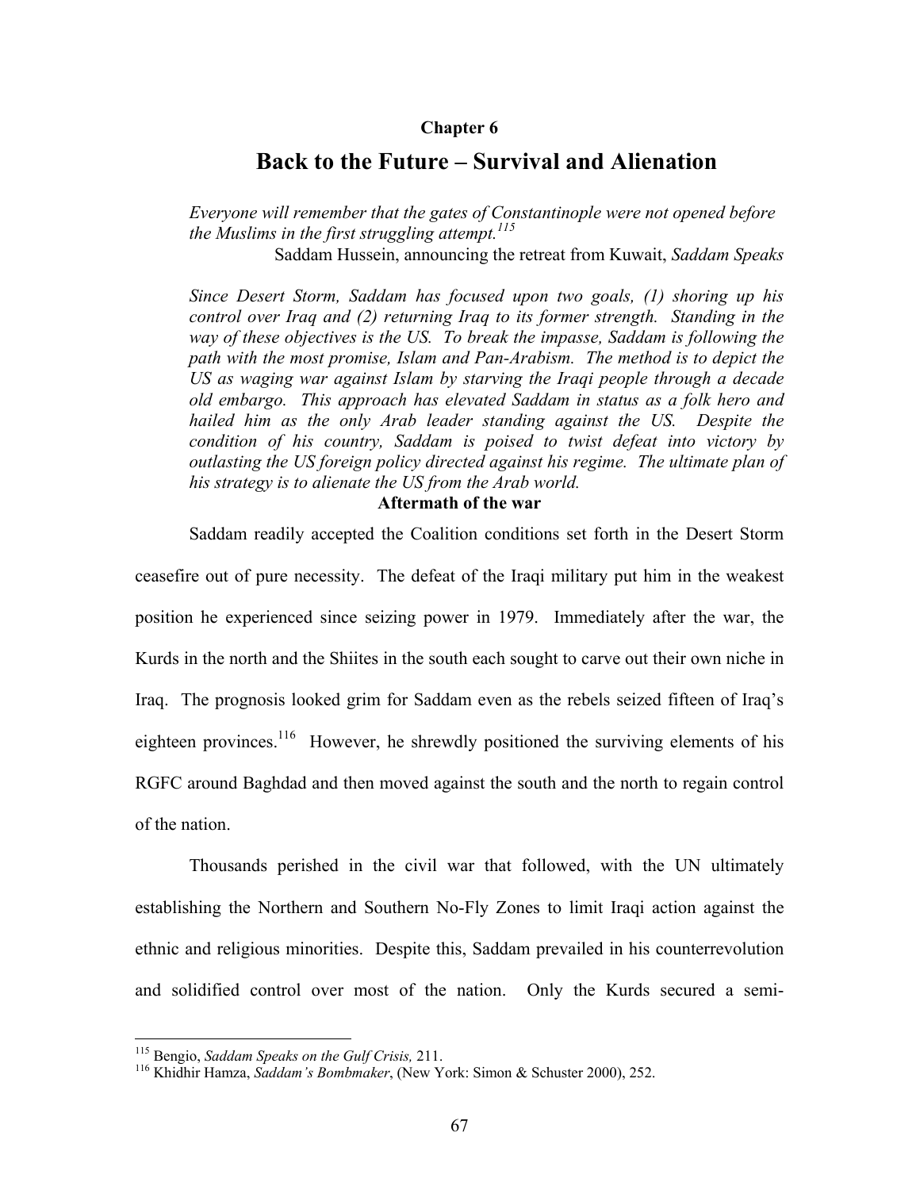## Chapter 6

# Back to the Future – Survival and Alienation

*Everyone will remember that the gates of Constantinople were not opened before the Muslims in the first struggling attempt.*[115]

Saddam Hussein, announcing the retreat from Kuwait, *Saddam Speaks*

*Since Desert Storm, Saddam has focused upon two goals, (1) shoring up his control over Iraq and (2) returning Iraq to its former strength. Standing in the way of these objectives is the US. To break the impasse, Saddam is following the path with the most promise, Islam and Pan-Arabism. The method is to depict the US as waging war against Islam by starving the Iraqi people through a decade old embargo. This approach has elevated Saddam in status as a folk hero and hailed him as the only Arab leader standing against the US. Despite the condition of his country, Saddam is poised to twist defeat into victory by outlasting the US foreign policy directed against his regime. The ultimate plan of his strategy is to alienate the US from the Arab world.*

**Aftermath of the war**

Saddam readily accepted the Coalition conditions set forth in the Desert Storm ceasefire out of pure necessity. The defeat of the Iraqi military put him in the weakest position he experienced since seizing power in 1979. Immediately after the war, the Kurds in the north and the Shiites in the south each sought to carve out their own niche in Iraq. The prognosis looked grim for Saddam even as the rebels seized fifteen of Iraq's eighteen provinces.[116] However, he shrewdly positioned the surviving elements of his RGFC around Baghdad and then moved against the south and the north to regain control of the nation.

Thousands perished in the civil war that followed, with the UN ultimately establishing the Northern and Southern No-Fly Zones to limit Iraqi action against the ethnic and religious minorities. Despite this, Saddam prevailed in his counterrevolution and solidified control over most of the nation. Only the Kurds secured a semi-

---

[115] Bengio, *Saddam Speaks on the Gulf Crisis,* 211.

[116] Khidhir Hamza, *Saddam's Bombmaker*, (New York: Simon & Schuster 2000), 252.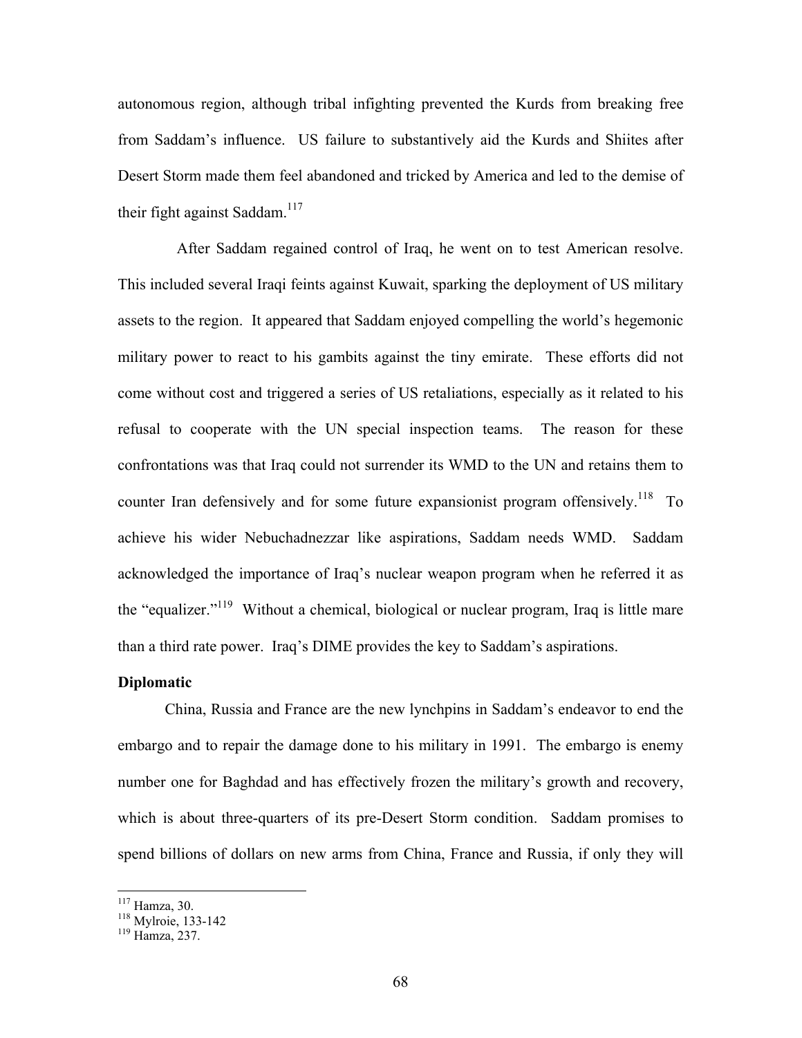autonomous region, although tribal infighting prevented the Kurds from breaking free from Saddam's influence. US failure to substantively aid the Kurds and Shiites after Desert Storm made them feel abandoned and tricked by America and led to the demise of their fight against Saddam.[117]

After Saddam regained control of Iraq, he went on to test American resolve. This included several Iraqi feints against Kuwait, sparking the deployment of US military assets to the region. It appeared that Saddam enjoyed compelling the world's hegemonic military power to react to his gambits against the tiny emirate. These efforts did not come without cost and triggered a series of US retaliations, especially as it related to his refusal to cooperate with the UN special inspection teams. The reason for these confrontations was that Iraq could not surrender its WMD to the UN and retains them to counter Iran defensively and for some future expansionist program offensively.[118] To achieve his wider Nebuchadnezzar like aspirations, Saddam needs WMD. Saddam acknowledged the importance of Iraq's nuclear weapon program when he referred it as the "equalizer."[119] Without a chemical, biological or nuclear program, Iraq is little mare than a third rate power. Iraq's DIME provides the key to Saddam's aspirations.

**Diplomatic**

China, Russia and France are the new lynchpins in Saddam's endeavor to end the embargo and to repair the damage done to his military in 1991. The embargo is enemy number one for Baghdad and has effectively frozen the military's growth and recovery, which is about three-quarters of its pre-Desert Storm condition. Saddam promises to spend billions of dollars on new arms from China, France and Russia, if only they will

---

[117] Hamza, 30.

[118] Mylroie, 133-142

[119] Hamza, 237.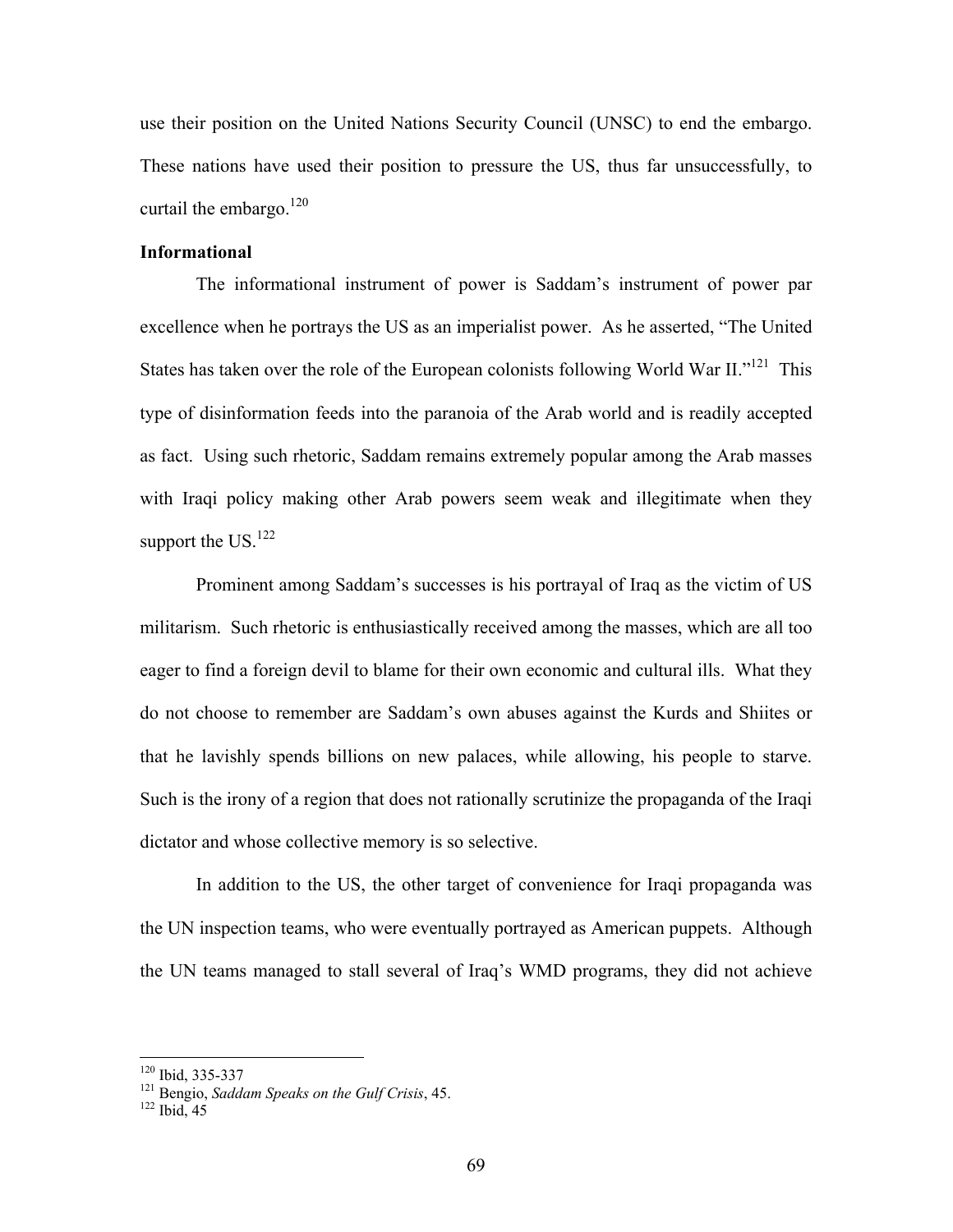use their position on the United Nations Security Council (UNSC) to end the embargo. These nations have used their position to pressure the US, thus far unsuccessfully, to curtail the embargo.[120]

**Informational**

The informational instrument of power is Saddam's instrument of power par excellence when he portrays the US as an imperialist power. As he asserted, "The United States has taken over the role of the European colonists following World War II."[121] This type of disinformation feeds into the paranoia of the Arab world and is readily accepted as fact. Using such rhetoric, Saddam remains extremely popular among the Arab masses with Iraqi policy making other Arab powers seem weak and illegitimate when they support the US.[122]

Prominent among Saddam's successes is his portrayal of Iraq as the victim of US militarism. Such rhetoric is enthusiastically received among the masses, which are all too eager to find a foreign devil to blame for their own economic and cultural ills. What they do not choose to remember are Saddam's own abuses against the Kurds and Shiites or that he lavishly spends billions on new palaces, while allowing, his people to starve. Such is the irony of a region that does not rationally scrutinize the propaganda of the Iraqi dictator and whose collective memory is so selective.

In addition to the US, the other target of convenience for Iraqi propaganda was the UN inspection teams, who were eventually portrayed as American puppets. Although the UN teams managed to stall several of Iraq's WMD programs, they did not achieve

---

[120] Ibid, 335-337

[121] Bengio, *Saddam Speaks on the Gulf Crisis*, 45.

[122] Ibid, 45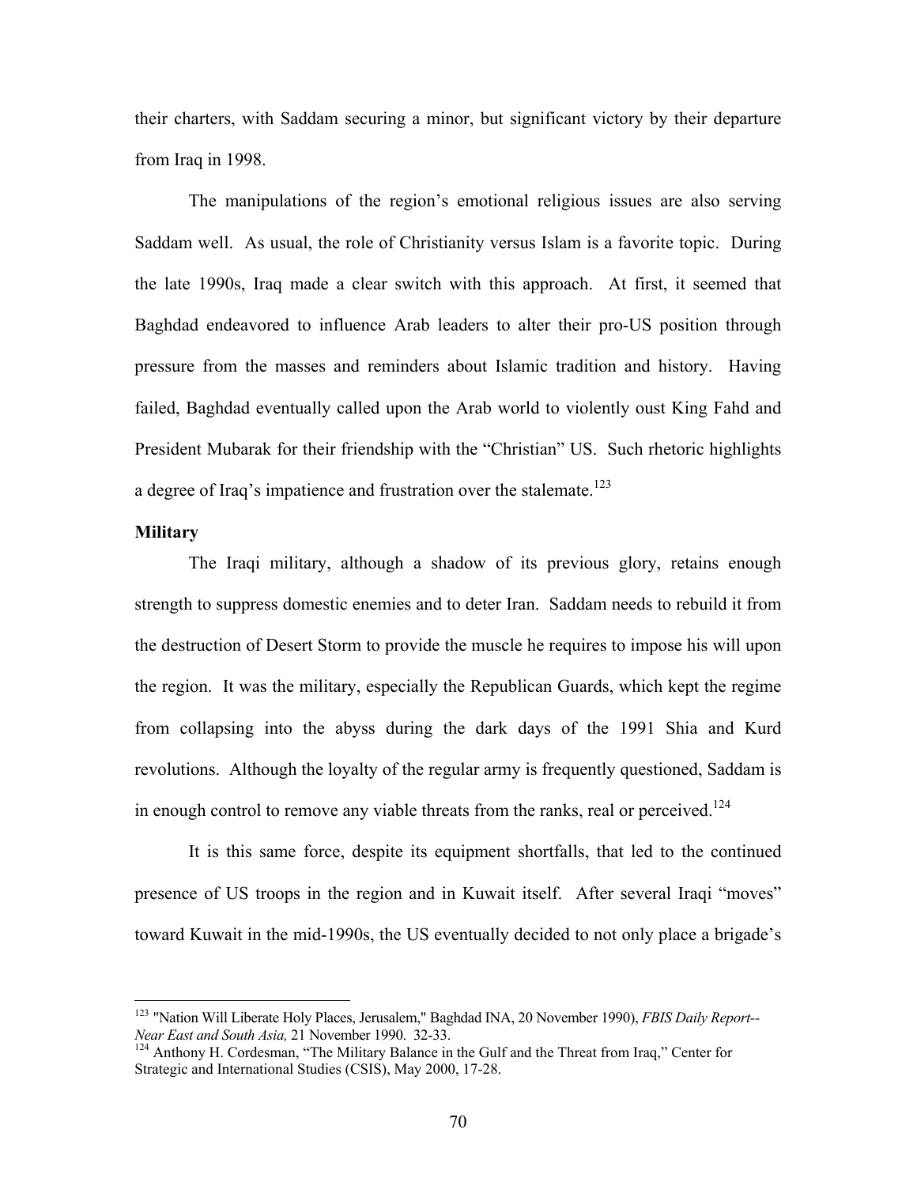their charters, with Saddam securing a minor, but significant victory by their departure from Iraq in 1998.

The manipulations of the region's emotional religious issues are also serving Saddam well. As usual, the role of Christianity versus Islam is a favorite topic. During the late 1990s, Iraq made a clear switch with this approach. At first, it seemed that Baghdad endeavored to influence Arab leaders to alter their pro-US position through pressure from the masses and reminders about Islamic tradition and history. Having failed, Baghdad eventually called upon the Arab world to violently oust King Fahd and President Mubarak for their friendship with the "Christian" US. Such rhetoric highlights a degree of Iraq's impatience and frustration over the stalemate.[123]

**Military**

The Iraqi military, although a shadow of its previous glory, retains enough strength to suppress domestic enemies and to deter Iran. Saddam needs to rebuild it from the destruction of Desert Storm to provide the muscle he requires to impose his will upon the region. It was the military, especially the Republican Guards, which kept the regime from collapsing into the abyss during the dark days of the 1991 Shia and Kurd revolutions. Although the loyalty of the regular army is frequently questioned, Saddam is in enough control to remove any viable threats from the ranks, real or perceived.[124]

It is this same force, despite its equipment shortfalls, that led to the continued presence of US troops in the region and in Kuwait itself. After several Iraqi "moves" toward Kuwait in the mid-1990s, the US eventually decided to not only place a brigade's

---

[123] "Nation Will Liberate Holy Places, Jerusalem," Baghdad INA, 20 November 1990), *FBIS Daily Report--Near East and South Asia,* 21 November 1990. 32-33.

[124] Anthony H. Cordesman, "The Military Balance in the Gulf and the Threat from Iraq," Center for Strategic and International Studies (CSIS), May 2000, 17-28.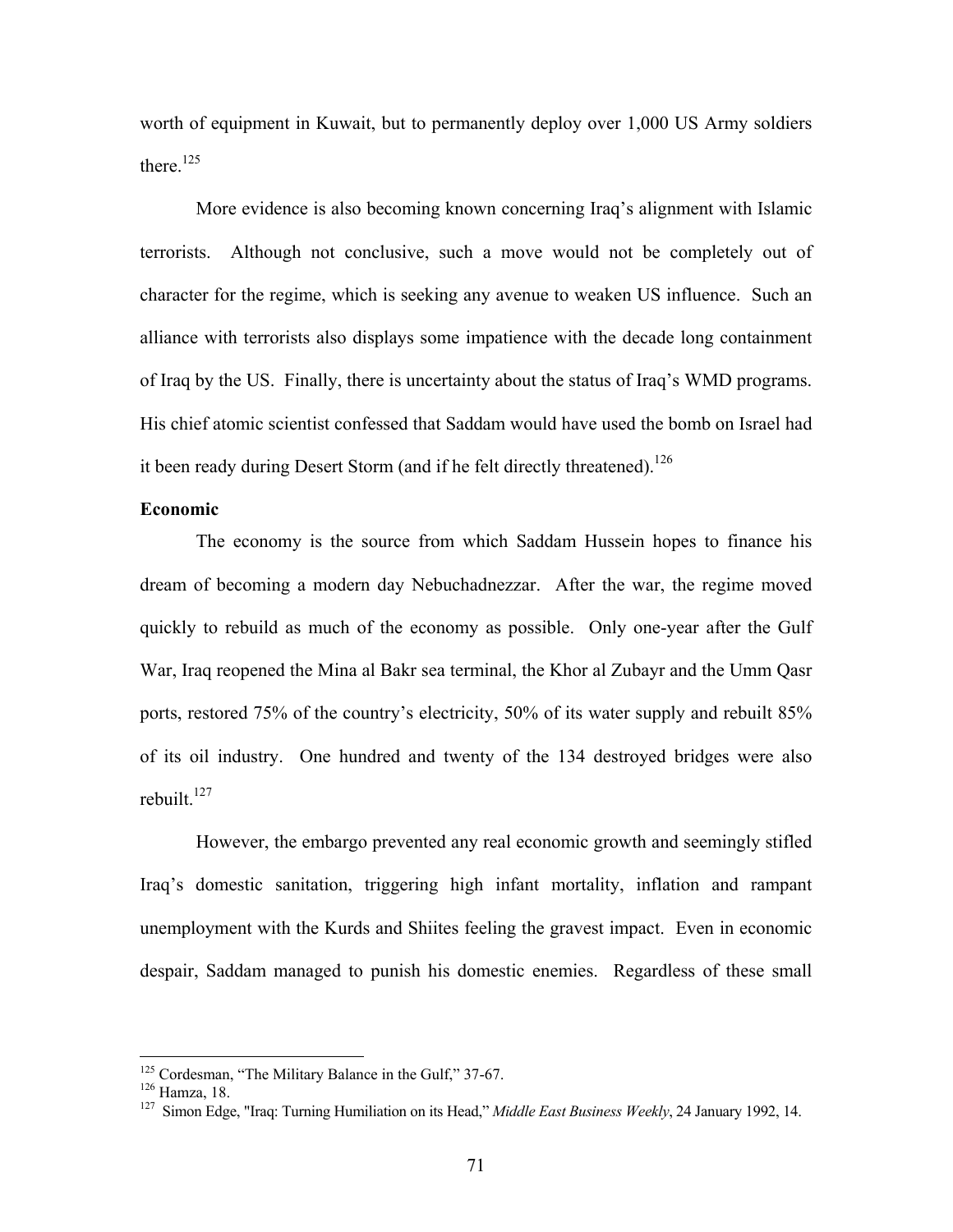worth of equipment in Kuwait, but to permanently deploy over 1,000 US Army soldiers there.[125]

More evidence is also becoming known concerning Iraq's alignment with Islamic terrorists. Although not conclusive, such a move would not be completely out of character for the regime, which is seeking any avenue to weaken US influence. Such an alliance with terrorists also displays some impatience with the decade long containment of Iraq by the US. Finally, there is uncertainty about the status of Iraq's WMD programs. His chief atomic scientist confessed that Saddam would have used the bomb on Israel had it been ready during Desert Storm (and if he felt directly threatened).[126]

**Economic**

The economy is the source from which Saddam Hussein hopes to finance his dream of becoming a modern day Nebuchadnezzar. After the war, the regime moved quickly to rebuild as much of the economy as possible. Only one-year after the Gulf War, Iraq reopened the Mina al Bakr sea terminal, the Khor al Zubayr and the Umm Qasr ports, restored 75% of the country's electricity, 50% of its water supply and rebuilt 85% of its oil industry. One hundred and twenty of the 134 destroyed bridges were also rebuilt.[127]

However, the embargo prevented any real economic growth and seemingly stifled Iraq's domestic sanitation, triggering high infant mortality, inflation and rampant unemployment with the Kurds and Shiites feeling the gravest impact. Even in economic despair, Saddam managed to punish his domestic enemies. Regardless of these small

---

[125] Cordesman, "The Military Balance in the Gulf," 37-67.

[126] Hamza, 18.

[127] Simon Edge, "Iraq: Turning Humiliation on its Head," *Middle East Business Weekly*, 24 January 1992, 14.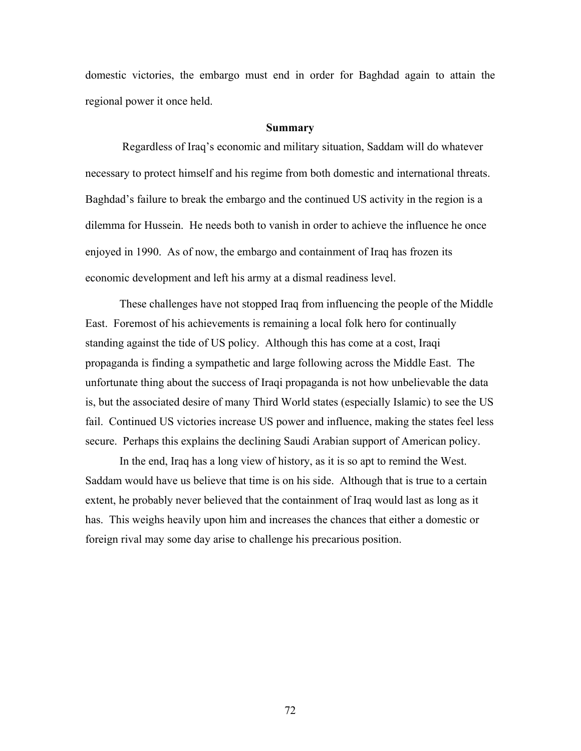domestic victories, the embargo must end in order for Baghdad again to attain the regional power it once held.

### Summary

Regardless of Iraq's economic and military situation, Saddam will do whatever necessary to protect himself and his regime from both domestic and international threats. Baghdad's failure to break the embargo and the continued US activity in the region is a dilemma for Hussein. He needs both to vanish in order to achieve the influence he once enjoyed in 1990. As of now, the embargo and containment of Iraq has frozen its economic development and left his army at a dismal readiness level.

These challenges have not stopped Iraq from influencing the people of the Middle East. Foremost of his achievements is remaining a local folk hero for continually standing against the tide of US policy. Although this has come at a cost, Iraqi propaganda is finding a sympathetic and large following across the Middle East. The unfortunate thing about the success of Iraqi propaganda is not how unbelievable the data is, but the associated desire of many Third World states (especially Islamic) to see the US fail. Continued US victories increase US power and influence, making the states feel less secure. Perhaps this explains the declining Saudi Arabian support of American policy.

In the end, Iraq has a long view of history, as it is so apt to remind the West. Saddam would have us believe that time is on his side. Although that is true to a certain extent, he probably never believed that the containment of Iraq would last as long as it has. This weighs heavily upon him and increases the chances that either a domestic or foreign rival may some day arise to challenge his precarious position.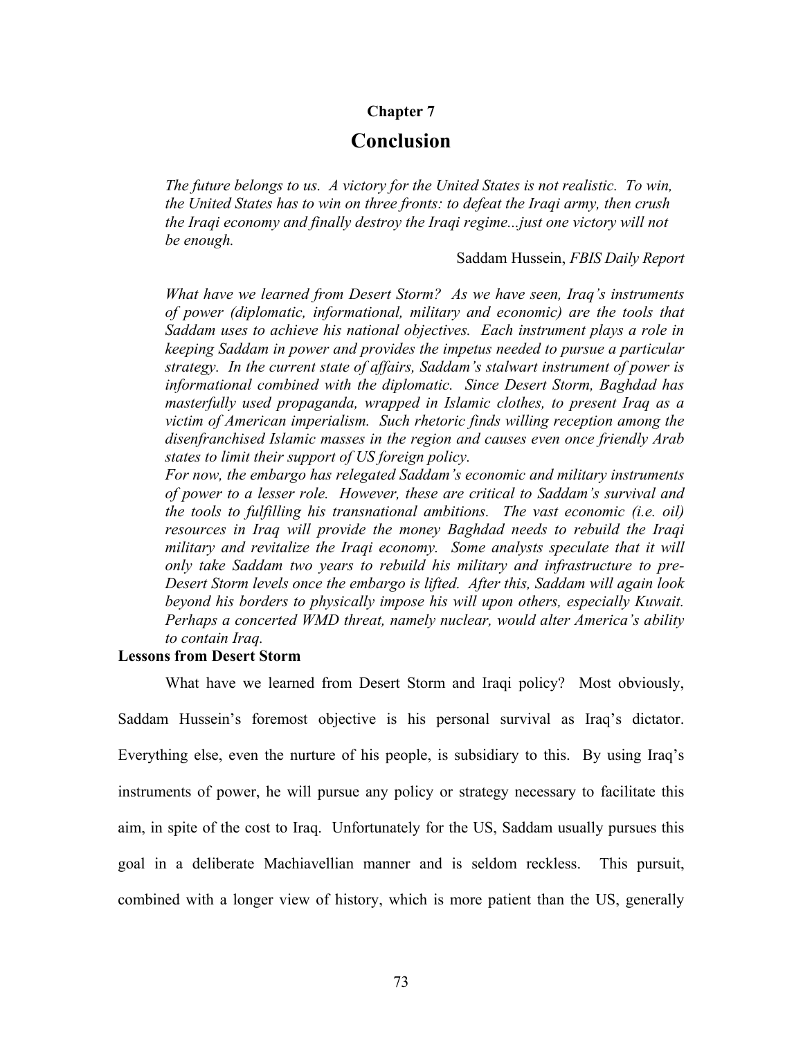# Chapter 7

## Conclusion

> *The future belongs to us. A victory for the United States is not realistic. To win, the United States has to win on three fronts: to defeat the Iraqi army, then crush the Iraqi economy and finally destroy the Iraqi regime...just one victory will not be enough.*
>
> Saddam Hussein, *FBIS Daily Report*

*What have we learned from Desert Storm? As we have seen, Iraq's instruments of power (diplomatic, informational, military and economic) are the tools that Saddam uses to achieve his national objectives. Each instrument plays a role in keeping Saddam in power and provides the impetus needed to pursue a particular strategy. In the current state of affairs, Saddam's stalwart instrument of power is informational combined with the diplomatic. Since Desert Storm, Baghdad has masterfully used propaganda, wrapped in Islamic clothes, to present Iraq as a victim of American imperialism. Such rhetoric finds willing reception among the disenfranchised Islamic masses in the region and causes even once friendly Arab states to limit their support of US foreign policy.*

*For now, the embargo has relegated Saddam's economic and military instruments of power to a lesser role. However, these are critical to Saddam's survival and the tools to fulfilling his transnational ambitions. The vast economic (i.e. oil) resources in Iraq will provide the money Baghdad needs to rebuild the Iraqi military and revitalize the Iraqi economy. Some analysts speculate that it will only take Saddam two years to rebuild his military and infrastructure to pre-Desert Storm levels once the embargo is lifted. After this, Saddam will again look beyond his borders to physically impose his will upon others, especially Kuwait. Perhaps a concerted WMD threat, namely nuclear, would alter America's ability to contain Iraq.*

### Lessons from Desert Storm

What have we learned from Desert Storm and Iraqi policy? Most obviously, Saddam Hussein's foremost objective is his personal survival as Iraq's dictator. Everything else, even the nurture of his people, is subsidiary to this. By using Iraq's instruments of power, he will pursue any policy or strategy necessary to facilitate this aim, in spite of the cost to Iraq. Unfortunately for the US, Saddam usually pursues this goal in a deliberate Machiavellian manner and is seldom reckless. This pursuit, combined with a longer view of history, which is more patient than the US, generally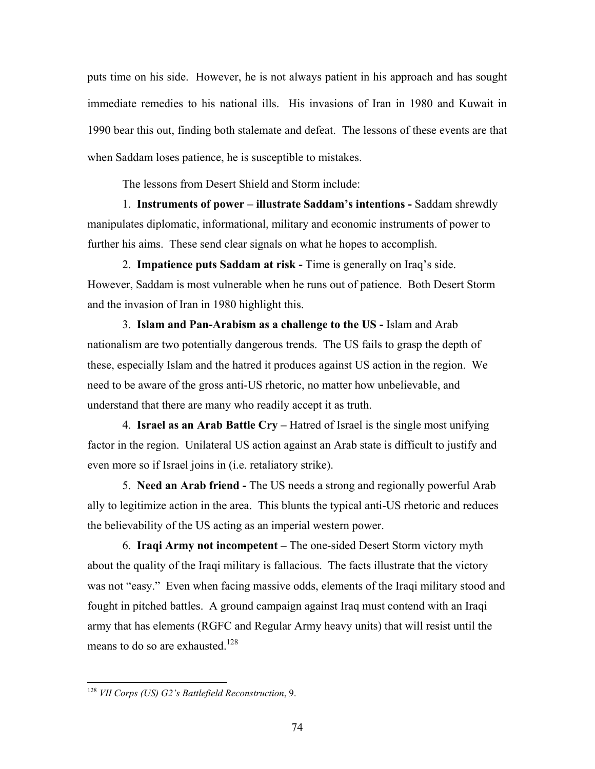puts time on his side. However, he is not always patient in his approach and has sought immediate remedies to his national ills. His invasions of Iran in 1980 and Kuwait in 1990 bear this out, finding both stalemate and defeat. The lessons of these events are that when Saddam loses patience, he is susceptible to mistakes.

The lessons from Desert Shield and Storm include:

1. **Instruments of power – illustrate Saddam's intentions -** Saddam shrewdly manipulates diplomatic, informational, military and economic instruments of power to further his aims. These send clear signals on what he hopes to accomplish.

2. **Impatience puts Saddam at risk -** Time is generally on Iraq's side. However, Saddam is most vulnerable when he runs out of patience. Both Desert Storm and the invasion of Iran in 1980 highlight this.

3. **Islam and Pan-Arabism as a challenge to the US -** Islam and Arab nationalism are two potentially dangerous trends. The US fails to grasp the depth of these, especially Islam and the hatred it produces against US action in the region. We need to be aware of the gross anti-US rhetoric, no matter how unbelievable, and understand that there are many who readily accept it as truth.

4. **Israel as an Arab Battle Cry –** Hatred of Israel is the single most unifying factor in the region. Unilateral US action against an Arab state is difficult to justify and even more so if Israel joins in (i.e. retaliatory strike).

5. **Need an Arab friend -** The US needs a strong and regionally powerful Arab ally to legitimize action in the area. This blunts the typical anti-US rhetoric and reduces the believability of the US acting as an imperial western power.

6. **Iraqi Army not incompetent –** The one-sided Desert Storm victory myth about the quality of the Iraqi military is fallacious. The facts illustrate that the victory was not "easy." Even when facing massive odds, elements of the Iraqi military stood and fought in pitched battles. A ground campaign against Iraq must contend with an Iraqi army that has elements (RGFC and Regular Army heavy units) that will resist until the means to do so are exhausted.[128]

---

[128] *VII Corps (US) G2's Battlefield Reconstruction*, 9.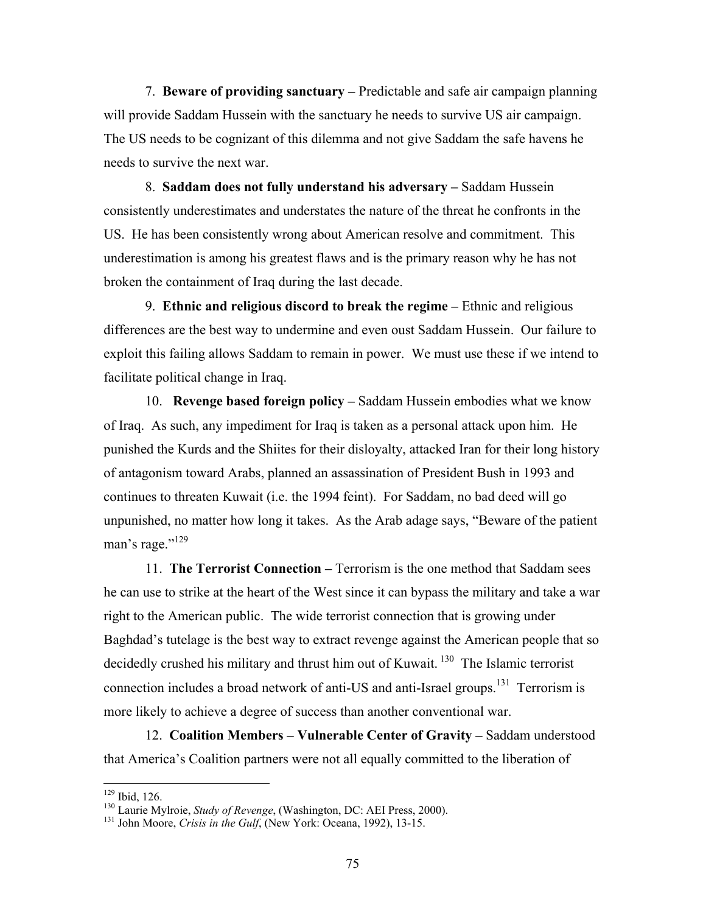7. **Beware of providing sanctuary –** Predictable and safe air campaign planning will provide Saddam Hussein with the sanctuary he needs to survive US air campaign. The US needs to be cognizant of this dilemma and not give Saddam the safe havens he needs to survive the next war.

8. **Saddam does not fully understand his adversary –** Saddam Hussein consistently underestimates and understates the nature of the threat he confronts in the US. He has been consistently wrong about American resolve and commitment. This underestimation is among his greatest flaws and is the primary reason why he has not broken the containment of Iraq during the last decade.

9. **Ethnic and religious discord to break the regime –** Ethnic and religious differences are the best way to undermine and even oust Saddam Hussein. Our failure to exploit this failing allows Saddam to remain in power. We must use these if we intend to facilitate political change in Iraq.

10. **Revenge based foreign policy –** Saddam Hussein embodies what we know of Iraq. As such, any impediment for Iraq is taken as a personal attack upon him. He punished the Kurds and the Shiites for their disloyalty, attacked Iran for their long history of antagonism toward Arabs, planned an assassination of President Bush in 1993 and continues to threaten Kuwait (i.e. the 1994 feint). For Saddam, no bad deed will go unpunished, no matter how long it takes. As the Arab adage says, "Beware of the patient man's rage."[129]

11. **The Terrorist Connection –** Terrorism is the one method that Saddam sees he can use to strike at the heart of the West since it can bypass the military and take a war right to the American public. The wide terrorist connection that is growing under Baghdad's tutelage is the best way to extract revenge against the American people that so decidedly crushed his military and thrust him out of Kuwait. [130] The Islamic terrorist connection includes a broad network of anti-US and anti-Israel groups.[131] Terrorism is more likely to achieve a degree of success than another conventional war.

12. **Coalition Members – Vulnerable Center of Gravity –** Saddam understood that America's Coalition partners were not all equally committed to the liberation of

---

[129] Ibid, 126.

[130] Laurie Mylroie, *Study of Revenge*, (Washington, DC: AEI Press, 2000).

[131] John Moore, *Crisis in the Gulf*, (New York: Oceana, 1992), 13-15.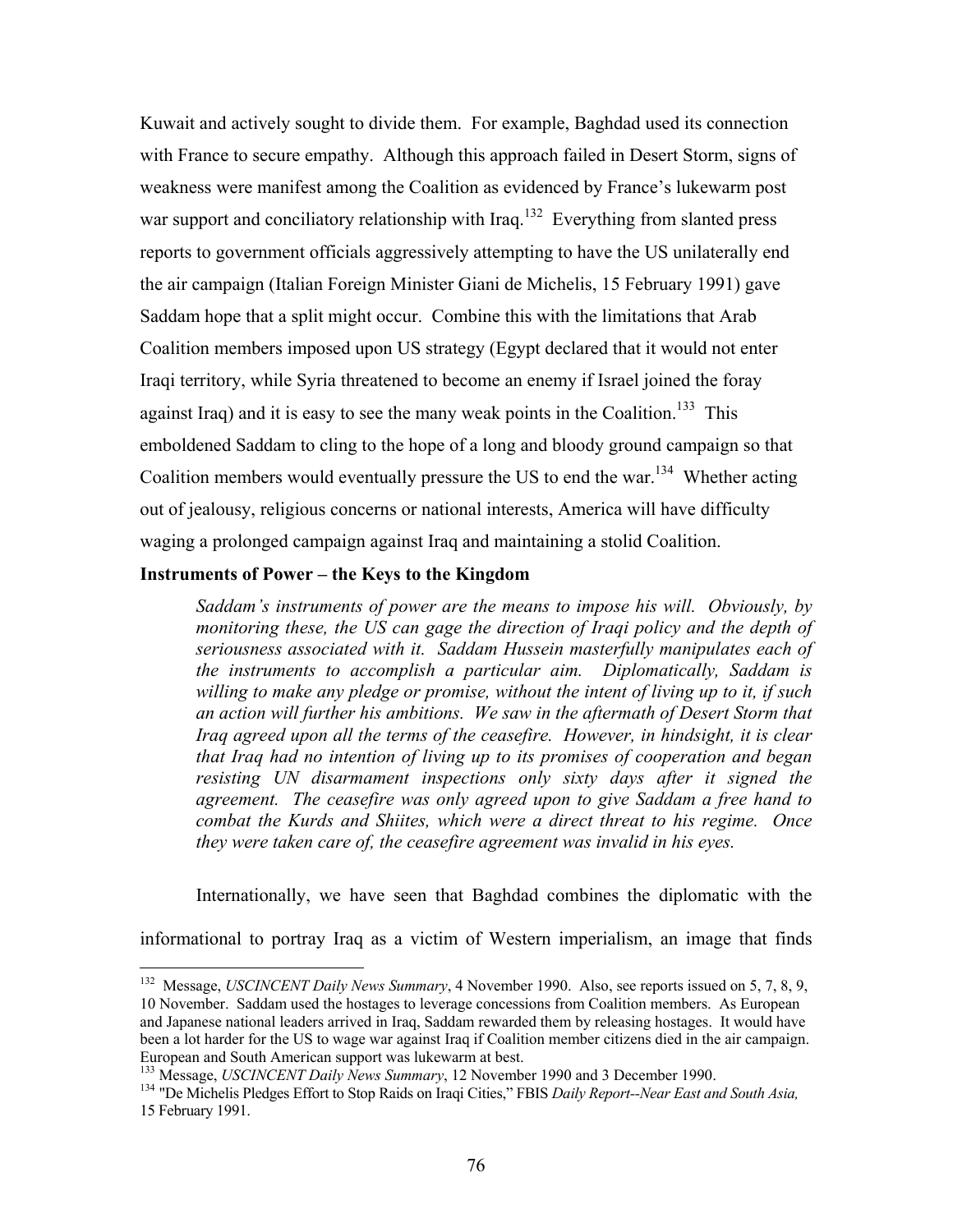Kuwait and actively sought to divide them. For example, Baghdad used its connection with France to secure empathy. Although this approach failed in Desert Storm, signs of weakness were manifest among the Coalition as evidenced by France's lukewarm post war support and conciliatory relationship with Iraq.[132] Everything from slanted press reports to government officials aggressively attempting to have the US unilaterally end the air campaign (Italian Foreign Minister Giani de Michelis, 15 February 1991) gave Saddam hope that a split might occur. Combine this with the limitations that Arab Coalition members imposed upon US strategy (Egypt declared that it would not enter Iraqi territory, while Syria threatened to become an enemy if Israel joined the foray against Iraq) and it is easy to see the many weak points in the Coalition.[133] This emboldened Saddam to cling to the hope of a long and bloody ground campaign so that Coalition members would eventually pressure the US to end the war.[134] Whether acting out of jealousy, religious concerns or national interests, America will have difficulty waging a prolonged campaign against Iraq and maintaining a stolid Coalition.

**Instruments of Power – the Keys to the Kingdom**

> *Saddam's instruments of power are the means to impose his will. Obviously, by monitoring these, the US can gage the direction of Iraqi policy and the depth of seriousness associated with it. Saddam Hussein masterfully manipulates each of the instruments to accomplish a particular aim. Diplomatically, Saddam is willing to make any pledge or promise, without the intent of living up to it, if such an action will further his ambitions. We saw in the aftermath of Desert Storm that Iraq agreed upon all the terms of the ceasefire. However, in hindsight, it is clear that Iraq had no intention of living up to its promises of cooperation and began resisting UN disarmament inspections only sixty days after it signed the agreement. The ceasefire was only agreed upon to give Saddam a free hand to combat the Kurds and Shiites, which were a direct threat to his regime. Once they were taken care of, the ceasefire agreement was invalid in his eyes.*

Internationally, we have seen that Baghdad combines the diplomatic with the informational to portray Iraq as a victim of Western imperialism, an image that finds

---

[132] Message, *USCINCENT Daily News Summary*, 4 November 1990. Also, see reports issued on 5, 7, 8, 9, 10 November. Saddam used the hostages to leverage concessions from Coalition members. As European and Japanese national leaders arrived in Iraq, Saddam rewarded them by releasing hostages. It would have been a lot harder for the US to wage war against Iraq if Coalition member citizens died in the air campaign. European and South American support was lukewarm at best.

[133] Message, *USCINCENT Daily News Summary*, 12 November 1990 and 3 December 1990.

[134] "De Michelis Pledges Effort to Stop Raids on Iraqi Cities," FBIS *Daily Report--Near East and South Asia,* 15 February 1991.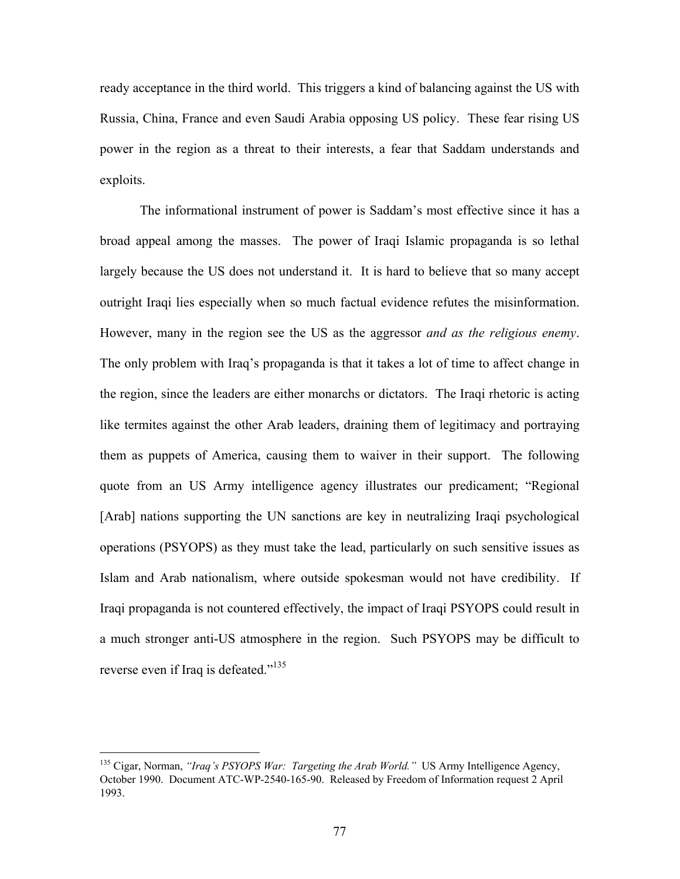ready acceptance in the third world. This triggers a kind of balancing against the US with Russia, China, France and even Saudi Arabia opposing US policy. These fear rising US power in the region as a threat to their interests, a fear that Saddam understands and exploits.

The informational instrument of power is Saddam's most effective since it has a broad appeal among the masses. The power of Iraqi Islamic propaganda is so lethal largely because the US does not understand it. It is hard to believe that so many accept outright Iraqi lies especially when so much factual evidence refutes the misinformation. However, many in the region see the US as the aggressor *and as the religious enemy*. The only problem with Iraq's propaganda is that it takes a lot of time to affect change in the region, since the leaders are either monarchs or dictators. The Iraqi rhetoric is acting like termites against the other Arab leaders, draining them of legitimacy and portraying them as puppets of America, causing them to waiver in their support. The following quote from an US Army intelligence agency illustrates our predicament; "Regional [Arab] nations supporting the UN sanctions are key in neutralizing Iraqi psychological operations (PSYOPS) as they must take the lead, particularly on such sensitive issues as Islam and Arab nationalism, where outside spokesman would not have credibility. If Iraqi propaganda is not countered effectively, the impact of Iraqi PSYOPS could result in a much stronger anti-US atmosphere in the region. Such PSYOPS may be difficult to reverse even if Iraq is defeated."[135]

---

[135] Cigar, Norman, *"Iraq's PSYOPS War: Targeting the Arab World."* US Army Intelligence Agency, October 1990. Document ATC-WP-2540-165-90. Released by Freedom of Information request 2 April 1993.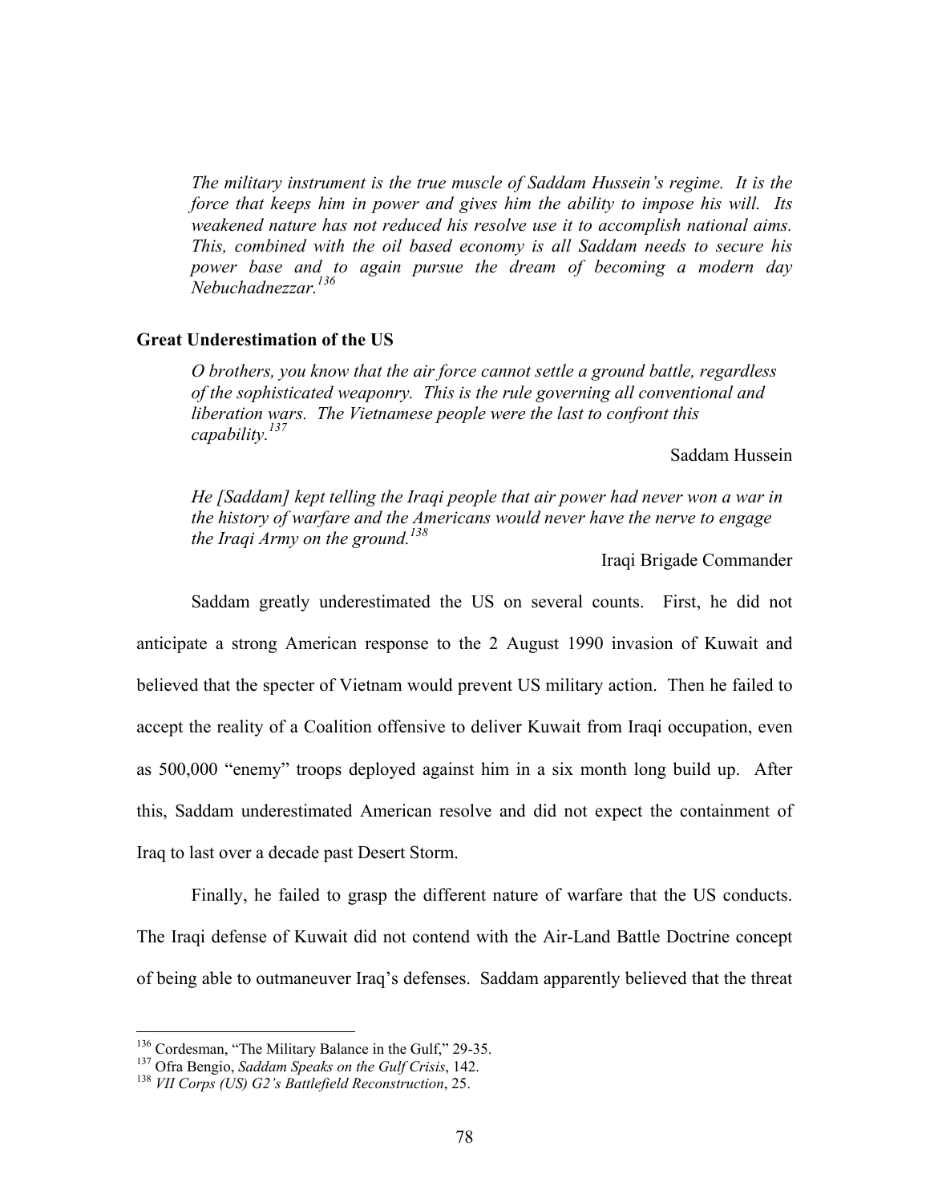*The military instrument is the true muscle of Saddam Hussein's regime. It is the force that keeps him in power and gives him the ability to impose his will. Its weakened nature has not reduced his resolve use it to accomplish national aims. This, combined with the oil based economy is all Saddam needs to secure his power base and to again pursue the dream of becoming a modern day Nebuchadnezzar.*[136]

**Great Underestimation of the US**

*O brothers, you know that the air force cannot settle a ground battle, regardless of the sophisticated weaponry. This is the rule governing all conventional and liberation wars. The Vietnamese people were the last to confront this capability.*[137]

Saddam Hussein

*He [Saddam] kept telling the Iraqi people that air power had never won a war in the history of warfare and the Americans would never have the nerve to engage the Iraqi Army on the ground.*[138]

Iraqi Brigade Commander

Saddam greatly underestimated the US on several counts. First, he did not anticipate a strong American response to the 2 August 1990 invasion of Kuwait and believed that the specter of Vietnam would prevent US military action. Then he failed to accept the reality of a Coalition offensive to deliver Kuwait from Iraqi occupation, even as 500,000 "enemy" troops deployed against him in a six month long build up. After this, Saddam underestimated American resolve and did not expect the containment of Iraq to last over a decade past Desert Storm.

Finally, he failed to grasp the different nature of warfare that the US conducts. The Iraqi defense of Kuwait did not contend with the Air-Land Battle Doctrine concept of being able to outmaneuver Iraq's defenses. Saddam apparently believed that the threat

---

[136] Cordesman, "The Military Balance in the Gulf," 29-35.

[137] Ofra Bengio, *Saddam Speaks on the Gulf Crisis*, 142.

[138] *VII Corps (US) G2's Battlefield Reconstruction*, 25.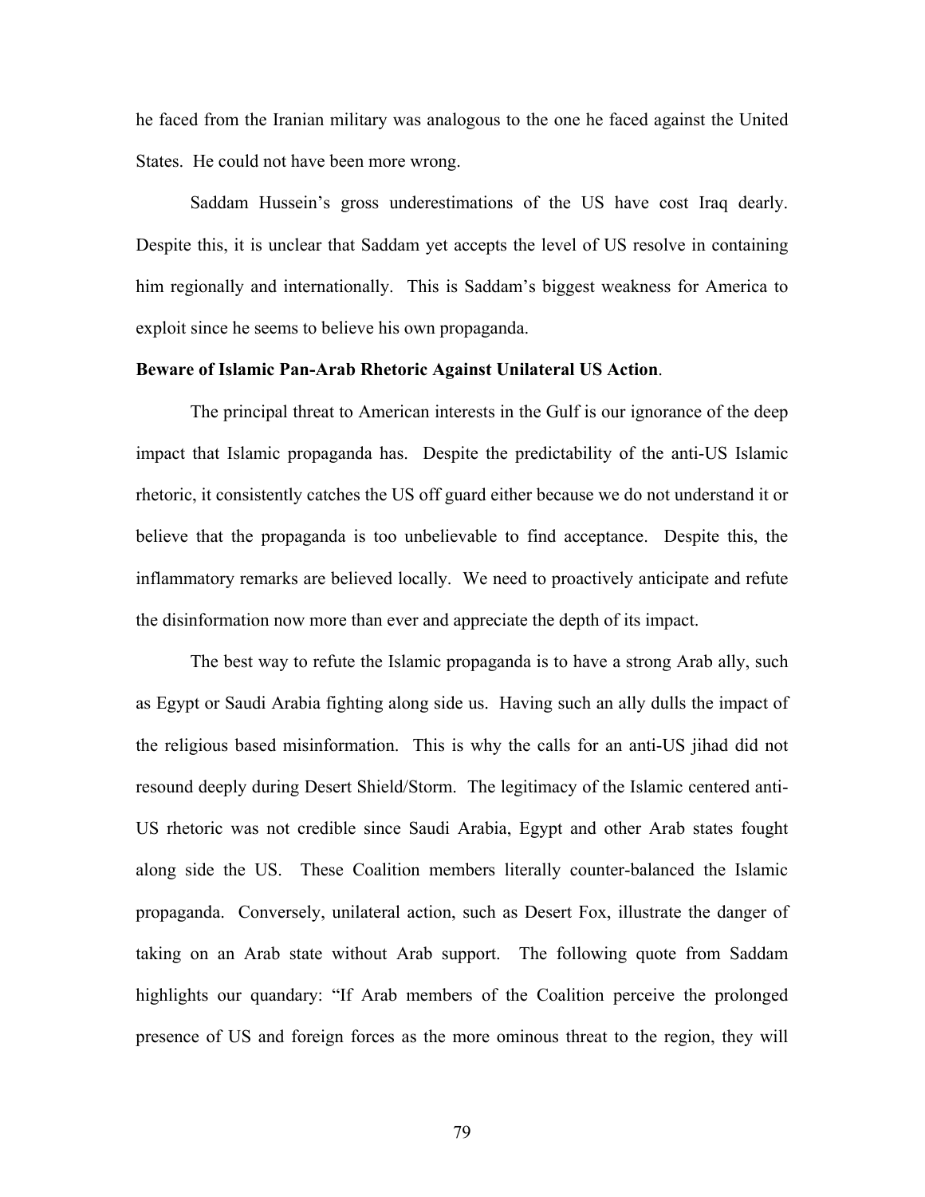he faced from the Iranian military was analogous to the one he faced against the United States. He could not have been more wrong.

Saddam Hussein's gross underestimations of the US have cost Iraq dearly. Despite this, it is unclear that Saddam yet accepts the level of US resolve in containing him regionally and internationally. This is Saddam's biggest weakness for America to exploit since he seems to believe his own propaganda.

**Beware of Islamic Pan-Arab Rhetoric Against Unilateral US Action**.

The principal threat to American interests in the Gulf is our ignorance of the deep impact that Islamic propaganda has. Despite the predictability of the anti-US Islamic rhetoric, it consistently catches the US off guard either because we do not understand it or believe that the propaganda is too unbelievable to find acceptance. Despite this, the inflammatory remarks are believed locally. We need to proactively anticipate and refute the disinformation now more than ever and appreciate the depth of its impact.

The best way to refute the Islamic propaganda is to have a strong Arab ally, such as Egypt or Saudi Arabia fighting along side us. Having such an ally dulls the impact of the religious based misinformation. This is why the calls for an anti-US jihad did not resound deeply during Desert Shield/Storm. The legitimacy of the Islamic centered anti-US rhetoric was not credible since Saudi Arabia, Egypt and other Arab states fought along side the US. These Coalition members literally counter-balanced the Islamic propaganda. Conversely, unilateral action, such as Desert Fox, illustrate the danger of taking on an Arab state without Arab support. The following quote from Saddam highlights our quandary: "If Arab members of the Coalition perceive the prolonged presence of US and foreign forces as the more ominous threat to the region, they will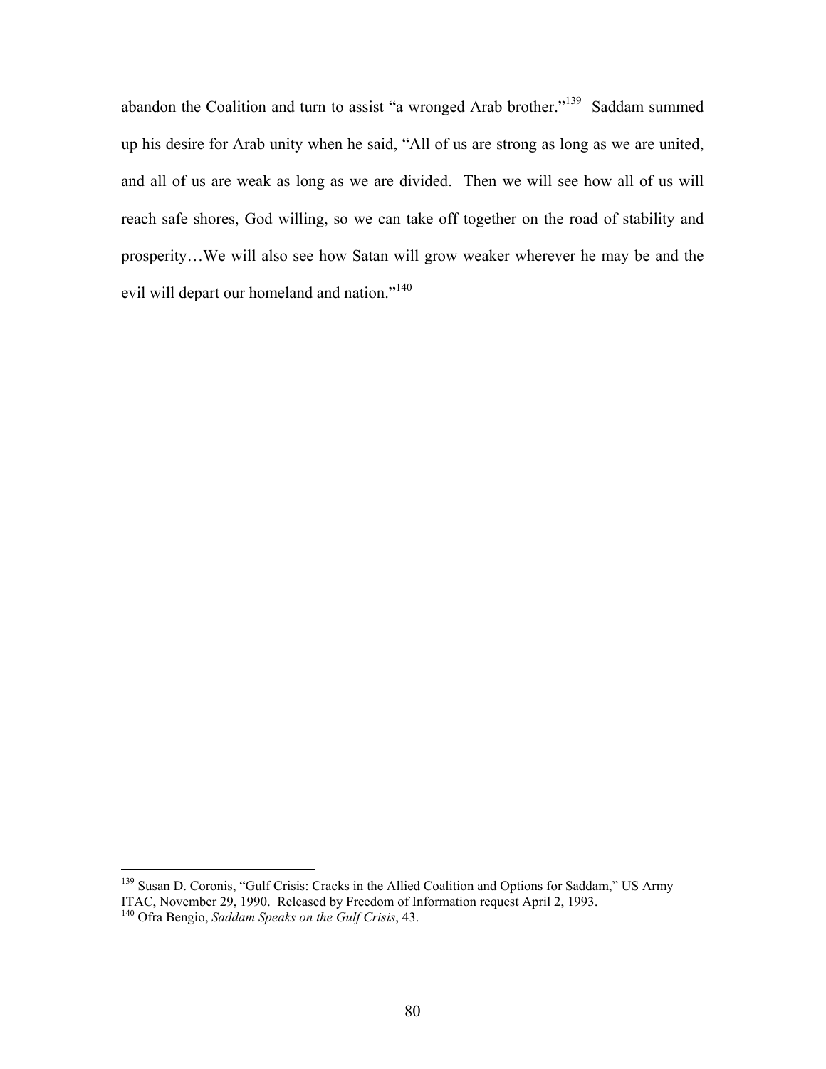abandon the Coalition and turn to assist "a wronged Arab brother."[139] Saddam summed up his desire for Arab unity when he said, "All of us are strong as long as we are united, and all of us are weak as long as we are divided. Then we will see how all of us will reach safe shores, God willing, so we can take off together on the road of stability and prosperity…We will also see how Satan will grow weaker wherever he may be and the evil will depart our homeland and nation."[140]

---

[139] Susan D. Coronis, "Gulf Crisis: Cracks in the Allied Coalition and Options for Saddam," US Army ITAC, November 29, 1990. Released by Freedom of Information request April 2, 1993.

[140] Ofra Bengio, *Saddam Speaks on the Gulf Crisis*, 43.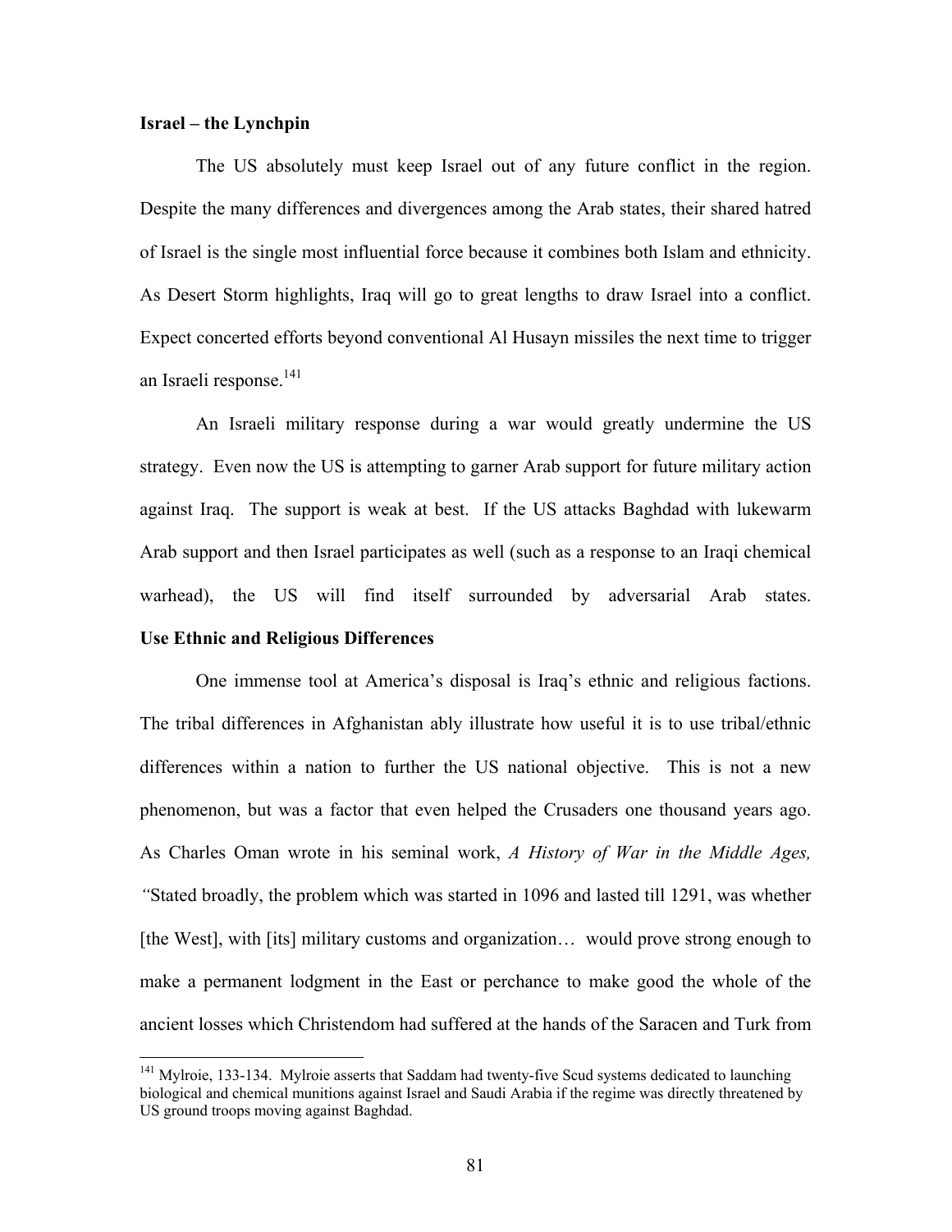**Israel – the Lynchpin**

The US absolutely must keep Israel out of any future conflict in the region. Despite the many differences and divergences among the Arab states, their shared hatred of Israel is the single most influential force because it combines both Islam and ethnicity. As Desert Storm highlights, Iraq will go to great lengths to draw Israel into a conflict. Expect concerted efforts beyond conventional Al Husayn missiles the next time to trigger an Israeli response.[141]

An Israeli military response during a war would greatly undermine the US strategy. Even now the US is attempting to garner Arab support for future military action against Iraq. The support is weak at best. If the US attacks Baghdad with lukewarm Arab support and then Israel participates as well (such as a response to an Iraqi chemical warhead), the US will find itself surrounded by adversarial Arab states.

**Use Ethnic and Religious Differences**

One immense tool at America's disposal is Iraq's ethnic and religious factions. The tribal differences in Afghanistan ably illustrate how useful it is to use tribal/ethnic differences within a nation to further the US national objective. This is not a new phenomenon, but was a factor that even helped the Crusaders one thousand years ago. As Charles Oman wrote in his seminal work, *A History of War in the Middle Ages,* "Stated broadly, the problem which was started in 1096 and lasted till 1291, was whether [the West], with [its] military customs and organization… would prove strong enough to make a permanent lodgment in the East or perchance to make good the whole of the ancient losses which Christendom had suffered at the hands of the Saracen and Turk from

[141] Mylroie, 133-134. Mylroie asserts that Saddam had twenty-five Scud systems dedicated to launching biological and chemical munitions against Israel and Saudi Arabia if the regime was directly threatened by US ground troops moving against Baghdad.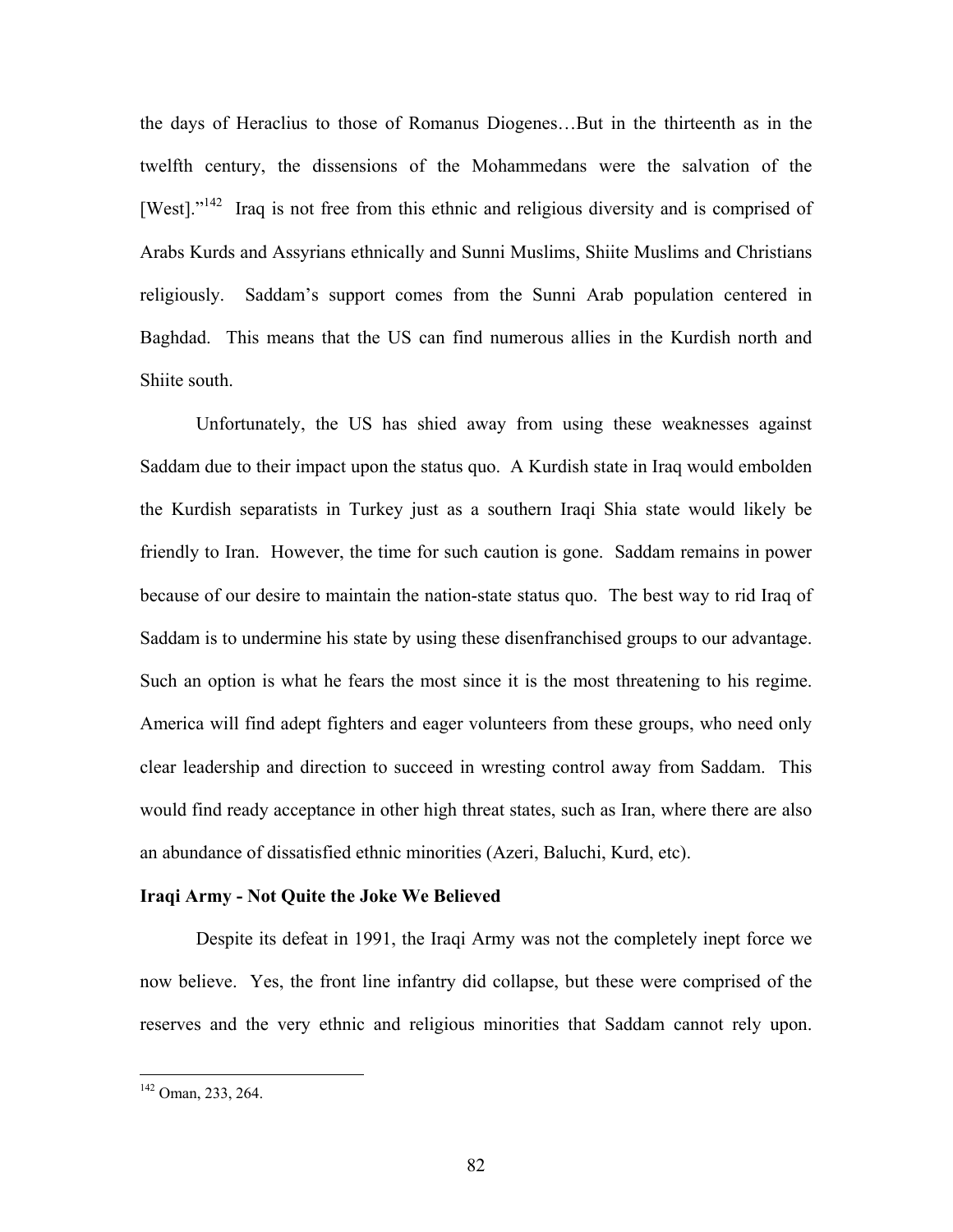the days of Heraclius to those of Romanus Diogenes…But in the thirteenth as in the twelfth century, the dissensions of the Mohammedans were the salvation of the [West]."[142] Iraq is not free from this ethnic and religious diversity and is comprised of Arabs Kurds and Assyrians ethnically and Sunni Muslims, Shiite Muslims and Christians religiously. Saddam's support comes from the Sunni Arab population centered in Baghdad. This means that the US can find numerous allies in the Kurdish north and Shiite south.

Unfortunately, the US has shied away from using these weaknesses against Saddam due to their impact upon the status quo. A Kurdish state in Iraq would embolden the Kurdish separatists in Turkey just as a southern Iraqi Shia state would likely be friendly to Iran. However, the time for such caution is gone. Saddam remains in power because of our desire to maintain the nation-state status quo. The best way to rid Iraq of Saddam is to undermine his state by using these disenfranchised groups to our advantage. Such an option is what he fears the most since it is the most threatening to his regime. America will find adept fighters and eager volunteers from these groups, who need only clear leadership and direction to succeed in wresting control away from Saddam. This would find ready acceptance in other high threat states, such as Iran, where there are also an abundance of dissatisfied ethnic minorities (Azeri, Baluchi, Kurd, etc).

**Iraqi Army - Not Quite the Joke We Believed**

Despite its defeat in 1991, the Iraqi Army was not the completely inept force we now believe. Yes, the front line infantry did collapse, but these were comprised of the reserves and the very ethnic and religious minorities that Saddam cannot rely upon.

---

[142] Oman, 233, 264.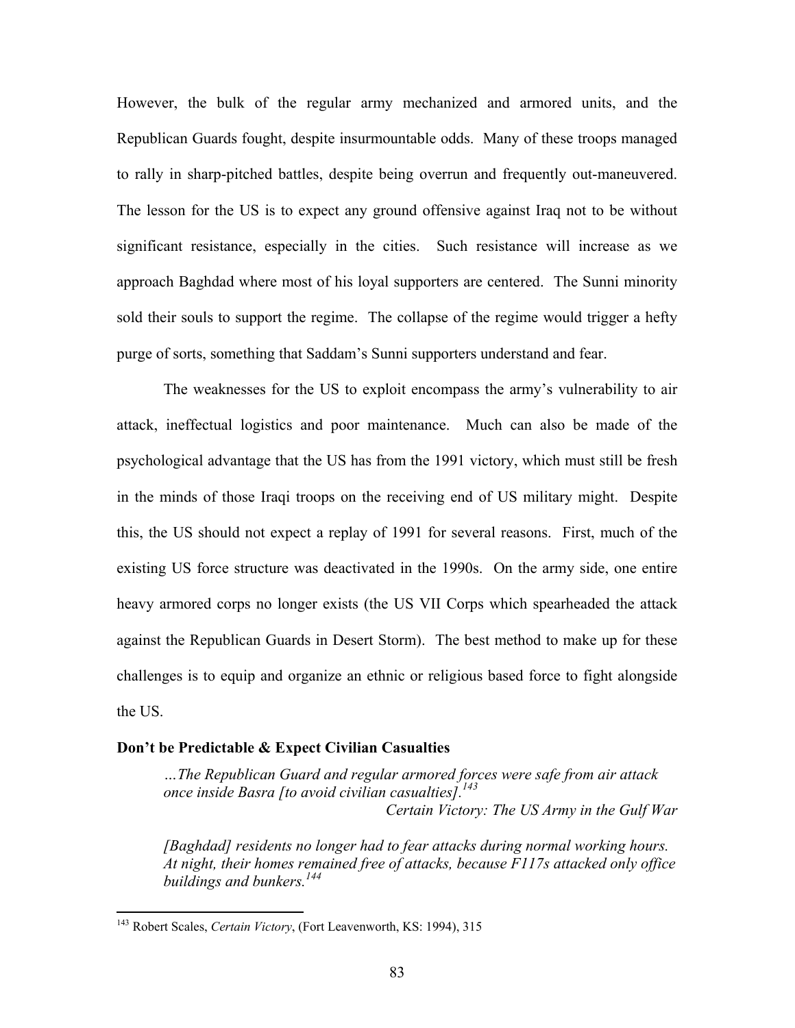However, the bulk of the regular army mechanized and armored units, and the Republican Guards fought, despite insurmountable odds. Many of these troops managed to rally in sharp-pitched battles, despite being overrun and frequently out-maneuvered. The lesson for the US is to expect any ground offensive against Iraq not to be without significant resistance, especially in the cities. Such resistance will increase as we approach Baghdad where most of his loyal supporters are centered. The Sunni minority sold their souls to support the regime. The collapse of the regime would trigger a hefty purge of sorts, something that Saddam's Sunni supporters understand and fear.

The weaknesses for the US to exploit encompass the army's vulnerability to air attack, ineffectual logistics and poor maintenance. Much can also be made of the psychological advantage that the US has from the 1991 victory, which must still be fresh in the minds of those Iraqi troops on the receiving end of US military might. Despite this, the US should not expect a replay of 1991 for several reasons. First, much of the existing US force structure was deactivated in the 1990s. On the army side, one entire heavy armored corps no longer exists (the US VII Corps which spearheaded the attack against the Republican Guards in Desert Storm). The best method to make up for these challenges is to equip and organize an ethnic or religious based force to fight alongside the US.

**Don't be Predictable & Expect Civilian Casualties**

> *…The Republican Guard and regular armored forces were safe from air attack once inside Basra [to avoid civilian casualties].*[143]
>
> *Certain Victory: The US Army in the Gulf War*

> *[Baghdad] residents no longer had to fear attacks during normal working hours. At night, their homes remained free of attacks, because F117s attacked only office buildings and bunkers.*[144]

---

[143] Robert Scales, *Certain Victory*, (Fort Leavenworth, KS: 1994), 315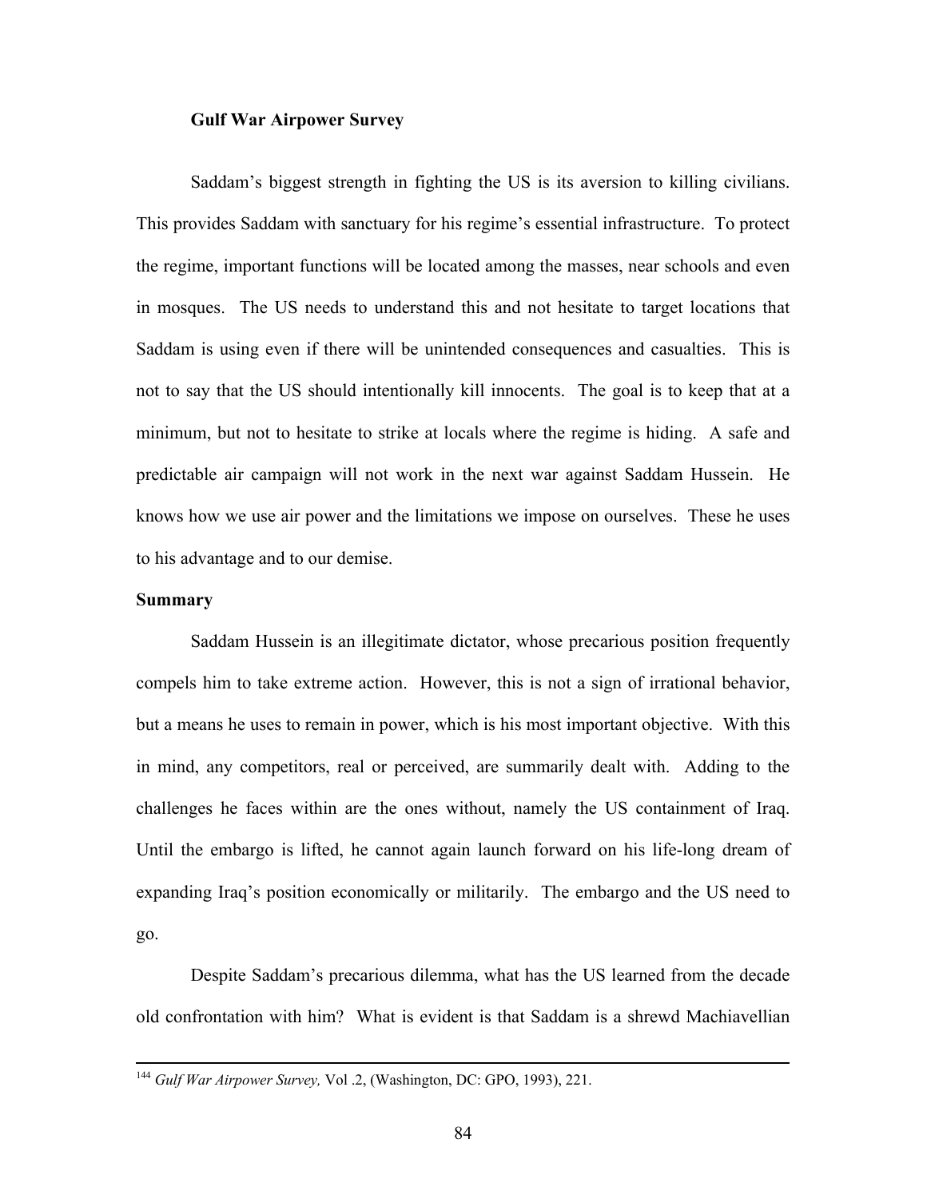**Gulf War Airpower Survey**

Saddam's biggest strength in fighting the US is its aversion to killing civilians. This provides Saddam with sanctuary for his regime's essential infrastructure. To protect the regime, important functions will be located among the masses, near schools and even in mosques. The US needs to understand this and not hesitate to target locations that Saddam is using even if there will be unintended consequences and casualties. This is not to say that the US should intentionally kill innocents. The goal is to keep that at a minimum, but not to hesitate to strike at locals where the regime is hiding. A safe and predictable air campaign will not work in the next war against Saddam Hussein. He knows how we use air power and the limitations we impose on ourselves. These he uses to his advantage and to our demise.

**Summary**

Saddam Hussein is an illegitimate dictator, whose precarious position frequently compels him to take extreme action. However, this is not a sign of irrational behavior, but a means he uses to remain in power, which is his most important objective. With this in mind, any competitors, real or perceived, are summarily dealt with. Adding to the challenges he faces within are the ones without, namely the US containment of Iraq. Until the embargo is lifted, he cannot again launch forward on his life-long dream of expanding Iraq's position economically or militarily. The embargo and the US need to go.

Despite Saddam's precarious dilemma, what has the US learned from the decade old confrontation with him? What is evident is that Saddam is a shrewd Machiavellian

---

[144] *Gulf War Airpower Survey,* Vol .2, (Washington, DC: GPO, 1993), 221.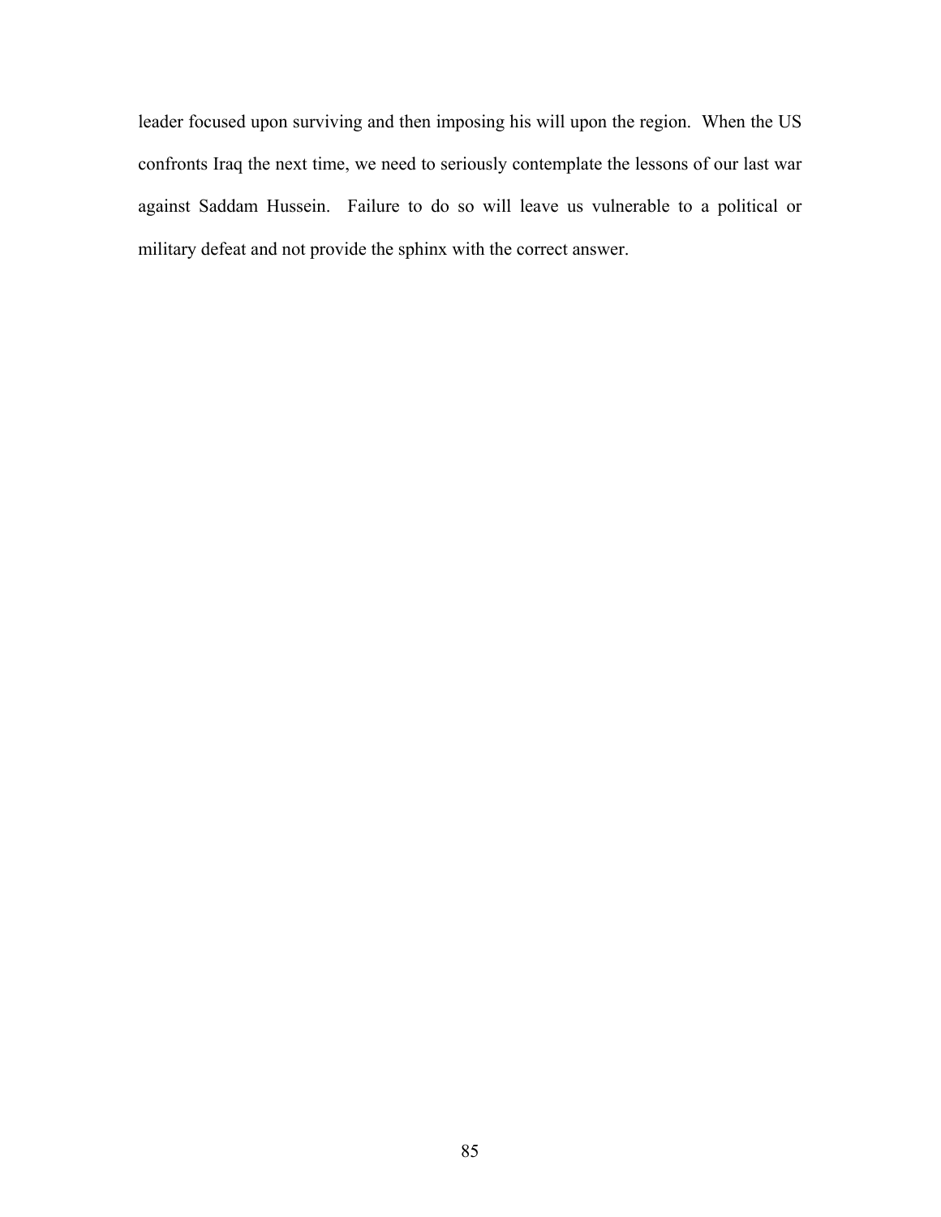leader focused upon surviving and then imposing his will upon the region. When the US confronts Iraq the next time, we need to seriously contemplate the lessons of our last war against Saddam Hussein. Failure to do so will leave us vulnerable to a political or military defeat and not provide the sphinx with the correct answer.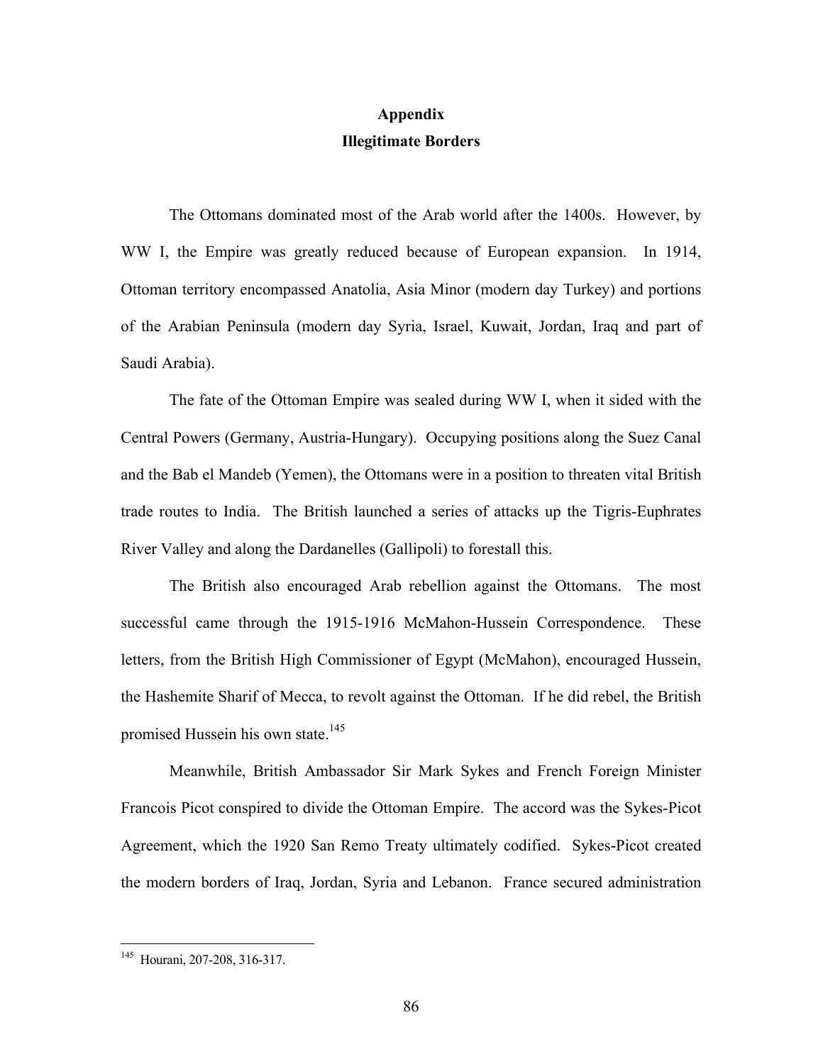## Appendix
## Illegitimate Borders

The Ottomans dominated most of the Arab world after the 1400s. However, by WW I, the Empire was greatly reduced because of European expansion. In 1914, Ottoman territory encompassed Anatolia, Asia Minor (modern day Turkey) and portions of the Arabian Peninsula (modern day Syria, Israel, Kuwait, Jordan, Iraq and part of Saudi Arabia).

The fate of the Ottoman Empire was sealed during WW I, when it sided with the Central Powers (Germany, Austria-Hungary). Occupying positions along the Suez Canal and the Bab el Mandeb (Yemen), the Ottomans were in a position to threaten vital British trade routes to India. The British launched a series of attacks up the Tigris-Euphrates River Valley and along the Dardanelles (Gallipoli) to forestall this.

The British also encouraged Arab rebellion against the Ottomans. The most successful came through the 1915-1916 McMahon-Hussein Correspondence. These letters, from the British High Commissioner of Egypt (McMahon), encouraged Hussein, the Hashemite Sharif of Mecca, to revolt against the Ottoman. If he did rebel, the British promised Hussein his own state.[145]

Meanwhile, British Ambassador Sir Mark Sykes and French Foreign Minister Francois Picot conspired to divide the Ottoman Empire. The accord was the Sykes-Picot Agreement, which the 1920 San Remo Treaty ultimately codified. Sykes-Picot created the modern borders of Iraq, Jordan, Syria and Lebanon. France secured administration

---

[145] Hourani, 207-208, 316-317.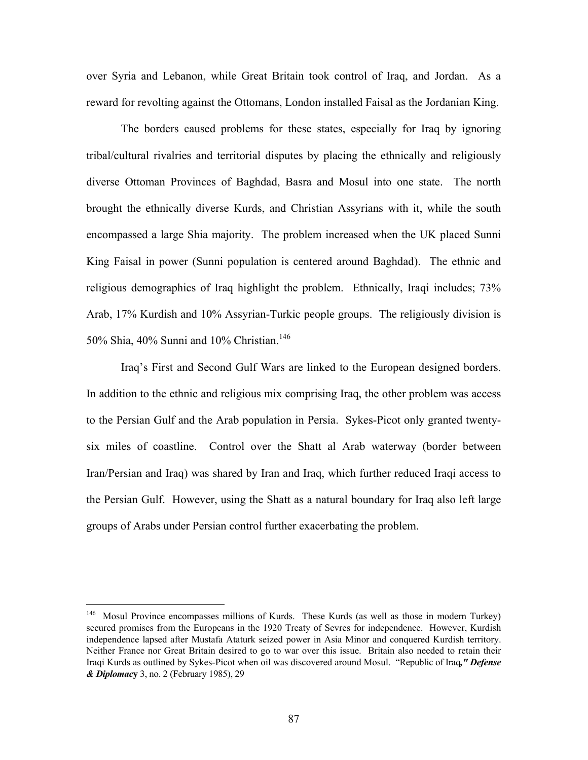over Syria and Lebanon, while Great Britain took control of Iraq, and Jordan. As a reward for revolting against the Ottomans, London installed Faisal as the Jordanian King.

The borders caused problems for these states, especially for Iraq by ignoring tribal/cultural rivalries and territorial disputes by placing the ethnically and religiously diverse Ottoman Provinces of Baghdad, Basra and Mosul into one state. The north brought the ethnically diverse Kurds, and Christian Assyrians with it, while the south encompassed a large Shia majority. The problem increased when the UK placed Sunni King Faisal in power (Sunni population is centered around Baghdad). The ethnic and religious demographics of Iraq highlight the problem. Ethnically, Iraqi includes; 73% Arab, 17% Kurdish and 10% Assyrian-Turkic people groups. The religiously division is 50% Shia, 40% Sunni and 10% Christian.[146]

Iraq's First and Second Gulf Wars are linked to the European designed borders. In addition to the ethnic and religious mix comprising Iraq, the other problem was access to the Persian Gulf and the Arab population in Persia. Sykes-Picot only granted twenty-six miles of coastline. Control over the Shatt al Arab waterway (border between Iran/Persian and Iraq) was shared by Iran and Iraq, which further reduced Iraqi access to the Persian Gulf. However, using the Shatt as a natural boundary for Iraq also left large groups of Arabs under Persian control further exacerbating the problem.

---

[146] Mosul Province encompasses millions of Kurds. These Kurds (as well as those in modern Turkey) secured promises from the Europeans in the 1920 Treaty of Sevres for independence. However, Kurdish independence lapsed after Mustafa Ataturk seized power in Asia Minor and conquered Kurdish territory. Neither France nor Great Britain desired to go to war over this issue. Britain also needed to retain their Iraqi Kurds as outlined by Sykes-Picot when oil was discovered around Mosul. "Republic of Iraq**," *Defense & Diplomacy*** 3, no. 2 (February 1985), 29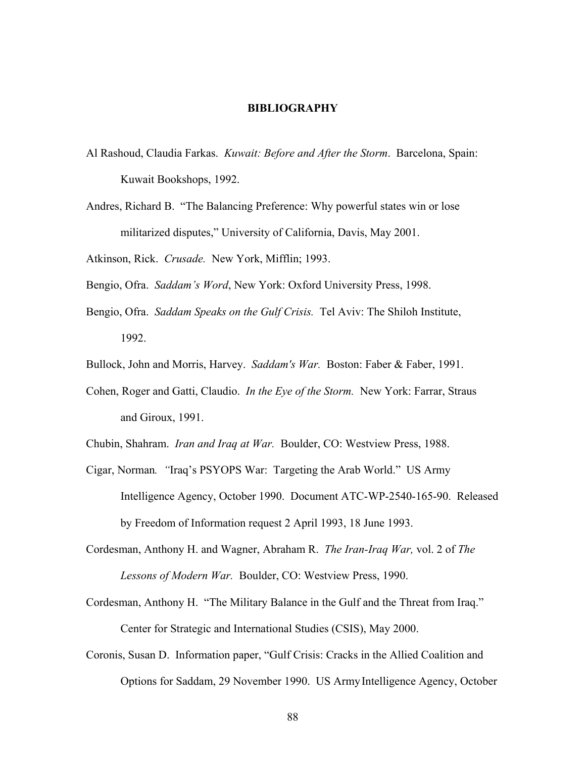# BIBLIOGRAPHY

Al Rashoud, Claudia Farkas. *Kuwait: Before and After the Storm*. Barcelona, Spain: Kuwait Bookshops, 1992.

Andres, Richard B. "The Balancing Preference: Why powerful states win or lose militarized disputes," University of California, Davis, May 2001.

Atkinson, Rick. *Crusade.* New York, Mifflin; 1993.

Bengio, Ofra. *Saddam's Word*, New York: Oxford University Press, 1998.

Bengio, Ofra. *Saddam Speaks on the Gulf Crisis.* Tel Aviv: The Shiloh Institute, 1992.

Bullock, John and Morris, Harvey. *Saddam's War.* Boston: Faber & Faber, 1991.

Cohen, Roger and Gatti, Claudio. *In the Eye of the Storm.* New York: Farrar, Straus and Giroux, 1991.

Chubin, Shahram. *Iran and Iraq at War.* Boulder, CO: Westview Press, 1988.

Cigar, Norman. "Iraq's PSYOPS War: Targeting the Arab World." US Army Intelligence Agency, October 1990. Document ATC-WP-2540-165-90. Released by Freedom of Information request 2 April 1993, 18 June 1993.

Cordesman, Anthony H. and Wagner, Abraham R. *The Iran-Iraq War,* vol. 2 of *The Lessons of Modern War.* Boulder, CO: Westview Press, 1990.

Cordesman, Anthony H. "The Military Balance in the Gulf and the Threat from Iraq." Center for Strategic and International Studies (CSIS), May 2000.

Coronis, Susan D. Information paper, "Gulf Crisis: Cracks in the Allied Coalition and Options for Saddam, 29 November 1990. US Army Intelligence Agency, October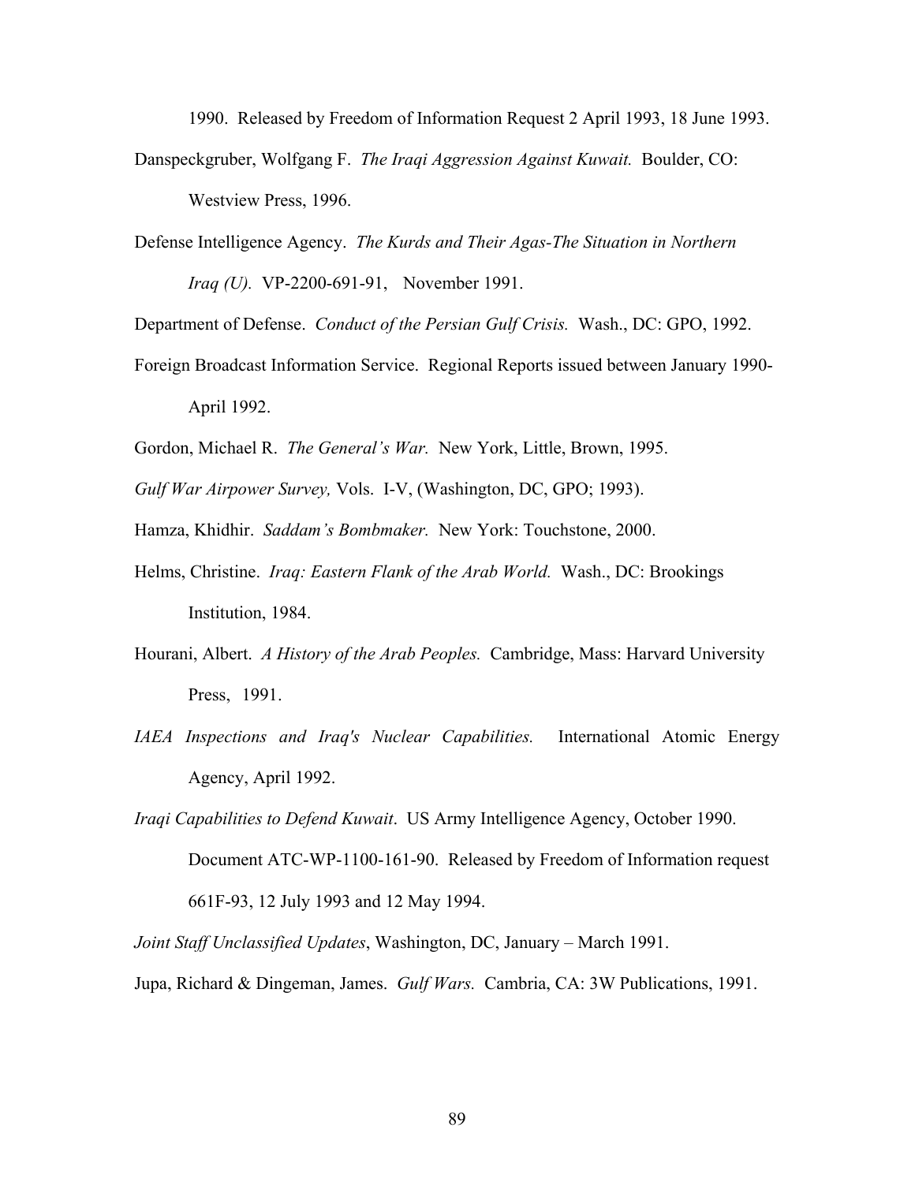1990. Released by Freedom of Information Request 2 April 1993, 18 June 1993.

Danspeckgruber, Wolfgang F. *The Iraqi Aggression Against Kuwait.* Boulder, CO: Westview Press, 1996.

Defense Intelligence Agency. *The Kurds and Their Agas-The Situation in Northern Iraq (U).* VP-2200-691-91, November 1991.

Department of Defense. *Conduct of the Persian Gulf Crisis.* Wash., DC: GPO, 1992.

Foreign Broadcast Information Service. Regional Reports issued between January 1990-April 1992.

Gordon, Michael R. *The General's War.* New York, Little, Brown, 1995.

*Gulf War Airpower Survey,* Vols. I-V, (Washington, DC, GPO; 1993).

Hamza, Khidhir. *Saddam's Bombmaker.* New York: Touchstone, 2000.

Helms, Christine. *Iraq: Eastern Flank of the Arab World.* Wash., DC: Brookings Institution, 1984.

Hourani, Albert. *A History of the Arab Peoples.* Cambridge, Mass: Harvard University Press, 1991.

*IAEA Inspections and Iraq's Nuclear Capabilities.* International Atomic Energy Agency, April 1992.

*Iraqi Capabilities to Defend Kuwait*. US Army Intelligence Agency, October 1990. Document ATC-WP-1100-161-90. Released by Freedom of Information request 661F-93, 12 July 1993 and 12 May 1994.

*Joint Staff Unclassified Updates*, Washington, DC, January – March 1991.

Jupa, Richard & Dingeman, James. *Gulf Wars.* Cambria, CA: 3W Publications, 1991.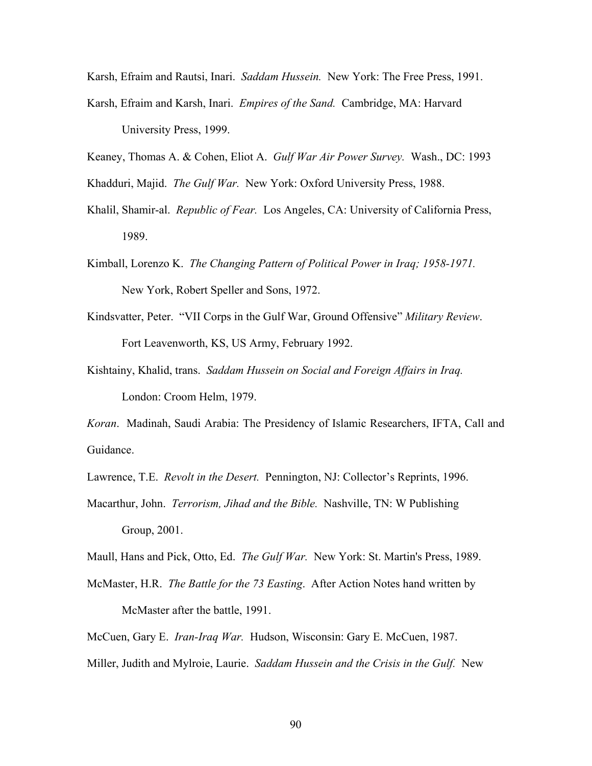Karsh, Efraim and Rautsi, Inari. *Saddam Hussein.* New York: The Free Press, 1991.

Karsh, Efraim and Karsh, Inari. *Empires of the Sand.* Cambridge, MA: Harvard University Press, 1999.

Keaney, Thomas A. & Cohen, Eliot A. *Gulf War Air Power Survey.* Wash., DC: 1993

Khadduri, Majid. *The Gulf War.* New York: Oxford University Press, 1988.

Khalil, Shamir-al. *Republic of Fear.* Los Angeles, CA: University of California Press, 1989.

Kimball, Lorenzo K. *The Changing Pattern of Political Power in Iraq; 1958-1971.* New York, Robert Speller and Sons, 1972.

Kindsvatter, Peter. "VII Corps in the Gulf War, Ground Offensive" *Military Review*. Fort Leavenworth, KS, US Army, February 1992.

Kishtainy, Khalid, trans. *Saddam Hussein on Social and Foreign Affairs in Iraq.* London: Croom Helm, 1979.

*Koran*. Madinah, Saudi Arabia: The Presidency of Islamic Researchers, IFTA, Call and Guidance.

Lawrence, T.E. *Revolt in the Desert.* Pennington, NJ: Collector's Reprints, 1996.

Macarthur, John. *Terrorism, Jihad and the Bible.* Nashville, TN: W Publishing Group, 2001.

Maull, Hans and Pick, Otto, Ed. *The Gulf War.* New York: St. Martin's Press, 1989.

McMaster, H.R. *The Battle for the 73 Easting*. After Action Notes hand written by McMaster after the battle, 1991.

McCuen, Gary E. *Iran-Iraq War.* Hudson, Wisconsin: Gary E. McCuen, 1987.

Miller, Judith and Mylroie, Laurie. *Saddam Hussein and the Crisis in the Gulf.* New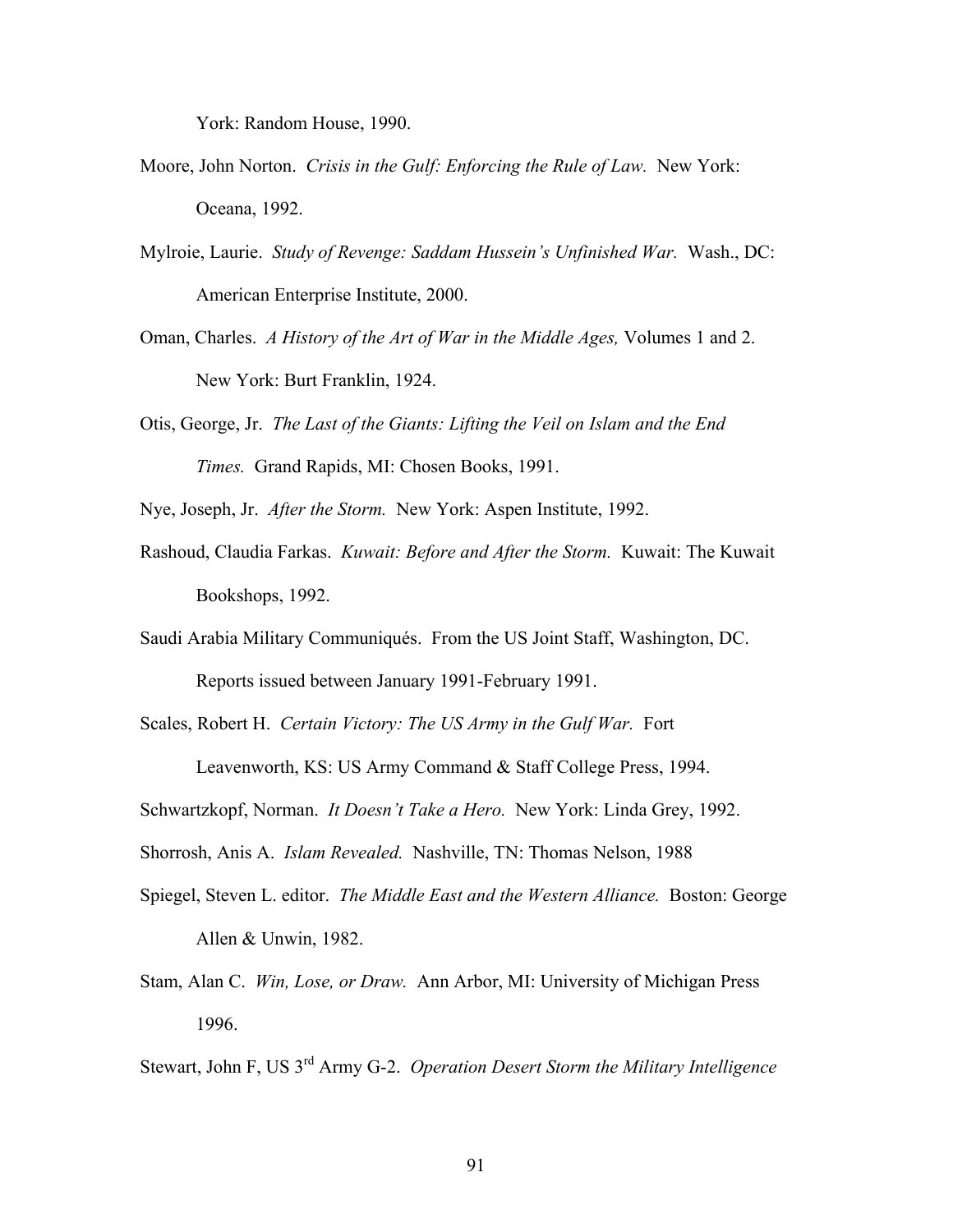York: Random House, 1990.

Moore, John Norton. *Crisis in the Gulf: Enforcing the Rule of Law.* New York: Oceana, 1992.

Mylroie, Laurie. *Study of Revenge: Saddam Hussein's Unfinished War.* Wash., DC: American Enterprise Institute, 2000.

Oman, Charles. *A History of the Art of War in the Middle Ages,* Volumes 1 and 2. New York: Burt Franklin, 1924.

Otis, George, Jr. *The Last of the Giants: Lifting the Veil on Islam and the End Times.* Grand Rapids, MI: Chosen Books, 1991.

Nye, Joseph, Jr. *After the Storm.* New York: Aspen Institute, 1992.

Rashoud, Claudia Farkas. *Kuwait: Before and After the Storm.* Kuwait: The Kuwait Bookshops, 1992.

Saudi Arabia Military Communiqués. From the US Joint Staff, Washington, DC. Reports issued between January 1991-February 1991.

Scales, Robert H. *Certain Victory: The US Army in the Gulf War.* Fort Leavenworth, KS: US Army Command & Staff College Press, 1994.

Schwartzkopf, Norman. *It Doesn't Take a Hero.* New York: Linda Grey, 1992.

Shorrosh, Anis A. *Islam Revealed.* Nashville, TN: Thomas Nelson, 1988

Spiegel, Steven L. editor. *The Middle East and the Western Alliance.* Boston: George Allen & Unwin, 1982.

Stam, Alan C. *Win, Lose, or Draw.* Ann Arbor, MI: University of Michigan Press 1996.

Stewart, John F, US 3rd Army G-2. *Operation Desert Storm the Military Intelligence*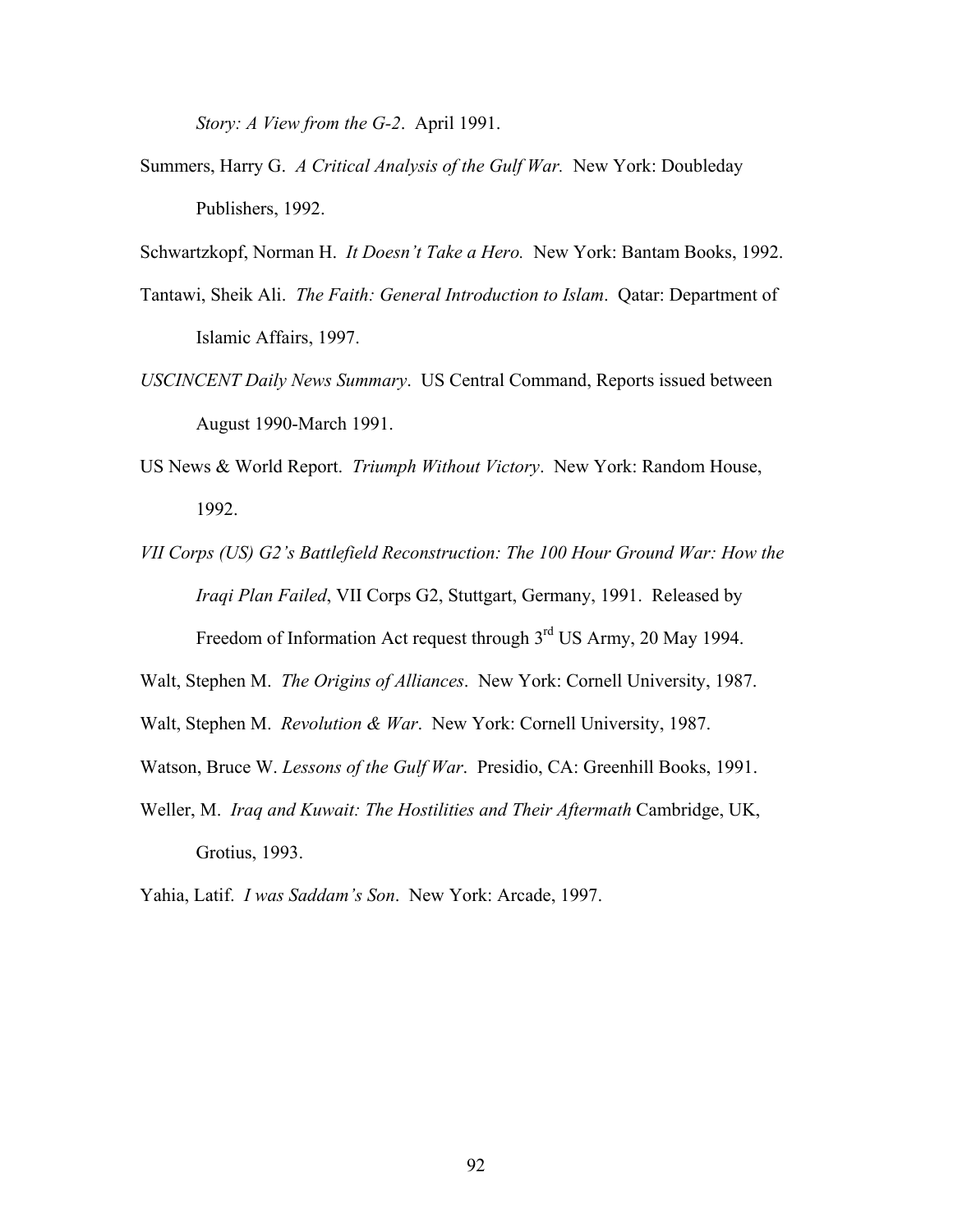*Story: A View from the G-2*. April 1991.

Summers, Harry G. *A Critical Analysis of the Gulf War.* New York: Doubleday Publishers, 1992.

Schwartzkopf, Norman H. *It Doesn't Take a Hero.* New York: Bantam Books, 1992.

Tantawi, Sheik Ali. *The Faith: General Introduction to Islam*. Qatar: Department of Islamic Affairs, 1997.

*USCINCENT Daily News Summary*. US Central Command, Reports issued between August 1990-March 1991.

US News & World Report. *Triumph Without Victory*. New York: Random House, 1992.

*VII Corps (US) G2's Battlefield Reconstruction: The 100 Hour Ground War: How the Iraqi Plan Failed*, VII Corps G2, Stuttgart, Germany, 1991. Released by Freedom of Information Act request through 3rd US Army, 20 May 1994.

Walt, Stephen M. *The Origins of Alliances*. New York: Cornell University, 1987.

Walt, Stephen M. *Revolution & War*. New York: Cornell University, 1987.

Watson, Bruce W. *Lessons of the Gulf War*. Presidio, CA: Greenhill Books, 1991.

Weller, M. *Iraq and Kuwait: The Hostilities and Their Aftermath* Cambridge, UK, Grotius, 1993.

Yahia, Latif. *I was Saddam's Son*. New York: Arcade, 1997.